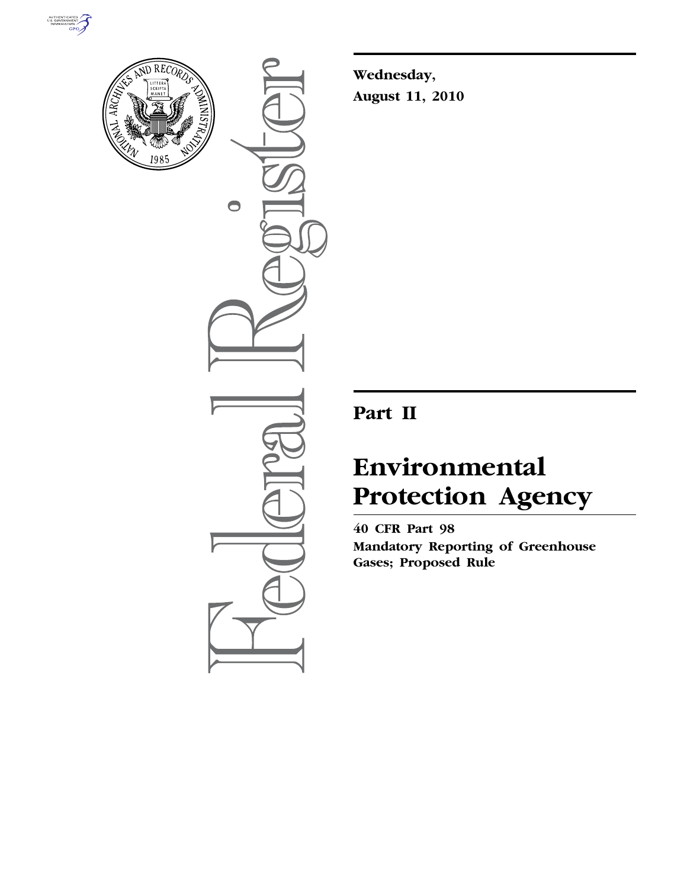**Wednesday,**

**August 11, 2010**

# Part II

# Environmental Protection Agency

**40 CFR Part 98**

**Mandatory Reporting of Greenhouse Gases; Proposed Rule**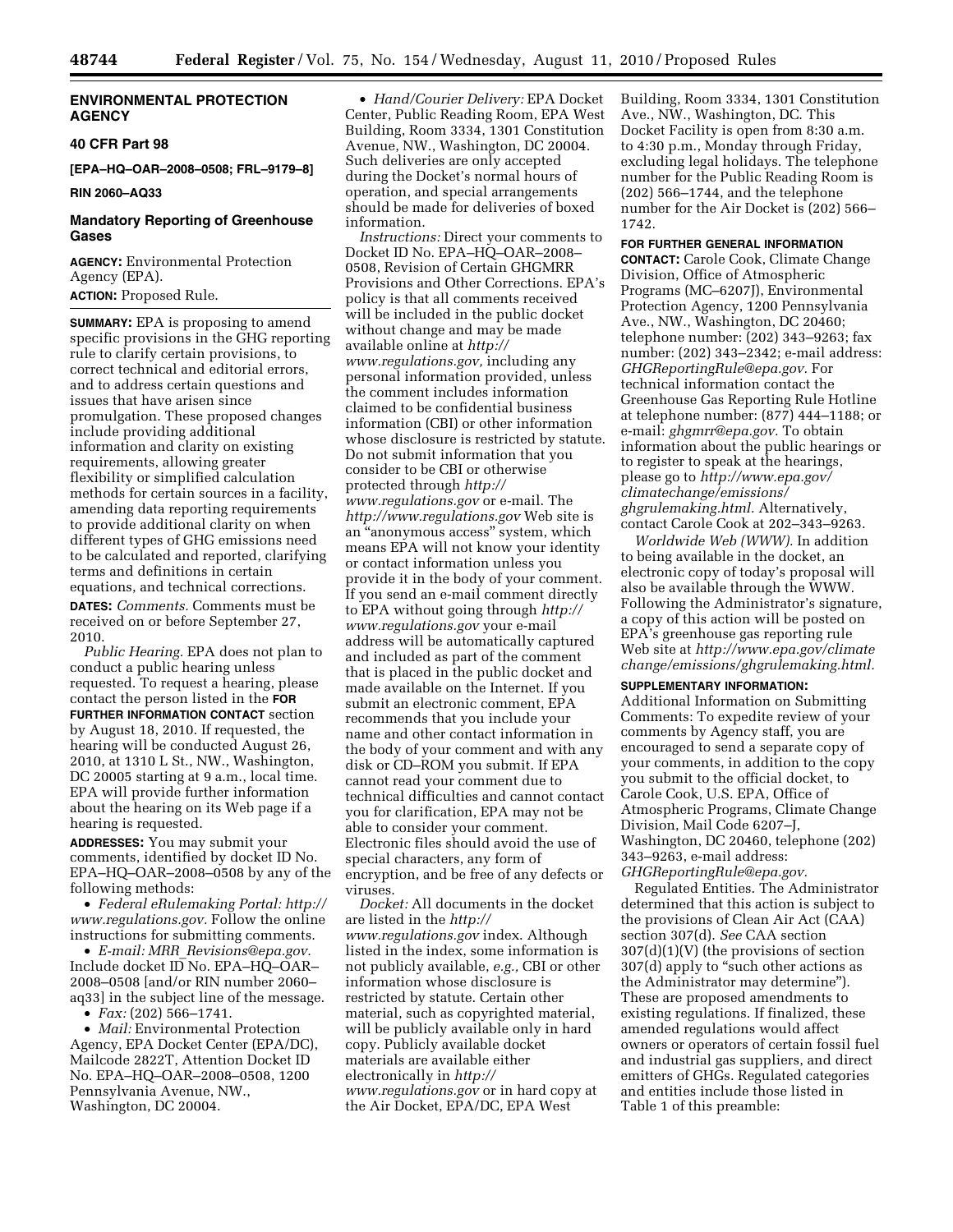## ENVIRONMENTAL PROTECTION AGENCY

### 40 CFR Part 98

**[EPA–HQ–OAR–2008–0508; FRL–9179–8]**

**RIN 2060–AQ33**

### Mandatory Reporting of Greenhouse Gases

**AGENCY:** Environmental Protection Agency (EPA).

**ACTION:** Proposed Rule.

**SUMMARY:** EPA is proposing to amend specific provisions in the GHG reporting rule to clarify certain provisions, to correct technical and editorial errors, and to address certain questions and issues that have arisen since promulgation. These proposed changes include providing additional information and clarity on existing requirements, allowing greater flexibility or simplified calculation methods for certain sources in a facility, amending data reporting requirements to provide additional clarity on when different types of GHG emissions need to be calculated and reported, clarifying terms and definitions in certain equations, and technical corrections.

**DATES:** *Comments.* Comments must be received on or before September 27, 2010.

*Public Hearing.* EPA does not plan to conduct a public hearing unless requested. To request a hearing, please contact the person listed in the **FOR FURTHER INFORMATION CONTACT** section by August 18, 2010. If requested, the hearing will be conducted August 26, 2010, at 1310 L St., NW., Washington, DC 20005 starting at 9 a.m., local time. EPA will provide further information about the hearing on its Web page if a hearing is requested.

**ADDRESSES:** You may submit your comments, identified by docket ID No. EPA–HQ–OAR–2008–0508 by any of the following methods:

- *Federal eRulemaking Portal: http://www.regulations.gov.* Follow the online instructions for submitting comments.
- *E-mail: MRR_Revisions@epa.gov.* Include docket ID No. EPA–HQ–OAR–2008–0508 [and/or RIN number 2060–aq33] in the subject line of the message.
- *Fax:* (202) 566–1741.
- *Mail:* Environmental Protection Agency, EPA Docket Center (EPA/DC), Mailcode 2822T, Attention Docket ID No. EPA–HQ–OAR–2008–0508, 1200 Pennsylvania Avenue, NW., Washington, DC 20004.
- *Hand/Courier Delivery:* EPA Docket Center, Public Reading Room, EPA West Building, Room 3334, 1301 Constitution Avenue, NW., Washington, DC 20004. Such deliveries are only accepted during the Docket's normal hours of operation, and special arrangements should be made for deliveries of boxed information.

*Instructions:* Direct your comments to Docket ID No. EPA–HQ–OAR–2008–0508, Revision of Certain GHGMRR Provisions and Other Corrections. EPA's policy is that all comments received will be included in the public docket without change and may be made available online at *http://www.regulations.gov,* including any personal information provided, unless the comment includes information claimed to be confidential business information (CBI) or other information whose disclosure is restricted by statute. Do not submit information that you consider to be CBI or otherwise protected through *http://www.regulations.gov* or e-mail. The *http://www.regulations.gov* Web site is an "anonymous access" system, which means EPA will not know your identity or contact information unless you provide it in the body of your comment. If you send an e-mail comment directly to EPA without going through *http://www.regulations.gov* your e-mail address will be automatically captured and included as part of the comment that is placed in the public docket and made available on the Internet. If you submit an electronic comment, EPA recommends that you include your name and other contact information in the body of your comment and with any disk or CD–ROM you submit. If EPA cannot read your comment due to technical difficulties and cannot contact you for clarification, EPA may not be able to consider your comment. Electronic files should avoid the use of special characters, any form of encryption, and be free of any defects or viruses.

*Docket:* All documents in the docket are listed in the *http://www.regulations.gov* index. Although listed in the index, some information is not publicly available, *e.g.,* CBI or other information whose disclosure is restricted by statute. Certain other material, such as copyrighted material, will be publicly available only in hard copy. Publicly available docket materials are available either electronically in *http://www.regulations.gov* or in hard copy at the Air Docket, EPA/DC, EPA West Building, Room 3334, 1301 Constitution Ave., NW., Washington, DC. This Docket Facility is open from 8:30 a.m. to 4:30 p.m., Monday through Friday, excluding legal holidays. The telephone number for the Public Reading Room is (202) 566–1744, and the telephone number for the Air Docket is (202) 566–1742.

**FOR FURTHER GENERAL INFORMATION CONTACT:** Carole Cook, Climate Change Division, Office of Atmospheric Programs (MC–6207J), Environmental Protection Agency, 1200 Pennsylvania Ave., NW., Washington, DC 20460; telephone number: (202) 343–9263; fax number: (202) 343–2342; e-mail address: *GHGReportingRule@epa.gov.* For technical information contact the Greenhouse Gas Reporting Rule Hotline at telephone number: (877) 444–1188; or e-mail: *ghgmrr@epa.gov.* To obtain information about the public hearings or to register to speak at the hearings, please go to *http://www.epa.gov/climatechange/emissions/ghgrulemaking.html.* Alternatively, contact Carole Cook at 202–343–9263.

*Worldwide Web (WWW).* In addition to being available in the docket, an electronic copy of today's proposal will also be available through the WWW. Following the Administrator's signature, a copy of this action will be posted on EPA's greenhouse gas reporting rule Web site at *http://www.epa.gov/climatechange/emissions/ghgrulemaking.html.*

**SUPPLEMENTARY INFORMATION:**

Additional Information on Submitting Comments: To expedite review of your comments by Agency staff, you are encouraged to send a separate copy of your comments, in addition to the copy you submit to the official docket, to Carole Cook, U.S. EPA, Office of Atmospheric Programs, Climate Change Division, Mail Code 6207–J, Washington, DC 20460, telephone (202) 343–9263, e-mail address: *GHGReportingRule@epa.gov.*

Regulated Entities. The Administrator determined that this action is subject to the provisions of Clean Air Act (CAA) section 307(d). *See* CAA section 307(d)(1)(V) (the provisions of section 307(d) apply to "such other actions as the Administrator may determine"). These are proposed amendments to existing regulations. If finalized, these amended regulations would affect owners or operators of certain fossil fuel and industrial gas suppliers, and direct emitters of GHGs. Regulated categories and entities include those listed in Table 1 of this preamble: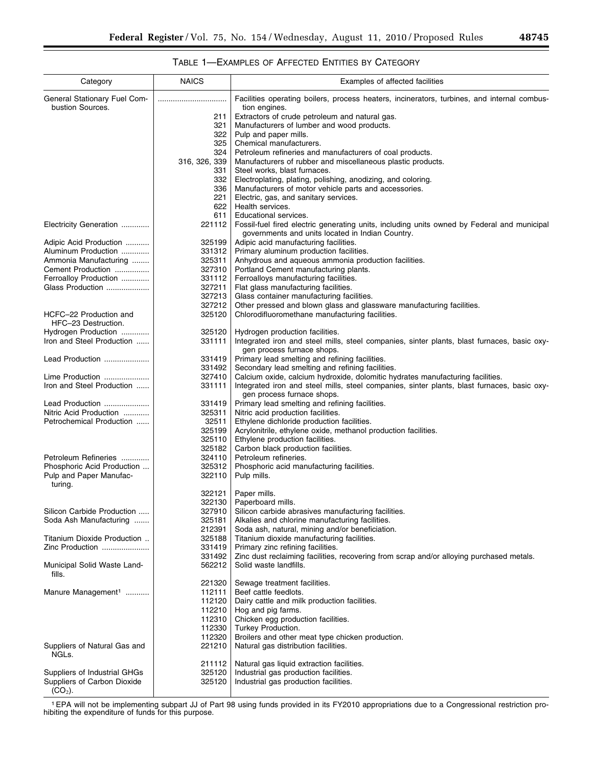TABLE 1—EXAMPLES OF AFFECTED ENTITIES BY CATEGORY

| Category | NAICS | Examples of affected facilities |
| --- | --- | --- |
| General Stationary Fuel Combustion Sources. | ................................ | Facilities operating boilers, process heaters, incinerators, turbines, and internal combustion engines. |
| | 211 | Extractors of crude petroleum and natural gas. |
| | 321 | Manufacturers of lumber and wood products. |
| | 322 | Pulp and paper mills. |
| | 325 | Chemical manufacturers. |
| | 324 | Petroleum refineries and manufacturers of coal products. |
| | 316, 326, 339 | Manufacturers of rubber and miscellaneous plastic products. |
| | 331 | Steel works, blast furnaces. |
| | 332 | Electroplating, plating, polishing, anodizing, and coloring. |
| | 336 | Manufacturers of motor vehicle parts and accessories. |
| | 221 | Electric, gas, and sanitary services. |
| | 622 | Health services. |
| | 611 | Educational services. |
| Electricity Generation ............. | 221112 | Fossil-fuel fired electric generating units, including units owned by Federal and municipal governments and units located in Indian Country. |
| Adipic Acid Production ........... | 325199 | Adipic acid manufacturing facilities. |
| Aluminum Production ............. | 331312 | Primary aluminum production facilities. |
| Ammonia Manufacturing ........ | 325311 | Anhydrous and aqueous ammonia production facilities. |
| Cement Production ................ | 327310 | Portland Cement manufacturing plants. |
| Ferroalloy Production ............. | 331112 | Ferroalloys manufacturing facilities. |
| Glass Production .................... | 327211 | Flat glass manufacturing facilities. |
| | 327213 | Glass container manufacturing facilities. |
| | 327212 | Other pressed and blown glass and glassware manufacturing facilities. |
| HCFC–22 Production and HFC–23 Destruction. | 325120 | Chlorodifluoromethane manufacturing facilities. |
| Hydrogen Production ............. | 325120 | Hydrogen production facilities. |
| Iron and Steel Production ...... | 331111 | Integrated iron and steel mills, steel companies, sinter plants, blast furnaces, basic oxygen process furnace shops. |
| Lead Production ..................... | 331419 | Primary lead smelting and refining facilities. |
| | 331492 | Secondary lead smelting and refining facilities. |
| Lime Production ..................... | 327410 | Calcium oxide, calcium hydroxide, dolomitic hydrates manufacturing facilities. |
| Iron and Steel Production ...... | 331111 | Integrated iron and steel mills, steel companies, sinter plants, blast furnaces, basic oxygen process furnace shops. |
| Lead Production ..................... | 331419 | Primary lead smelting and refining facilities. |
| Nitric Acid Production ............ | 325311 | Nitric acid production facilities. |
| Petrochemical Production ...... | 32511 | Ethylene dichloride production facilities. |
| | 325199 | Acrylonitrile, ethylene oxide, methanol production facilities. |
| | 325110 | Ethylene production facilities. |
| | 325182 | Carbon black production facilities. |
| Petroleum Refineries ............. | 324110 | Petroleum refineries. |
| Phosphoric Acid Production ... | 325312 | Phosphoric acid manufacturing facilities. |
| Pulp and Paper Manufacturing. | 322110 | Pulp mills. |
| | 322121 | Paper mills. |
| | 322130 | Paperboard mills. |
| Silicon Carbide Production ..... | 327910 | Silicon carbide abrasives manufacturing facilities. |
| Soda Ash Manufacturing ....... | 325181 | Alkalies and chlorine manufacturing facilities. |
| | 212391 | Soda ash, natural, mining and/or beneficiation. |
| Titanium Dioxide Production .. | 325188 | Titanium dioxide manufacturing facilities. |
| Zinc Production ...................... | 331419 | Primary zinc refining facilities. |
| | 331492 | Zinc dust reclaiming facilities, recovering from scrap and/or alloying purchased metals. |
| Municipal Solid Waste Landfills. | 562212 | Solid waste landfills. |
| | 221320 | Sewage treatment facilities. |
| Manure Management[1] ........... | 112111 | Beef cattle feedlots. |
| | 112120 | Dairy cattle and milk production facilities. |
| | 112210 | Hog and pig farms. |
| | 112310 | Chicken egg production facilities. |
| | 112330 | Turkey Production. |
| | 112320 | Broilers and other meat type chicken production. |
| Suppliers of Natural Gas and NGLs. | 221210 | Natural gas distribution facilities. |
| | 211112 | Natural gas liquid extraction facilities. |
| Suppliers of Industrial GHGs | 325120 | Industrial gas production facilities. |
| Suppliers of Carbon Dioxide ($CO_2$). | 325120 | Industrial gas production facilities. |

[1] EPA will not be implementing subpart JJ of Part 98 using funds provided in its FY2010 appropriations due to a Congressional restriction prohibiting the expenditure of funds for this purpose.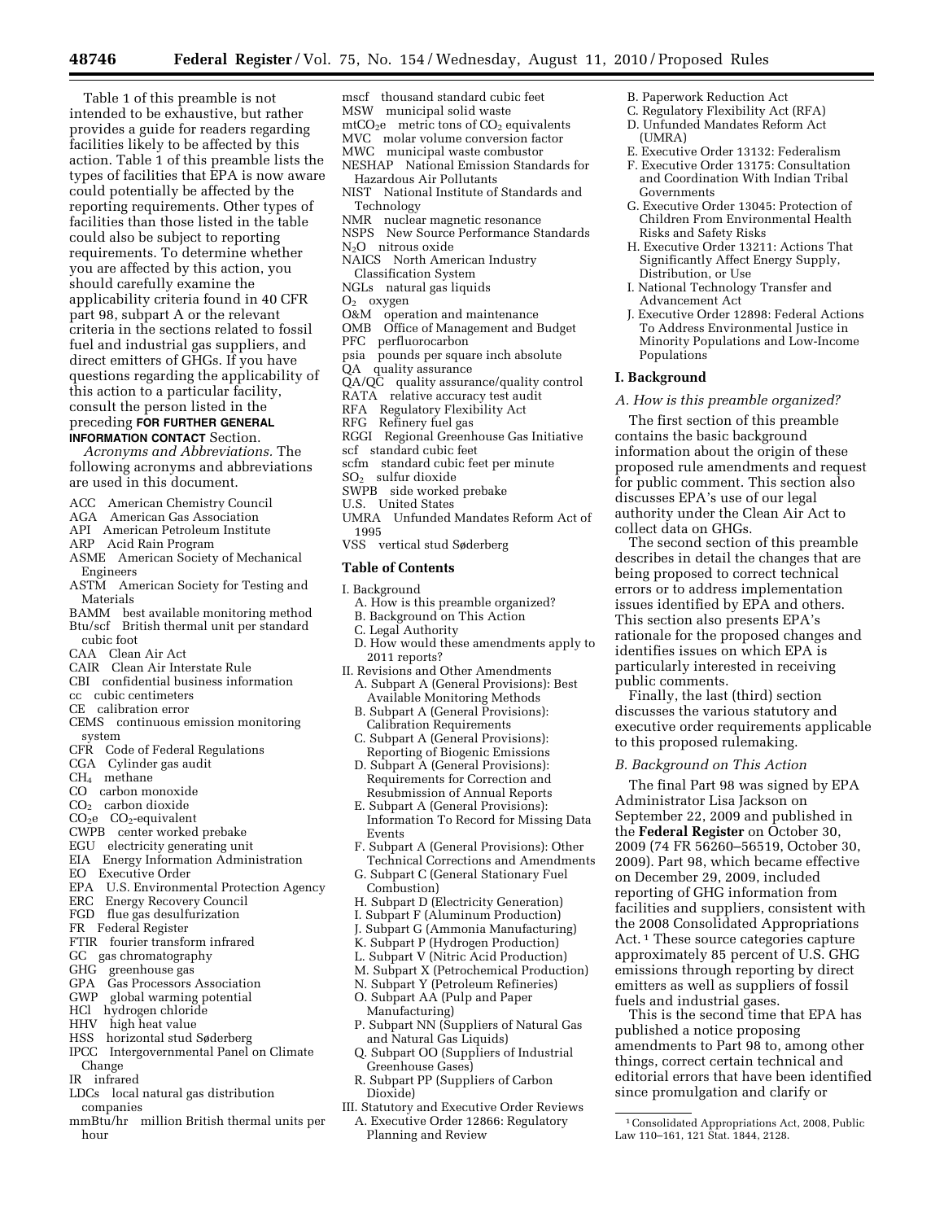Table 1 of this preamble is not intended to be exhaustive, but rather provides a guide for readers regarding facilities likely to be affected by this action. Table 1 of this preamble lists the types of facilities that EPA is now aware could potentially be affected by the reporting requirements. Other types of facilities than those listed in the table could also be subject to reporting requirements. To determine whether you are affected by this action, you should carefully examine the applicability criteria found in 40 CFR part 98, subpart A or the relevant criteria in the sections related to fossil fuel and industrial gas suppliers, and direct emitters of GHGs. If you have questions regarding the applicability of this action to a particular facility, consult the person listed in the preceding **FOR FURTHER GENERAL INFORMATION CONTACT** Section.

*Acronyms and Abbreviations.* The following acronyms and abbreviations are used in this document.

ACC American Chemistry Council
AGA American Gas Association
API American Petroleum Institute
ARP Acid Rain Program
ASME American Society of Mechanical Engineers
ASTM American Society for Testing and Materials
BAMM best available monitoring method
Btu/scf British thermal unit per standard cubic foot
CAA Clean Air Act
CAIR Clean Air Interstate Rule
CBI confidential business information
cc cubic centimeters
CE calibration error
CEMS continuous emission monitoring system
CFR Code of Federal Regulations
CGA Cylinder gas audit
$CH_4$ methane
CO carbon monoxide
$CO_2$ carbon dioxide
$CO_2e$ $CO_2$-equivalent
CWPB center worked prebake
EGU electricity generating unit
EIA Energy Information Administration
EO Executive Order
EPA U.S. Environmental Protection Agency
ERC Energy Recovery Council
FGD flue gas desulfurization
FR Federal Register
FTIR fourier transform infrared
GC gas chromatography
GHG greenhouse gas
GPA Gas Processors Association
GWP global warming potential
HCl hydrogen chloride
HHV high heat value
HSS horizontal stud Søderberg
IPCC Intergovernmental Panel on Climate Change
IR infrared
LDCs local natural gas distribution companies
mmBtu/hr million British thermal units per hour
mscf thousand standard cubic feet
MSW municipal solid waste
$mtCO_2e$ metric tons of $CO_2$ equivalents
MVC molar volume conversion factor
MWC municipal waste combustor
NESHAP National Emission Standards for Hazardous Air Pollutants
NIST National Institute of Standards and Technology
NMR nuclear magnetic resonance
NSPS New Source Performance Standards
$N_2O$ nitrous oxide
NAICS North American Industry Classification System
NGLs natural gas liquids
$O_2$ oxygen
O&M operation and maintenance
OMB Office of Management and Budget
PFC perfluorocarbon
psia pounds per square inch absolute
QA quality assurance
QA/QC quality assurance/quality control
RATA relative accuracy test audit
RFA Regulatory Flexibility Act
RFG Refinery fuel gas
RGGI Regional Greenhouse Gas Initiative
scf standard cubic feet
scfm standard cubic feet per minute
$SO_2$ sulfur dioxide
SWPB side worked prebake
U.S. United States
UMRA Unfunded Mandates Reform Act of 1995
VSS vertical stud Søderberg

## Table of Contents

I. Background
- A. How is this preamble organized?
- B. Background on This Action
- C. Legal Authority
- D. How would these amendments apply to 2011 reports?

II. Revisions and Other Amendments
- A. Subpart A (General Provisions): Best Available Monitoring Methods
- B. Subpart A (General Provisions): Calibration Requirements
- C. Subpart A (General Provisions): Reporting of Biogenic Emissions
- D. Subpart A (General Provisions): Requirements for Correction and Resubmission of Annual Reports
- E. Subpart A (General Provisions): Information To Record for Missing Data Events
- F. Subpart A (General Provisions): Other Technical Corrections and Amendments
- G. Subpart C (General Stationary Fuel Combustion)
- H. Subpart D (Electricity Generation)
- I. Subpart F (Aluminum Production)
- J. Subpart G (Ammonia Manufacturing)
- K. Subpart P (Hydrogen Production)
- L. Subpart V (Nitric Acid Production)
- M. Subpart X (Petrochemical Production)
- N. Subpart Y (Petroleum Refineries)
- O. Subpart AA (Pulp and Paper Manufacturing)
- P. Subpart NN (Suppliers of Natural Gas and Natural Gas Liquids)
- Q. Subpart OO (Suppliers of Industrial Greenhouse Gases)
- R. Subpart PP (Suppliers of Carbon Dioxide)

III. Statutory and Executive Order Reviews
- A. Executive Order 12866: Regulatory Planning and Review
- B. Paperwork Reduction Act
- C. Regulatory Flexibility Act (RFA)
- D. Unfunded Mandates Reform Act (UMRA)
- E. Executive Order 13132: Federalism
- F. Executive Order 13175: Consultation and Coordination With Indian Tribal Governments
- G. Executive Order 13045: Protection of Children From Environmental Health Risks and Safety Risks
- H. Executive Order 13211: Actions That Significantly Affect Energy Supply, Distribution, or Use
- I. National Technology Transfer and Advancement Act
- J. Executive Order 12898: Federal Actions To Address Environmental Justice in Minority Populations and Low-Income Populations

## I. Background

### A. How is this preamble organized?

The first section of this preamble contains the basic background information about the origin of these proposed rule amendments and request for public comment. This section also discusses EPA's use of our legal authority under the Clean Air Act to collect data on GHGs.

The second section of this preamble describes in detail the changes that are being proposed to correct technical errors or to address implementation issues identified by EPA and others. This section also presents EPA's rationale for the proposed changes and identifies issues on which EPA is particularly interested in receiving public comments.

Finally, the last (third) section discusses the various statutory and executive order requirements applicable to this proposed rulemaking.

### B. Background on This Action

The final Part 98 was signed by EPA Administrator Lisa Jackson on September 22, 2009 and published in the **Federal Register** on October 30, 2009 (74 FR 56260–56519, October 30, 2009). Part 98, which became effective on December 29, 2009, included reporting of GHG information from facilities and suppliers, consistent with the 2008 Consolidated Appropriations Act.[1] These source categories capture approximately 85 percent of U.S. GHG emissions through reporting by direct emitters as well as suppliers of fossil fuels and industrial gases.

This is the second time that EPA has published a notice proposing amendments to Part 98 to, among other things, correct certain technical and editorial errors that have been identified since promulgation and clarify or

[1] Consolidated Appropriations Act, 2008, Public Law 110–161, 121 Stat. 1844, 2128.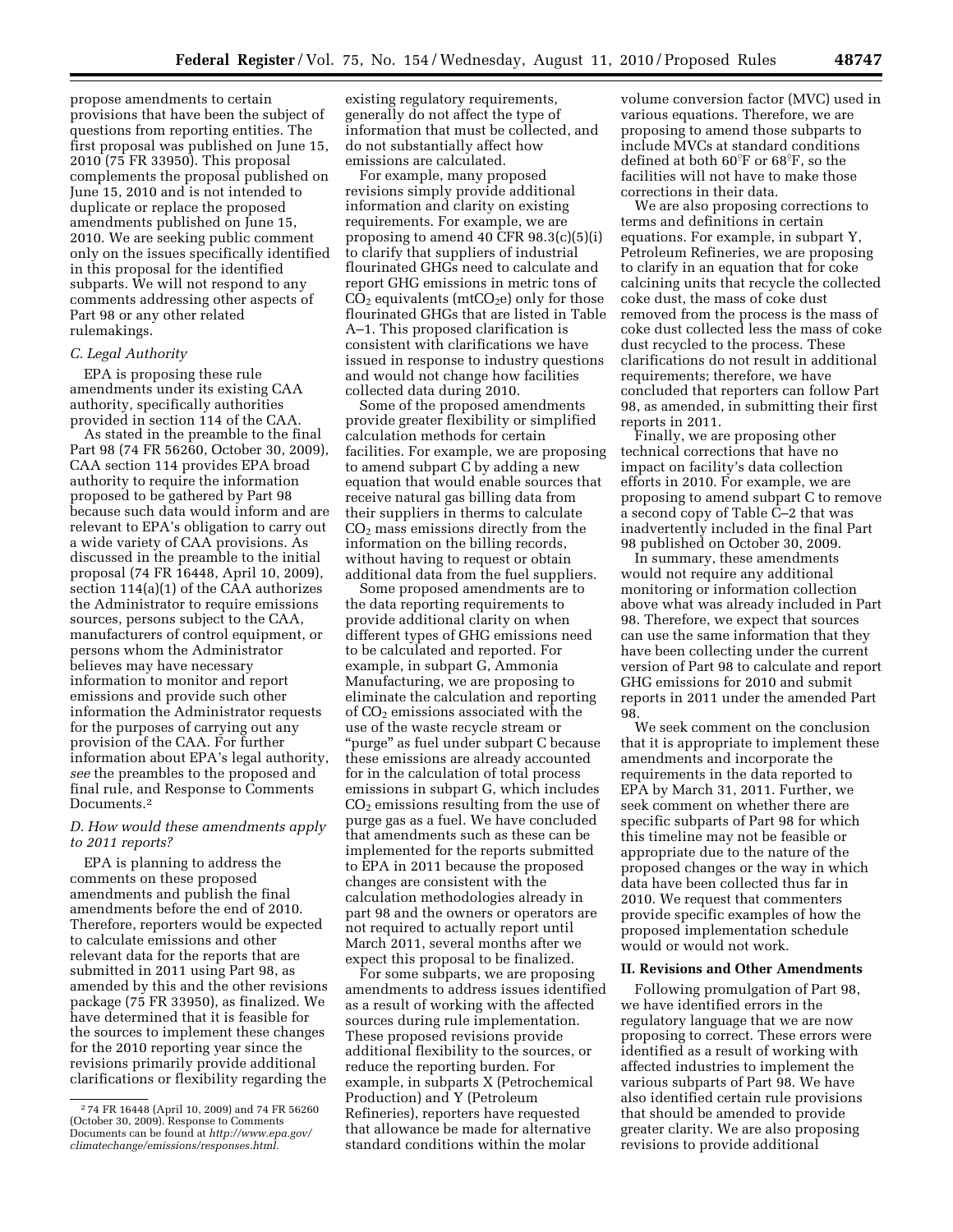propose amendments to certain provisions that have been the subject of questions from reporting entities. The first proposal was published on June 15, 2010 (75 FR 33950). This proposal complements the proposal published on June 15, 2010 and is not intended to duplicate or replace the proposed amendments published on June 15, 2010. We are seeking public comment only on the issues specifically identified in this proposal for the identified subparts. We will not respond to any comments addressing other aspects of Part 98 or any other related rulemakings.

### *C. Legal Authority*

EPA is proposing these rule amendments under its existing CAA authority, specifically authorities provided in section 114 of the CAA.

As stated in the preamble to the final Part 98 (74 FR 56260, October 30, 2009), CAA section 114 provides EPA broad authority to require the information proposed to be gathered by Part 98 because such data would inform and are relevant to EPA's obligation to carry out a wide variety of CAA provisions. As discussed in the preamble to the initial proposal (74 FR 16448, April 10, 2009), section 114(a)(1) of the CAA authorizes the Administrator to require emissions sources, persons subject to the CAA, manufacturers of control equipment, or persons whom the Administrator believes may have necessary information to monitor and report emissions and provide such other information the Administrator requests for the purposes of carrying out any provision of the CAA. For further information about EPA's legal authority, *see* the preambles to the proposed and final rule, and Response to Comments Documents.[2]

### *D. How would these amendments apply to 2011 reports?*

EPA is planning to address the comments on these proposed amendments and publish the final amendments before the end of 2010. Therefore, reporters would be expected to calculate emissions and other relevant data for the reports that are submitted in 2011 using Part 98, as amended by this and the other revisions package (75 FR 33950), as finalized. We have determined that it is feasible for the sources to implement these changes for the 2010 reporting year since the revisions primarily provide additional clarifications or flexibility regarding the existing regulatory requirements, generally do not affect the type of information that must be collected, and do not substantially affect how emissions are calculated.

For example, many proposed revisions simply provide additional information and clarity on existing requirements. For example, we are proposing to amend 40 CFR 98.3(c)(5)(i) to clarify that suppliers of industrial flourinated GHGs need to calculate and report GHG emissions in metric tons of $CO_2$ equivalents (mt$CO_2$e) only for those flourinated GHGs that are listed in Table A–1. This proposed clarification is consistent with clarifications we have issued in response to industry questions and would not change how facilities collected data during 2010.

Some of the proposed amendments provide greater flexibility or simplified calculation methods for certain facilities. For example, we are proposing to amend subpart C by adding a new equation that would enable sources that receive natural gas billing data from their suppliers in therms to calculate $CO_2$ mass emissions directly from the information on the billing records, without having to request or obtain additional data from the fuel suppliers.

Some proposed amendments are to the data reporting requirements to provide additional clarity on when different types of GHG emissions need to be calculated and reported. For example, in subpart G, Ammonia Manufacturing, we are proposing to eliminate the calculation and reporting of $CO_2$ emissions associated with the use of the waste recycle stream or "purge" as fuel under subpart C because these emissions are already accounted for in the calculation of total process emissions in subpart G, which includes $CO_2$ emissions resulting from the use of purge gas as a fuel. We have concluded that amendments such as these can be implemented for the reports submitted to EPA in 2011 because the proposed changes are consistent with the calculation methodologies already in part 98 and the owners or operators are not required to actually report until March 2011, several months after we expect this proposal to be finalized.

For some subparts, we are proposing amendments to address issues identified as a result of working with the affected sources during rule implementation. These proposed revisions provide additional flexibility to the sources, or reduce the reporting burden. For example, in subparts X (Petrochemical Production) and Y (Petroleum Refineries), reporters have requested that allowance be made for alternative standard conditions within the molar volume conversion factor (MVC) used in various equations. Therefore, we are proposing to amend those subparts to include MVCs at standard conditions defined at both 60°F or 68°F, so the facilities will not have to make those corrections in their data.

We are also proposing corrections to terms and definitions in certain equations. For example, in subpart Y, Petroleum Refineries, we are proposing to clarify in an equation that for coke calcining units that recycle the collected coke dust, the mass of coke dust removed from the process is the mass of coke dust collected less the mass of coke dust recycled to the process. These clarifications do not result in additional requirements; therefore, we have concluded that reporters can follow Part 98, as amended, in submitting their first reports in 2011.

Finally, we are proposing other technical corrections that have no impact on facility's data collection efforts in 2010. For example, we are proposing to amend subpart C to remove a second copy of Table C–2 that was inadvertently included in the final Part 98 published on October 30, 2009.

In summary, these amendments would not require any additional monitoring or information collection above what was already included in Part 98. Therefore, we expect that sources can use the same information that they have been collecting under the current version of Part 98 to calculate and report GHG emissions for 2010 and submit reports in 2011 under the amended Part 98.

We seek comment on the conclusion that it is appropriate to implement these amendments and incorporate the requirements in the data reported to EPA by March 31, 2011. Further, we seek comment on whether there are specific subparts of Part 98 for which this timeline may not be feasible or appropriate due to the nature of the proposed changes or the way in which data have been collected thus far in 2010. We request that commenters provide specific examples of how the proposed implementation schedule would or would not work.

## II. Revisions and Other Amendments

Following promulgation of Part 98, we have identified errors in the regulatory language that we are now proposing to correct. These errors were identified as a result of working with affected industries to implement the various subparts of Part 98. We have also identified certain rule provisions that should be amended to provide greater clarity. We are also proposing revisions to provide additional

---

[2] 74 FR 16448 (April 10, 2009) and 74 FR 56260 (October 30, 2009). Response to Comments Documents can be found at *http://www.epa.gov/climatechange/emissions/responses.html.*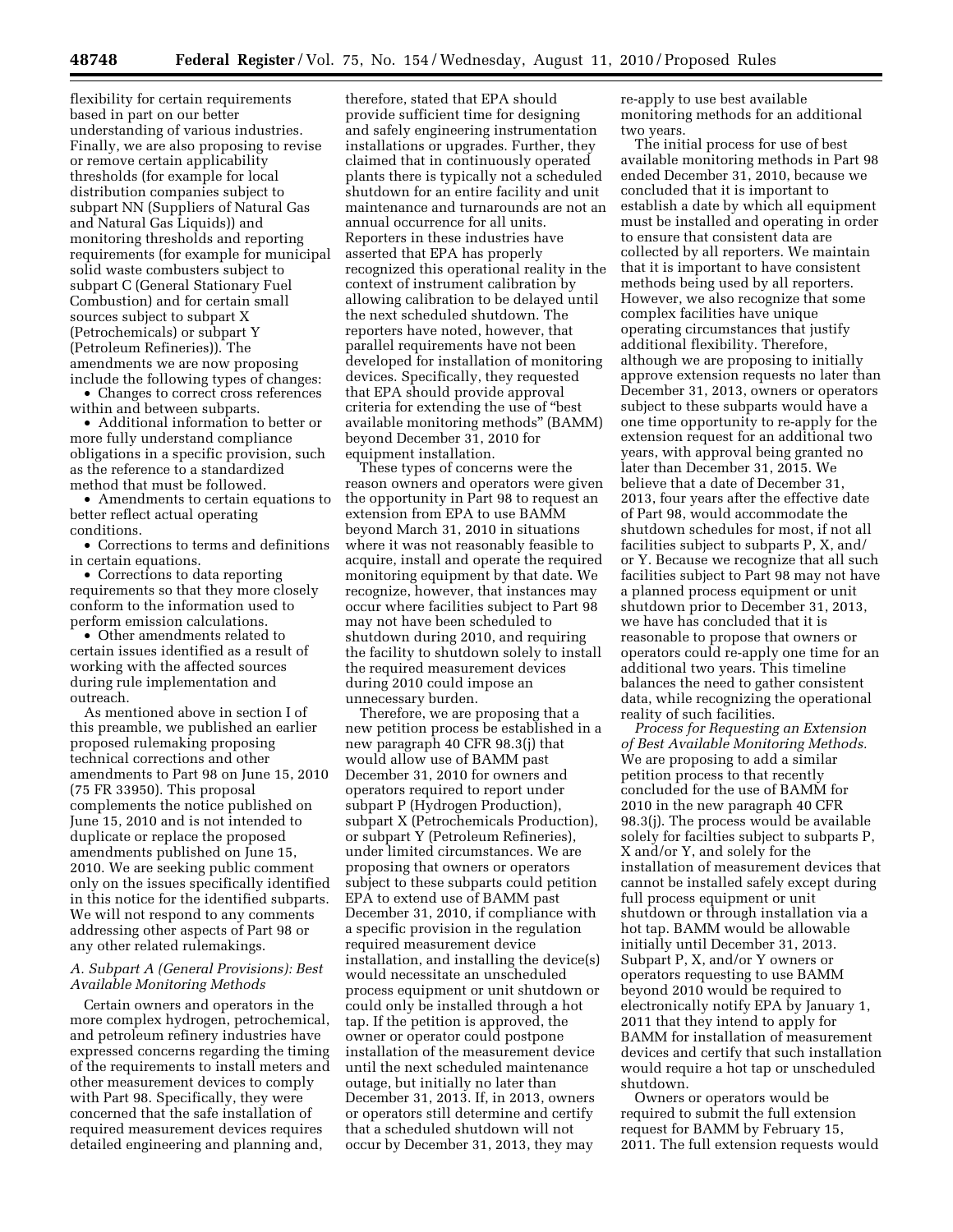flexibility for certain requirements based in part on our better understanding of various industries. Finally, we are also proposing to revise or remove certain applicability thresholds (for example for local distribution companies subject to subpart NN (Suppliers of Natural Gas and Natural Gas Liquids)) and monitoring thresholds and reporting requirements (for example for municipal solid waste combusters subject to subpart C (General Stationary Fuel Combustion) and for certain small sources subject to subpart X (Petrochemicals) or subpart Y (Petroleum Refineries)). The amendments we are now proposing include the following types of changes:

- Changes to correct cross references within and between subparts.
- Additional information to better or more fully understand compliance obligations in a specific provision, such as the reference to a standardized method that must be followed.
- Amendments to certain equations to better reflect actual operating conditions.
- Corrections to terms and definitions in certain equations.
- Corrections to data reporting requirements so that they more closely conform to the information used to perform emission calculations.
- Other amendments related to certain issues identified as a result of working with the affected sources during rule implementation and outreach.

As mentioned above in section I of this preamble, we published an earlier proposed rulemaking proposing technical corrections and other amendments to Part 98 on June 15, 2010 (75 FR 33950). This proposal complements the notice published on June 15, 2010 and is not intended to duplicate or replace the proposed amendments published on June 15, 2010. We are seeking public comment only on the issues specifically identified in this notice for the identified subparts. We will not respond to any comments addressing other aspects of Part 98 or any other related rulemakings.

### *A. Subpart A (General Provisions): Best Available Monitoring Methods*

Certain owners and operators in the more complex hydrogen, petrochemical, and petroleum refinery industries have expressed concerns regarding the timing of the requirements to install meters and other measurement devices to comply with Part 98. Specifically, they were concerned that the safe installation of required measurement devices requires detailed engineering and planning and, therefore, stated that EPA should provide sufficient time for designing and safely engineering instrumentation installations or upgrades. Further, they claimed that in continuously operated plants there is typically not a scheduled shutdown for an entire facility and unit maintenance and turnarounds are not an annual occurrence for all units. Reporters in these industries have asserted that EPA has properly recognized this operational reality in the context of instrument calibration by allowing calibration to be delayed until the next scheduled shutdown. The reporters have noted, however, that parallel requirements have not been developed for installation of monitoring devices. Specifically, they requested that EPA should provide approval criteria for extending the use of "best available monitoring methods" (BAMM) beyond December 31, 2010 for equipment installation.

These types of concerns were the reason owners and operators were given the opportunity in Part 98 to request an extension from EPA to use BAMM beyond March 31, 2010 in situations where it was not reasonably feasible to acquire, install and operate the required monitoring equipment by that date. We recognize, however, that instances may occur where facilities subject to Part 98 may not have been scheduled to shutdown during 2010, and requiring the facility to shutdown solely to install the required measurement devices during 2010 could impose an unnecessary burden.

Therefore, we are proposing that a new petition process be established in a new paragraph 40 CFR 98.3(j) that would allow use of BAMM past December 31, 2010 for owners and operators required to report under subpart P (Hydrogen Production), subpart X (Petrochemicals Production), or subpart Y (Petroleum Refineries), under limited circumstances. We are proposing that owners or operators subject to these subparts could petition EPA to extend use of BAMM past December 31, 2010, if compliance with a specific provision in the regulation required measurement device installation, and installing the device(s) would necessitate an unscheduled process equipment or unit shutdown or could only be installed through a hot tap. If the petition is approved, the owner or operator could postpone installation of the measurement device until the next scheduled maintenance outage, but initially no later than December 31, 2013. If, in 2013, owners or operators still determine and certify that a scheduled shutdown will not occur by December 31, 2013, they may re-apply to use best available monitoring methods for an additional two years.

The initial process for use of best available monitoring methods in Part 98 ended December 31, 2010, because we concluded that it is important to establish a date by which all equipment must be installed and operating in order to ensure that consistent data are collected by all reporters. We maintain that it is important to have consistent methods being used by all reporters. However, we also recognize that some complex facilities have unique operating circumstances that justify additional flexibility. Therefore, although we are proposing to initially approve extension requests no later than December 31, 2013, owners or operators subject to these subparts would have a one time opportunity to re-apply for the extension request for an additional two years, with approval being granted no later than December 31, 2015. We believe that a date of December 31, 2013, four years after the effective date of Part 98, would accommodate the shutdown schedules for most, if not all facilities subject to subparts P, X, and/or Y. Because we recognize that all such facilities subject to Part 98 may not have a planned process equipment or unit shutdown prior to December 31, 2013, we have has concluded that it is reasonable to propose that owners or operators could re-apply one time for an additional two years. This timeline balances the need to gather consistent data, while recognizing the operational reality of such facilities.

*Process for Requesting an Extension of Best Available Monitoring Methods.* We are proposing to add a similar petition process to that recently concluded for the use of BAMM for 2010 in the new paragraph 40 CFR 98.3(j). The process would be available solely for facilties subject to subparts P, X and/or Y, and solely for the installation of measurement devices that cannot be installed safely except during full process equipment or unit shutdown or through installation via a hot tap. BAMM would be allowable initially until December 31, 2013. Subpart P, X, and/or Y owners or operators requesting to use BAMM beyond 2010 would be required to electronically notify EPA by January 1, 2011 that they intend to apply for BAMM for installation of measurement devices and certify that such installation would require a hot tap or unscheduled shutdown.

Owners or operators would be required to submit the full extension request for BAMM by February 15, 2011. The full extension requests would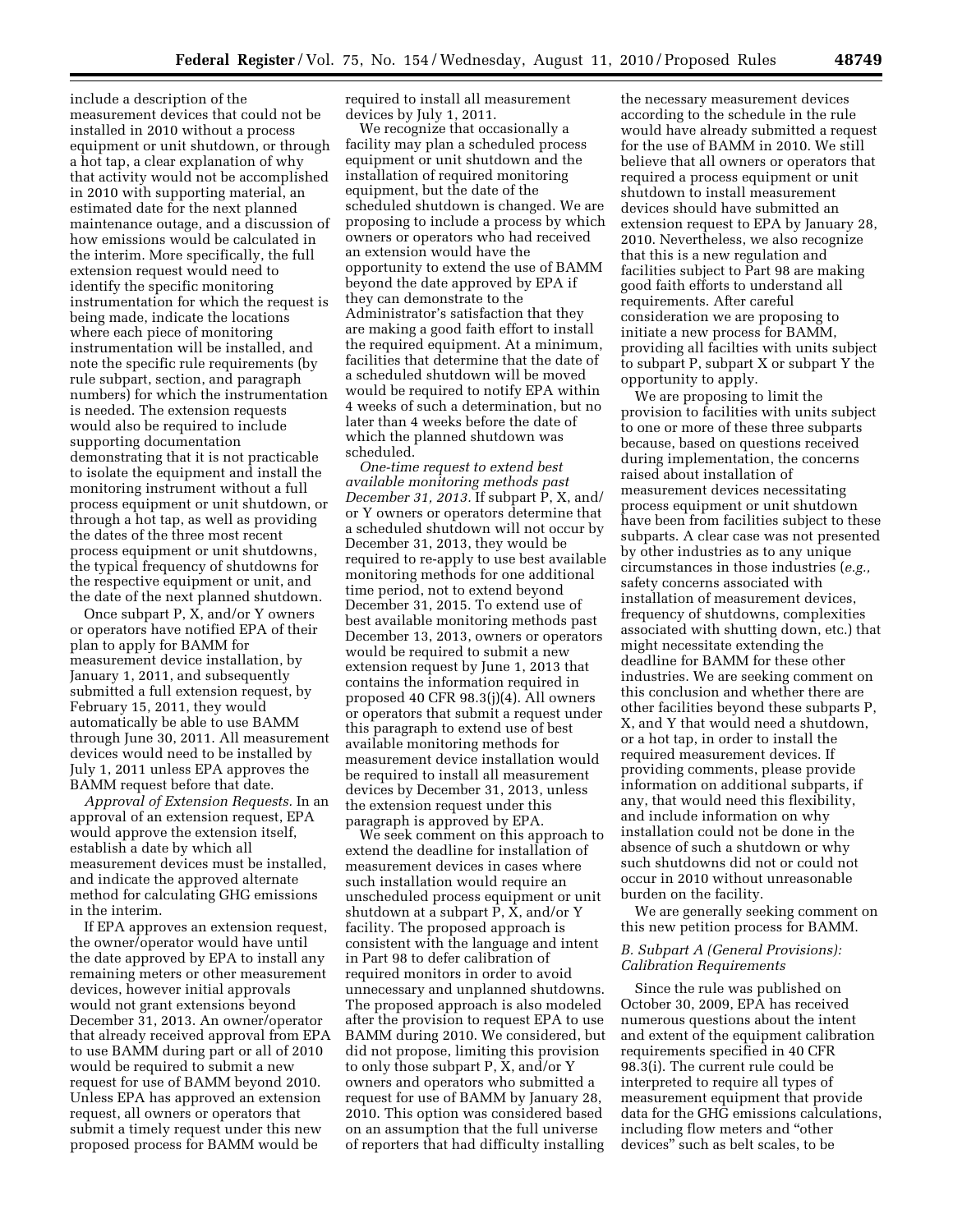include a description of the measurement devices that could not be installed in 2010 without a process equipment or unit shutdown, or through a hot tap, a clear explanation of why that activity would not be accomplished in 2010 with supporting material, an estimated date for the next planned maintenance outage, and a discussion of how emissions would be calculated in the interim. More specifically, the full extension request would need to identify the specific monitoring instrumentation for which the request is being made, indicate the locations where each piece of monitoring instrumentation will be installed, and note the specific rule requirements (by rule subpart, section, and paragraph numbers) for which the instrumentation is needed. The extension requests would also be required to include supporting documentation demonstrating that it is not practicable to isolate the equipment and install the monitoring instrument without a full process equipment or unit shutdown, or through a hot tap, as well as providing the dates of the three most recent process equipment or unit shutdowns, the typical frequency of shutdowns for the respective equipment or unit, and the date of the next planned shutdown.

Once subpart P, X, and/or Y owners or operators have notified EPA of their plan to apply for BAMM for measurement device installation, by January 1, 2011, and subsequently submitted a full extension request, by February 15, 2011, they would automatically be able to use BAMM through June 30, 2011. All measurement devices would need to be installed by July 1, 2011 unless EPA approves the BAMM request before that date.

*Approval of Extension Requests.* In an approval of an extension request, EPA would approve the extension itself, establish a date by which all measurement devices must be installed, and indicate the approved alternate method for calculating GHG emissions in the interim.

If EPA approves an extension request, the owner/operator would have until the date approved by EPA to install any remaining meters or other measurement devices, however initial approvals would not grant extensions beyond December 31, 2013. An owner/operator that already received approval from EPA to use BAMM during part or all of 2010 would be required to submit a new request for use of BAMM beyond 2010. Unless EPA has approved an extension request, all owners or operators that submit a timely request under this new proposed process for BAMM would be required to install all measurement devices by July 1, 2011.

We recognize that occasionally a facility may plan a scheduled process equipment or unit shutdown and the installation of required monitoring equipment, but the date of the scheduled shutdown is changed. We are proposing to include a process by which owners or operators who had received an extension would have the opportunity to extend the use of BAMM beyond the date approved by EPA if they can demonstrate to the Administrator's satisfaction that they are making a good faith effort to install the required equipment. At a minimum, facilities that determine that the date of a scheduled shutdown will be moved would be required to notify EPA within 4 weeks of such a determination, but no later than 4 weeks before the date of which the planned shutdown was scheduled.

*One-time request to extend best available monitoring methods past December 31, 2013.* If subpart P, X, and/or Y owners or operators determine that a scheduled shutdown will not occur by December 31, 2013, they would be required to re-apply to use best available monitoring methods for one additional time period, not to extend beyond December 31, 2015. To extend use of best available monitoring methods past December 13, 2013, owners or operators would be required to submit a new extension request by June 1, 2013 that contains the information required in proposed 40 CFR 98.3(j)(4). All owners or operators that submit a request under this paragraph to extend use of best available monitoring methods for measurement device installation would be required to install all measurement devices by December 31, 2013, unless the extension request under this paragraph is approved by EPA.

We seek comment on this approach to extend the deadline for installation of measurement devices in cases where such installation would require an unscheduled process equipment or unit shutdown at a subpart P, X, and/or Y facility. The proposed approach is consistent with the language and intent in Part 98 to defer calibration of required monitors in order to avoid unnecessary and unplanned shutdowns. The proposed approach is also modeled after the provision to request EPA to use BAMM during 2010. We considered, but did not propose, limiting this provision to only those subpart P, X, and/or Y owners and operators who submitted a request for use of BAMM by January 28, 2010. This option was considered based on an assumption that the full universe of reporters that had difficulty installing the necessary measurement devices according to the schedule in the rule would have already submitted a request for the use of BAMM in 2010. We still believe that all owners or operators that required a process equipment or unit shutdown to install measurement devices should have submitted an extension request to EPA by January 28, 2010. Nevertheless, we also recognize that this is a new regulation and facilities subject to Part 98 are making good faith efforts to understand all requirements. After careful consideration we are proposing to initiate a new process for BAMM, providing all facilties with units subject to subpart P, subpart X or subpart Y the opportunity to apply.

We are proposing to limit the provision to facilities with units subject to one or more of these three subparts because, based on questions received during implementation, the concerns raised about installation of measurement devices necessitating process equipment or unit shutdown have been from facilities subject to these subparts. A clear case was not presented by other industries as to any unique circumstances in those industries (*e.g.,* safety concerns associated with installation of measurement devices, frequency of shutdowns, complexities associated with shutting down, etc.) that might necessitate extending the deadline for BAMM for these other industries. We are seeking comment on this conclusion and whether there are other facilities beyond these subparts P, X, and Y that would need a shutdown, or a hot tap, in order to install the required measurement devices. If providing comments, please provide information on additional subparts, if any, that would need this flexibility, and include information on why installation could not be done in the absence of such a shutdown or why such shutdowns did not or could not occur in 2010 without unreasonable burden on the facility.

We are generally seeking comment on this new petition process for BAMM.

### *B. Subpart A (General Provisions): Calibration Requirements*

Since the rule was published on October 30, 2009, EPA has received numerous questions about the intent and extent of the equipment calibration requirements specified in 40 CFR 98.3(i). The current rule could be interpreted to require all types of measurement equipment that provide data for the GHG emissions calculations, including flow meters and "other devices" such as belt scales, to be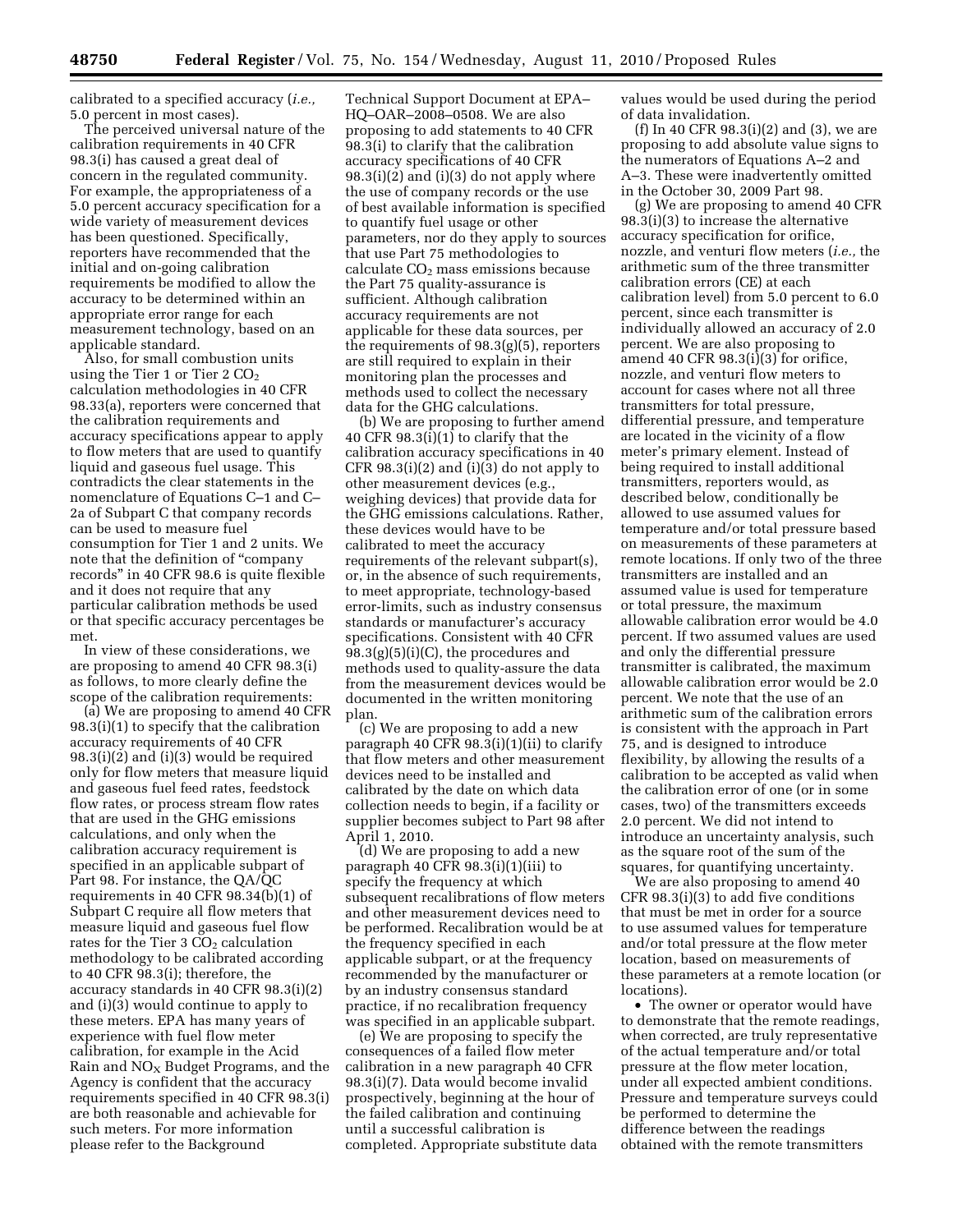calibrated to a specified accuracy (*i.e.,* 5.0 percent in most cases).

The perceived universal nature of the calibration requirements in 40 CFR 98.3(i) has caused a great deal of concern in the regulated community. For example, the appropriateness of a 5.0 percent accuracy specification for a wide variety of measurement devices has been questioned. Specifically, reporters have recommended that the initial and on-going calibration requirements be modified to allow the accuracy to be determined within an appropriate error range for each measurement technology, based on an applicable standard.

Also, for small combustion units using the Tier 1 or Tier 2 $CO_2$ calculation methodologies in 40 CFR 98.33(a), reporters were concerned that the calibration requirements and accuracy specifications appear to apply to flow meters that are used to quantify liquid and gaseous fuel usage. This contradicts the clear statements in the nomenclature of Equations C–1 and C–2a of Subpart C that company records can be used to measure fuel consumption for Tier 1 and 2 units. We note that the definition of "company records" in 40 CFR 98.6 is quite flexible and it does not require that any particular calibration methods be used or that specific accuracy percentages be met.

In view of these considerations, we are proposing to amend 40 CFR 98.3(i) as follows, to more clearly define the scope of the calibration requirements:

(a) We are proposing to amend 40 CFR 98.3(i)(1) to specify that the calibration accuracy requirements of 40 CFR 98.3(i)(2) and (i)(3) would be required only for flow meters that measure liquid and gaseous fuel feed rates, feedstock flow rates, or process stream flow rates that are used in the GHG emissions calculations, and only when the calibration accuracy requirement is specified in an applicable subpart of Part 98. For instance, the QA/QC requirements in 40 CFR 98.34(b)(1) of Subpart C require all flow meters that measure liquid and gaseous fuel flow rates for the Tier 3 $CO_2$ calculation methodology to be calibrated according to 40 CFR 98.3(i); therefore, the accuracy standards in 40 CFR 98.3(i)(2) and (i)(3) would continue to apply to these meters. EPA has many years of experience with fuel flow meter calibration, for example in the Acid Rain and $NO_X$ Budget Programs, and the Agency is confident that the accuracy requirements specified in 40 CFR 98.3(i) are both reasonable and achievable for such meters. For more information please refer to the Background Technical Support Document at EPA–HQ–OAR–2008–0508. We are also proposing to add statements to 40 CFR 98.3(i) to clarify that the calibration accuracy specifications of 40 CFR 98.3(i)(2) and (i)(3) do not apply where the use of company records or the use of best available information is specified to quantify fuel usage or other parameters, nor do they apply to sources that use Part 75 methodologies to calculate $CO_2$ mass emissions because the Part 75 quality-assurance is sufficient. Although calibration accuracy requirements are not applicable for these data sources, per the requirements of 98.3(g)(5), reporters are still required to explain in their monitoring plan the processes and methods used to collect the necessary data for the GHG calculations.

(b) We are proposing to further amend 40 CFR 98.3(i)(1) to clarify that the calibration accuracy specifications in 40 CFR 98.3(i)(2) and (i)(3) do not apply to other measurement devices (e.g., weighing devices) that provide data for the GHG emissions calculations. Rather, these devices would have to be calibrated to meet the accuracy requirements of the relevant subpart(s), or, in the absence of such requirements, to meet appropriate, technology-based error-limits, such as industry consensus standards or manufacturer's accuracy specifications. Consistent with 40 CFR 98.3(g)(5)(i)(C), the procedures and methods used to quality-assure the data from the measurement devices would be documented in the written monitoring plan.

(c) We are proposing to add a new paragraph 40 CFR 98.3(i)(1)(ii) to clarify that flow meters and other measurement devices need to be installed and calibrated by the date on which data collection needs to begin, if a facility or supplier becomes subject to Part 98 after April 1, 2010.

(d) We are proposing to add a new paragraph 40 CFR 98.3(i)(1)(iii) to specify the frequency at which subsequent recalibrations of flow meters and other measurement devices need to be performed. Recalibration would be at the frequency specified in each applicable subpart, or at the frequency recommended by the manufacturer or by an industry consensus standard practice, if no recalibration frequency was specified in an applicable subpart.

(e) We are proposing to specify the consequences of a failed flow meter calibration in a new paragraph 40 CFR 98.3(i)(7). Data would become invalid prospectively, beginning at the hour of the failed calibration and continuing until a successful calibration is completed. Appropriate substitute data values would be used during the period of data invalidation.

(f) In 40 CFR 98.3(i)(2) and (3), we are proposing to add absolute value signs to the numerators of Equations A–2 and A–3. These were inadvertently omitted in the October 30, 2009 Part 98.

(g) We are proposing to amend 40 CFR 98.3(i)(3) to increase the alternative accuracy specification for orifice, nozzle, and venturi flow meters (*i.e.,* the arithmetic sum of the three transmitter calibration errors (CE) at each calibration level) from 5.0 percent to 6.0 percent, since each transmitter is individually allowed an accuracy of 2.0 percent. We are also proposing to amend 40 CFR 98.3(i)(3) for orifice, nozzle, and venturi flow meters to account for cases where not all three transmitters for total pressure, differential pressure, and temperature are located in the vicinity of a flow meter's primary element. Instead of being required to install additional transmitters, reporters would, as described below, conditionally be allowed to use assumed values for temperature and/or total pressure based on measurements of these parameters at remote locations. If only two of the three transmitters are installed and an assumed value is used for temperature or total pressure, the maximum allowable calibration error would be 4.0 percent. If two assumed values are used and only the differential pressure transmitter is calibrated, the maximum allowable calibration error would be 2.0 percent. We note that the use of an arithmetic sum of the calibration errors is consistent with the approach in Part 75, and is designed to introduce flexibility, by allowing the results of a calibration to be accepted as valid when the calibration error of one (or in some cases, two) of the transmitters exceeds 2.0 percent. We did not intend to introduce an uncertainty analysis, such as the square root of the sum of the squares, for quantifying uncertainty.

We are also proposing to amend 40 CFR 98.3(i)(3) to add five conditions that must be met in order for a source to use assumed values for temperature and/or total pressure at the flow meter location, based on measurements of these parameters at a remote location (or locations).

- The owner or operator would have to demonstrate that the remote readings, when corrected, are truly representative of the actual temperature and/or total pressure at the flow meter location, under all expected ambient conditions. Pressure and temperature surveys could be performed to determine the difference between the readings obtained with the remote transmitters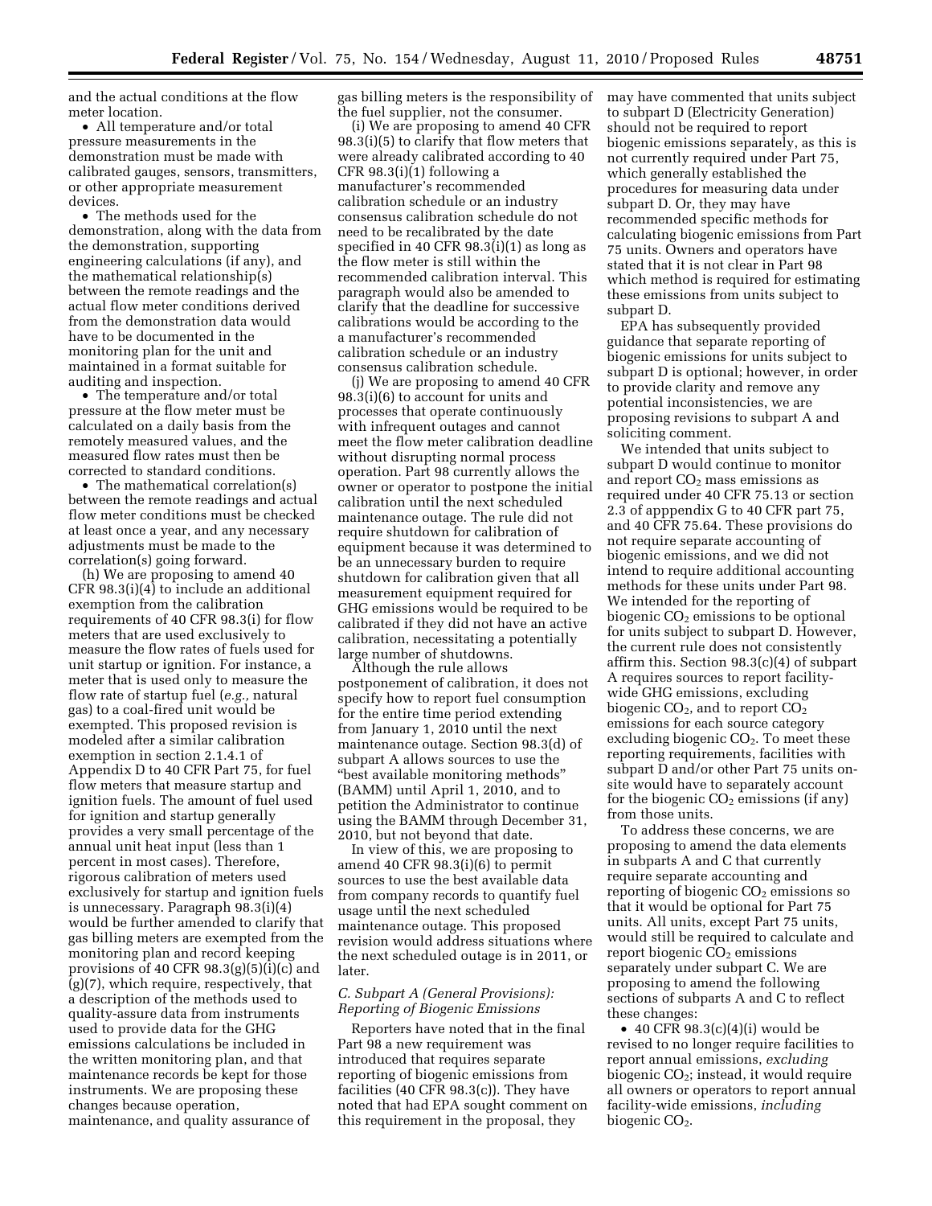and the actual conditions at the flow meter location.

- All temperature and/or total pressure measurements in the demonstration must be made with calibrated gauges, sensors, transmitters, or other appropriate measurement devices.
- The methods used for the demonstration, along with the data from the demonstration, supporting engineering calculations (if any), and the mathematical relationship(s) between the remote readings and the actual flow meter conditions derived from the demonstration data would have to be documented in the monitoring plan for the unit and maintained in a format suitable for auditing and inspection.
- The temperature and/or total pressure at the flow meter must be calculated on a daily basis from the remotely measured values, and the measured flow rates must then be corrected to standard conditions.
- The mathematical correlation(s) between the remote readings and actual flow meter conditions must be checked at least once a year, and any necessary adjustments must be made to the correlation(s) going forward.

(h) We are proposing to amend 40 CFR 98.3(i)(4) to include an additional exemption from the calibration requirements of 40 CFR 98.3(i) for flow meters that are used exclusively to measure the flow rates of fuels used for unit startup or ignition. For instance, a meter that is used only to measure the flow rate of startup fuel (*e.g.,* natural gas) to a coal-fired unit would be exempted. This proposed revision is modeled after a similar calibration exemption in section 2.1.4.1 of Appendix D to 40 CFR Part 75, for fuel flow meters that measure startup and ignition fuels. The amount of fuel used for ignition and startup generally provides a very small percentage of the annual unit heat input (less than 1 percent in most cases). Therefore, rigorous calibration of meters used exclusively for startup and ignition fuels is unnecessary. Paragraph 98.3(i)(4) would be further amended to clarify that gas billing meters are exempted from the monitoring plan and record keeping provisions of 40 CFR 98.3(g)(5)(i)(c) and (g)(7), which require, respectively, that a description of the methods used to quality-assure data from instruments used to provide data for the GHG emissions calculations be included in the written monitoring plan, and that maintenance records be kept for those instruments. We are proposing these changes because operation, maintenance, and quality assurance of gas billing meters is the responsibility of the fuel supplier, not the consumer.

(i) We are proposing to amend 40 CFR 98.3(i)(5) to clarify that flow meters that were already calibrated according to 40 CFR 98.3(i)(1) following a manufacturer's recommended calibration schedule or an industry consensus calibration schedule do not need to be recalibrated by the date specified in 40 CFR 98.3(i)(1) as long as the flow meter is still within the recommended calibration interval. This paragraph would also be amended to clarify that the deadline for successive calibrations would be according to the a manufacturer's recommended calibration schedule or an industry consensus calibration schedule.

(j) We are proposing to amend 40 CFR 98.3(i)(6) to account for units and processes that operate continuously with infrequent outages and cannot meet the flow meter calibration deadline without disrupting normal process operation. Part 98 currently allows the owner or operator to postpone the initial calibration until the next scheduled maintenance outage. The rule did not require shutdown for calibration of equipment because it was determined to be an unnecessary burden to require shutdown for calibration given that all measurement equipment required for GHG emissions would be required to be calibrated if they did not have an active calibration, necessitating a potentially large number of shutdowns.

Although the rule allows postponement of calibration, it does not specify how to report fuel consumption for the entire time period extending from January 1, 2010 until the next maintenance outage. Section 98.3(d) of subpart A allows sources to use the "best available monitoring methods" (BAMM) until April 1, 2010, and to petition the Administrator to continue using the BAMM through December 31, 2010, but not beyond that date.

In view of this, we are proposing to amend 40 CFR 98.3(i)(6) to permit sources to use the best available data from company records to quantify fuel usage until the next scheduled maintenance outage. This proposed revision would address situations where the next scheduled outage is in 2011, or later.

### C. Subpart A (General Provisions): Reporting of Biogenic Emissions

Reporters have noted that in the final Part 98 a new requirement was introduced that requires separate reporting of biogenic emissions from facilities (40 CFR 98.3(c)). They have noted that had EPA sought comment on this requirement in the proposal, they may have commented that units subject to subpart D (Electricity Generation) should not be required to report biogenic emissions separately, as this is not currently required under Part 75, which generally established the procedures for measuring data under subpart D. Or, they may have recommended specific methods for calculating biogenic emissions from Part 75 units. Owners and operators have stated that it is not clear in Part 98 which method is required for estimating these emissions from units subject to subpart D.

EPA has subsequently provided guidance that separate reporting of biogenic emissions for units subject to subpart D is optional; however, in order to provide clarity and remove any potential inconsistencies, we are proposing revisions to subpart A and soliciting comment.

We intended that units subject to subpart D would continue to monitor and report $CO_2$ mass emissions as required under 40 CFR 75.13 or section 2.3 of apppendix G to 40 CFR part 75, and 40 CFR 75.64. These provisions do not require separate accounting of biogenic emissions, and we did not intend to require additional accounting methods for these units under Part 98. We intended for the reporting of biogenic $CO_2$ emissions to be optional for units subject to subpart D. However, the current rule does not consistently affirm this. Section 98.3(c)(4) of subpart A requires sources to report facility-wide GHG emissions, excluding biogenic $CO_2$, and to report $CO_2$ emissions for each source category excluding biogenic $CO_2$. To meet these reporting requirements, facilities with subpart D and/or other Part 75 units on-site would have to separately account for the biogenic $CO_2$ emissions (if any) from those units.

To address these concerns, we are proposing to amend the data elements in subparts A and C that currently require separate accounting and reporting of biogenic $CO_2$ emissions so that it would be optional for Part 75 units. All units, except Part 75 units, would still be required to calculate and report biogenic $CO_2$ emissions separately under subpart C. We are proposing to amend the following sections of subparts A and C to reflect these changes:

- 40 CFR 98.3(c)(4)(i) would be revised to no longer require facilities to report annual emissions, *excluding* biogenic $CO_2$; instead, it would require all owners or operators to report annual facility-wide emissions, *including* biogenic $CO_2$.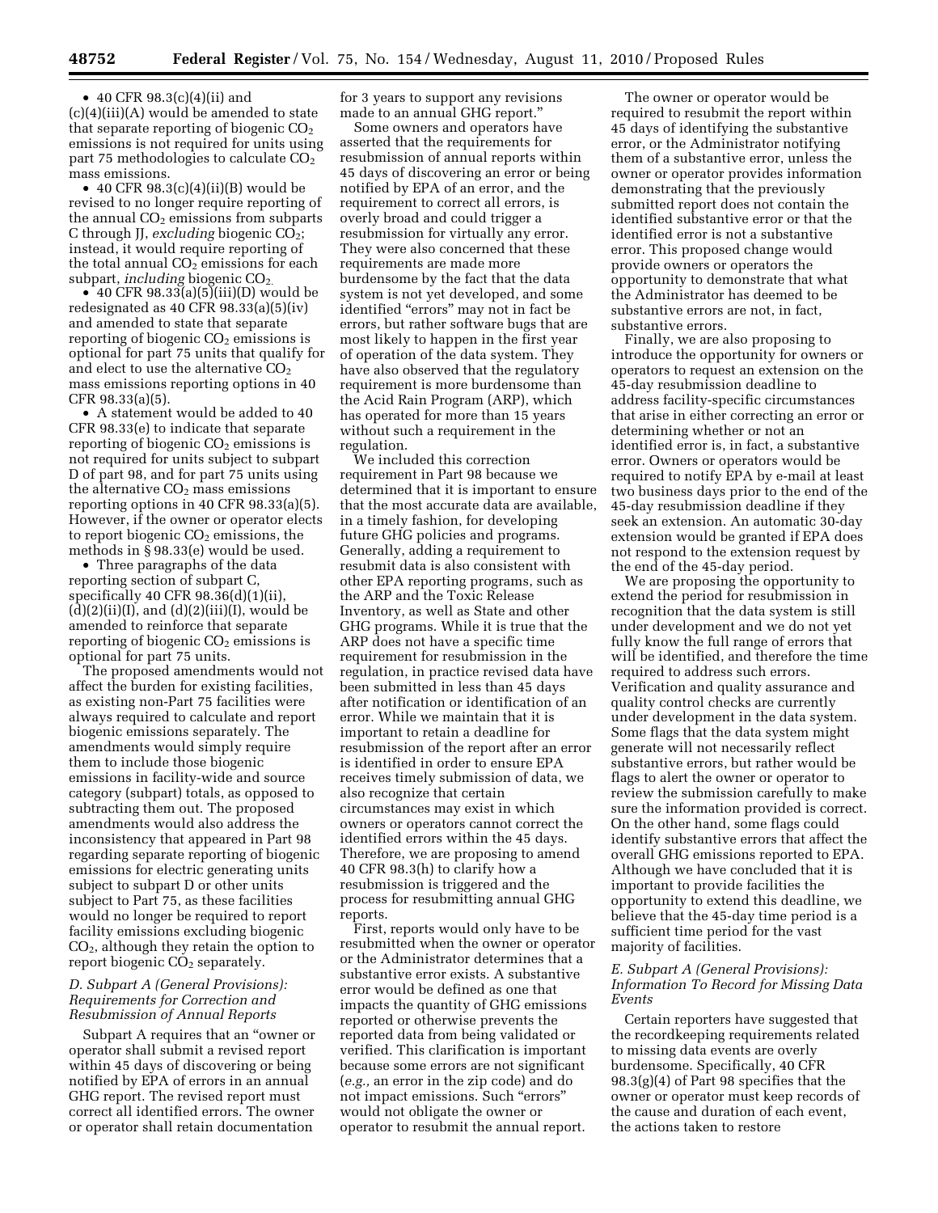• 40 CFR 98.3(c)(4)(ii) and (c)(4)(iii)(A) would be amended to state that separate reporting of biogenic $CO_2$ emissions is not required for units using part 75 methodologies to calculate $CO_2$ mass emissions.

• 40 CFR 98.3(c)(4)(ii)(B) would be revised to no longer require reporting of the annual $CO_2$ emissions from subparts C through JJ, *excluding* biogenic $CO_2$; instead, it would require reporting of the total annual $CO_2$ emissions for each subpart, *including* biogenic $CO_2$.

• 40 CFR 98.33(a)(5)(iii)(D) would be redesignated as 40 CFR 98.33(a)(5)(iv) and amended to state that separate reporting of biogenic $CO_2$ emissions is optional for part 75 units that qualify for and elect to use the alternative $CO_2$ mass emissions reporting options in 40 CFR 98.33(a)(5).

• A statement would be added to 40 CFR 98.33(e) to indicate that separate reporting of biogenic $CO_2$ emissions is not required for units subject to subpart D of part 98, and for part 75 units using the alternative $CO_2$ mass emissions reporting options in 40 CFR 98.33(a)(5). However, if the owner or operator elects to report biogenic $CO_2$ emissions, the methods in § 98.33(e) would be used.

• Three paragraphs of the data reporting section of subpart C, specifically 40 CFR 98.36(d)(1)(ii), (d)(2)(ii)(I), and (d)(2)(iii)(I), would be amended to reinforce that separate reporting of biogenic $CO_2$ emissions is optional for part 75 units.

The proposed amendments would not affect the burden for existing facilities, as existing non-Part 75 facilities were always required to calculate and report biogenic emissions separately. The amendments would simply require them to include those biogenic emissions in facility-wide and source category (subpart) totals, as opposed to subtracting them out. The proposed amendments would also address the inconsistency that appeared in Part 98 regarding separate reporting of biogenic emissions for electric generating units subject to subpart D or other units subject to Part 75, as these facilities would no longer be required to report facility emissions excluding biogenic $CO_2$, although they retain the option to report biogenic $CO_2$ separately.

### D. Subpart A (General Provisions): Requirements for Correction and Resubmission of Annual Reports

Subpart A requires that an "owner or operator shall submit a revised report within 45 days of discovering or being notified by EPA of errors in an annual GHG report. The revised report must correct all identified errors. The owner or operator shall retain documentation for 3 years to support any revisions made to an annual GHG report."

Some owners and operators have asserted that the requirements for resubmission of annual reports within 45 days of discovering an error or being notified by EPA of an error, and the requirement to correct all errors, is overly broad and could trigger a resubmission for virtually any error. They were also concerned that these requirements are made more burdensome by the fact that the data system is not yet developed, and some identified "errors" may not in fact be errors, but rather software bugs that are most likely to happen in the first year of operation of the data system. They have also observed that the regulatory requirement is more burdensome than the Acid Rain Program (ARP), which has operated for more than 15 years without such a requirement in the regulation.

We included this correction requirement in Part 98 because we determined that it is important to ensure that the most accurate data are available, in a timely fashion, for developing future GHG policies and programs. Generally, adding a requirement to resubmit data is also consistent with other EPA reporting programs, such as the ARP and the Toxic Release Inventory, as well as State and other GHG programs. While it is true that the ARP does not have a specific time requirement for resubmission in the regulation, in practice revised data have been submitted in less than 45 days after notification or identification of an error. While we maintain that it is important to retain a deadline for resubmission of the report after an error is identified in order to ensure EPA receives timely submission of data, we also recognize that certain circumstances may exist in which owners or operators cannot correct the identified errors within the 45 days. Therefore, we are proposing to amend 40 CFR 98.3(h) to clarify how a resubmission is triggered and the process for resubmitting annual GHG reports.

First, reports would only have to be resubmitted when the owner or operator or the Administrator determines that a substantive error exists. A substantive error would be defined as one that impacts the quantity of GHG emissions reported or otherwise prevents the reported data from being validated or verified. This clarification is important because some errors are not significant (*e.g.,* an error in the zip code) and do not impact emissions. Such "errors" would not obligate the owner or operator to resubmit the annual report.

The owner or operator would be required to resubmit the report within 45 days of identifying the substantive error, or the Administrator notifying them of a substantive error, unless the owner or operator provides information demonstrating that the previously submitted report does not contain the identified substantive error or that the identified error is not a substantive error. This proposed change would provide owners or operators the opportunity to demonstrate that what the Administrator has deemed to be substantive errors are not, in fact, substantive errors.

Finally, we are also proposing to introduce the opportunity for owners or operators to request an extension on the 45-day resubmission deadline to address facility-specific circumstances that arise in either correcting an error or determining whether or not an identified error is, in fact, a substantive error. Owners or operators would be required to notify EPA by e-mail at least two business days prior to the end of the 45-day resubmission deadline if they seek an extension. An automatic 30-day extension would be granted if EPA does not respond to the extension request by the end of the 45-day period.

We are proposing the opportunity to extend the period for resubmission in recognition that the data system is still under development and we do not yet fully know the full range of errors that will be identified, and therefore the time required to address such errors. Verification and quality assurance and quality control checks are currently under development in the data system. Some flags that the data system might generate will not necessarily reflect substantive errors, but rather would be flags to alert the owner or operator to review the submission carefully to make sure the information provided is correct. On the other hand, some flags could identify substantive errors that affect the overall GHG emissions reported to EPA. Although we have concluded that it is important to provide facilities the opportunity to extend this deadline, we believe that the 45-day time period is a sufficient time period for the vast majority of facilities.

### E. Subpart A (General Provisions): Information To Record for Missing Data Events

Certain reporters have suggested that the recordkeeping requirements related to missing data events are overly burdensome. Specifically, 40 CFR 98.3(g)(4) of Part 98 specifies that the owner or operator must keep records of the cause and duration of each event, the actions taken to restore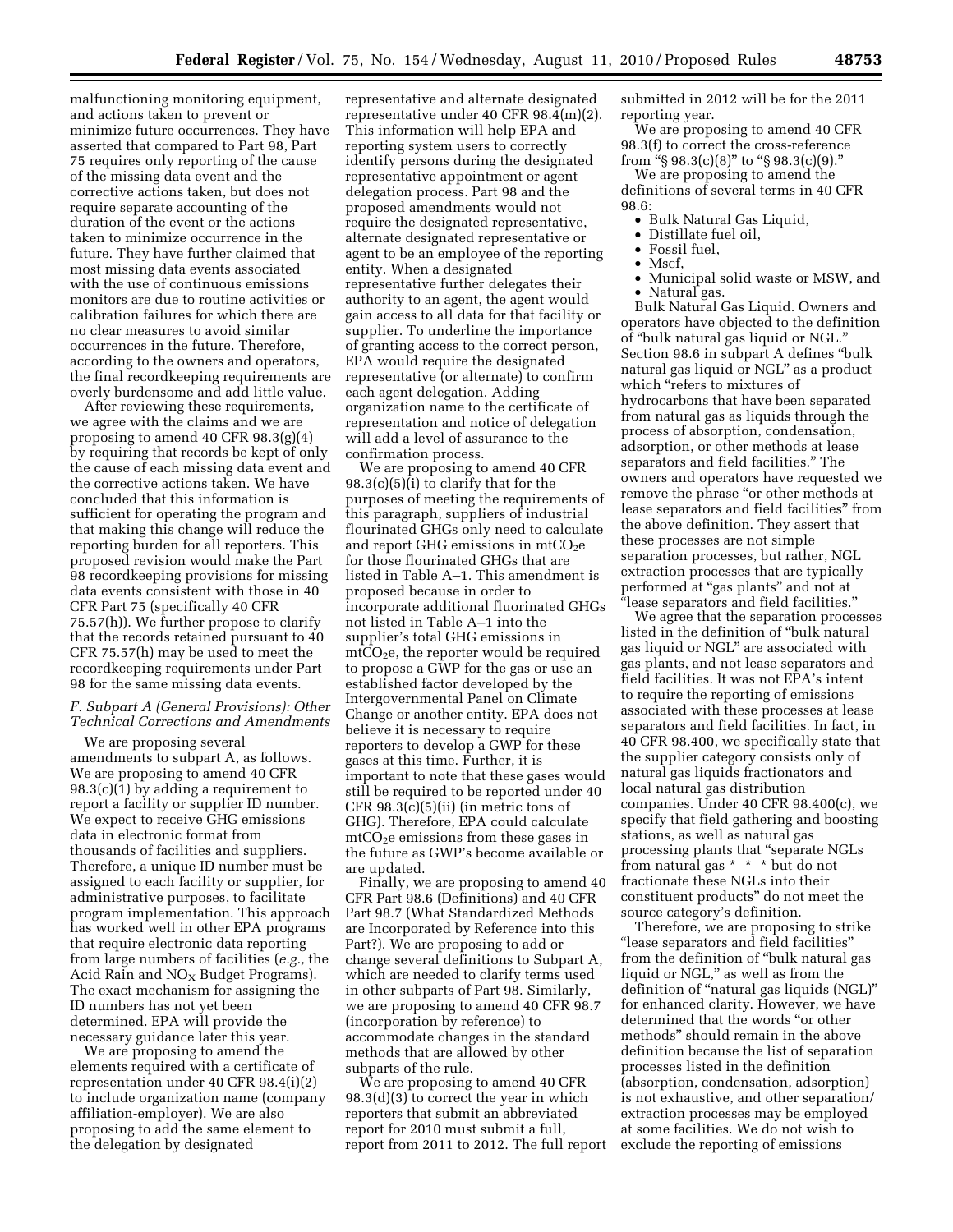malfunctioning monitoring equipment, and actions taken to prevent or minimize future occurrences. They have asserted that compared to Part 98, Part 75 requires only reporting of the cause of the missing data event and the corrective actions taken, but does not require separate accounting of the duration of the event or the actions taken to minimize occurrence in the future. They have further claimed that most missing data events associated with the use of continuous emissions monitors are due to routine activities or calibration failures for which there are no clear measures to avoid similar occurrences in the future. Therefore, according to the owners and operators, the final recordkeeping requirements are overly burdensome and add little value.

After reviewing these requirements, we agree with the claims and we are proposing to amend 40 CFR 98.3(g)(4) by requiring that records be kept of only the cause of each missing data event and the corrective actions taken. We have concluded that this information is sufficient for operating the program and that making this change will reduce the reporting burden for all reporters. This proposed revision would make the Part 98 recordkeeping provisions for missing data events consistent with those in 40 CFR Part 75 (specifically 40 CFR 75.57(h)). We further propose to clarify that the records retained pursuant to 40 CFR 75.57(h) may be used to meet the recordkeeping requirements under Part 98 for the same missing data events.

### *F. Subpart A (General Provisions): Other Technical Corrections and Amendments*

We are proposing several amendments to subpart A, as follows. We are proposing to amend 40 CFR 98.3(c)(1) by adding a requirement to report a facility or supplier ID number. We expect to receive GHG emissions data in electronic format from thousands of facilities and suppliers. Therefore, a unique ID number must be assigned to each facility or supplier, for administrative purposes, to facilitate program implementation. This approach has worked well in other EPA programs that require electronic data reporting from large numbers of facilities (*e.g.,* the Acid Rain and $NO_X$ Budget Programs). The exact mechanism for assigning the ID numbers has not yet been determined. EPA will provide the necessary guidance later this year.

We are proposing to amend the elements required with a certificate of representation under 40 CFR 98.4(i)(2) to include organization name (company affiliation-employer). We are also proposing to add the same element to the delegation by designated representative and alternate designated representative under 40 CFR 98.4(m)(2). This information will help EPA and reporting system users to correctly identify persons during the designated representative appointment or agent delegation process. Part 98 and the proposed amendments would not require the designated representative, alternate designated representative or agent to be an employee of the reporting entity. When a designated representative further delegates their authority to an agent, the agent would gain access to all data for that facility or supplier. To underline the importance of granting access to the correct person, EPA would require the designated representative (or alternate) to confirm each agent delegation. Adding organization name to the certificate of representation and notice of delegation will add a level of assurance to the confirmation process.

We are proposing to amend 40 CFR 98.3(c)(5)(i) to clarify that for the purposes of meeting the requirements of this paragraph, suppliers of industrial flourinated GHGs only need to calculate and report GHG emissions in $mtCO_2e$ for those fluorinated GHGs that are listed in Table A–1. This amendment is proposed because in order to incorporate additional fluorinated GHGs not listed in Table A–1 into the supplier's total GHG emissions in $mtCO_2e$, the reporter would be required to propose a GWP for the gas or use an established factor developed by the Intergovernmental Panel on Climate Change or another entity. EPA does not believe it is necessary to require reporters to develop a GWP for these gases at this time. Further, it is important to note that these gases would still be required to be reported under 40 CFR 98.3(c)(5)(ii) (in metric tons of GHG). Therefore, EPA could calculate $mtCO_2e$ emissions from these gases in the future as GWP's become available or are updated.

Finally, we are proposing to amend 40 CFR Part 98.6 (Definitions) and 40 CFR Part 98.7 (What Standardized Methods are Incorporated by Reference into this Part?). We are proposing to add or change several definitions to Subpart A, which are needed to clarify terms used in other subparts of Part 98. Similarly, we are proposing to amend 40 CFR 98.7 (incorporation by reference) to accommodate changes in the standard methods that are allowed by other subparts of the rule.

We are proposing to amend 40 CFR 98.3(d)(3) to correct the year in which reporters that submit an abbreviated report for 2010 must submit a full, report from 2011 to 2012. The full report submitted in 2012 will be for the 2011 reporting year.

We are proposing to amend 40 CFR 98.3(f) to correct the cross-reference from "§ 98.3(c)(8)" to "§ 98.3(c)(9)."

We are proposing to amend the definitions of several terms in 40 CFR 98.6:

- Bulk Natural Gas Liquid,
- Distillate fuel oil,
- Fossil fuel,
- Mscf,
- Municipal solid waste or MSW, and
- Natural gas.

Bulk Natural Gas Liquid. Owners and operators have objected to the definition of "bulk natural gas liquid or NGL." Section 98.6 in subpart A defines "bulk natural gas liquid or NGL" as a product which "refers to mixtures of hydrocarbons that have been separated from natural gas as liquids through the process of absorption, condensation, adsorption, or other methods at lease separators and field facilities." The owners and operators have requested we remove the phrase "or other methods at lease separators and field facilities" from the above definition. They assert that these processes are not simple separation processes, but rather, NGL extraction processes that are typically performed at "gas plants" and not at "lease separators and field facilities."

We agree that the separation processes listed in the definition of "bulk natural gas liquid or NGL" are associated with gas plants, and not lease separators and field facilities. It was not EPA's intent to require the reporting of emissions associated with these processes at lease separators and field facilities. In fact, in 40 CFR 98.400, we specifically state that the supplier category consists only of natural gas liquids fractionators and local natural gas distribution companies. Under 40 CFR 98.400(c), we specify that field gathering and boosting stations, as well as natural gas processing plants that "separate NGLs from natural gas * * * but do not fractionate these NGLs into their constituent products" do not meet the source category's definition.

Therefore, we are proposing to strike "lease separators and field facilities" from the definition of "bulk natural gas liquid or NGL," as well as from the definition of "natural gas liquids (NGL)" for enhanced clarity. However, we have determined that the words "or other methods" should remain in the above definition because the list of separation processes listed in the definition (absorption, condensation, adsorption) is not exhaustive, and other separation/extraction processes may be employed at some facilities. We do not wish to exclude the reporting of emissions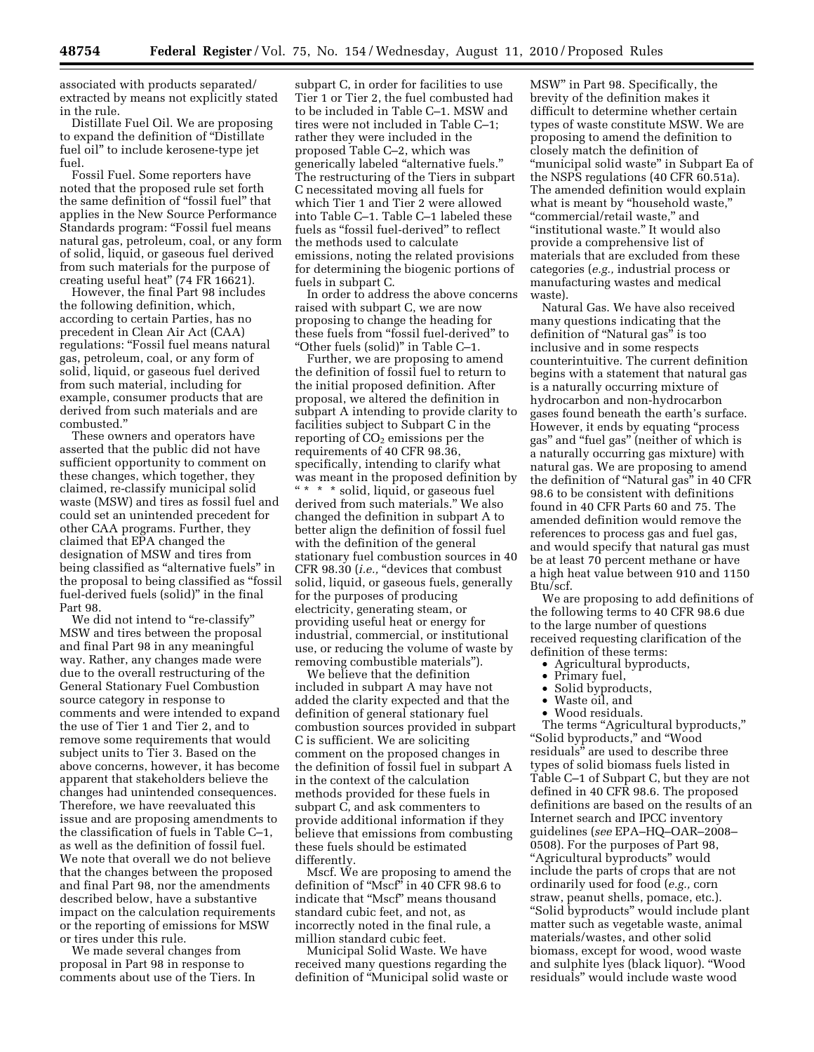associated with products separated/extracted by means not explicitly stated in the rule.

Distillate Fuel Oil. We are proposing to expand the definition of "Distillate fuel oil" to include kerosene-type jet fuel.

Fossil Fuel. Some reporters have noted that the proposed rule set forth the same definition of "fossil fuel" that applies in the New Source Performance Standards program: "Fossil fuel means natural gas, petroleum, coal, or any form of solid, liquid, or gaseous fuel derived from such materials for the purpose of creating useful heat" (74 FR 16621).

However, the final Part 98 includes the following definition, which, according to certain Parties, has no precedent in Clean Air Act (CAA) regulations: "Fossil fuel means natural gas, petroleum, coal, or any form of solid, liquid, or gaseous fuel derived from such material, including for example, consumer products that are derived from such materials and are combusted."

These owners and operators have asserted that the public did not have sufficient opportunity to comment on these changes, which together, they claimed, re-classify municipal solid waste (MSW) and tires as fossil fuel and could set an unintended precedent for other CAA programs. Further, they claimed that EPA changed the designation of MSW and tires from being classified as "alternative fuels" in the proposal to being classified as "fossil fuel-derived fuels (solid)" in the final Part 98.

We did not intend to "re-classify" MSW and tires between the proposal and final Part 98 in any meaningful way. Rather, any changes made were due to the overall restructuring of the General Stationary Fuel Combustion source category in response to comments and were intended to expand the use of Tier 1 and Tier 2, and to remove some requirements that would subject units to Tier 3. Based on the above concerns, however, it has become apparent that stakeholders believe the changes had unintended consequences. Therefore, we have reevaluated this issue and are proposing amendments to the classification of fuels in Table C–1, as well as the definition of fossil fuel. We note that overall we do not believe that the changes between the proposed and final Part 98, nor the amendments described below, have a substantive impact on the calculation requirements or the reporting of emissions for MSW or tires under this rule.

We made several changes from proposal in Part 98 in response to comments about use of the Tiers. In subpart C, in order for facilities to use Tier 1 or Tier 2, the fuel combusted had to be included in Table C–1. MSW and tires were not included in Table C–1; rather they were included in the proposed Table C–2, which was generically labeled "alternative fuels." The restructuring of the Tiers in subpart C necessitated moving all fuels for which Tier 1 and Tier 2 were allowed into Table C–1. Table C–1 labeled these fuels as "fossil fuel-derived" to reflect the methods used to calculate emissions, noting the related provisions for determining the biogenic portions of fuels in subpart C.

In order to address the above concerns raised with subpart C, we are now proposing to change the heading for these fuels from "fossil fuel-derived" to "Other fuels (solid)" in Table C–1.

Further, we are proposing to amend the definition of fossil fuel to return to the initial proposed definition. After proposal, we altered the definition in subpart A intending to provide clarity to facilities subject to Subpart C in the reporting of $CO_2$ emissions per the requirements of 40 CFR 98.36, specifically, intending to clarify what was meant in the proposed definition by "* * * solid, liquid, or gaseous fuel derived from such materials." We also changed the definition in subpart A to better align the definition of fossil fuel with the definition of the general stationary fuel combustion sources in 40 CFR 98.30 (*i.e.,* "devices that combust solid, liquid, or gaseous fuels, generally for the purposes of producing electricity, generating steam, or providing useful heat or energy for industrial, commercial, or institutional use, or reducing the volume of waste by removing combustible materials").

We believe that the definition included in subpart A may have not added the clarity expected and that the definition of general stationary fuel combustion sources provided in subpart C is sufficient. We are soliciting comment on the proposed changes in the definition of fossil fuel in subpart A in the context of the calculation methods provided for these fuels in subpart C, and ask commenters to provide additional information if they believe that emissions from combusting these fuels should be estimated differently.

Mscf. We are proposing to amend the definition of "Mscf" in 40 CFR 98.6 to indicate that "Mscf" means thousand standard cubic feet, and not, as incorrectly noted in the final rule, a million standard cubic feet.

Municipal Solid Waste. We have received many questions regarding the definition of "Municipal solid waste or MSW" in Part 98. Specifically, the brevity of the definition makes it difficult to determine whether certain types of waste constitute MSW. We are proposing to amend the definition to closely match the definition of "municipal solid waste" in Subpart Ea of the NSPS regulations (40 CFR 60.51a). The amended definition would explain what is meant by "household waste," "commercial/retail waste," and "institutional waste." It would also provide a comprehensive list of materials that are excluded from these categories (*e.g.,* industrial process or manufacturing wastes and medical waste).

Natural Gas. We have also received many questions indicating that the definition of "Natural gas" is too inclusive and in some respects counterintuitive. The current definition begins with a statement that natural gas is a naturally occurring mixture of hydrocarbon and non-hydrocarbon gases found beneath the earth's surface. However, it ends by equating "process gas" and "fuel gas" (neither of which is a naturally occurring gas mixture) with natural gas. We are proposing to amend the definition of "Natural gas" in 40 CFR 98.6 to be consistent with definitions found in 40 CFR Parts 60 and 75. The amended definition would remove the references to process gas and fuel gas, and would specify that natural gas must be at least 70 percent methane or have a high heat value between 910 and 1150 Btu/scf.

We are proposing to add definitions of the following terms to 40 CFR 98.6 due to the large number of questions received requesting clarification of the definition of these terms:

- Agricultural byproducts,
- Primary fuel,
- Solid byproducts,
- Waste oil, and
- Wood residuals.

The terms "Agricultural byproducts," "Solid byproducts," and "Wood residuals" are used to describe three types of solid biomass fuels listed in Table C–1 of Subpart C, but they are not defined in 40 CFR 98.6. The proposed definitions are based on the results of an Internet search and IPCC inventory guidelines (*see* EPA–HQ–OAR–2008–0508). For the purposes of Part 98, "Agricultural byproducts" would include the parts of crops that are not ordinarily used for food (*e.g.,* corn straw, peanut shells, pomace, etc.). "Solid byproducts" would include plant matter such as vegetable waste, animal materials/wastes, and other solid biomass, except for wood, wood waste and sulphite lyes (black liquor). "Wood residuals" would include waste wood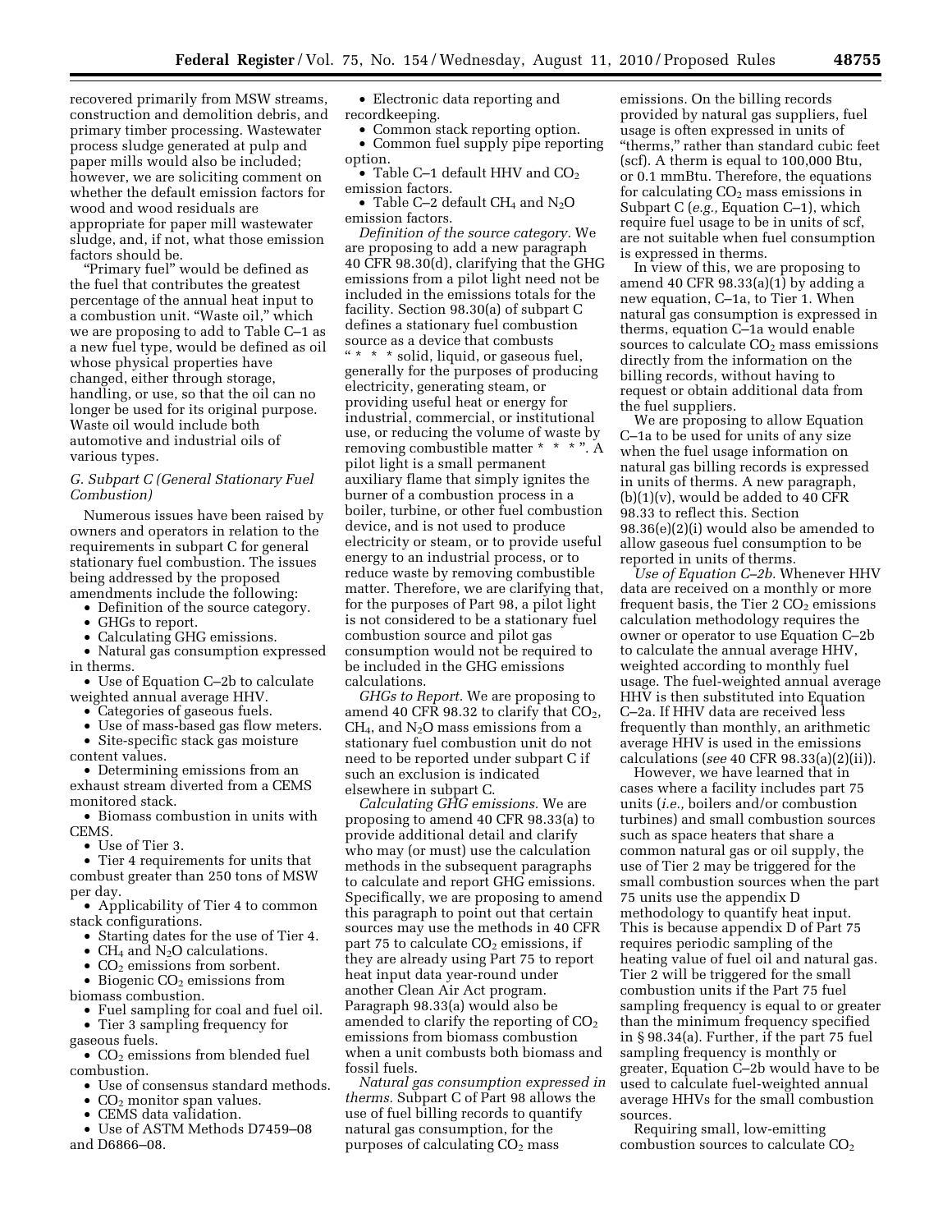recovered primarily from MSW streams, construction and demolition debris, and primary timber processing. Wastewater process sludge generated at pulp and paper mills would also be included; however, we are soliciting comment on whether the default emission factors for wood and wood residuals are appropriate for paper mill wastewater sludge, and, if not, what those emission factors should be.

"Primary fuel" would be defined as the fuel that contributes the greatest percentage of the annual heat input to a combustion unit. "Waste oil," which we are proposing to add to Table C–1 as a new fuel type, would be defined as oil whose physical properties have changed, either through storage, handling, or use, so that the oil can no longer be used for its original purpose. Waste oil would include both automotive and industrial oils of various types.

### G. Subpart C (General Stationary Fuel Combustion)

Numerous issues have been raised by owners and operators in relation to the requirements in subpart C for general stationary fuel combustion. The issues being addressed by the proposed amendments include the following:

- Definition of the source category.
- GHGs to report.
- Calculating GHG emissions.
- Natural gas consumption expressed in therms.
- Use of Equation C–2b to calculate weighted annual average HHV.
- Categories of gaseous fuels.
- Use of mass-based gas flow meters.
- Site-specific stack gas moisture content values.
- Determining emissions from an exhaust stream diverted from a CEMS monitored stack.
- Biomass combustion in units with CEMS.
- Use of Tier 3.
- Tier 4 requirements for units that combust greater than 250 tons of MSW per day.
- Applicability of Tier 4 to common stack configurations.
- Starting dates for the use of Tier 4.
- $CH_4$ and $N_2O$ calculations.
- $CO_2$ emissions from sorbent.
- Biogenic $CO_2$ emissions from biomass combustion.
- Fuel sampling for coal and fuel oil.
- Tier 3 sampling frequency for gaseous fuels.
- $CO_2$ emissions from blended fuel combustion.
- Use of consensus standard methods.
- $CO_2$ monitor span values.
- CEMS data validation.
- Use of ASTM Methods D7459–08 and D6866–08.
- Electronic data reporting and recordkeeping.
- Common stack reporting option.
- Common fuel supply pipe reporting option.
- Table C–1 default HHV and $CO_2$ emission factors.
- Table C–2 default $CH_4$ and $N_2O$ emission factors.

*Definition of the source category.* We are proposing to add a new paragraph 40 CFR 98.30(d), clarifying that the GHG emissions from a pilot light need not be included in the emissions totals for the facility. Section 98.30(a) of subpart C defines a stationary fuel combustion source as a device that combusts "* * * solid, liquid, or gaseous fuel, generally for the purposes of producing electricity, generating steam, or providing useful heat or energy for industrial, commercial, or institutional use, or reducing the volume of waste by removing combustible matter * * *". A pilot light is a small permanent auxiliary flame that simply ignites the burner of a combustion process in a boiler, turbine, or other fuel combustion device, and is not used to produce electricity or steam, or to provide useful energy to an industrial process, or to reduce waste by removing combustible matter. Therefore, we are clarifying that, for the purposes of Part 98, a pilot light is not considered to be a stationary fuel combustion source and pilot gas consumption would not be required to be included in the GHG emissions calculations.

*GHGs to Report.* We are proposing to amend 40 CFR 98.32 to clarify that $CO_2$, $CH_4$, and $N_2O$ mass emissions from a stationary fuel combustion unit do not need to be reported under subpart C if such an exclusion is indicated elsewhere in subpart C.

*Calculating GHG emissions.* We are proposing to amend 40 CFR 98.33(a) to provide additional detail and clarify who may (or must) use the calculation methods in the subsequent paragraphs to calculate and report GHG emissions. Specifically, we are proposing to amend this paragraph to point out that certain sources may use the methods in 40 CFR part 75 to calculate $CO_2$ emissions, if they are already using Part 75 to report heat input data year-round under another Clean Air Act program. Paragraph 98.33(a) would also be amended to clarify the reporting of $CO_2$ emissions from biomass combustion when a unit combusts both biomass and fossil fuels.

*Natural gas consumption expressed in therms.* Subpart C of Part 98 allows the use of fuel billing records to quantify natural gas consumption, for the purposes of calculating $CO_2$ mass emissions. On the billing records provided by natural gas suppliers, fuel usage is often expressed in units of "therms," rather than standard cubic feet (scf). A therm is equal to 100,000 Btu, or 0.1 mmBtu. Therefore, the equations for calculating $CO_2$ mass emissions in Subpart C (*e.g.,* Equation C–1), which require fuel usage to be in units of scf, are not suitable when fuel consumption is expressed in therms.

In view of this, we are proposing to amend 40 CFR 98.33(a)(1) by adding a new equation, C–1a, to Tier 1. When natural gas consumption is expressed in therms, equation C–1a would enable sources to calculate $CO_2$ mass emissions directly from the information on the billing records, without having to request or obtain additional data from the fuel suppliers.

We are proposing to allow Equation C–1a to be used for units of any size when the fuel usage information on natural gas billing records is expressed in units of therms. A new paragraph, (b)(1)(v), would be added to 40 CFR 98.33 to reflect this. Section 98.36(e)(2)(i) would also be amended to allow gaseous fuel consumption to be reported in units of therms.

*Use of Equation C–2b.* Whenever HHV data are received on a monthly or more frequent basis, the Tier 2 $CO_2$ emissions calculation methodology requires the owner or operator to use Equation C–2b to calculate the annual average HHV, weighted according to monthly fuel usage. The fuel-weighted annual average HHV is then substituted into Equation C–2a. If HHV data are received less frequently than monthly, an arithmetic average HHV is used in the emissions calculations (*see* 40 CFR 98.33(a)(2)(ii)).

However, we have learned that in cases where a facility includes part 75 units (*i.e.,* boilers and/or combustion turbines) and small combustion sources such as space heaters that share a common natural gas or oil supply, the use of Tier 2 may be triggered for the small combustion sources when the part 75 units use the appendix D methodology to quantify heat input. This is because appendix D of Part 75 requires periodic sampling of the heating value of fuel oil and natural gas. Tier 2 will be triggered for the small combustion units if the Part 75 fuel sampling frequency is equal to or greater than the minimum frequency specified in § 98.34(a). Further, if the part 75 fuel sampling frequency is monthly or greater, Equation C–2b would have to be used to calculate fuel-weighted annual average HHVs for the small combustion sources.

Requiring small, low-emitting combustion sources to calculate $CO_2$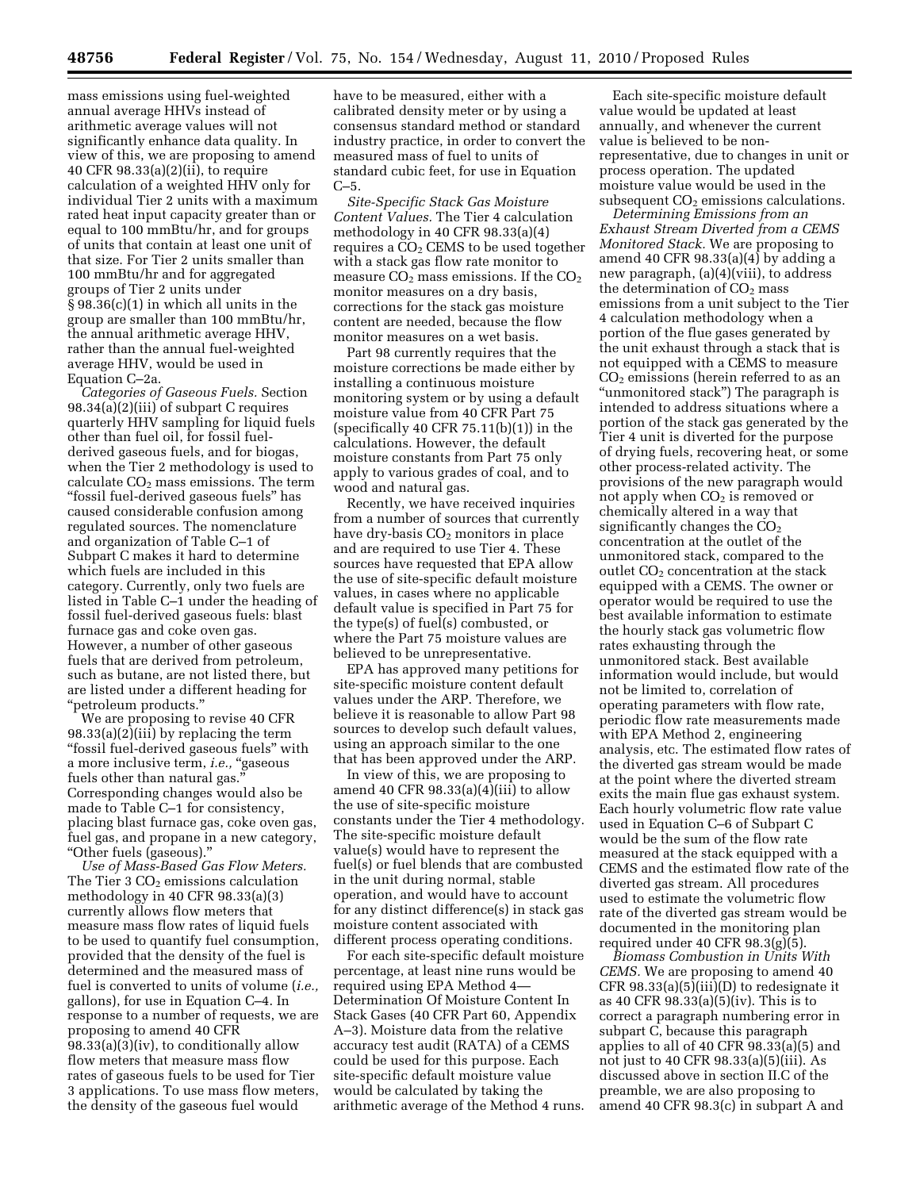mass emissions using fuel-weighted annual average HHVs instead of arithmetic average values will not significantly enhance data quality. In view of this, we are proposing to amend 40 CFR 98.33(a)(2)(ii), to require calculation of a weighted HHV only for individual Tier 2 units with a maximum rated heat input capacity greater than or equal to 100 mmBtu/hr, and for groups of units that contain at least one unit of that size. For Tier 2 units smaller than 100 mmBtu/hr and for aggregated groups of Tier 2 units under § 98.36(c)(1) in which all units in the group are smaller than 100 mmBtu/hr, the annual arithmetic average HHV, rather than the annual fuel-weighted average HHV, would be used in Equation C–2a.

*Categories of Gaseous Fuels.* Section 98.34(a)(2)(iii) of subpart C requires quarterly HHV sampling for liquid fuels other than fuel oil, for fossil fuel-derived gaseous fuels, and for biogas, when the Tier 2 methodology is used to calculate $CO_2$ mass emissions. The term "fossil fuel-derived gaseous fuels" has caused considerable confusion among regulated sources. The nomenclature and organization of Table C–1 of Subpart C makes it hard to determine which fuels are included in this category. Currently, only two fuels are listed in Table C–1 under the heading of fossil fuel-derived gaseous fuels: blast furnace gas and coke oven gas. However, a number of other gaseous fuels that are derived from petroleum, such as butane, are not listed there, but are listed under a different heading for "petroleum products."

We are proposing to revise 40 CFR 98.33(a)(2)(iii) by replacing the term "fossil fuel-derived gaseous fuels" with a more inclusive term, *i.e.,* "gaseous fuels other than natural gas." Corresponding changes would also be made to Table C–1 for consistency, placing blast furnace gas, coke oven gas, fuel gas, and propane in a new category, "Other fuels (gaseous)."

*Use of Mass-Based Gas Flow Meters.* The Tier 3 $CO_2$ emissions calculation methodology in 40 CFR 98.33(a)(3) currently allows flow meters that measure mass flow rates of liquid fuels to be used to quantify fuel consumption, provided that the density of the fuel is determined and the measured mass of fuel is converted to units of volume (*i.e.,* gallons), for use in Equation C–4. In response to a number of requests, we are proposing to amend 40 CFR 98.33(a)(3)(iv), to conditionally allow flow meters that measure mass flow rates of gaseous fuels to be used for Tier 3 applications. To use mass flow meters, the density of the gaseous fuel would have to be measured, either with a calibrated density meter or by using a consensus standard method or standard industry practice, in order to convert the measured mass of fuel to units of standard cubic feet, for use in Equation C–5.

*Site-Specific Stack Gas Moisture Content Values.* The Tier 4 calculation methodology in 40 CFR 98.33(a)(4) requires a $CO_2$ CEMS to be used together with a stack gas flow rate monitor to measure $CO_2$ mass emissions. If the $CO_2$ monitor measures on a dry basis, corrections for the stack gas moisture content are needed, because the flow monitor measures on a wet basis.

Part 98 currently requires that the moisture corrections be made either by installing a continuous moisture monitoring system or by using a default moisture value from 40 CFR Part 75 (specifically 40 CFR 75.11(b)(1)) in the calculations. However, the default moisture constants from Part 75 only apply to various grades of coal, and to wood and natural gas.

Recently, we have received inquiries from a number of sources that currently have dry-basis $CO_2$ monitors in place and are required to use Tier 4. These sources have requested that EPA allow the use of site-specific default moisture values, in cases where no applicable default value is specified in Part 75 for the type(s) of fuel(s) combusted, or where the Part 75 moisture values are believed to be unrepresentative.

EPA has approved many petitions for site-specific moisture content default values under the ARP. Therefore, we believe it is reasonable to allow Part 98 sources to develop such default values, using an approach similar to the one that has been approved under the ARP.

In view of this, we are proposing to amend 40 CFR 98.33(a)(4)(iii) to allow the use of site-specific moisture constants under the Tier 4 methodology. The site-specific moisture default value(s) would have to represent the fuel(s) or fuel blends that are combusted in the unit during normal, stable operation, and would have to account for any distinct difference(s) in stack gas moisture content associated with different process operating conditions.

For each site-specific default moisture percentage, at least nine runs would be required using EPA Method 4—Determination Of Moisture Content In Stack Gases (40 CFR Part 60, Appendix A–3). Moisture data from the relative accuracy test audit (RATA) of a CEMS could be used for this purpose. Each site-specific default moisture value would be calculated by taking the arithmetic average of the Method 4 runs.

Each site-specific moisture default value would be updated at least annually, and whenever the current value is believed to be non-representative, due to changes in unit or process operation. The updated moisture value would be used in the subsequent $CO_2$ emissions calculations.

*Determining Emissions from an Exhaust Stream Diverted from a CEMS Monitored Stack.* We are proposing to amend 40 CFR 98.33(a)(4) by adding a new paragraph, (a)(4)(viii), to address the determination of $CO_2$ mass emissions from a unit subject to the Tier 4 calculation methodology when a portion of the flue gases generated by the unit exhaust through a stack that is not equipped with a CEMS to measure $CO_2$ emissions (herein referred to as an "unmonitored stack") The paragraph is intended to address situations where a portion of the stack gas generated by the Tier 4 unit is diverted for the purpose of drying fuels, recovering heat, or some other process-related activity. The provisions of the new paragraph would not apply when $CO_2$ is removed or chemically altered in a way that significantly changes the $CO_2$ concentration at the outlet of the unmonitored stack, compared to the outlet $CO_2$ concentration at the stack equipped with a CEMS. The owner or operator would be required to use the best available information to estimate the hourly stack gas volumetric flow rates exhausting through the unmonitored stack. Best available information would include, but would not be limited to, correlation of operating parameters with flow rate, periodic flow rate measurements made with EPA Method 2, engineering analysis, etc. The estimated flow rates of the diverted gas stream would be made at the point where the diverted stream exits the main flue gas exhaust system. Each hourly volumetric flow rate value used in Equation C–6 of Subpart C would be the sum of the flow rate measured at the stack equipped with a CEMS and the estimated flow rate of the diverted gas stream. All procedures used to estimate the volumetric flow rate of the diverted gas stream would be documented in the monitoring plan required under 40 CFR 98.3(g)(5).

*Biomass Combustion in Units With CEMS.* We are proposing to amend 40 CFR 98.33(a)(5)(iii)(D) to redesignate it as 40 CFR 98.33(a)(5)(iv). This is to correct a paragraph numbering error in subpart C, because this paragraph applies to all of 40 CFR 98.33(a)(5) and not just to 40 CFR 98.33(a)(5)(iii). As discussed above in section II.C of the preamble, we are also proposing to amend 40 CFR 98.3(c) in subpart A and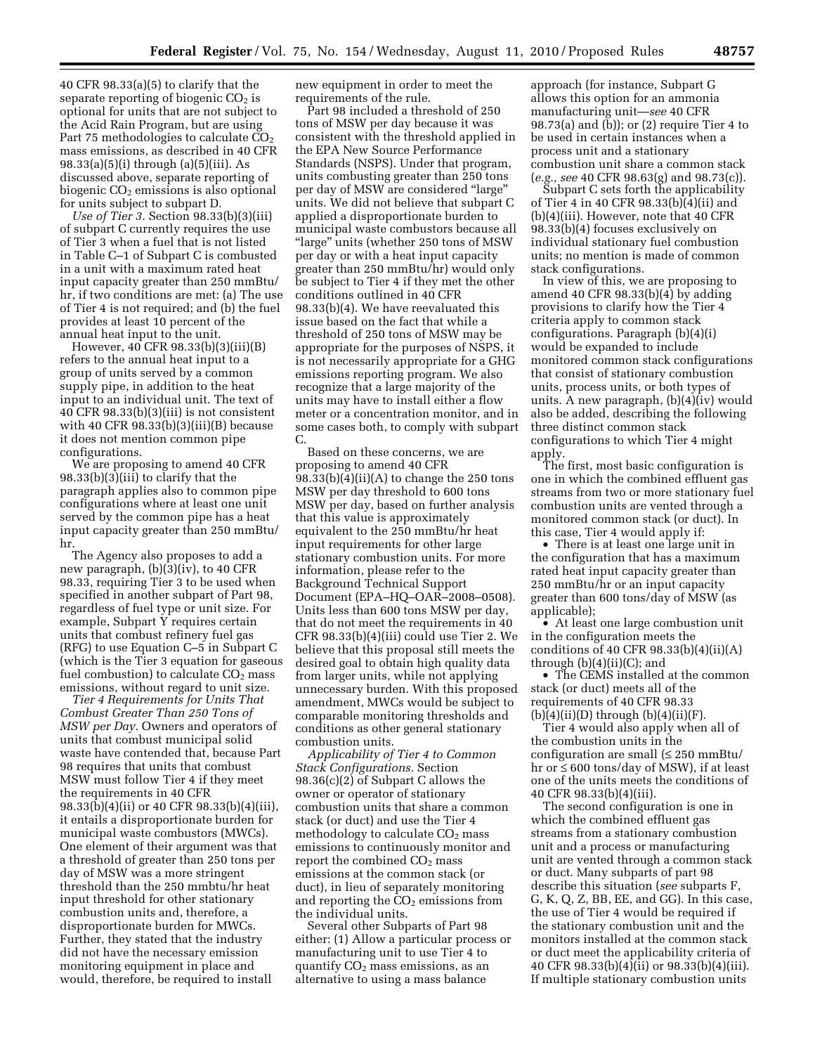40 CFR 98.33(a)(5) to clarify that the separate reporting of biogenic $CO_2$ is optional for units that are not subject to the Acid Rain Program, but are using Part 75 methodologies to calculate $CO_2$ mass emissions, as described in 40 CFR 98.33(a)(5)(i) through (a)(5)(iii). As discussed above, separate reporting of biogenic $CO_2$ emissions is also optional for units subject to subpart D.

*Use of Tier 3.* Section 98.33(b)(3)(iii) of subpart C currently requires the use of Tier 3 when a fuel that is not listed in Table C–1 of Subpart C is combusted in a unit with a maximum rated heat input capacity greater than 250 mmBtu/hr, if two conditions are met: (a) The use of Tier 4 is not required; and (b) the fuel provides at least 10 percent of the annual heat input to the unit.

However, 40 CFR 98.33(b)(3)(iii)(B) refers to the annual heat input to a group of units served by a common supply pipe, in addition to the heat input to an individual unit. The text of 40 CFR 98.33(b)(3)(iii) is not consistent with 40 CFR 98.33(b)(3)(iii)(B) because it does not mention common pipe configurations.

We are proposing to amend 40 CFR 98.33(b)(3)(iii) to clarify that the paragraph applies also to common pipe configurations where at least one unit served by the common pipe has a heat input capacity greater than 250 mmBtu/hr.

The Agency also proposes to add a new paragraph, (b)(3)(iv), to 40 CFR 98.33, requiring Tier 3 to be used when specified in another subpart of Part 98, regardless of fuel type or unit size. For example, Subpart Y requires certain units that combust refinery fuel gas (RFG) to use Equation C–5 in Subpart C (which is the Tier 3 equation for gaseous fuel combustion) to calculate $CO_2$ mass emissions, without regard to unit size.

*Tier 4 Requirements for Units That Combust Greater Than 250 Tons of MSW per Day.* Owners and operators of units that combust municipal solid waste have contended that, because Part 98 requires that units that combust MSW must follow Tier 4 if they meet the requirements in 40 CFR 98.33(b)(4)(ii) or 40 CFR 98.33(b)(4)(iii), it entails a disproportionate burden for municipal waste combustors (MWCs). One element of their argument was that a threshold of greater than 250 tons per day of MSW was a more stringent threshold than the 250 mmbtu/hr heat input threshold for other stationary combustion units and, therefore, a disproportionate burden for MWCs. Further, they stated that the industry did not have the necessary emission monitoring equipment in place and would, therefore, be required to install new equipment in order to meet the requirements of the rule.

Part 98 included a threshold of 250 tons of MSW per day because it was consistent with the threshold applied in the EPA New Source Performance Standards (NSPS). Under that program, units combusting greater than 250 tons per day of MSW are considered "large" units. We did not believe that subpart C applied a disproportionate burden to municipal waste combustors because all "large" units (whether 250 tons of MSW per day or with a heat input capacity greater than 250 mmBtu/hr) would only be subject to Tier 4 if they met the other conditions outlined in 40 CFR 98.33(b)(4). We have reevaluated this issue based on the fact that while a threshold of 250 tons of MSW may be appropriate for the purposes of NSPS, it is not necessarily appropriate for a GHG emissions reporting program. We also recognize that a large majority of the units may have to install either a flow meter or a concentration monitor, and in some cases both, to comply with subpart C.

Based on these concerns, we are proposing to amend 40 CFR 98.33(b)(4)(ii)(A) to change the 250 tons MSW per day threshold to 600 tons MSW per day, based on further analysis that this value is approximately equivalent to the 250 mmBtu/hr heat input requirements for other large stationary combustion units. For more information, please refer to the Background Technical Support Document (EPA–HQ–OAR–2008–0508). Units less than 600 tons MSW per day, that do not meet the requirements in 40 CFR 98.33(b)(4)(iii) could use Tier 2. We believe that this proposal still meets the desired goal to obtain high quality data from larger units, while not applying unnecessary burden. With this proposed amendment, MWCs would be subject to comparable monitoring thresholds and conditions as other general stationary combustion units.

*Applicability of Tier 4 to Common Stack Configurations.* Section 98.36(c)(2) of Subpart C allows the owner or operator of stationary combustion units that share a common stack (or duct) and use the Tier 4 methodology to calculate $CO_2$ mass emissions to continuously monitor and report the combined $CO_2$ mass emissions at the common stack (or duct), in lieu of separately monitoring and reporting the $CO_2$ emissions from the individual units.

Several other Subparts of Part 98 either: (1) Allow a particular process or manufacturing unit to use Tier 4 to quantify $CO_2$ mass emissions, as an alternative to using a mass balance approach (for instance, Subpart G allows this option for an ammonia manufacturing unit—*see* 40 CFR 98.73(a) and (b)); or (2) require Tier 4 to be used in certain instances when a process unit and a stationary combustion unit share a common stack (*e.g., see* 40 CFR 98.63(g) and 98.73(c)).

Subpart C sets forth the applicability of Tier 4 in 40 CFR 98.33(b)(4)(ii) and (b)(4)(iii). However, note that 40 CFR 98.33(b)(4) focuses exclusively on individual stationary fuel combustion units; no mention is made of common stack configurations.

In view of this, we are proposing to amend 40 CFR 98.33(b)(4) by adding provisions to clarify how the Tier 4 criteria apply to common stack configurations. Paragraph (b)(4)(i) would be expanded to include monitored common stack configurations that consist of stationary combustion units, process units, or both types of units. A new paragraph, (b)(4)(iv) would also be added, describing the following three distinct common stack configurations to which Tier 4 might apply.

The first, most basic configuration is one in which the combined effluent gas streams from two or more stationary fuel combustion units are vented through a monitored common stack (or duct). In this case, Tier 4 would apply if:

- There is at least one large unit in the configuration that has a maximum rated heat input capacity greater than 250 mmBtu/hr or an input capacity greater than 600 tons/day of MSW (as applicable);
- At least one large combustion unit in the configuration meets the conditions of 40 CFR 98.33(b)(4)(ii)(A) through (b)(4)(ii)(C); and
- The CEMS installed at the common stack (or duct) meets all of the requirements of 40 CFR 98.33 (b)(4)(ii)(D) through (b)(4)(ii)(F).

Tier 4 would also apply when all of the combustion units in the configuration are small ($\leq$ 250 mmBtu/hr or $\leq$ 600 tons/day of MSW), if at least one of the units meets the conditions of 40 CFR 98.33(b)(4)(iii).

The second configuration is one in which the combined effluent gas streams from a stationary combustion unit and a process or manufacturing unit are vented through a common stack or duct. Many subparts of part 98 describe this situation (*see* subparts F, G, K, Q, Z, BB, EE, and GG). In this case, the use of Tier 4 would be required if the stationary combustion unit and the monitors installed at the common stack or duct meet the applicability criteria of 40 CFR 98.33(b)(4)(ii) or 98.33(b)(4)(iii). If multiple stationary combustion units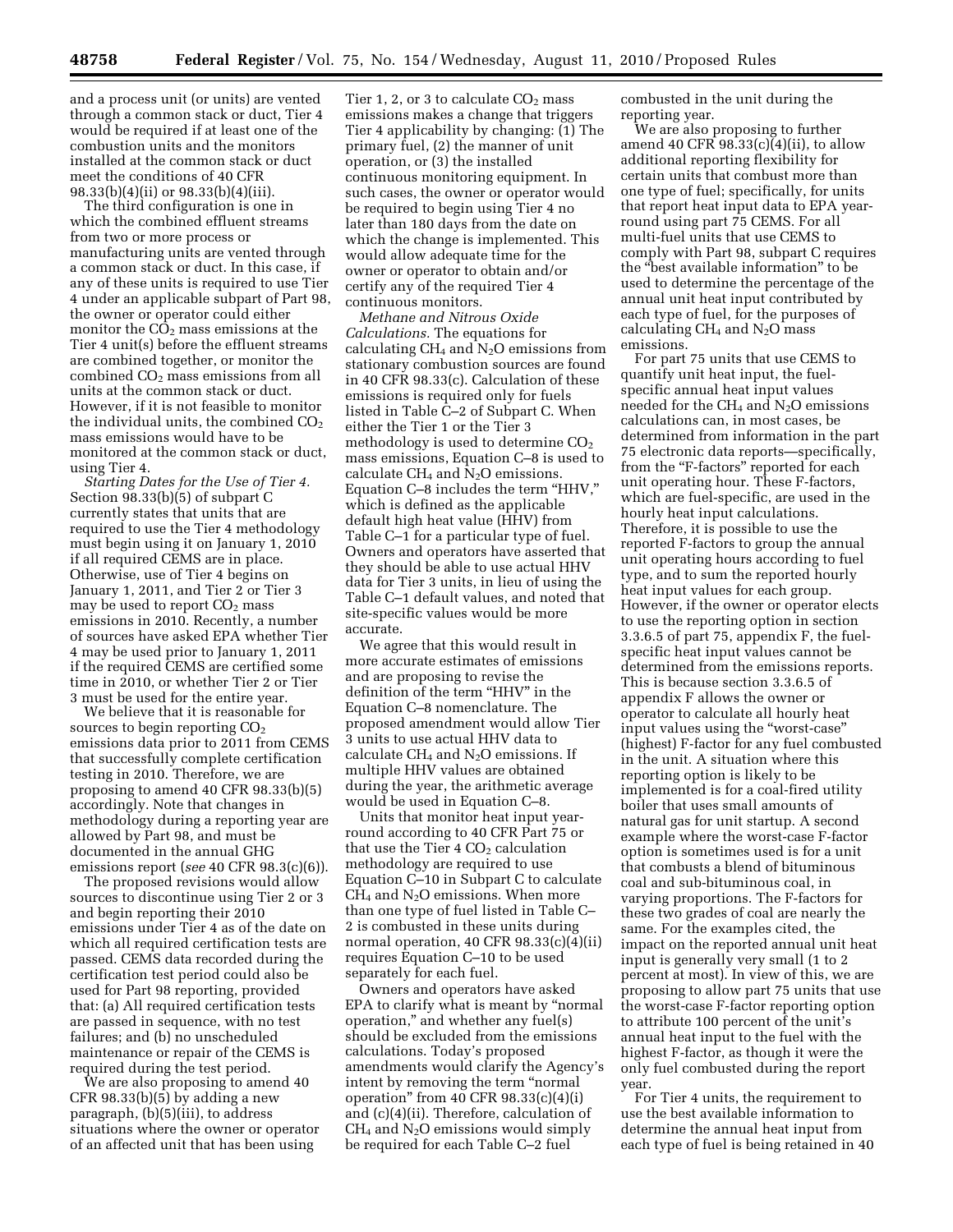and a process unit (or units) are vented through a common stack or duct, Tier 4 would be required if at least one of the combustion units and the monitors installed at the common stack or duct meet the conditions of 40 CFR 98.33(b)(4)(ii) or 98.33(b)(4)(iii).

The third configuration is one in which the combined effluent streams from two or more process or manufacturing units are vented through a common stack or duct. In this case, if any of these units is required to use Tier 4 under an applicable subpart of Part 98, the owner or operator could either monitor the $CO_2$ mass emissions at the Tier 4 unit(s) before the effluent streams are combined together, or monitor the combined $CO_2$ mass emissions from all units at the common stack or duct. However, if it is not feasible to monitor the individual units, the combined $CO_2$ mass emissions would have to be monitored at the common stack or duct, using Tier 4.

*Starting Dates for the Use of Tier 4.* Section 98.33(b)(5) of subpart C currently states that units that are required to use the Tier 4 methodology must begin using it on January 1, 2010 if all required CEMS are in place. Otherwise, use of Tier 4 begins on January 1, 2011, and Tier 2 or Tier 3 may be used to report $CO_2$ mass emissions in 2010. Recently, a number of sources have asked EPA whether Tier 4 may be used prior to January 1, 2011 if the required CEMS are certified some time in 2010, or whether Tier 2 or Tier 3 must be used for the entire year.

We believe that it is reasonable for sources to begin reporting $CO_2$ emissions data prior to 2011 from CEMS that successfully complete certification testing in 2010. Therefore, we are proposing to amend 40 CFR 98.33(b)(5) accordingly. Note that changes in methodology during a reporting year are allowed by Part 98, and must be documented in the annual GHG emissions report (*see* 40 CFR 98.3(c)(6)).

The proposed revisions would allow sources to discontinue using Tier 2 or 3 and begin reporting their 2010 emissions under Tier 4 as of the date on which all required certification tests are passed. CEMS data recorded during the certification test period could also be used for Part 98 reporting, provided that: (a) All required certification tests are passed in sequence, with no test failures; and (b) no unscheduled maintenance or repair of the CEMS is required during the test period.

We are also proposing to amend 40 CFR 98.33(b)(5) by adding a new paragraph, (b)(5)(iii), to address situations where the owner or operator of an affected unit that has been using Tier 1, 2, or 3 to calculate $CO_2$ mass emissions makes a change that triggers Tier 4 applicability by changing: (1) The primary fuel, (2) the manner of unit operation, or (3) the installed continuous monitoring equipment. In such cases, the owner or operator would be required to begin using Tier 4 no later than 180 days from the date on which the change is implemented. This would allow adequate time for the owner or operator to obtain and/or certify any of the required Tier 4 continuous monitors.

*Methane and Nitrous Oxide Calculations.* The equations for calculating $CH_4$ and $N_2O$ emissions from stationary combustion sources are found in 40 CFR 98.33(c). Calculation of these emissions is required only for fuels listed in Table C–2 of Subpart C. When either the Tier 1 or the Tier 3 methodology is used to determine $CO_2$ mass emissions, Equation C–8 is used to calculate $CH_4$ and $N_2O$ emissions. Equation C–8 includes the term "HHV," which is defined as the applicable default high heat value (HHV) from Table C–1 for a particular type of fuel. Owners and operators have asserted that they should be able to use actual HHV data for Tier 3 units, in lieu of using the Table C–1 default values, and noted that site-specific values would be more accurate.

We agree that this would result in more accurate estimates of emissions and are proposing to revise the definition of the term "HHV" in the Equation C–8 nomenclature. The proposed amendment would allow Tier 3 units to use actual HHV data to calculate $CH_4$ and $N_2O$ emissions. If multiple HHV values are obtained during the year, the arithmetic average would be used in Equation C–8.

Units that monitor heat input year-round according to 40 CFR Part 75 or that use the Tier 4 $CO_2$ calculation methodology are required to use Equation C–10 in Subpart C to calculate $CH_4$ and $N_2O$ emissions. When more than one type of fuel listed in Table C–2 is combusted in these units during normal operation, 40 CFR 98.33(c)(4)(ii) requires Equation C–10 to be used separately for each fuel.

Owners and operators have asked EPA to clarify what is meant by "normal operation," and whether any fuel(s) should be excluded from the emissions calculations. Today's proposed amendments would clarify the Agency's intent by removing the term "normal operation" from 40 CFR 98.33(c)(4)(i) and (c)(4)(ii). Therefore, calculation of $CH_4$ and $N_2O$ emissions would simply be required for each Table C–2 fuel combusted in the unit during the reporting year.

We are also proposing to further amend 40 CFR 98.33(c)(4)(ii), to allow additional reporting flexibility for certain units that combust more than one type of fuel; specifically, for units that report heat input data to EPA year-round using part 75 CEMS. For all multi-fuel units that use CEMS to comply with Part 98, subpart C requires the "best available information" to be used to determine the percentage of the annual unit heat input contributed by each type of fuel, for the purposes of calculating $CH_4$ and $N_2O$ mass emissions.

For part 75 units that use CEMS to quantify unit heat input, the fuel-specific annual heat input values needed for the $CH_4$ and $N_2O$ emissions calculations can, in most cases, be determined from information in the part 75 electronic data reports—specifically, from the "F-factors" reported for each unit operating hour. These F-factors, which are fuel-specific, are used in the hourly heat input calculations. Therefore, it is possible to use the reported F-factors to group the annual unit operating hours according to fuel type, and to sum the reported hourly heat input values for each group. However, if the owner or operator elects to use the reporting option in section 3.3.6.5 of part 75, appendix F, the fuel-specific heat input values cannot be determined from the emissions reports. This is because section 3.3.6.5 of appendix F allows the owner or operator to calculate all hourly heat input values using the "worst-case" (highest) F-factor for any fuel combusted in the unit. A situation where this reporting option is likely to be implemented is for a coal-fired utility boiler that uses small amounts of natural gas for unit startup. A second example where the worst-case F-factor option is sometimes used is for a unit that combusts a blend of bituminous coal and sub-bituminous coal, in varying proportions. The F-factors for these two grades of coal are nearly the same. For the examples cited, the impact on the reported annual unit heat input is generally very small (1 to 2 percent at most). In view of this, we are proposing to allow part 75 units that use the worst-case F-factor reporting option to attribute 100 percent of the unit's annual heat input to the fuel with the highest F-factor, as though it were the only fuel combusted during the report year.

For Tier 4 units, the requirement to use the best available information to determine the annual heat input from each type of fuel is being retained in 40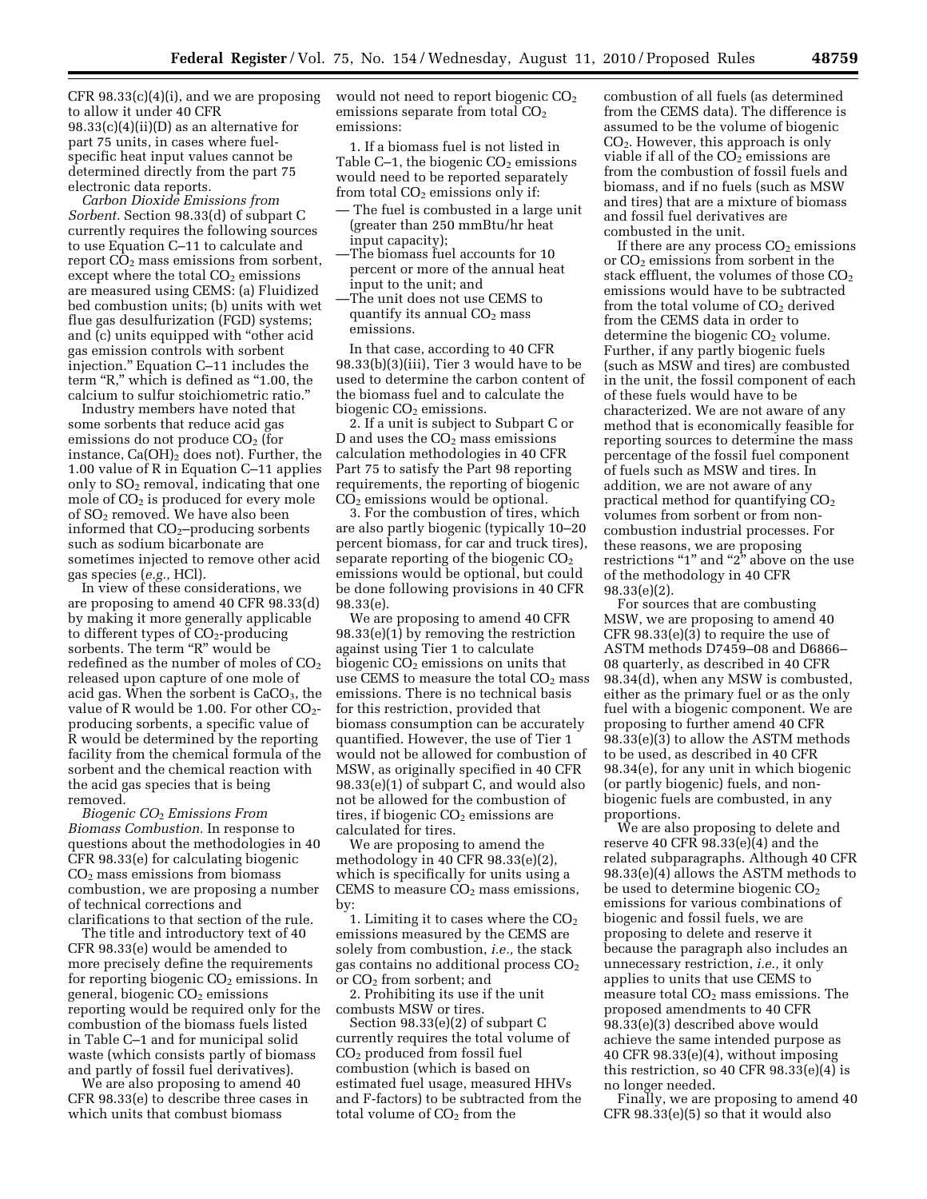CFR 98.33(c)(4)(i), and we are proposing to allow it under 40 CFR 98.33(c)(4)(ii)(D) as an alternative for part 75 units, in cases where fuel-specific heat input values cannot be determined directly from the part 75 electronic data reports.

*Carbon Dioxide Emissions from Sorbent.* Section 98.33(d) of subpart C currently requires the following sources to use Equation C–11 to calculate and report $CO_2$ mass emissions from sorbent, except where the total $CO_2$ emissions are measured using CEMS: (a) Fluidized bed combustion units; (b) units with wet flue gas desulfurization (FGD) systems; and (c) units equipped with "other acid gas emission controls with sorbent injection." Equation C–11 includes the term "R," which is defined as "1.00, the calcium to sulfur stoichiometric ratio."

Industry members have noted that some sorbents that reduce acid gas emissions do not produce $CO_2$ (for instance, $Ca(OH)_2$ does not). Further, the 1.00 value of R in Equation C–11 applies only to $SO_2$ removal, indicating that one mole of $CO_2$ is produced for every mole of $SO_2$ removed. We have also been informed that $CO_2$–producing sorbents such as sodium bicarbonate are sometimes injected to remove other acid gas species (*e.g.,* HCl).

In view of these considerations, we are proposing to amend 40 CFR 98.33(d) by making it more generally applicable to different types of $CO_2$-producing sorbents. The term "R" would be redefined as the number of moles of $CO_2$ released upon capture of one mole of acid gas. When the sorbent is $CaCO_3$, the value of R would be 1.00. For other $CO_2$-producing sorbents, a specific value of R would be determined by the reporting facility from the chemical formula of the sorbent and the chemical reaction with the acid gas species that is being removed.

*Biogenic $CO_2$ Emissions From Biomass Combustion.* In response to questions about the methodologies in 40 CFR 98.33(e) for calculating biogenic $CO_2$ mass emissions from biomass combustion, we are proposing a number of technical corrections and clarifications to that section of the rule.

The title and introductory text of 40 CFR 98.33(e) would be amended to more precisely define the requirements for reporting biogenic $CO_2$ emissions. In general, biogenic $CO_2$ emissions reporting would be required only for the combustion of the biomass fuels listed in Table C–1 and for municipal solid waste (which consists partly of biomass and partly of fossil fuel derivatives).

We are also proposing to amend 40 CFR 98.33(e) to describe three cases in which units that combust biomass would not need to report biogenic $CO_2$ emissions separate from total $CO_2$ emissions:

1. If a biomass fuel is not listed in Table C–1, the biogenic $CO_2$ emissions would need to be reported separately from total $CO_2$ emissions only if:

— The fuel is combusted in a large unit (greater than 250 mmBtu/hr heat input capacity);

—The biomass fuel accounts for 10 percent or more of the annual heat input to the unit; and

—The unit does not use CEMS to quantify its annual $CO_2$ mass emissions.

In that case, according to 40 CFR 98.33(b)(3)(iii), Tier 3 would have to be used to determine the carbon content of the biomass fuel and to calculate the biogenic $CO_2$ emissions.

2. If a unit is subject to Subpart C or D and uses the $CO_2$ mass emissions calculation methodologies in 40 CFR Part 75 to satisfy the Part 98 reporting requirements, the reporting of biogenic $CO_2$ emissions would be optional.

3. For the combustion of tires, which are also partly biogenic (typically 10–20 percent biomass, for car and truck tires), separate reporting of the biogenic $CO_2$ emissions would be optional, but could be done following provisions in 40 CFR 98.33(e).

We are proposing to amend 40 CFR 98.33(e)(1) by removing the restriction against using Tier 1 to calculate biogenic $CO_2$ emissions on units that use CEMS to measure the total $CO_2$ mass emissions. There is no technical basis for this restriction, provided that biomass consumption can be accurately quantified. However, the use of Tier 1 would not be allowed for combustion of MSW, as originally specified in 40 CFR 98.33(e)(1) of subpart C, and would also not be allowed for the combustion of tires, if biogenic $CO_2$ emissions are calculated for tires.

We are proposing to amend the methodology in 40 CFR 98.33(e)(2), which is specifically for units using a CEMS to measure $CO_2$ mass emissions, by:

1. Limiting it to cases where the $CO_2$ emissions measured by the CEMS are solely from combustion, *i.e.,* the stack gas contains no additional process $CO_2$ or $CO_2$ from sorbent; and

2. Prohibiting its use if the unit combusts MSW or tires.

Section 98.33(e)(2) of subpart C currently requires the total volume of $CO_2$ produced from fossil fuel combustion (which is based on estimated fuel usage, measured HHVs and F-factors) to be subtracted from the total volume of $CO_2$ from the combustion of all fuels (as determined from the CEMS data). The difference is assumed to be the volume of biogenic $CO_2$. However, this approach is only viable if all of the $CO_2$ emissions are from the combustion of fossil fuels and biomass, and if no fuels (such as MSW and tires) that are a mixture of biomass and fossil fuel derivatives are combusted in the unit.

If there are any process $CO_2$ emissions or $CO_2$ emissions from sorbent in the stack effluent, the volumes of those $CO_2$ emissions would have to be subtracted from the total volume of $CO_2$ derived from the CEMS data in order to determine the biogenic $CO_2$ volume. Further, if any partly biogenic fuels (such as MSW and tires) are combusted in the unit, the fossil component of each of these fuels would have to be characterized. We are not aware of any method that is economically feasible for reporting sources to determine the mass percentage of the fossil fuel component of fuels such as MSW and tires. In addition, we are not aware of any practical method for quantifying $CO_2$ volumes from sorbent or from non-combustion industrial processes. For these reasons, we are proposing restrictions "1" and "2" above on the use of the methodology in 40 CFR 98.33(e)(2).

For sources that are combusting MSW, we are proposing to amend 40 CFR 98.33(e)(3) to require the use of ASTM methods D7459–08 and D6866–08 quarterly, as described in 40 CFR 98.34(d), when any MSW is combusted, either as the primary fuel or as the only fuel with a biogenic component. We are proposing to further amend 40 CFR 98.33(e)(3) to allow the ASTM methods to be used, as described in 40 CFR 98.34(e), for any unit in which biogenic (or partly biogenic) fuels, and non-biogenic fuels are combusted, in any proportions.

We are also proposing to delete and reserve 40 CFR 98.33(e)(4) and the related subparagraphs. Although 40 CFR 98.33(e)(4) allows the ASTM methods to be used to determine biogenic $CO_2$ emissions for various combinations of biogenic and fossil fuels, we are proposing to delete and reserve it because the paragraph also includes an unnecessary restriction, *i.e.,* it only applies to units that use CEMS to measure total $CO_2$ mass emissions. The proposed amendments to 40 CFR 98.33(e)(3) described above would achieve the same intended purpose as 40 CFR 98.33(e)(4), without imposing this restriction, so 40 CFR 98.33(e)(4) is no longer needed.

Finally, we are proposing to amend 40 CFR 98.33(e)(5) so that it would also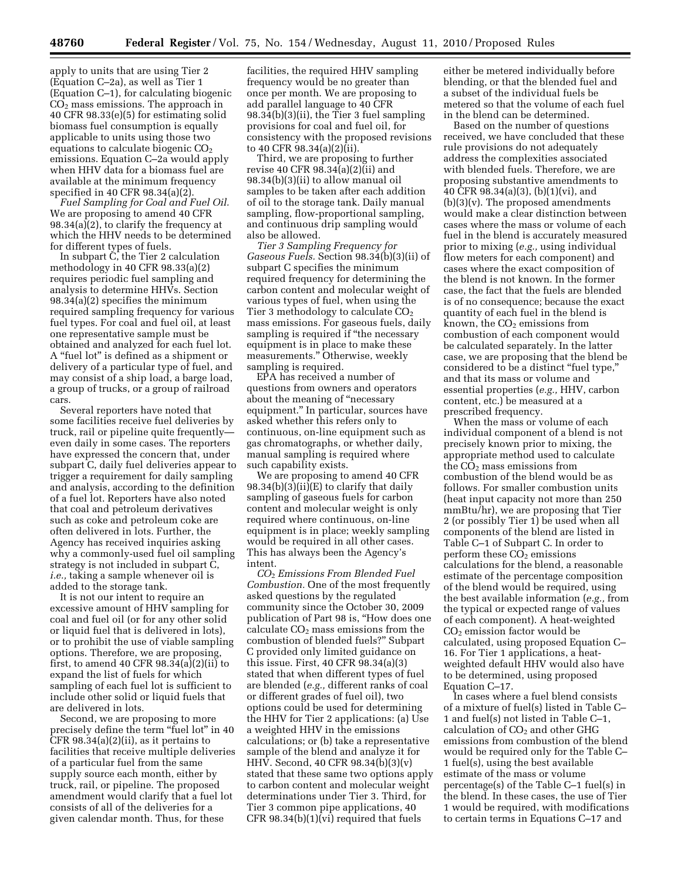apply to units that are using Tier 2 (Equation C–2a), as well as Tier 1 (Equation C–1), for calculating biogenic $CO_2$ mass emissions. The approach in 40 CFR 98.33(e)(5) for estimating solid biomass fuel consumption is equally applicable to units using those two equations to calculate biogenic $CO_2$ emissions. Equation C–2a would apply when HHV data for a biomass fuel are available at the minimum frequency specified in 40 CFR 98.34(a)(2).

*Fuel Sampling for Coal and Fuel Oil.* We are proposing to amend 40 CFR 98.34(a)(2), to clarify the frequency at which the HHV needs to be determined for different types of fuels.

In subpart C, the Tier 2 calculation methodology in 40 CFR 98.33(a)(2) requires periodic fuel sampling and analysis to determine HHVs. Section 98.34(a)(2) specifies the minimum required sampling frequency for various fuel types. For coal and fuel oil, at least one representative sample must be obtained and analyzed for each fuel lot. A "fuel lot" is defined as a shipment or delivery of a particular type of fuel, and may consist of a ship load, a barge load, a group of trucks, or a group of railroad cars.

Several reporters have noted that some facilities receive fuel deliveries by truck, rail or pipeline quite frequently—even daily in some cases. The reporters have expressed the concern that, under subpart C, daily fuel deliveries appear to trigger a requirement for daily sampling and analysis, according to the definition of a fuel lot. Reporters have also noted that coal and petroleum derivatives such as coke and petroleum coke are often delivered in lots. Further, the Agency has received inquiries asking why a commonly-used fuel oil sampling strategy is not included in subpart C, *i.e.,* taking a sample whenever oil is added to the storage tank.

It is not our intent to require an excessive amount of HHV sampling for coal and fuel oil (or for any other solid or liquid fuel that is delivered in lots), or to prohibit the use of viable sampling options. Therefore, we are proposing, first, to amend 40 CFR 98.34(a)(2)(ii) to expand the list of fuels for which sampling of each fuel lot is sufficient to include other solid or liquid fuels that are delivered in lots.

Second, we are proposing to more precisely define the term "fuel lot" in 40 CFR 98.34(a)(2)(ii), as it pertains to facilities that receive multiple deliveries of a particular fuel from the same supply source each month, either by truck, rail, or pipeline. The proposed amendment would clarify that a fuel lot consists of all of the deliveries for a given calendar month. Thus, for these facilities, the required HHV sampling frequency would be no greater than once per month. We are proposing to add parallel language to 40 CFR 98.34(b)(3)(ii), the Tier 3 fuel sampling provisions for coal and fuel oil, for consistency with the proposed revisions to 40 CFR 98.34(a)(2)(ii).

Third, we are proposing to further revise 40 CFR 98.34(a)(2)(ii) and 98.34(b)(3)(ii) to allow manual oil samples to be taken after each addition of oil to the storage tank. Daily manual sampling, flow-proportional sampling, and continuous drip sampling would also be allowed.

*Tier 3 Sampling Frequency for Gaseous Fuels.* Section 98.34(b)(3)(ii) of subpart C specifies the minimum required frequency for determining the carbon content and molecular weight of various types of fuel, when using the Tier 3 methodology to calculate $CO_2$ mass emissions. For gaseous fuels, daily sampling is required if "the necessary equipment is in place to make these measurements." Otherwise, weekly sampling is required.

EPA has received a number of questions from owners and operators about the meaning of "necessary equipment." In particular, sources have asked whether this refers only to continuous, on-line equipment such as gas chromatographs, or whether daily, manual sampling is required where such capability exists.

We are proposing to amend 40 CFR 98.34(b)(3)(ii)(E) to clarify that daily sampling of gaseous fuels for carbon content and molecular weight is only required where continuous, on-line equipment is in place; weekly sampling would be required in all other cases. This has always been the Agency's intent.

*$CO_2$ Emissions From Blended Fuel Combustion.* One of the most frequently asked questions by the regulated community since the October 30, 2009 publication of Part 98 is, "How does one calculate $CO_2$ mass emissions from the combustion of blended fuels?" Subpart C provided only limited guidance on this issue. First, 40 CFR 98.34(a)(3) stated that when different types of fuel are blended (*e.g.,* different ranks of coal or different grades of fuel oil), two options could be used for determining the HHV for Tier 2 applications: (a) Use a weighted HHV in the emissions calculations; or (b) take a representative sample of the blend and analyze it for HHV. Second, 40 CFR 98.34(b)(3)(v) stated that these same two options apply to carbon content and molecular weight determinations under Tier 3. Third, for Tier 3 common pipe applications, 40 CFR 98.34(b)(1)(vi) required that fuels either be metered individually before blending, or that the blended fuel and a subset of the individual fuels be metered so that the volume of each fuel in the blend can be determined.

Based on the number of questions received, we have concluded that these rule provisions do not adequately address the complexities associated with blended fuels. Therefore, we are proposing substantive amendments to 40 CFR 98.34(a)(3), (b)(1)(vi), and (b)(3)(v). The proposed amendments would make a clear distinction between cases where the mass or volume of each fuel in the blend is accurately measured prior to mixing (*e.g.,* using individual flow meters for each component) and cases where the exact composition of the blend is not known. In the former case, the fact that the fuels are blended is of no consequence; because the exact quantity of each fuel in the blend is known, the $CO_2$ emissions from combustion of each component would be calculated separately. In the latter case, we are proposing that the blend be considered to be a distinct "fuel type," and that its mass or volume and essential properties (*e.g.,* HHV, carbon content, etc.) be measured at a prescribed frequency.

When the mass or volume of each individual component of a blend is not precisely known prior to mixing, the appropriate method used to calculate the $CO_2$ mass emissions from combustion of the blend would be as follows. For smaller combustion units (heat input capacity not more than 250 mmBtu/hr), we are proposing that Tier 2 (or possibly Tier 1) be used when all components of the blend are listed in Table C–1 of Subpart C. In order to perform these $CO_2$ emissions calculations for the blend, a reasonable estimate of the percentage composition of the blend would be required, using the best available information (*e.g.,* from the typical or expected range of values of each component). A heat-weighted $CO_2$ emission factor would be calculated, using proposed Equation C–16. For Tier 1 applications, a heat-weighted default HHV would also have to be determined, using proposed Equation C–17.

In cases where a fuel blend consists of a mixture of fuel(s) listed in Table C–1 and fuel(s) not listed in Table C–1, calculation of $CO_2$ and other GHG emissions from combustion of the blend would be required only for the Table C–1 fuel(s), using the best available estimate of the mass or volume percentage(s) of the Table C–1 fuel(s) in the blend. In these cases, the use of Tier 1 would be required, with modifications to certain terms in Equations C–17 and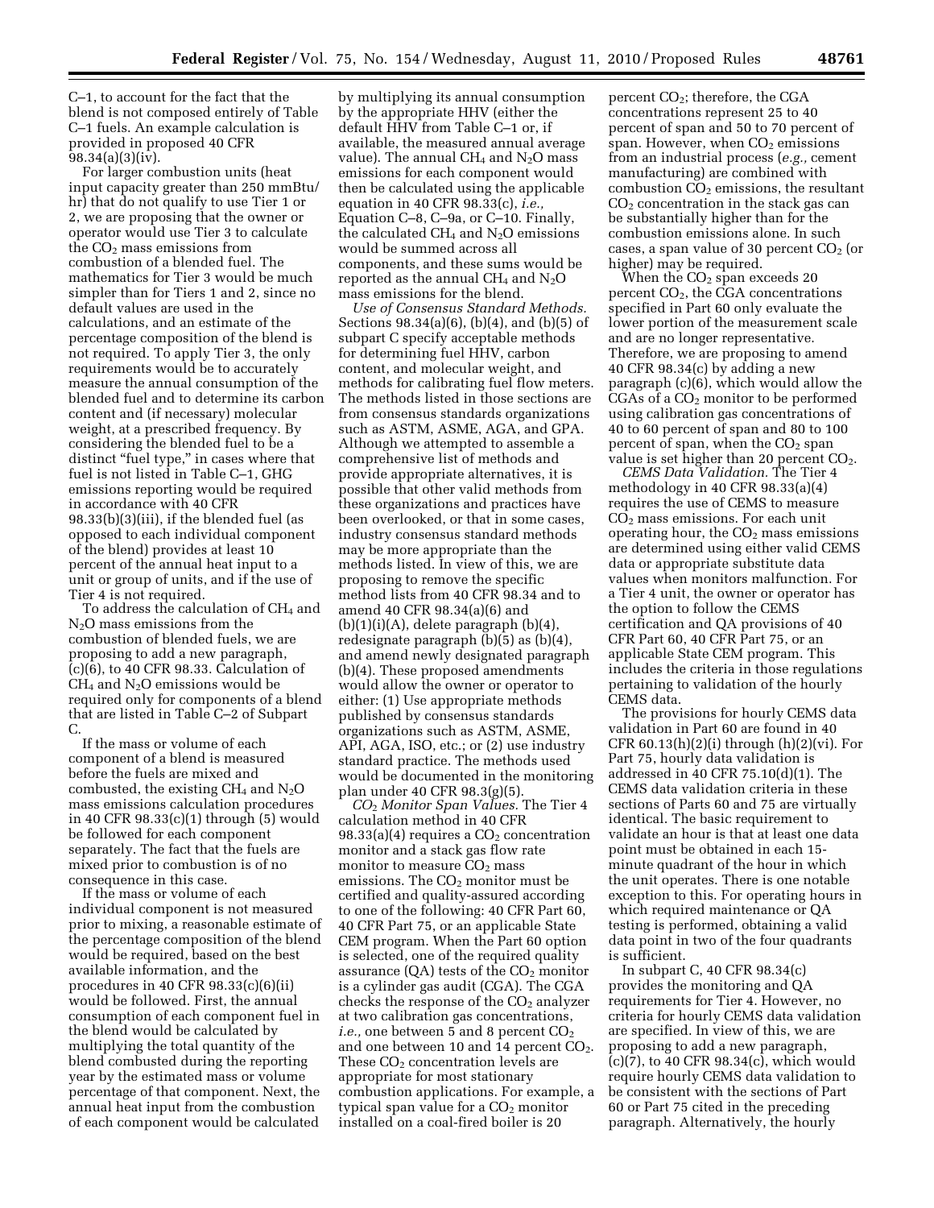C–1, to account for the fact that the blend is not composed entirely of Table C–1 fuels. An example calculation is provided in proposed 40 CFR 98.34(a)(3)(iv).

For larger combustion units (heat input capacity greater than 250 mmBtu/hr) that do not qualify to use Tier 1 or 2, we are proposing that the owner or operator would use Tier 3 to calculate the $CO_2$ mass emissions from combustion of a blended fuel. The mathematics for Tier 3 would be much simpler than for Tiers 1 and 2, since no default values are used in the calculations, and an estimate of the percentage composition of the blend is not required. To apply Tier 3, the only requirements would be to accurately measure the annual consumption of the blended fuel and to determine its carbon content and (if necessary) molecular weight, at a prescribed frequency. By considering the blended fuel to be a distinct "fuel type," in cases where that fuel is not listed in Table C–1, GHG emissions reporting would be required in accordance with 40 CFR 98.33(b)(3)(iii), if the blended fuel (as opposed to each individual component of the blend) provides at least 10 percent of the annual heat input to a unit or group of units, and if the use of Tier 4 is not required.

To address the calculation of $CH_4$ and $N_2O$ mass emissions from the combustion of blended fuels, we are proposing to add a new paragraph, (c)(6), to 40 CFR 98.33. Calculation of $CH_4$ and $N_2O$ emissions would be required only for components of a blend that are listed in Table C–2 of Subpart C.

If the mass or volume of each component of a blend is measured before the fuels are mixed and combusted, the existing $CH_4$ and $N_2O$ mass emissions calculation procedures in 40 CFR 98.33(c)(1) through (5) would be followed for each component separately. The fact that the fuels are mixed prior to combustion is of no consequence in this case.

If the mass or volume of each individual component is not measured prior to mixing, a reasonable estimate of the percentage composition of the blend would be required, based on the best available information, and the procedures in 40 CFR 98.33(c)(6)(ii) would be followed. First, the annual consumption of each component fuel in the blend would be calculated by multiplying the total quantity of the blend combusted during the reporting year by the estimated mass or volume percentage of that component. Next, the annual heat input from the combustion of each component would be calculated by multiplying its annual consumption by the appropriate HHV (either the default HHV from Table C–1 or, if available, the measured annual average value). The annual $CH_4$ and $N_2O$ mass emissions for each component would then be calculated using the applicable equation in 40 CFR 98.33(c), *i.e.,* Equation C–8, C–9a, or C–10. Finally, the calculated $CH_4$ and $N_2O$ emissions would be summed across all components, and these sums would be reported as the annual $CH_4$ and $N_2O$ mass emissions for the blend.

*Use of Consensus Standard Methods.* Sections 98.34(a)(6), (b)(4), and (b)(5) of subpart C specify acceptable methods for determining fuel HHV, carbon content, and molecular weight, and methods for calibrating fuel flow meters. The methods listed in those sections are from consensus standards organizations such as ASTM, ASME, AGA, and GPA. Although we attempted to assemble a comprehensive list of methods and provide appropriate alternatives, it is possible that other valid methods from these organizations and practices have been overlooked, or that in some cases, industry consensus standard methods may be more appropriate than the methods listed. In view of this, we are proposing to remove the specific method lists from 40 CFR 98.34 and to amend 40 CFR 98.34(a)(6) and (b)(1)(i)(A), delete paragraph (b)(4), redesignate paragraph (b)(5) as (b)(4), and amend newly designated paragraph (b)(4). These proposed amendments would allow the owner or operator to either: (1) Use appropriate methods published by consensus standards organizations such as ASTM, ASME, API, AGA, ISO, etc.; or (2) use industry standard practice. The methods used would be documented in the monitoring plan under 40 CFR 98.3(g)(5).

*$CO_2$ Monitor Span Values.* The Tier 4 calculation method in 40 CFR 98.33(a)(4) requires a $CO_2$ concentration monitor and a stack gas flow rate monitor to measure $CO_2$ mass emissions. The $CO_2$ monitor must be certified and quality-assured according to one of the following: 40 CFR Part 60, 40 CFR Part 75, or an applicable State CEM program. When the Part 60 option is selected, one of the required quality assurance (QA) tests of the $CO_2$ monitor is a cylinder gas audit (CGA). The CGA checks the response of the $CO_2$ analyzer at two calibration gas concentrations, *i.e.,* one between 5 and 8 percent $CO_2$ and one between 10 and 14 percent $CO_2$. These $CO_2$ concentration levels are appropriate for most stationary combustion applications. For example, a typical span value for a $CO_2$ monitor installed on a coal-fired boiler is 20 percent $CO_2$; therefore, the CGA concentrations represent 25 to 40 percent of span and 50 to 70 percent of span. However, when $CO_2$ emissions from an industrial process (*e.g.,* cement manufacturing) are combined with combustion $CO_2$ emissions, the resultant $CO_2$ concentration in the stack gas can be substantially higher than for the combustion emissions alone. In such cases, a span value of 30 percent $CO_2$ (or higher) may be required.

When the $CO_2$ span exceeds 20 percent $CO_2$, the CGA concentrations specified in Part 60 only evaluate the lower portion of the measurement scale and are no longer representative. Therefore, we are proposing to amend 40 CFR 98.34(c) by adding a new paragraph (c)(6), which would allow the CGAs of a $CO_2$ monitor to be performed using calibration gas concentrations of 40 to 60 percent of span and 80 to 100 percent of span, when the $CO_2$ span value is set higher than 20 percent $CO_2$.

*CEMS Data Validation.* The Tier 4 methodology in 40 CFR 98.33(a)(4) requires the use of CEMS to measure $CO_2$ mass emissions. For each unit operating hour, the $CO_2$ mass emissions are determined using either valid CEMS data or appropriate substitute data values when monitors malfunction. For a Tier 4 unit, the owner or operator has the option to follow the CEMS certification and QA provisions of 40 CFR Part 60, 40 CFR Part 75, or an applicable State CEM program. This includes the criteria in those regulations pertaining to validation of the hourly CEMS data.

The provisions for hourly CEMS data validation in Part 60 are found in 40 CFR 60.13(h)(2)(i) through (h)(2)(vi). For Part 75, hourly data validation is addressed in 40 CFR 75.10(d)(1). The CEMS data validation criteria in these sections of Parts 60 and 75 are virtually identical. The basic requirement to validate an hour is that at least one data point must be obtained in each 15-minute quadrant of the hour in which the unit operates. There is one notable exception to this. For operating hours in which required maintenance or QA testing is performed, obtaining a valid data point in two of the four quadrants is sufficient.

In subpart C, 40 CFR 98.34(c) provides the monitoring and QA requirements for Tier 4. However, no criteria for hourly CEMS data validation are specified. In view of this, we are proposing to add a new paragraph, (c)(7), to 40 CFR 98.34(c), which would require hourly CEMS data validation to be consistent with the sections of Part 60 or Part 75 cited in the preceding paragraph. Alternatively, the hourly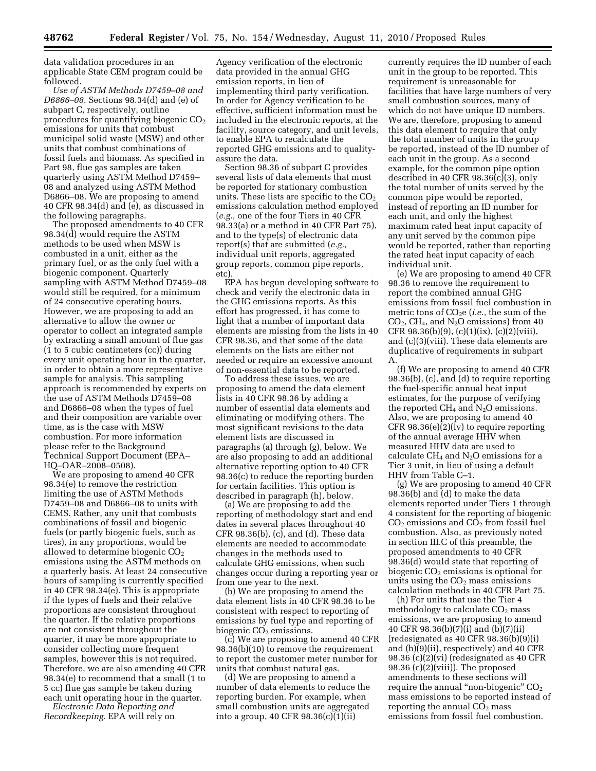data validation procedures in an applicable State CEM program could be followed.

*Use of ASTM Methods D7459–08 and D6866–08.* Sections 98.34(d) and (e) of subpart C, respectively, outline procedures for quantifying biogenic $CO_2$ emissions for units that combust municipal solid waste (MSW) and other units that combust combinations of fossil fuels and biomass. As specified in Part 98, flue gas samples are taken quarterly using ASTM Method D7459–08 and analyzed using ASTM Method D6866–08. We are proposing to amend 40 CFR 98.34(d) and (e), as discussed in the following paragraphs.

The proposed amendments to 40 CFR 98.34(d) would require the ASTM methods to be used when MSW is combusted in a unit, either as the primary fuel, or as the only fuel with a biogenic component. Quarterly sampling with ASTM Method D7459–08 would still be required, for a minimum of 24 consecutive operating hours. However, we are proposing to add an alternative to allow the owner or operator to collect an integrated sample by extracting a small amount of flue gas (1 to 5 cubic centimeters (cc)) during every unit operating hour in the quarter, in order to obtain a more representative sample for analysis. This sampling approach is recommended by experts on the use of ASTM Methods D7459–08 and D6866–08 when the types of fuel and their composition are variable over time, as is the case with MSW combustion. For more information please refer to the Background Technical Support Document (EPA–HQ–OAR–2008–0508).

We are proposing to amend 40 CFR 98.34(e) to remove the restriction limiting the use of ASTM Methods D7459–08 and D6866–08 to units with CEMS. Rather, any unit that combusts combinations of fossil and biogenic fuels (or partly biogenic fuels, such as tires), in any proportions, would be allowed to determine biogenic $CO_2$ emissions using the ASTM methods on a quarterly basis. At least 24 consecutive hours of sampling is currently specified in 40 CFR 98.34(e). This is appropriate if the types of fuels and their relative proportions are consistent throughout the quarter. If the relative proportions are not consistent throughout the quarter, it may be more appropriate to consider collecting more frequent samples, however this is not required. Therefore, we are also amending 40 CFR 98.34(e) to recommend that a small (1 to 5 cc) flue gas sample be taken during each unit operating hour in the quarter.

*Electronic Data Reporting and Recordkeeping.* EPA will rely on Agency verification of the electronic data provided in the annual GHG emission reports, in lieu of implementing third party verification. In order for Agency verification to be effective, sufficient information must be included in the electronic reports, at the facility, source category, and unit levels, to enable EPA to recalculate the reported GHG emissions and to quality-assure the data.

Section 98.36 of subpart C provides several lists of data elements that must be reported for stationary combustion units. These lists are specific to the $CO_2$ emissions calculation method employed (*e.g.,* one of the four Tiers in 40 CFR 98.33(a) or a method in 40 CFR Part 75), and to the type(s) of electronic data report(s) that are submitted (*e.g.,* individual unit reports, aggregated group reports, common pipe reports, etc).

EPA has begun developing software to check and verify the electronic data in the GHG emissions reports. As this effort has progressed, it has come to light that a number of important data elements are missing from the lists in 40 CFR 98.36, and that some of the data elements on the lists are either not needed or require an excessive amount of non-essential data to be reported.

To address these issues, we are proposing to amend the data element lists in 40 CFR 98.36 by adding a number of essential data elements and eliminating or modifying others. The most significant revisions to the data element lists are discussed in paragraphs (a) through (g), below. We are also proposing to add an additional alternative reporting option to 40 CFR 98.36(c) to reduce the reporting burden for certain facilities. This option is described in paragraph (h), below.

(a) We are proposing to add the reporting of methodology start and end dates in several places throughout 40 CFR 98.36(b), (c), and (d). These data elements are needed to accommodate changes in the methods used to calculate GHG emissions, when such changes occur during a reporting year or from one year to the next.

(b) We are proposing to amend the data element lists in 40 CFR 98.36 to be consistent with respect to reporting of emissions by fuel type and reporting of biogenic $CO_2$ emissions.

(c) We are proposing to amend 40 CFR 98.36(b)(10) to remove the requirement to report the customer meter number for units that combust natural gas.

(d) We are proposing to amend a number of data elements to reduce the reporting burden. For example, when small combustion units are aggregated into a group, 40 CFR 98.36(c)(1)(ii) currently requires the ID number of each unit in the group to be reported. This requirement is unreasonable for facilities that have large numbers of very small combustion sources, many of which do not have unique ID numbers. We are, therefore, proposing to amend this data element to require that only the total number of units in the group be reported, instead of the ID number of each unit in the group. As a second example, for the common pipe option described in 40 CFR 98.36(c)(3), only the total number of units served by the common pipe would be reported, instead of reporting an ID number for each unit, and only the highest maximum rated heat input capacity of any unit served by the common pipe would be reported, rather than reporting the rated heat input capacity of each individual unit.

(e) We are proposing to amend 40 CFR 98.36 to remove the requirement to report the combined annual GHG emissions from fossil fuel combustion in metric tons of $CO_2e$ (*i.e.,* the sum of the $CO_2$, $CH_4$, and $N_2O$ emissions) from 40 CFR 98.36(b)(9), (c)(1)(ix), (c)(2)(viii), and (c)(3)(viii). These data elements are duplicative of requirements in subpart A.

(f) We are proposing to amend 40 CFR 98.36(b), (c), and (d) to require reporting the fuel-specific annual heat input estimates, for the purpose of verifying the reported $CH_4$ and $N_2O$ emissions. Also, we are proposing to amend 40 CFR 98.36(e)(2)(iv) to require reporting of the annual average HHV when measured HHV data are used to calculate $CH_4$ and $N_2O$ emissions for a Tier 3 unit, in lieu of using a default HHV from Table C–1.

(g) We are proposing to amend 40 CFR 98.36(b) and (d) to make the data elements reported under Tiers 1 through 4 consistent for the reporting of biogenic $CO_2$ emissions and $CO_2$ from fossil fuel combustion. Also, as previously noted in section III.C of this preamble, the proposed amendments to 40 CFR 98.36(d) would state that reporting of biogenic $CO_2$ emissions is optional for units using the $CO_2$ mass emissions calculation methods in 40 CFR Part 75.

(h) For units that use the Tier 4 methodology to calculate $CO_2$ mass emissions, we are proposing to amend 40 CFR 98.36(b)(7)(i) and (b)(7)(ii) (redesignated as 40 CFR 98.36(b)(9)(i) and (b)(9)(ii), respectively) and 40 CFR 98.36 (c)(2)(vi) (redesignated as 40 CFR 98.36 (c)(2)(viii)). The proposed amendments to these sections will require the annual "non-biogenic" $CO_2$ mass emissions to be reported instead of reporting the annual $CO_2$ mass emissions from fossil fuel combustion.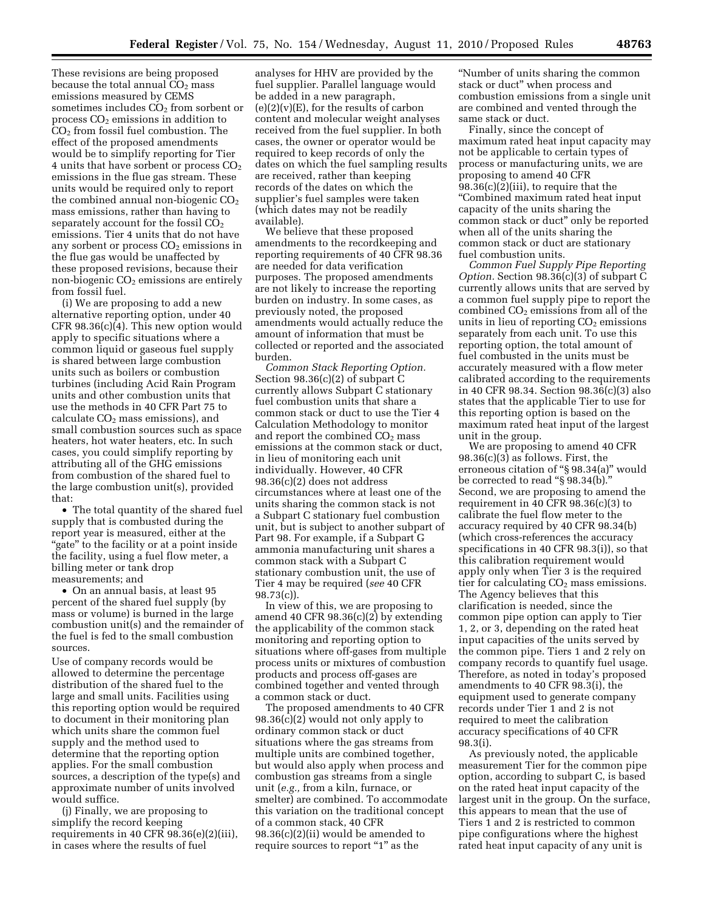These revisions are being proposed because the total annual $CO_2$ mass emissions measured by CEMS sometimes includes $CO_2$ from sorbent or process $CO_2$ emissions in addition to $CO_2$ from fossil fuel combustion. The effect of the proposed amendments would be to simplify reporting for Tier 4 units that have sorbent or process $CO_2$ emissions in the flue gas stream. These units would be required only to report the combined annual non-biogenic $CO_2$ mass emissions, rather than having to separately account for the fossil $CO_2$ emissions. Tier 4 units that do not have any sorbent or process $CO_2$ emissions in the flue gas would be unaffected by these proposed revisions, because their non-biogenic $CO_2$ emissions are entirely from fossil fuel.

(i) We are proposing to add a new alternative reporting option, under 40 CFR 98.36(c)(4). This new option would apply to specific situations where a common liquid or gaseous fuel supply is shared between large combustion units such as boilers or combustion turbines (including Acid Rain Program units and other combustion units that use the methods in 40 CFR Part 75 to calculate $CO_2$ mass emissions), and small combustion sources such as space heaters, hot water heaters, etc. In such cases, you could simplify reporting by attributing all of the GHG emissions from combustion of the shared fuel to the large combustion unit(s), provided that:

- The total quantity of the shared fuel supply that is combusted during the report year is measured, either at the "gate" to the facility or at a point inside the facility, using a fuel flow meter, a billing meter or tank drop measurements; and
- On an annual basis, at least 95 percent of the shared fuel supply (by mass or volume) is burned in the large combustion unit(s) and the remainder of the fuel is fed to the small combustion sources.

Use of company records would be allowed to determine the percentage distribution of the shared fuel to the large and small units. Facilities using this reporting option would be required to document in their monitoring plan which units share the common fuel supply and the method used to determine that the reporting option applies. For the small combustion sources, a description of the type(s) and approximate number of units involved would suffice.

(j) Finally, we are proposing to simplify the record keeping requirements in 40 CFR 98.36(e)(2)(iii), in cases where the results of fuel analyses for HHV are provided by the fuel supplier. Parallel language would be added in a new paragraph, (e)(2)(v)(E), for the results of carbon content and molecular weight analyses received from the fuel supplier. In both cases, the owner or operator would be required to keep records of only the dates on which the fuel sampling results are received, rather than keeping records of the dates on which the supplier's fuel samples were taken (which dates may not be readily available).

We believe that these proposed amendments to the recordkeeping and reporting requirements of 40 CFR 98.36 are needed for data verification purposes. The proposed amendments are not likely to increase the reporting burden on industry. In some cases, as previously noted, the proposed amendments would actually reduce the amount of information that must be collected or reported and the associated burden.

*Common Stack Reporting Option.* Section 98.36(c)(2) of subpart C currently allows Subpart C stationary fuel combustion units that share a common stack or duct to use the Tier 4 Calculation Methodology to monitor and report the combined $CO_2$ mass emissions at the common stack or duct, in lieu of monitoring each unit individually. However, 40 CFR 98.36(c)(2) does not address circumstances where at least one of the units sharing the common stack is not a Subpart C stationary fuel combustion unit, but is subject to another subpart of Part 98. For example, if a Subpart G ammonia manufacturing unit shares a common stack with a Subpart C stationary combustion unit, the use of Tier 4 may be required (*see* 40 CFR 98.73(c)).

In view of this, we are proposing to amend 40 CFR 98.36(c)(2) by extending the applicability of the common stack monitoring and reporting option to situations where off-gases from multiple process units or mixtures of combustion products and process off-gases are combined together and vented through a common stack or duct.

The proposed amendments to 40 CFR 98.36(c)(2) would not only apply to ordinary common stack or duct situations where the gas streams from multiple units are combined together, but would also apply when process and combustion gas streams from a single unit (*e.g.,* from a kiln, furnace, or smelter) are combined. To accommodate this variation on the traditional concept of a common stack, 40 CFR 98.36(c)(2)(ii) would be amended to require sources to report "1" as the "Number of units sharing the common stack or duct" when process and combustion emissions from a single unit are combined and vented through the same stack or duct.

Finally, since the concept of maximum rated heat input capacity may not be applicable to certain types of process or manufacturing units, we are proposing to amend 40 CFR 98.36(c)(2)(iii), to require that the "Combined maximum rated heat input capacity of the units sharing the common stack or duct" only be reported when all of the units sharing the common stack or duct are stationary fuel combustion units.

*Common Fuel Supply Pipe Reporting Option.* Section 98.36(c)(3) of subpart C currently allows units that are served by a common fuel supply pipe to report the combined $CO_2$ emissions from all of the units in lieu of reporting $CO_2$ emissions separately from each unit. To use this reporting option, the total amount of fuel combusted in the units must be accurately measured with a flow meter calibrated according to the requirements in 40 CFR 98.34. Section 98.36(c)(3) also states that the applicable Tier to use for this reporting option is based on the maximum rated heat input of the largest unit in the group.

We are proposing to amend 40 CFR 98.36(c)(3) as follows. First, the erroneous citation of "§ 98.34(a)" would be corrected to read "§ 98.34(b)." Second, we are proposing to amend the requirement in 40 CFR 98.36(c)(3) to calibrate the fuel flow meter to the accuracy required by 40 CFR 98.34(b) (which cross-references the accuracy specifications in 40 CFR 98.3(i)), so that this calibration requirement would apply only when Tier 3 is the required tier for calculating $CO_2$ mass emissions. The Agency believes that this clarification is needed, since the common pipe option can apply to Tier 1, 2, or 3, depending on the rated heat input capacities of the units served by the common pipe. Tiers 1 and 2 rely on company records to quantify fuel usage. Therefore, as noted in today's proposed amendments to 40 CFR 98.3(i), the equipment used to generate company records under Tier 1 and 2 is not required to meet the calibration accuracy specifications of 40 CFR 98.3(i).

As previously noted, the applicable measurement Tier for the common pipe option, according to subpart C, is based on the rated heat input capacity of the largest unit in the group. On the surface, this appears to mean that the use of Tiers 1 and 2 is restricted to common pipe configurations where the highest rated heat input capacity of any unit is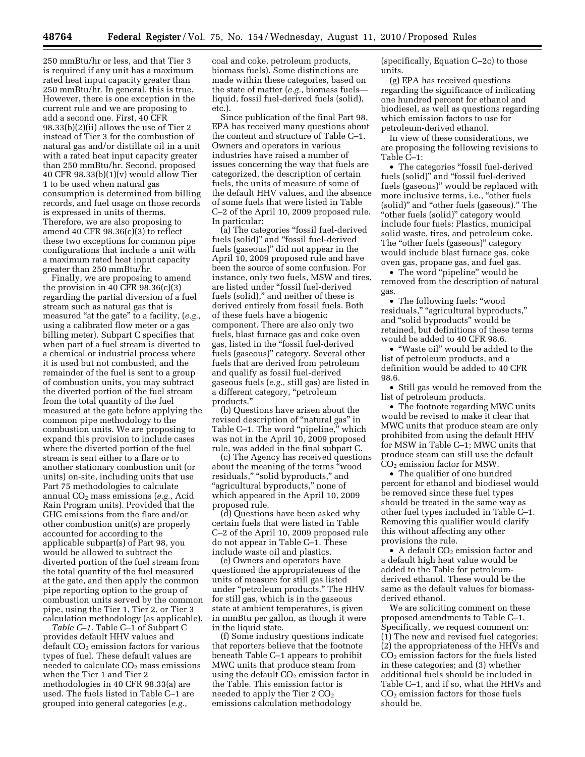250 mmBtu/hr or less, and that Tier 3 is required if any unit has a maximum rated heat input capacity greater than 250 mmBtu/hr. In general, this is true. However, there is one exception in the current rule and we are proposing to add a second one. First, 40 CFR 98.33(b)(2)(ii) allows the use of Tier 2 instead of Tier 3 for the combustion of natural gas and/or distillate oil in a unit with a rated heat input capacity greater than 250 mmBtu/hr. Second, proposed 40 CFR 98.33(b)(1)(v) would allow Tier 1 to be used when natural gas consumption is determined from billing records, and fuel usage on those records is expressed in units of therms. Therefore, we are also proposing to amend 40 CFR 98.36(c)(3) to reflect these two exceptions for common pipe configurations that include a unit with a maximum rated heat input capacity greater than 250 mmBtu/hr.

Finally, we are proposing to amend the provision in 40 CFR 98.36(c)(3) regarding the partial diversion of a fuel stream such as natural gas that is measured "at the gate" to a facility, (*e.g.,* using a calibrated flow meter or a gas billing meter). Subpart C specifies that when part of a fuel stream is diverted to a chemical or industrial process where it is used but not combusted, and the remainder of the fuel is sent to a group of combustion units, you may subtract the diverted portion of the fuel stream from the total quantity of the fuel measured at the gate before applying the common pipe methodology to the combustion units. We are proposing to expand this provision to include cases where the diverted portion of the fuel stream is sent either to a flare or to another stationary combustion unit (or units) on-site, including units that use Part 75 methodologies to calculate annual $CO_2$ mass emissions (*e.g.,* Acid Rain Program units). Provided that the GHG emissions from the flare and/or other combustion unit(s) are properly accounted for according to the applicable subpart(s) of Part 98, you would be allowed to subtract the diverted portion of the fuel stream from the total quantity of the fuel measured at the gate, and then apply the common pipe reporting option to the group of combustion units served by the common pipe, using the Tier 1, Tier 2, or Tier 3 calculation methodology (as applicable).

*Table C–1.* Table C–1 of Subpart C provides default HHV values and default $CO_2$ emission factors for various types of fuel. These default values are needed to calculate $CO_2$ mass emissions when the Tier 1 and Tier 2 methodologies in 40 CFR 98.33(a) are used. The fuels listed in Table C–1 are grouped into general categories (*e.g.,* coal and coke, petroleum products, biomass fuels). Some distinctions are made within these categories, based on the state of matter (*e.g.,* biomass fuels—liquid, fossil fuel-derived fuels (solid), etc.).

Since publication of the final Part 98, EPA has received many questions about the content and structure of Table C–1. Owners and operators in various industries have raised a number of issues concerning the way that fuels are categorized, the description of certain fuels, the units of measure of some of the default HHV values, and the absence of some fuels that were listed in Table C–2 of the April 10, 2009 proposed rule. In particular:

(a) The categories "fossil fuel-derived fuels (solid)" and "fossil fuel-derived fuels (gaseous)" did not appear in the April 10, 2009 proposed rule and have been the source of some confusion. For instance, only two fuels, MSW and tires, are listed under "fossil fuel-derived fuels (solid)," and neither of these is derived entirely from fossil fuels. Both of these fuels have a biogenic component. There are also only two fuels, blast furnace gas and coke oven gas, listed in the "fossil fuel-derived fuels (gaseous)" category. Several other fuels that are derived from petroleum and qualify as fossil fuel-derived gaseous fuels (*e.g.,* still gas) are listed in a different category, "petroleum products."

(b) Questions have arisen about the revised description of "natural gas" in Table C–1. The word "pipeline," which was not in the April 10, 2009 proposed rule, was added in the final subpart C.

(c) The Agency has received questions about the meaning of the terms "wood residuals," "solid byproducts," and "agricultural byproducts," none of which appeared in the April 10, 2009 proposed rule.

(d) Questions have been asked why certain fuels that were listed in Table C–2 of the April 10, 2009 proposed rule do not appear in Table C–1. These include waste oil and plastics.

(e) Owners and operators have questioned the appropriateness of the units of measure for still gas listed under "petroleum products." The HHV for still gas, which is in the gaseous state at ambient temperatures, is given in mmBtu per gallon, as though it were in the liquid state.

(f) Some industry questions indicate that reporters believe that the footnote beneath Table C–1 appears to prohibit MWC units that produce steam from using the default $CO_2$ emission factor in the Table. This emission factor is needed to apply the Tier 2 $CO_2$ emissions calculation methodology (specifically, Equation C–2c) to those units.

(g) EPA has received questions regarding the significance of indicating one hundred percent for ethanol and biodiesel, as well as questions regarding which emission factors to use for petroleum-derived ethanol.

In view of these considerations, we are proposing the following revisions to Table C–1:

- The categories "fossil fuel-derived fuels (solid)" and "fossil fuel-derived fuels (gaseous)" would be replaced with more inclusive terms, i.e., "other fuels (solid)" and "other fuels (gaseous)." The "other fuels (solid)" category would include four fuels: Plastics, municipal solid waste, tires, and petroleum coke. The "other fuels (gaseous)" category would include blast furnace gas, coke oven gas, propane gas, and fuel gas.
- The word "pipeline" would be removed from the description of natural gas.
- The following fuels: "wood residuals," "agricultural byproducts," and "solid byproducts" would be retained, but definitions of these terms would be added to 40 CFR 98.6.
- "Waste oil" would be added to the list of petroleum products, and a definition would be added to 40 CFR 98.6.
- Still gas would be removed from the list of petroleum products.
- The footnote regarding MWC units would be revised to make it clear that MWC units that produce steam are only prohibited from using the default HHV for MSW in Table C–1; MWC units that produce steam can still use the default $CO_2$ emission factor for MSW.
- The qualifier of one hundred percent for ethanol and biodiesel would be removed since these fuel types should be treated in the same way as other fuel types included in Table C–1. Removing this qualifier would clarify this without affecting any other provisions the rule.
- A default $CO_2$ emission factor and a default high heat value would be added to the Table for petroleum-derived ethanol. These would be the same as the default values for biomass-derived ethanol.

We are soliciting comment on these proposed amendments to Table C–1. Specifically, we request comment on: (1) The new and revised fuel categories; (2) the appropriateness of the HHVs and $CO_2$ emission factors for the fuels listed in these categories; and (3) whether additional fuels should be included in Table C–1, and if so, what the HHVs and $CO_2$ emission factors for those fuels should be.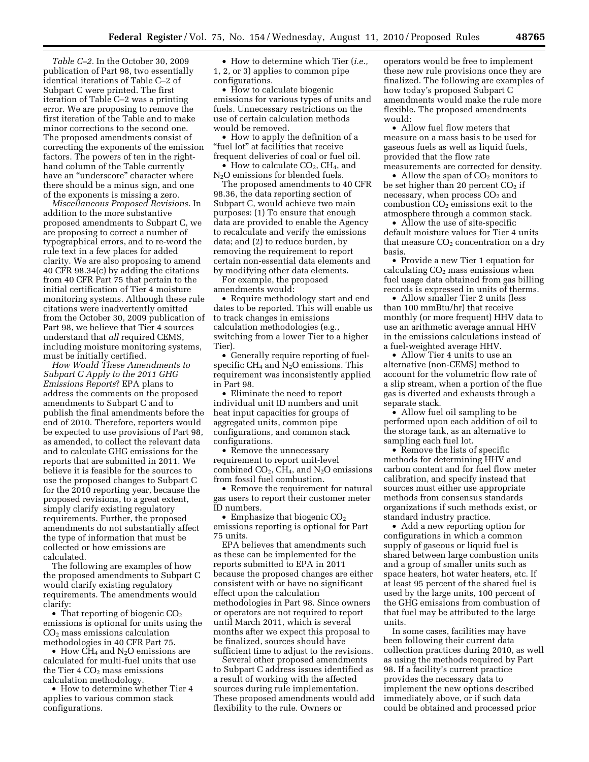*Table C–2.* In the October 30, 2009 publication of Part 98, two essentially identical iterations of Table C–2 of Subpart C were printed. The first iteration of Table C–2 was a printing error. We are proposing to remove the first iteration of the Table and to make minor corrections to the second one. The proposed amendments consist of correcting the exponents of the emission factors. The powers of ten in the right-hand column of the Table currently have an "underscore" character where there should be a minus sign, and one of the exponents is missing a zero.

*Miscellaneous Proposed Revisions.* In addition to the more substantive proposed amendments to Subpart C, we are proposing to correct a number of typographical errors, and to re-word the rule text in a few places for added clarity. We are also proposing to amend 40 CFR 98.34(c) by adding the citations from 40 CFR Part 75 that pertain to the initial certification of Tier 4 moisture monitoring systems. Although these rule citations were inadvertently omitted from the October 30, 2009 publication of Part 98, we believe that Tier 4 sources understand that *all* required CEMS, including moisture monitoring systems, must be initially certified.

*How Would These Amendments to Subpart C Apply to the 2011 GHG Emissions Reports*? EPA plans to address the comments on the proposed amendments to Subpart C and to publish the final amendments before the end of 2010. Therefore, reporters would be expected to use provisions of Part 98, as amended, to collect the relevant data and to calculate GHG emissions for the reports that are submitted in 2011. We believe it is feasible for the sources to use the proposed changes to Subpart C for the 2010 reporting year, because the proposed revisions, to a great extent, simply clarify existing regulatory requirements. Further, the proposed amendments do not substantially affect the type of information that must be collected or how emissions are calculated.

The following are examples of how the proposed amendments to Subpart C would clarify existing regulatory requirements. The amendments would clarify:

- That reporting of biogenic $CO_2$ emissions is optional for units using the $CO_2$ mass emissions calculation methodologies in 40 CFR Part 75.
- How $CH_4$ and $N_2O$ emissions are calculated for multi-fuel units that use the Tier 4 $CO_2$ mass emissions calculation methodology.
- How to determine whether Tier 4 applies to various common stack configurations.
- How to determine which Tier (*i.e.,* 1, 2, or 3) applies to common pipe configurations.
- How to calculate biogenic emissions for various types of units and fuels. Unnecessary restrictions on the use of certain calculation methods would be removed.
- How to apply the definition of a "fuel lot" at facilities that receive frequent deliveries of coal or fuel oil.
- How to calculate $CO_2$, $CH_4$, and $N_2O$ emissions for blended fuels.

The proposed amendments to 40 CFR 98.36, the data reporting section of Subpart C, would achieve two main purposes: (1) To ensure that enough data are provided to enable the Agency to recalculate and verify the emissions data; and (2) to reduce burden, by removing the requirement to report certain non-essential data elements and by modifying other data elements.

For example, the proposed amendments would:

- Require methodology start and end dates to be reported. This will enable us to track changes in emissions calculation methodologies (e.g., switching from a lower Tier to a higher Tier).
- Generally require reporting of fuel-specific $CH_4$ and $N_2O$ emissions. This requirement was inconsistently applied in Part 98.
- Eliminate the need to report individual unit ID numbers and unit heat input capacities for groups of aggregated units, common pipe configurations, and common stack configurations.
- Remove the unnecessary requirement to report unit-level combined $CO_2$, $CH_4$, and $N_2O$ emissions from fossil fuel combustion.
- Remove the requirement for natural gas users to report their customer meter ID numbers.
- Emphasize that biogenic $CO_2$ emissions reporting is optional for Part 75 units.

EPA believes that amendments such as these can be implemented for the reports submitted to EPA in 2011 because the proposed changes are either consistent with or have no significant effect upon the calculation methodologies in Part 98. Since owners or operators are not required to report until March 2011, which is several months after we expect this proposal to be finalized, sources should have sufficient time to adjust to the revisions.

Several other proposed amendments to Subpart C address issues identified as a result of working with the affected sources during rule implementation. These proposed amendments would add flexibility to the rule. Owners or operators would be free to implement these new rule provisions once they are finalized. The following are examples of how today's proposed Subpart C amendments would make the rule more flexible. The proposed amendments would:

- Allow fuel flow meters that measure on a mass basis to be used for gaseous fuels as well as liquid fuels, provided that the flow rate measurements are corrected for density.
- Allow the span of $CO_2$ monitors to be set higher than 20 percent $CO_2$ if necessary, when process $CO_2$ and combustion $CO_2$ emissions exit to the atmosphere through a common stack.
- Allow the use of site-specific default moisture values for Tier 4 units that measure $CO_2$ concentration on a dry basis.
- Provide a new Tier 1 equation for calculating $CO_2$ mass emissions when fuel usage data obtained from gas billing records is expressed in units of therms.
- Allow smaller Tier 2 units (less than 100 mmBtu/hr) that receive monthly (or more frequent) HHV data to use an arithmetic average annual HHV in the emissions calculations instead of a fuel-weighted average HHV.
- Allow Tier 4 units to use an alternative (non-CEMS) method to account for the volumetric flow rate of a slip stream, when a portion of the flue gas is diverted and exhausts through a separate stack.
- Allow fuel oil sampling to be performed upon each addition of oil to the storage tank, as an alternative to sampling each fuel lot.
- Remove the lists of specific methods for determining HHV and carbon content and for fuel flow meter calibration, and specify instead that sources must either use appropriate methods from consensus standards organizations if such methods exist, or standard industry practice.
- Add a new reporting option for configurations in which a common supply of gaseous or liquid fuel is shared between large combustion units and a group of smaller units such as space heaters, hot water heaters, etc. If at least 95 percent of the shared fuel is used by the large units, 100 percent of the GHG emissions from combustion of that fuel may be attributed to the large units.

In some cases, facilities may have been following their current data collection practices during 2010, as well as using the methods required by Part 98. If a facility's current practice provides the necessary data to implement the new options described immediately above, or if such data could be obtained and processed prior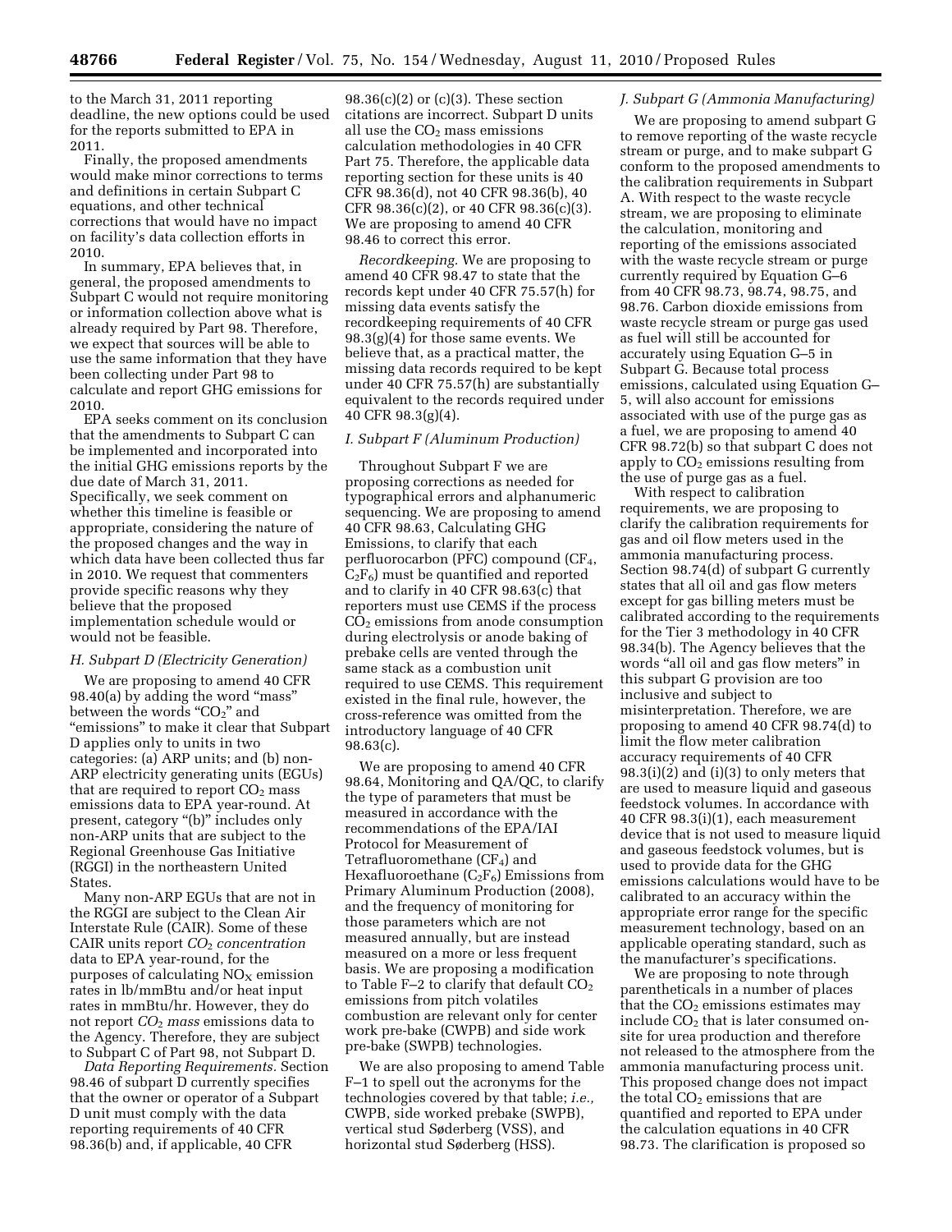to the March 31, 2011 reporting deadline, the new options could be used for the reports submitted to EPA in 2011.

Finally, the proposed amendments would make minor corrections to terms and definitions in certain Subpart C equations, and other technical corrections that would have no impact on facility's data collection efforts in 2010.

In summary, EPA believes that, in general, the proposed amendments to Subpart C would not require monitoring or information collection above what is already required by Part 98. Therefore, we expect that sources will be able to use the same information that they have been collecting under Part 98 to calculate and report GHG emissions for 2010.

EPA seeks comment on its conclusion that the amendments to Subpart C can be implemented and incorporated into the initial GHG emissions reports by the due date of March 31, 2011. Specifically, we seek comment on whether this timeline is feasible or appropriate, considering the nature of the proposed changes and the way in which data have been collected thus far in 2010. We request that commenters provide specific reasons why they believe that the proposed implementation schedule would or would not be feasible.

### H. Subpart D (Electricity Generation)

We are proposing to amend 40 CFR 98.40(a) by adding the word "mass" between the words "$CO_2$" and "emissions" to make it clear that Subpart D applies only to units in two categories: (a) ARP units; and (b) non-ARP electricity generating units (EGUs) that are required to report $CO_2$ mass emissions data to EPA year-round. At present, category "(b)" includes only non-ARP units that are subject to the Regional Greenhouse Gas Initiative (RGGI) in the northeastern United States.

Many non-ARP EGUs that are not in the RGGI are subject to the Clean Air Interstate Rule (CAIR). Some of these CAIR units report *$CO_2$ concentration* data to EPA year-round, for the purposes of calculating $NO_X$ emission rates in lb/mmBtu and/or heat input rates in mmBtu/hr. However, they do not report *$CO_2$ mass* emissions data to the Agency. Therefore, they are subject to Subpart C of Part 98, not Subpart D.

*Data Reporting Requirements.* Section 98.46 of subpart D currently specifies that the owner or operator of a Subpart D unit must comply with the data reporting requirements of 40 CFR 98.36(b) and, if applicable, 40 CFR 98.36(c)(2) or (c)(3). These section citations are incorrect. Subpart D units all use the $CO_2$ mass emissions calculation methodologies in 40 CFR Part 75. Therefore, the applicable data reporting section for these units is 40 CFR 98.36(d), not 40 CFR 98.36(b), 40 CFR 98.36(c)(2), or 40 CFR 98.36(c)(3). We are proposing to amend 40 CFR 98.46 to correct this error.

*Recordkeeping.* We are proposing to amend 40 CFR 98.47 to state that the records kept under 40 CFR 75.57(h) for missing data events satisfy the recordkeeping requirements of 40 CFR 98.3(g)(4) for those same events. We believe that, as a practical matter, the missing data records required to be kept under 40 CFR 75.57(h) are substantially equivalent to the records required under 40 CFR 98.3(g)(4).

### I. Subpart F (Aluminum Production)

Throughout Subpart F we are proposing corrections as needed for typographical errors and alphanumeric sequencing. We are proposing to amend 40 CFR 98.63, Calculating GHG Emissions, to clarify that each perfluorocarbon (PFC) compound ($CF_4$, $C_2F_6$) must be quantified and reported and to clarify in 40 CFR 98.63(c) that reporters must use CEMS if the process $CO_2$ emissions from anode consumption during electrolysis or anode baking of prebake cells are vented through the same stack as a combustion unit required to use CEMS. This requirement existed in the final rule, however, the cross-reference was omitted from the introductory language of 40 CFR 98.63(c).

We are proposing to amend 40 CFR 98.64, Monitoring and QA/QC, to clarify the type of parameters that must be measured in accordance with the recommendations of the EPA/IAI Protocol for Measurement of Tetrafluoromethane ($CF_4$) and Hexafluoroethane ($C_2F_6$) Emissions from Primary Aluminum Production (2008), and the frequency of monitoring for those parameters which are not measured annually, but are instead measured on a more or less frequent basis. We are proposing a modification to Table F–2 to clarify that default $CO_2$ emissions from pitch volatiles combustion are relevant only for center work pre-bake (CWPB) and side work pre-bake (SWPB) technologies.

We are also proposing to amend Table F–1 to spell out the acronyms for the technologies covered by that table; *i.e.,* CWPB, side worked prebake (SWPB), vertical stud Søderberg (VSS), and horizontal stud Søderberg (HSS).

### J. Subpart G (Ammonia Manufacturing)

We are proposing to amend subpart G to remove reporting of the waste recycle stream or purge, and to make subpart G conform to the proposed amendments to the calibration requirements in Subpart A. With respect to the waste recycle stream, we are proposing to eliminate the calculation, monitoring and reporting of the emissions associated with the waste recycle stream or purge currently required by Equation G–6 from 40 CFR 98.73, 98.74, 98.75, and 98.76. Carbon dioxide emissions from waste recycle stream or purge gas used as fuel will still be accounted for accurately using Equation G–5 in Subpart G. Because total process emissions, calculated using Equation G–5, will also account for emissions associated with use of the purge gas as a fuel, we are proposing to amend 40 CFR 98.72(b) so that subpart C does not apply to $CO_2$ emissions resulting from the use of purge gas as a fuel.

With respect to calibration requirements, we are proposing to clarify the calibration requirements for gas and oil flow meters used in the ammonia manufacturing process. Section 98.74(d) of subpart G currently states that all oil and gas flow meters except for gas billing meters must be calibrated according to the requirements for the Tier 3 methodology in 40 CFR 98.34(b). The Agency believes that the words "all oil and gas flow meters" in this subpart G provision are too inclusive and subject to misinterpretation. Therefore, we are proposing to amend 40 CFR 98.74(d) to limit the flow meter calibration accuracy requirements of 40 CFR 98.3(i)(2) and (i)(3) to only meters that are used to measure liquid and gaseous feedstock volumes. In accordance with 40 CFR 98.3(i)(1), each measurement device that is not used to measure liquid and gaseous feedstock volumes, but is used to provide data for the GHG emissions calculations would have to be calibrated to an accuracy within the appropriate error range for the specific measurement technology, based on an applicable operating standard, such as the manufacturer's specifications.

We are proposing to note through parentheticals in a number of places that the $CO_2$ emissions estimates may include $CO_2$ that is later consumed on-site for urea production and therefore not released to the atmosphere from the ammonia manufacturing process unit. This proposed change does not impact the total $CO_2$ emissions that are quantified and reported to EPA under the calculation equations in 40 CFR 98.73. The clarification is proposed so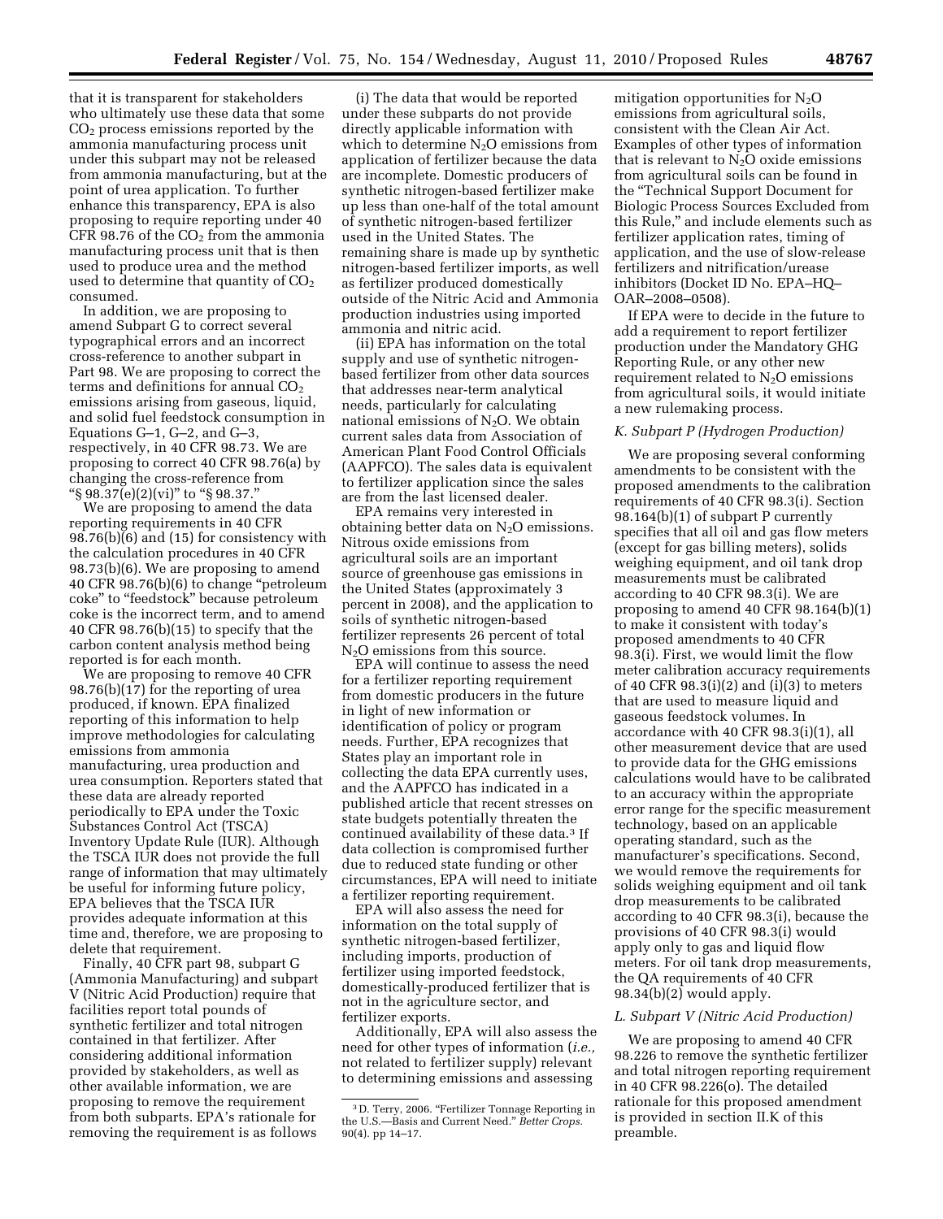that it is transparent for stakeholders who ultimately use these data that some $CO_2$ process emissions reported by the ammonia manufacturing process unit under this subpart may not be released from ammonia manufacturing, but at the point of urea application. To further enhance this transparency, EPA is also proposing to require reporting under 40 CFR 98.76 of the $CO_2$ from the ammonia manufacturing process unit that is then used to produce urea and the method used to determine that quantity of $CO_2$ consumed.

In addition, we are proposing to amend Subpart G to correct several typographical errors and an incorrect cross-reference to another subpart in Part 98. We are proposing to correct the terms and definitions for annual $CO_2$ emissions arising from gaseous, liquid, and solid fuel feedstock consumption in Equations G–1, G–2, and G–3, respectively, in 40 CFR 98.73. We are proposing to correct 40 CFR 98.76(a) by changing the cross-reference from "§ 98.37(e)(2)(vi)" to "§ 98.37."

We are proposing to amend the data reporting requirements in 40 CFR 98.76(b)(6) and (15) for consistency with the calculation procedures in 40 CFR 98.73(b)(6). We are proposing to amend 40 CFR 98.76(b)(6) to change "petroleum coke" to "feedstock" because petroleum coke is the incorrect term, and to amend 40 CFR 98.76(b)(15) to specify that the carbon content analysis method being reported is for each month.

We are proposing to remove 40 CFR 98.76(b)(17) for the reporting of urea produced, if known. EPA finalized reporting of this information to help improve methodologies for calculating emissions from ammonia manufacturing, urea production and urea consumption. Reporters stated that these data are already reported periodically to EPA under the Toxic Substances Control Act (TSCA) Inventory Update Rule (IUR). Although the TSCA IUR does not provide the full range of information that may ultimately be useful for informing future policy, EPA believes that the TSCA IUR provides adequate information at this time and, therefore, we are proposing to delete that requirement.

Finally, 40 CFR part 98, subpart G (Ammonia Manufacturing) and subpart V (Nitric Acid Production) require that facilities report total pounds of synthetic fertilizer and total nitrogen contained in that fertilizer. After considering additional information provided by stakeholders, as well as other available information, we are proposing to remove the requirement from both subparts. EPA's rationale for removing the requirement is as follows

(i) The data that would be reported under these subparts do not provide directly applicable information with which to determine $N_2O$ emissions from application of fertilizer because the data are incomplete. Domestic producers of synthetic nitrogen-based fertilizer make up less than one-half of the total amount of synthetic nitrogen-based fertilizer used in the United States. The remaining share is made up by synthetic nitrogen-based fertilizer imports, as well as fertilizer produced domestically outside of the Nitric Acid and Ammonia production industries using imported ammonia and nitric acid.

(ii) EPA has information on the total supply and use of synthetic nitrogen-based fertilizer from other data sources that addresses near-term analytical needs, particularly for calculating national emissions of $N_2O$. We obtain current sales data from Association of American Plant Food Control Officials (AAPFCO). The sales data is equivalent to fertilizer application since the sales are from the last licensed dealer.

EPA remains very interested in obtaining better data on $N_2O$ emissions. Nitrous oxide emissions from agricultural soils are an important source of greenhouse gas emissions in the United States (approximately 3 percent in 2008), and the application to soils of synthetic nitrogen-based fertilizer represents 26 percent of total $N_2O$ emissions from this source.

EPA will continue to assess the need for a fertilizer reporting requirement from domestic producers in the future in light of new information or identification of policy or program needs. Further, EPA recognizes that States play an important role in collecting the data EPA currently uses, and the AAPFCO has indicated in a published article that recent stresses on state budgets potentially threaten the continued availability of these data.[3] If data collection is compromised further due to reduced state funding or other circumstances, EPA will need to initiate a fertilizer reporting requirement.

EPA will also assess the need for information on the total supply of synthetic nitrogen-based fertilizer, including imports, production of fertilizer using imported feedstock, domestically-produced fertilizer that is not in the agriculture sector, and fertilizer exports.

Additionally, EPA will also assess the need for other types of information (*i.e.,* not related to fertilizer supply) relevant to determining emissions and assessing mitigation opportunities for $N_2O$ emissions from agricultural soils, consistent with the Clean Air Act. Examples of other types of information that is relevant to $N_2O$ oxide emissions from agricultural soils can be found in the "Technical Support Document for Biologic Process Sources Excluded from this Rule," and include elements such as fertilizer application rates, timing of application, and the use of slow-release fertilizers and nitrification/urease inhibitors (Docket ID No. EPA–HQ–OAR–2008–0508).

If EPA were to decide in the future to add a requirement to report fertilizer production under the Mandatory GHG Reporting Rule, or any other new requirement related to $N_2O$ emissions from agricultural soils, it would initiate a new rulemaking process.

[3] D. Terry, 2006. "Fertilizer Tonnage Reporting in the U.S.—Basis and Current Need." *Better Crops.* 90(4). pp 14–17.

### *K. Subpart P (Hydrogen Production)*

We are proposing several conforming amendments to be consistent with the proposed amendments to the calibration requirements of 40 CFR 98.3(i). Section 98.164(b)(1) of subpart P currently specifies that all oil and gas flow meters (except for gas billing meters), solids weighing equipment, and oil tank drop measurements must be calibrated according to 40 CFR 98.3(i). We are proposing to amend 40 CFR 98.164(b)(1) to make it consistent with today's proposed amendments to 40 CFR 98.3(i). First, we would limit the flow meter calibration accuracy requirements of 40 CFR 98.3(i)(2) and (i)(3) to meters that are used to measure liquid and gaseous feedstock volumes. In accordance with 40 CFR 98.3(i)(1), all other measurement device that are used to provide data for the GHG emissions calculations would have to be calibrated to an accuracy within the appropriate error range for the specific measurement technology, based on an applicable operating standard, such as the manufacturer's specifications. Second, we would remove the requirements for solids weighing equipment and oil tank drop measurements to be calibrated according to 40 CFR 98.3(i), because the provisions of 40 CFR 98.3(i) would apply only to gas and liquid flow meters. For oil tank drop measurements, the QA requirements of 40 CFR 98.34(b)(2) would apply.

### *L. Subpart V (Nitric Acid Production)*

We are proposing to amend 40 CFR 98.226 to remove the synthetic fertilizer and total nitrogen reporting requirement in 40 CFR 98.226(o). The detailed rationale for this proposed amendment is provided in section II.K of this preamble.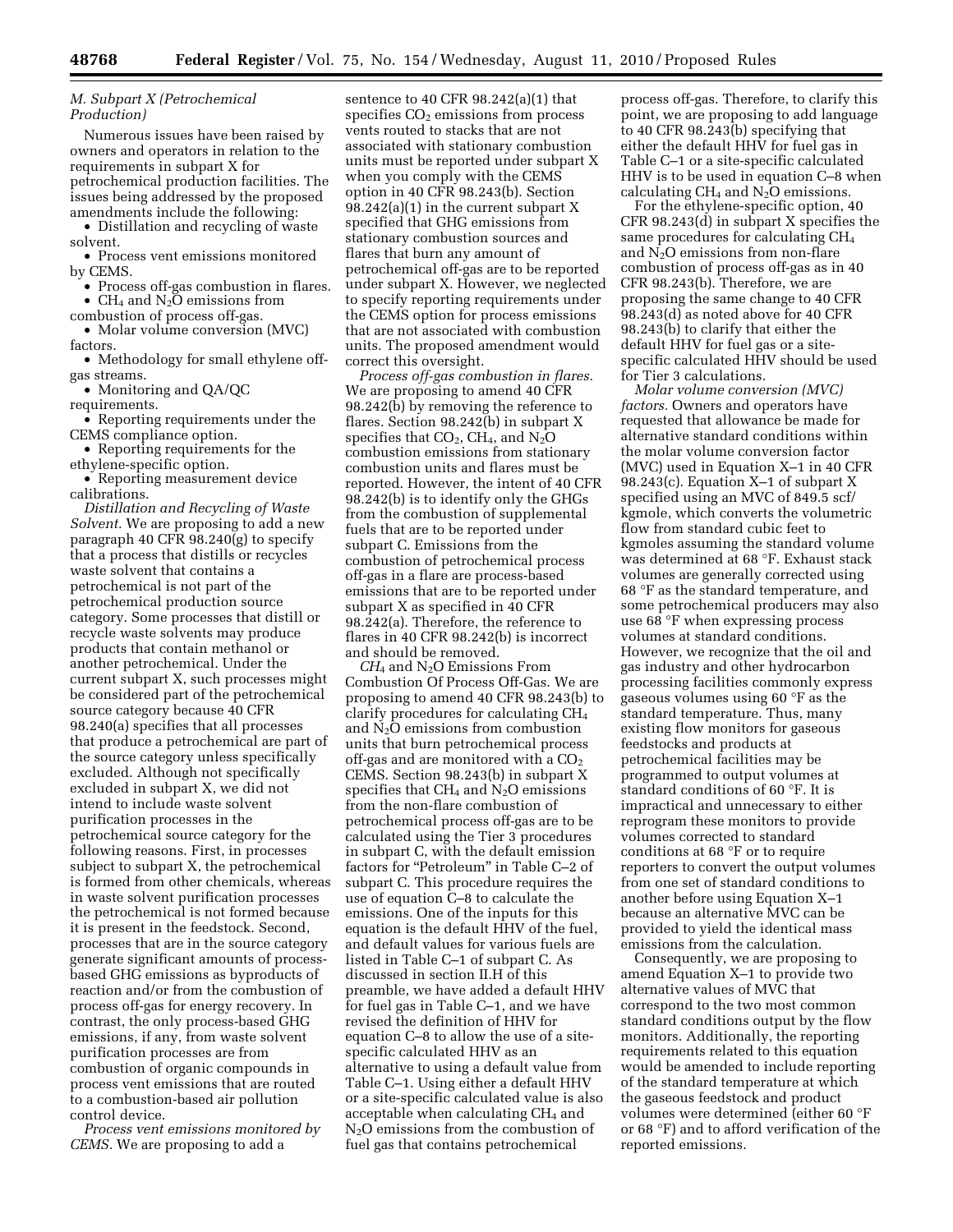### *M. Subpart X (Petrochemical Production)*

Numerous issues have been raised by owners and operators in relation to the requirements in subpart X for petrochemical production facilities. The issues being addressed by the proposed amendments include the following:

- Distillation and recycling of waste solvent.
- Process vent emissions monitored by CEMS.
- Process off-gas combustion in flares.
- $CH_4$ and $N_2O$ emissions from combustion of process off-gas.
- Molar volume conversion (MVC) factors.
- Methodology for small ethylene off-gas streams.
- Monitoring and QA/QC requirements.
- Reporting requirements under the CEMS compliance option.
- Reporting requirements for the ethylene-specific option.
- Reporting measurement device calibrations.

*Distillation and Recycling of Waste Solvent.* We are proposing to add a new paragraph 40 CFR 98.240(g) to specify that a process that distills or recycles waste solvent that contains a petrochemical is not part of the petrochemical production source category. Some processes that distill or recycle waste solvents may produce products that contain methanol or another petrochemical. Under the current subpart X, such processes might be considered part of the petrochemical source category because 40 CFR 98.240(a) specifies that all processes that produce a petrochemical are part of the source category unless specifically excluded. Although not specifically excluded in subpart X, we did not intend to include waste solvent purification processes in the petrochemical source category for the following reasons. First, in processes subject to subpart X, the petrochemical is formed from other chemicals, whereas in waste solvent purification processes the petrochemical is not formed because it is present in the feedstock. Second, processes that are in the source category generate significant amounts of process-based GHG emissions as byproducts of reaction and/or from the combustion of process off-gas for energy recovery. In contrast, the only process-based GHG emissions, if any, from waste solvent purification processes are from combustion of organic compounds in process vent emissions that are routed to a combustion-based air pollution control device.

*Process vent emissions monitored by CEMS.* We are proposing to add a sentence to 40 CFR 98.242(a)(1) that specifies $CO_2$ emissions from process vents routed to stacks that are not associated with stationary combustion units must be reported under subpart X when you comply with the CEMS option in 40 CFR 98.243(b). Section 98.242(a)(1) in the current subpart X specified that GHG emissions from stationary combustion sources and flares that burn any amount of petrochemical off-gas are to be reported under subpart X. However, we neglected to specify reporting requirements under the CEMS option for process emissions that are not associated with combustion units. The proposed amendment would correct this oversight.

*Process off-gas combustion in flares.* We are proposing to amend 40 CFR 98.242(b) by removing the reference to flares. Section 98.242(b) in subpart X specifies that $CO_2$, $CH_4$, and $N_2O$ combustion emissions from stationary combustion units and flares must be reported. However, the intent of 40 CFR 98.242(b) is to identify only the GHGs from the combustion of supplemental fuels that are to be reported under subpart C. Emissions from the combustion of petrochemical process off-gas in a flare are process-based emissions that are to be reported under subpart X as specified in 40 CFR 98.242(a). Therefore, the reference to flares in 40 CFR 98.242(b) is incorrect and should be removed.

*$CH_4$ and $N_2O$ Emissions From Combustion Of Process Off-Gas.* We are proposing to amend 40 CFR 98.243(b) to clarify procedures for calculating $CH_4$ and $N_2O$ emissions from combustion units that burn petrochemical process off-gas and are monitored with a $CO_2$ CEMS. Section 98.243(b) in subpart X specifies that $CH_4$ and $N_2O$ emissions from the non-flare combustion of petrochemical process off-gas are to be calculated using the Tier 3 procedures in subpart C, with the default emission factors for "Petroleum" in Table C–2 of subpart C. This procedure requires the use of equation C–8 to calculate the emissions. One of the inputs for this equation is the default HHV of the fuel, and default values for various fuels are listed in Table C–1 of subpart C. As discussed in section II.H of this preamble, we have added a default HHV for fuel gas in Table C–1, and we have revised the definition of HHV for equation C–8 to allow the use of a site-specific calculated HHV as an alternative to using a default value from Table C–1. Using either a default HHV or a site-specific calculated value is also acceptable when calculating $CH_4$ and $N_2O$ emissions from the combustion of fuel gas that contains petrochemical process off-gas. Therefore, to clarify this point, we are proposing to add language to 40 CFR 98.243(b) specifying that either the default HHV for fuel gas in Table C–1 or a site-specific calculated HHV is to be used in equation C–8 when calculating $CH_4$ and $N_2O$ emissions.

For the ethylene-specific option, 40 CFR 98.243(d) in subpart X specifies the same procedures for calculating $CH_4$ and $N_2O$ emissions from non-flare combustion of process off-gas as in 40 CFR 98.243(b). Therefore, we are proposing the same change to 40 CFR 98.243(d) as noted above for 40 CFR 98.243(b) to clarify that either the default HHV for fuel gas or a site-specific calculated HHV should be used for Tier 3 calculations.

*Molar volume conversion (MVC) factors.* Owners and operators have requested that allowance be made for alternative standard conditions within the molar volume conversion factor (MVC) used in Equation X–1 in 40 CFR 98.243(c). Equation X–1 of subpart X specified using an MVC of 849.5 scf/kgmole, which converts the volumetric flow from standard cubic feet to kgmoles assuming the standard volume was determined at 68 °F. Exhaust stack volumes are generally corrected using 68 °F as the standard temperature, and some petrochemical producers may also use 68 °F when expressing process volumes at standard conditions. However, we recognize that the oil and gas industry and other hydrocarbon processing facilities commonly express gaseous volumes using 60 °F as the standard temperature. Thus, many existing flow monitors for gaseous feedstocks and products at petrochemical facilities may be programmed to output volumes at standard conditions of 60 °F. It is impractical and unnecessary to either reprogram these monitors to provide volumes corrected to standard conditions at 68 °F or to require reporters to convert the output volumes from one set of standard conditions to another before using Equation X–1 because an alternative MVC can be provided to yield the identical mass emissions from the calculation.

Consequently, we are proposing to amend Equation X–1 to provide two alternative values of MVC that correspond to the two most common standard conditions output by the flow monitors. Additionally, the reporting requirements related to this equation would be amended to include reporting of the standard temperature at which the gaseous feedstock and product volumes were determined (either 60 °F or 68 °F) and to afford verification of the reported emissions.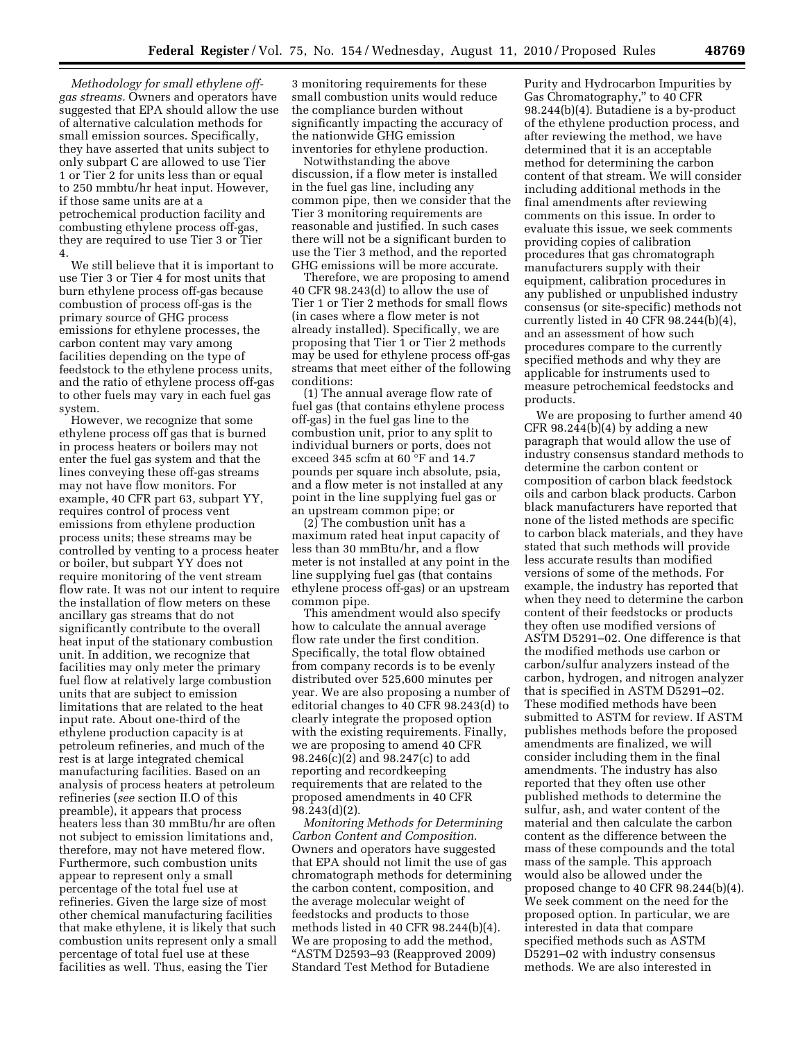*Methodology for small ethylene off-gas streams.* Owners and operators have suggested that EPA should allow the use of alternative calculation methods for small emission sources. Specifically, they have asserted that units subject to only subpart C are allowed to use Tier 1 or Tier 2 for units less than or equal to 250 mmbtu/hr heat input. However, if those same units are at a petrochemical production facility and combusting ethylene process off-gas, they are required to use Tier 3 or Tier 4.

We still believe that it is important to use Tier 3 or Tier 4 for most units that burn ethylene process off-gas because combustion of process off-gas is the primary source of GHG process emissions for ethylene processes, the carbon content may vary among facilities depending on the type of feedstock to the ethylene process units, and the ratio of ethylene process off-gas to other fuels may vary in each fuel gas system.

However, we recognize that some ethylene process off gas that is burned in process heaters or boilers may not enter the fuel gas system and that the lines conveying these off-gas streams may not have flow monitors. For example, 40 CFR part 63, subpart YY, requires control of process vent emissions from ethylene production process units; these streams may be controlled by venting to a process heater or boiler, but subpart YY does not require monitoring of the vent stream flow rate. It was not our intent to require the installation of flow meters on these ancillary gas streams that do not significantly contribute to the overall heat input of the stationary combustion unit. In addition, we recognize that facilities may only meter the primary fuel flow at relatively large combustion units that are subject to emission limitations that are related to the heat input rate. About one-third of the ethylene production capacity is at petroleum refineries, and much of the rest is at large integrated chemical manufacturing facilities. Based on an analysis of process heaters at petroleum refineries (*see* section II.O of this preamble), it appears that process heaters less than 30 mmBtu/hr are often not subject to emission limitations and, therefore, may not have metered flow. Furthermore, such combustion units appear to represent only a small percentage of the total fuel use at refineries. Given the large size of most other chemical manufacturing facilities that make ethylene, it is likely that such combustion units represent only a small percentage of total fuel use at these facilities as well. Thus, easing the Tier 3 monitoring requirements for these small combustion units would reduce the compliance burden without significantly impacting the accuracy of the nationwide GHG emission inventories for ethylene production.

Notwithstanding the above discussion, if a flow meter is installed in the fuel gas line, including any common pipe, then we consider that the Tier 3 monitoring requirements are reasonable and justified. In such cases there will not be a significant burden to use the Tier 3 method, and the reported GHG emissions will be more accurate.

Therefore, we are proposing to amend 40 CFR 98.243(d) to allow the use of Tier 1 or Tier 2 methods for small flows (in cases where a flow meter is not already installed). Specifically, we are proposing that Tier 1 or Tier 2 methods may be used for ethylene process off-gas streams that meet either of the following conditions:

(1) The annual average flow rate of fuel gas (that contains ethylene process off-gas) in the fuel gas line to the combustion unit, prior to any split to individual burners or ports, does not exceed 345 scfm at 60 °F and 14.7 pounds per square inch absolute, psia, and a flow meter is not installed at any point in the line supplying fuel gas or an upstream common pipe; or

(2) The combustion unit has a maximum rated heat input capacity of less than 30 mmBtu/hr, and a flow meter is not installed at any point in the line supplying fuel gas (that contains ethylene process off-gas) or an upstream common pipe.

This amendment would also specify how to calculate the annual average flow rate under the first condition. Specifically, the total flow obtained from company records is to be evenly distributed over 525,600 minutes per year. We are also proposing a number of editorial changes to 40 CFR 98.243(d) to clearly integrate the proposed option with the existing requirements. Finally, we are proposing to amend 40 CFR 98.246(c)(2) and 98.247(c) to add reporting and recordkeeping requirements that are related to the proposed amendments in 40 CFR 98.243(d)(2).

*Monitoring Methods for Determining Carbon Content and Composition.* Owners and operators have suggested that EPA should not limit the use of gas chromatograph methods for determining the carbon content, composition, and the average molecular weight of feedstocks and products to those methods listed in 40 CFR 98.244(b)(4). We are proposing to add the method, "ASTM D2593–93 (Reapproved 2009) Standard Test Method for Butadiene Purity and Hydrocarbon Impurities by Gas Chromatography," to 40 CFR 98.244(b)(4). Butadiene is a by-product of the ethylene production process, and after reviewing the method, we have determined that it is an acceptable method for determining the carbon content of that stream. We will consider including additional methods in the final amendments after reviewing comments on this issue. In order to evaluate this issue, we seek comments providing copies of calibration procedures that gas chromatograph manufacturers supply with their equipment, calibration procedures in any published or unpublished industry consensus (or site-specific) methods not currently listed in 40 CFR 98.244(b)(4), and an assessment of how such procedures compare to the currently specified methods and why they are applicable for instruments used to measure petrochemical feedstocks and products.

We are proposing to further amend 40 CFR 98.244(b)(4) by adding a new paragraph that would allow the use of industry consensus standard methods to determine the carbon content or composition of carbon black feedstock oils and carbon black products. Carbon black manufacturers have reported that none of the listed methods are specific to carbon black materials, and they have stated that such methods will provide less accurate results than modified versions of some of the methods. For example, the industry has reported that when they need to determine the carbon content of their feedstocks or products they often use modified versions of ASTM D5291–02. One difference is that the modified methods use carbon or carbon/sulfur analyzers instead of the carbon, hydrogen, and nitrogen analyzer that is specified in ASTM D5291–02. These modified methods have been submitted to ASTM for review. If ASTM publishes methods before the proposed amendments are finalized, we will consider including them in the final amendments. The industry has also reported that they often use other published methods to determine the sulfur, ash, and water content of the material and then calculate the carbon content as the difference between the mass of these compounds and the total mass of the sample. This approach would also be allowed under the proposed change to 40 CFR 98.244(b)(4). We seek comment on the need for the proposed option. In particular, we are interested in data that compare specified methods such as ASTM D5291–02 with industry consensus methods. We are also interested in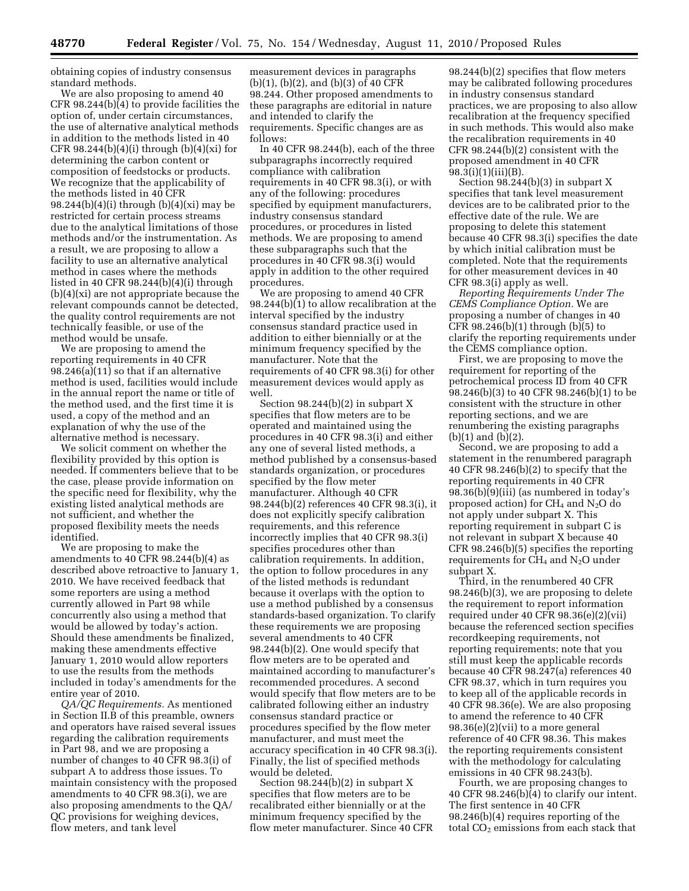obtaining copies of industry consensus standard methods.

We are also proposing to amend 40 CFR 98.244(b)(4) to provide facilities the option of, under certain circumstances, the use of alternative analytical methods in addition to the methods listed in 40 CFR 98.244(b)(4)(i) through (b)(4)(xi) for determining the carbon content or composition of feedstocks or products. We recognize that the applicability of the methods listed in 40 CFR 98.244(b)(4)(i) through (b)(4)(xi) may be restricted for certain process streams due to the analytical limitations of those methods and/or the instrumentation. As a result, we are proposing to allow a facility to use an alternative analytical method in cases where the methods listed in 40 CFR 98.244(b)(4)(i) through (b)(4)(xi) are not appropriate because the relevant compounds cannot be detected, the quality control requirements are not technically feasible, or use of the method would be unsafe.

We are proposing to amend the reporting requirements in 40 CFR 98.246(a)(11) so that if an alternative method is used, facilities would include in the annual report the name or title of the method used, and the first time it is used, a copy of the method and an explanation of why the use of the alternative method is necessary.

We solicit comment on whether the flexibility provided by this option is needed. If commenters believe that to be the case, please provide information on the specific need for flexibility, why the existing listed analytical methods are not sufficient, and whether the proposed flexibility meets the needs identified.

We are proposing to make the amendments to 40 CFR 98.244(b)(4) as described above retroactive to January 1, 2010. We have received feedback that some reporters are using a method currently allowed in Part 98 while concurrently also using a method that would be allowed by today's action. Should these amendments be finalized, making these amendments effective January 1, 2010 would allow reporters to use the results from the methods included in today's amendments for the entire year of 2010.

*QA/QC Requirements.* As mentioned in Section II.B of this preamble, owners and operators have raised several issues regarding the calibration requirements in Part 98, and we are proposing a number of changes to 40 CFR 98.3(i) of subpart A to address those issues. To maintain consistency with the proposed amendments to 40 CFR 98.3(i), we are also proposing amendments to the QA/QC provisions for weighing devices, flow meters, and tank level measurement devices in paragraphs (b)(1), (b)(2), and (b)(3) of 40 CFR 98.244. Other proposed amendments to these paragraphs are editorial in nature and intended to clarify the requirements. Specific changes are as follows:

In 40 CFR 98.244(b), each of the three subparagraphs incorrectly required compliance with calibration requirements in 40 CFR 98.3(i), or with any of the following: procedures specified by equipment manufacturers, industry consensus standard procedures, or procedures in listed methods. We are proposing to amend these subparagraphs such that the procedures in 40 CFR 98.3(i) would apply in addition to the other required procedures.

We are proposing to amend 40 CFR 98.244(b)(1) to allow recalibration at the interval specified by the industry consensus standard practice used in addition to either biennially or at the minimum frequency specified by the manufacturer. Note that the requirements of 40 CFR 98.3(i) for other measurement devices would apply as well.

Section 98.244(b)(2) in subpart X specifies that flow meters are to be operated and maintained using the procedures in 40 CFR 98.3(i) and either any one of several listed methods, a method published by a consensus-based standards organization, or procedures specified by the flow meter manufacturer. Although 40 CFR 98.244(b)(2) references 40 CFR 98.3(i), it does not explicitly specify calibration requirements, and this reference incorrectly implies that 40 CFR 98.3(i) specifies procedures other than calibration requirements. In addition, the option to follow procedures in any of the listed methods is redundant because it overlaps with the option to use a method published by a consensus standards-based organization. To clarify these requirements we are proposing several amendments to 40 CFR 98.244(b)(2). One would specify that flow meters are to be operated and maintained according to manufacturer's recommended procedures. A second would specify that flow meters are to be calibrated following either an industry consensus standard practice or procedures specified by the flow meter manufacturer, and must meet the accuracy specification in 40 CFR 98.3(i). Finally, the list of specified methods would be deleted.

Section 98.244(b)(2) in subpart X specifies that flow meters are to be recalibrated either biennially or at the minimum frequency specified by the flow meter manufacturer. Since 40 CFR 98.244(b)(2) specifies that flow meters may be calibrated following procedures in industry consensus standard practices, we are proposing to also allow recalibration at the frequency specified in such methods. This would also make the recalibration requirements in 40 CFR 98.244(b)(2) consistent with the proposed amendment in 40 CFR 98.3(i)(1)(iii)(B).

Section 98.244(b)(3) in subpart X specifies that tank level measurement devices are to be calibrated prior to the effective date of the rule. We are proposing to delete this statement because 40 CFR 98.3(i) specifies the date by which initial calibration must be completed. Note that the requirements for other measurement devices in 40 CFR 98.3(i) apply as well.

*Reporting Requirements Under The CEMS Compliance Option.* We are proposing a number of changes in 40 CFR 98.246(b)(1) through (b)(5) to clarify the reporting requirements under the CEMS compliance option.

First, we are proposing to move the requirement for reporting of the petrochemical process ID from 40 CFR 98.246(b)(3) to 40 CFR 98.246(b)(1) to be consistent with the structure in other reporting sections, and we are renumbering the existing paragraphs (b)(1) and (b)(2).

Second, we are proposing to add a statement in the renumbered paragraph 40 CFR 98.246(b)(2) to specify that the reporting requirements in 40 CFR 98.36(b)(9)(iii) (as numbered in today's proposed action) for $CH_4$ and $N_2O$ do not apply under subpart X. This reporting requirement in subpart C is not relevant in subpart X because 40 CFR 98.246(b)(5) specifies the reporting requirements for $CH_4$ and $N_2O$ under subpart X.

Third, in the renumbered 40 CFR 98.246(b)(3), we are proposing to delete the requirement to report information required under 40 CFR 98.36(e)(2)(vii) because the referenced section specifies recordkeeping requirements, not reporting requirements; note that you still must keep the applicable records because 40 CFR 98.247(a) references 40 CFR 98.37, which in turn requires you to keep all of the applicable records in 40 CFR 98.36(e). We are also proposing to amend the reference to 40 CFR 98.36(e)(2)(vii) to a more general reference of 40 CFR 98.36. This makes the reporting requirements consistent with the methodology for calculating emissions in 40 CFR 98.243(b).

Fourth, we are proposing changes to 40 CFR 98.246(b)(4) to clarify our intent. The first sentence in 40 CFR 98.246(b)(4) requires reporting of the total $CO_2$ emissions from each stack that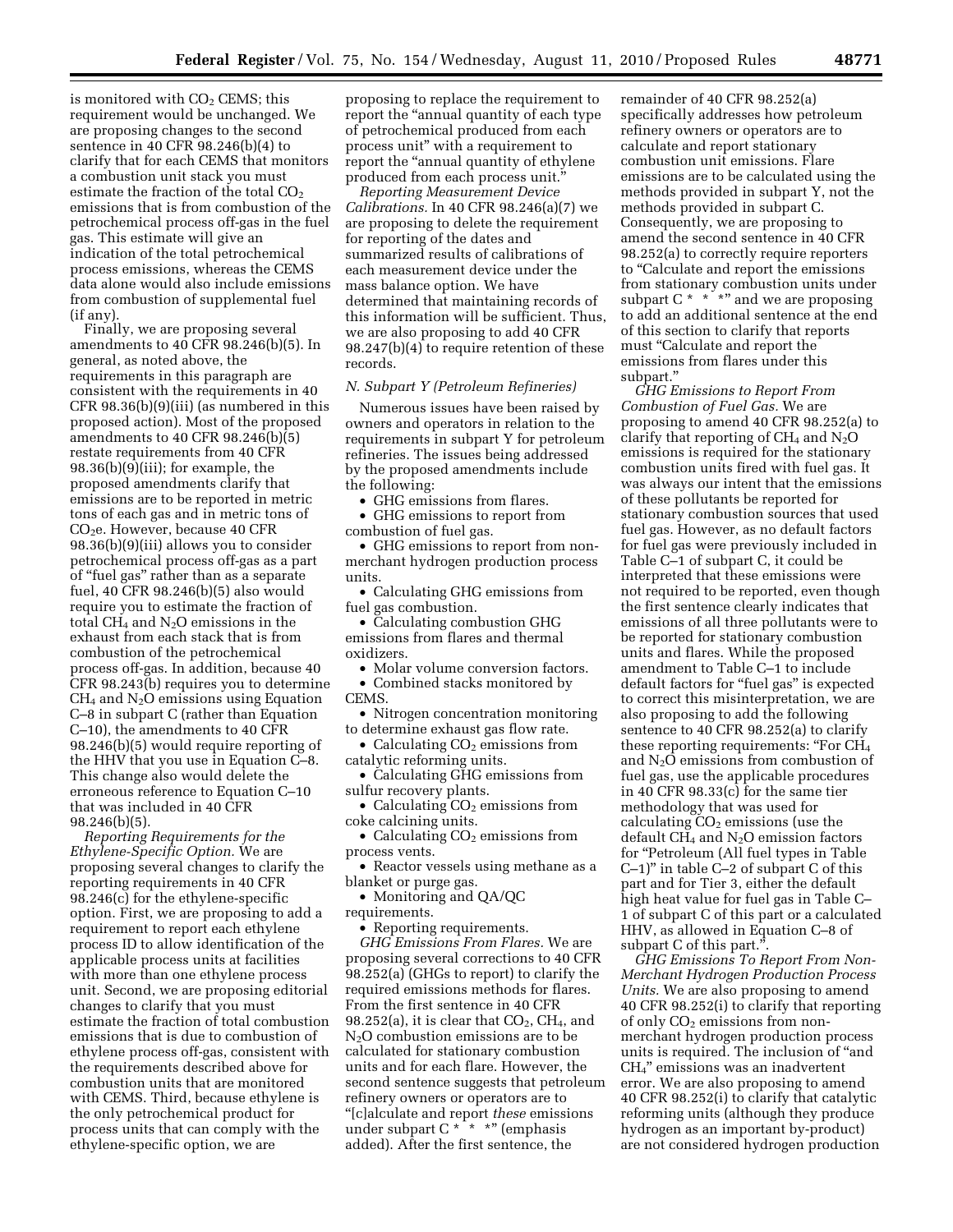is monitored with $CO_2$ CEMS; this requirement would be unchanged. We are proposing changes to the second sentence in 40 CFR 98.246(b)(4) to clarify that for each CEMS that monitors a combustion unit stack you must estimate the fraction of the total $CO_2$ emissions that is from combustion of the petrochemical process off-gas in the fuel gas. This estimate will give an indication of the total petrochemical process emissions, whereas the CEMS data alone would also include emissions from combustion of supplemental fuel (if any).

Finally, we are proposing several amendments to 40 CFR 98.246(b)(5). In general, as noted above, the requirements in this paragraph are consistent with the requirements in 40 CFR 98.36(b)(9)(iii) (as numbered in this proposed action). Most of the proposed amendments to 40 CFR 98.246(b)(5) restate requirements from 40 CFR 98.36(b)(9)(iii); for example, the proposed amendments clarify that emissions are to be reported in metric tons of each gas and in metric tons of $CO_2e$. However, because 40 CFR 98.36(b)(9)(iii) allows you to consider petrochemical process off-gas as a part of "fuel gas" rather than as a separate fuel, 40 CFR 98.246(b)(5) also would require you to estimate the fraction of total $CH_4$ and $N_2O$ emissions in the exhaust from each stack that is from combustion of the petrochemical process off-gas. In addition, because 40 CFR 98.243(b) requires you to determine $CH_4$ and $N_2O$ emissions using Equation C–8 in subpart C (rather than Equation C–10), the amendments to 40 CFR 98.246(b)(5) would require reporting of the HHV that you use in Equation C–8. This change also would delete the erroneous reference to Equation C–10 that was included in 40 CFR 98.246(b)(5).

*Reporting Requirements for the Ethylene-Specific Option.* We are proposing several changes to clarify the reporting requirements in 40 CFR 98.246(c) for the ethylene-specific option. First, we are proposing to add a requirement to report each ethylene process ID to allow identification of the applicable process units at facilities with more than one ethylene process unit. Second, we are proposing editorial changes to clarify that you must estimate the fraction of total combustion emissions that is due to combustion of ethylene process off-gas, consistent with the requirements described above for combustion units that are monitored with CEMS. Third, because ethylene is the only petrochemical product for process units that can comply with the ethylene-specific option, we are proposing to replace the requirement to report the "annual quantity of each type of petrochemical produced from each process unit" with a requirement to report the "annual quantity of ethylene produced from each process unit."

*Reporting Measurement Device Calibrations.* In 40 CFR 98.246(a)(7) we are proposing to delete the requirement for reporting of the dates and summarized results of calibrations of each measurement device under the mass balance option. We have determined that maintaining records of this information will be sufficient. Thus, we are also proposing to add 40 CFR 98.247(b)(4) to require retention of these records.

### *N. Subpart Y (Petroleum Refineries)*

Numerous issues have been raised by owners and operators in relation to the requirements in subpart Y for petroleum refineries. The issues being addressed by the proposed amendments include the following:

- GHG emissions from flares.
- GHG emissions to report from combustion of fuel gas.
- GHG emissions to report from non-merchant hydrogen production process units.
- Calculating GHG emissions from fuel gas combustion.
- Calculating combustion GHG emissions from flares and thermal oxidizers.
- Molar volume conversion factors.
- Combined stacks monitored by CEMS.
- Nitrogen concentration monitoring to determine exhaust gas flow rate.
- Calculating $CO_2$ emissions from catalytic reforming units.
- Calculating GHG emissions from sulfur recovery plants.
- Calculating $CO_2$ emissions from coke calcining units.
- Calculating $CO_2$ emissions from process vents.
- Reactor vessels using methane as a blanket or purge gas.
- Monitoring and QA/QC requirements.
- Reporting requirements.

*GHG Emissions From Flares.* We are proposing several corrections to 40 CFR 98.252(a) (GHGs to report) to clarify the required emissions methods for flares. From the first sentence in 40 CFR 98.252(a), it is clear that $CO_2$, $CH_4$, and $N_2O$ combustion emissions are to be calculated for stationary combustion units and for each flare. However, the second sentence suggests that petroleum refinery owners or operators are to "[c]alculate and report *these* emissions under subpart C * * *" (emphasis added). After the first sentence, the remainder of 40 CFR 98.252(a) specifically addresses how petroleum refinery owners or operators are to calculate and report stationary combustion unit emissions. Flare emissions are to be calculated using the methods provided in subpart Y, not the methods provided in subpart C. Consequently, we are proposing to amend the second sentence in 40 CFR 98.252(a) to correctly require reporters to "Calculate and report the emissions from stationary combustion units under subpart C * * *" and we are proposing to add an additional sentence at the end of this section to clarify that reports must "Calculate and report the emissions from flares under this subpart."

*GHG Emissions to Report From Combustion of Fuel Gas.* We are proposing to amend 40 CFR 98.252(a) to clarify that reporting of $CH_4$ and $N_2O$ emissions is required for the stationary combustion units fired with fuel gas. It was always our intent that the emissions of these pollutants be reported for stationary combustion sources that used fuel gas. However, as no default factors for fuel gas were previously included in Table C–1 of subpart C, it could be interpreted that these emissions were not required to be reported, even though the first sentence clearly indicates that emissions of all three pollutants were to be reported for stationary combustion units and flares. While the proposed amendment to Table C–1 to include default factors for "fuel gas" is expected to correct this misinterpretation, we are also proposing to add the following sentence to 40 CFR 98.252(a) to clarify these reporting requirements: "For $CH_4$ and $N_2O$ emissions from combustion of fuel gas, use the applicable procedures in 40 CFR 98.33(c) for the same tier methodology that was used for calculating $CO_2$ emissions (use the default $CH_4$ and $N_2O$ emission factors for "Petroleum (All fuel types in Table C–1)" in table C–2 of subpart C of this part and for Tier 3, either the default high heat value for fuel gas in Table C–1 of subpart C of this part or a calculated HHV, as allowed in Equation C–8 of subpart C of this part.".

*GHG Emissions To Report From Non-Merchant Hydrogen Production Process Units.* We are also proposing to amend 40 CFR 98.252(i) to clarify that reporting of only $CO_2$ emissions from non-merchant hydrogen production process units is required. The inclusion of "and $CH_4$" emissions was an inadvertent error. We are also proposing to amend 40 CFR 98.252(i) to clarify that catalytic reforming units (although they produce hydrogen as an important by-product) are not considered hydrogen production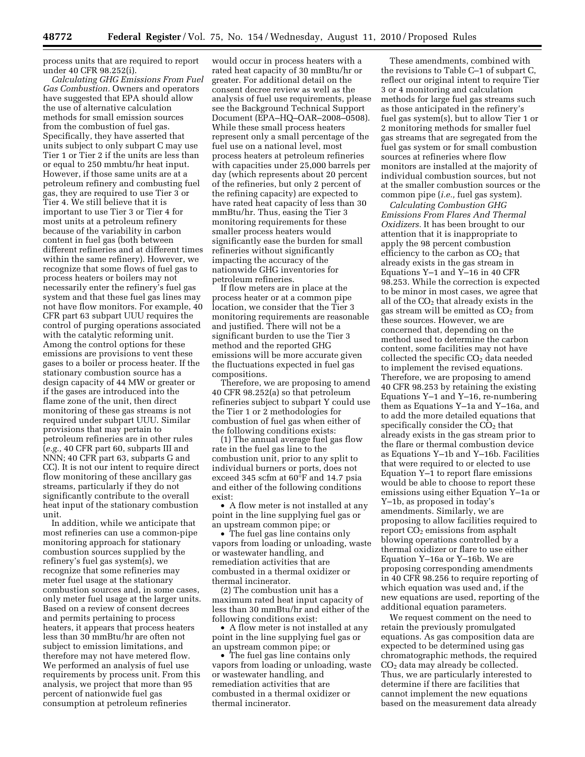process units that are required to report under 40 CFR 98.252(i).

*Calculating GHG Emissions From Fuel Gas Combustion.* Owners and operators have suggested that EPA should allow the use of alternative calculation methods for small emission sources from the combustion of fuel gas. Specifically, they have asserted that units subject to only subpart C may use Tier 1 or Tier 2 if the units are less than or equal to 250 mmbtu/hr heat input. However, if those same units are at a petroleum refinery and combusting fuel gas, they are required to use Tier 3 or Tier 4. We still believe that it is important to use Tier 3 or Tier 4 for most units at a petroleum refinery because of the variability in carbon content in fuel gas (both between different refineries and at different times within the same refinery). However, we recognize that some flows of fuel gas to process heaters or boilers may not necessarily enter the refinery's fuel gas system and that these fuel gas lines may not have flow monitors. For example, 40 CFR part 63 subpart UUU requires the control of purging operations associated with the catalytic reforming unit. Among the control options for these emissions are provisions to vent these gases to a boiler or process heater. If the stationary combustion source has a design capacity of 44 MW or greater or if the gases are introduced into the flame zone of the unit, then direct monitoring of these gas streams is not required under subpart UUU. Similar provisions that may pertain to petroleum refineries are in other rules (*e.g.,* 40 CFR part 60, subparts III and NNN; 40 CFR part 63, subparts G and CC). It is not our intent to require direct flow monitoring of these ancillary gas streams, particularly if they do not significantly contribute to the overall heat input of the stationary combustion unit.

In addition, while we anticipate that most refineries can use a common-pipe monitoring approach for stationary combustion sources supplied by the refinery's fuel gas system(s), we recognize that some refineries may meter fuel usage at the stationary combustion sources and, in some cases, only meter fuel usage at the larger units. Based on a review of consent decrees and permits pertaining to process heaters, it appears that process heaters less than 30 mmBtu/hr are often not subject to emission limitations, and therefore may not have metered flow. We performed an analysis of fuel use requirements by process unit. From this analysis, we project that more than 95 percent of nationwide fuel gas consumption at petroleum refineries would occur in process heaters with a rated heat capacity of 30 mmBtu/hr or greater. For additional detail on the consent decree review as well as the analysis of fuel use requirements, please see the Background Technical Support Document (EPA–HQ–OAR–2008–0508). While these small process heaters represent only a small percentage of the fuel use on a national level, most process heaters at petroleum refineries with capacities under 25,000 barrels per day (which represents about 20 percent of the refineries, but only 2 percent of the refining capacity) are expected to have rated heat capacity of less than 30 mmBtu/hr. Thus, easing the Tier 3 monitoring requirements for these smaller process heaters would significantly ease the burden for small refineries without significantly impacting the accuracy of the nationwide GHG inventories for petroleum refineries.

If flow meters are in place at the process heater or at a common pipe location, we consider that the Tier 3 monitoring requirements are reasonable and justified. There will not be a significant burden to use the Tier 3 method and the reported GHG emissions will be more accurate given the fluctuations expected in fuel gas compositions.

Therefore, we are proposing to amend 40 CFR 98.252(a) so that petroleum refineries subject to subpart Y could use the Tier 1 or 2 methodologies for combustion of fuel gas when either of the following conditions exists:

(1) The annual average fuel gas flow rate in the fuel gas line to the combustion unit, prior to any split to individual burners or ports, does not exceed 345 scfm at 60°F and 14.7 psia and either of the following conditions exist:

- A flow meter is not installed at any point in the line supplying fuel gas or an upstream common pipe; or
- The fuel gas line contains only vapors from loading or unloading, waste or wastewater handling, and remediation activities that are combusted in a thermal oxidizer or thermal incinerator.

(2) The combustion unit has a maximum rated heat input capacity of less than 30 mmBtu/hr and either of the following conditions exist:

- A flow meter is not installed at any point in the line supplying fuel gas or an upstream common pipe; or
- The fuel gas line contains only vapors from loading or unloading, waste or wastewater handling, and remediation activities that are combusted in a thermal oxidizer or thermal incinerator.

These amendments, combined with the revisions to Table C–1 of subpart C, reflect our original intent to require Tier 3 or 4 monitoring and calculation methods for large fuel gas streams such as those anticipated in the refinery's fuel gas system(s), but to allow Tier 1 or 2 monitoring methods for smaller fuel gas streams that are segregated from the fuel gas system or for small combustion sources at refineries where flow monitors are installed at the majority of individual combustion sources, but not at the smaller combustion sources or the common pipe (*i.e.,* fuel gas system).

*Calculating Combustion GHG Emissions From Flares And Thermal Oxidizers.* It has been brought to our attention that it is inappropriate to apply the 98 percent combustion efficiency to the carbon as $CO_2$ that already exists in the gas stream in Equations Y–1 and Y–16 in 40 CFR 98.253. While the correction is expected to be minor in most cases, we agree that all of the $CO_2$ that already exists in the gas stream will be emitted as $CO_2$ from these sources. However, we are concerned that, depending on the method used to determine the carbon content, some facilities may not have collected the specific $CO_2$ data needed to implement the revised equations. Therefore, we are proposing to amend 40 CFR 98.253 by retaining the existing Equations Y–1 and Y–16, re-numbering them as Equations Y–1a and Y–16a, and to add the more detailed equations that specifically consider the $CO_2$ that already exists in the gas stream prior to the flare or thermal combustion device as Equations Y–1b and Y–16b. Facilities that were required to or elected to use Equation Y–1 to report flare emissions would be able to choose to report these emissions using either Equation Y–1a or Y–1b, as proposed in today's amendments. Similarly, we are proposing to allow facilities required to report $CO_2$ emissions from asphalt blowing operations controlled by a thermal oxidizer or flare to use either Equation Y–16a or Y–16b. We are proposing corresponding amendments in 40 CFR 98.256 to require reporting of which equation was used and, if the new equations are used, reporting of the additional equation parameters.

We request comment on the need to retain the previously promulgated equations. As gas composition data are expected to be determined using gas chromatographic methods, the required $CO_2$ data may already be collected. Thus, we are particularly interested to determine if there are facilities that cannot implement the new equations based on the measurement data already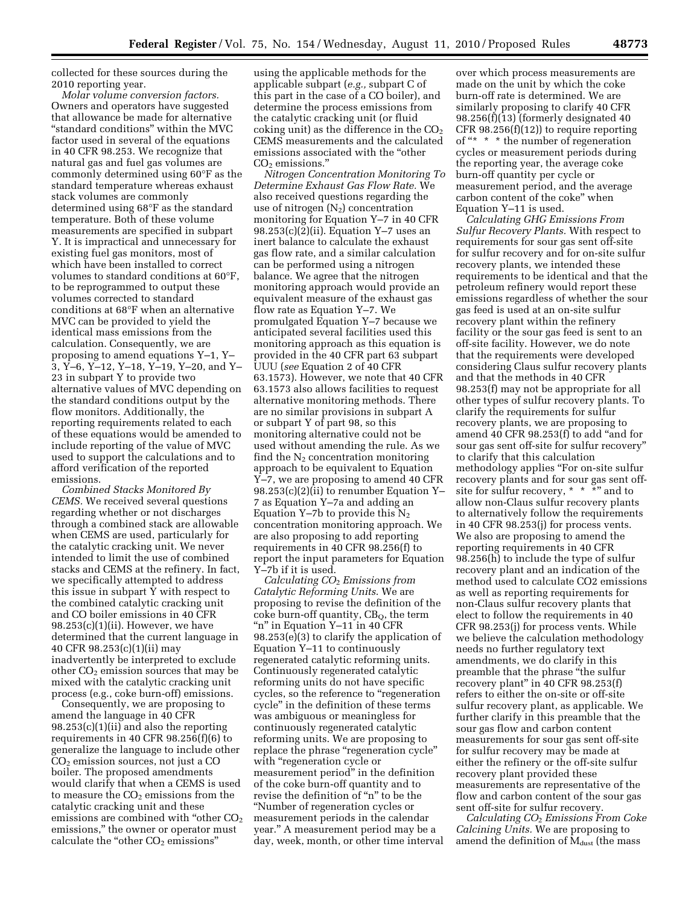collected for these sources during the 2010 reporting year.

*Molar volume conversion factors.* Owners and operators have suggested that allowance be made for alternative "standard conditions" within the MVC factor used in several of the equations in 40 CFR 98.253. We recognize that natural gas and fuel gas volumes are commonly determined using 60°F as the standard temperature whereas exhaust stack volumes are commonly determined using 68°F as the standard temperature. Both of these volume measurements are specified in subpart Y. It is impractical and unnecessary for existing fuel gas monitors, most of which have been installed to correct volumes to standard conditions at 60°F, to be reprogrammed to output these volumes corrected to standard conditions at 68°F when an alternative MVC can be provided to yield the identical mass emissions from the calculation. Consequently, we are proposing to amend equations Y–1, Y–3, Y–6, Y–12, Y–18, Y–19, Y–20, and Y–23 in subpart Y to provide two alternative values of MVC depending on the standard conditions output by the flow monitors. Additionally, the reporting requirements related to each of these equations would be amended to include reporting of the value of MVC used to support the calculations and to afford verification of the reported emissions.

*Combined Stacks Monitored By CEMS.* We received several questions regarding whether or not discharges through a combined stack are allowable when CEMS are used, particularly for the catalytic cracking unit. We never intended to limit the use of combined stacks and CEMS at the refinery. In fact, we specifically attempted to address this issue in subpart Y with respect to the combined catalytic cracking unit and CO boiler emissions in 40 CFR 98.253(c)(1)(ii). However, we have determined that the current language in 40 CFR 98.253(c)(1)(ii) may inadvertently be interpreted to exclude other $CO_2$ emission sources that may be mixed with the catalytic cracking unit process (e.g., coke burn-off) emissions.

Consequently, we are proposing to amend the language in 40 CFR 98.253(c)(1)(ii) and also the reporting requirements in 40 CFR 98.256(f)(6) to generalize the language to include other $CO_2$ emission sources, not just a CO boiler. The proposed amendments would clarify that when a CEMS is used to measure the $CO_2$ emissions from the catalytic cracking unit and these emissions are combined with "other $CO_2$ emissions," the owner or operator must calculate the "other $CO_2$ emissions" using the applicable methods for the applicable subpart (*e.g.,* subpart C of this part in the case of a CO boiler), and determine the process emissions from the catalytic cracking unit (or fluid coking unit) as the difference in the $CO_2$ CEMS measurements and the calculated emissions associated with the "other $CO_2$ emissions."

*Nitrogen Concentration Monitoring To Determine Exhaust Gas Flow Rate.* We also received questions regarding the use of nitrogen ($N_2$) concentration monitoring for Equation Y–7 in 40 CFR 98.253(c)(2)(ii). Equation Y–7 uses an inert balance to calculate the exhaust gas flow rate, and a similar calculation can be performed using a nitrogen balance. We agree that the nitrogen monitoring approach would provide an equivalent measure of the exhaust gas flow rate as Equation Y–7. We promulgated Equation Y–7 because we anticipated several facilities used this monitoring approach as this equation is provided in the 40 CFR part 63 subpart UUU (*see* Equation 2 of 40 CFR 63.1573). However, we note that 40 CFR 63.1573 also allows facilities to request alternative monitoring methods. There are no similar provisions in subpart A or subpart Y of part 98, so this monitoring alternative could not be used without amending the rule. As we find the $N_2$ concentration monitoring approach to be equivalent to Equation Y–7, we are proposing to amend 40 CFR 98.253(c)(2)(ii) to renumber Equation Y–7 as Equation Y–7a and adding an Equation Y–7b to provide this $N_2$ concentration monitoring approach. We are also proposing to add reporting requirements in 40 CFR 98.256(f) to report the input parameters for Equation Y–7b if it is used.

*Calculating $CO_2$ Emissions from Catalytic Reforming Units.* We are proposing to revise the definition of the coke burn-off quantity, $CB_Q$, the term "n" in Equation Y–11 in 40 CFR 98.253(e)(3) to clarify the application of Equation Y–11 to continuously regenerated catalytic reforming units. Continuously regenerated catalytic reforming units do not have specific cycles, so the reference to "regeneration cycle" in the definition of these terms was ambiguous or meaningless for continuously regenerated catalytic reforming units. We are proposing to replace the phrase "regeneration cycle" with "regeneration cycle or measurement period" in the definition of the coke burn-off quantity and to revise the definition of "n" to be the "Number of regeneration cycles or measurement periods in the calendar year." A measurement period may be a day, week, month, or other time interval over which process measurements are made on the unit by which the coke burn-off rate is determined. We are similarly proposing to clarify 40 CFR 98.256(f)(13) (formerly designated 40 CFR 98.256(f)(12)) to require reporting of "* * * the number of regeneration cycles or measurement periods during the reporting year, the average coke burn-off quantity per cycle or measurement period, and the average carbon content of the coke" when Equation Y–11 is used.

*Calculating GHG Emissions From Sulfur Recovery Plants.* With respect to requirements for sour gas sent off-site for sulfur recovery and for on-site sulfur recovery plants, we intended these requirements to be identical and that the petroleum refinery would report these emissions regardless of whether the sour gas feed is used at an on-site sulfur recovery plant within the refinery facility or the sour gas feed is sent to an off-site facility. However, we do note that the requirements were developed considering Claus sulfur recovery plants and that the methods in 40 CFR 98.253(f) may not be appropriate for all other types of sulfur recovery plants. To clarify the requirements for sulfur recovery plants, we are proposing to amend 40 CFR 98.253(f) to add "and for sour gas sent off-site for sulfur recovery" to clarify that this calculation methodology applies "For on-site sulfur recovery plants and for sour gas sent off-site for sulfur recovery, * * *" and to allow non-Claus sulfur recovery plants to alternatively follow the requirements in 40 CFR 98.253(j) for process vents. We also are proposing to amend the reporting requirements in 40 CFR 98.256(h) to include the type of sulfur recovery plant and an indication of the method used to calculate CO2 emissions as well as reporting requirements for non-Claus sulfur recovery plants that elect to follow the requirements in 40 CFR 98.253(j) for process vents. While we believe the calculation methodology needs no further regulatory text amendments, we do clarify in this preamble that the phrase "the sulfur recovery plant" in 40 CFR 98.253(f) refers to either the on-site or off-site sulfur recovery plant, as applicable. We further clarify in this preamble that the sour gas flow and carbon content measurements for sour gas sent off-site for sulfur recovery may be made at either the refinery or the off-site sulfur recovery plant provided these measurements are representative of the flow and carbon content of the sour gas sent off-site for sulfur recovery.

*Calculating $CO_2$ Emissions From Coke Calcining Units.* We are proposing to amend the definition of $M_{dust}$ (the mass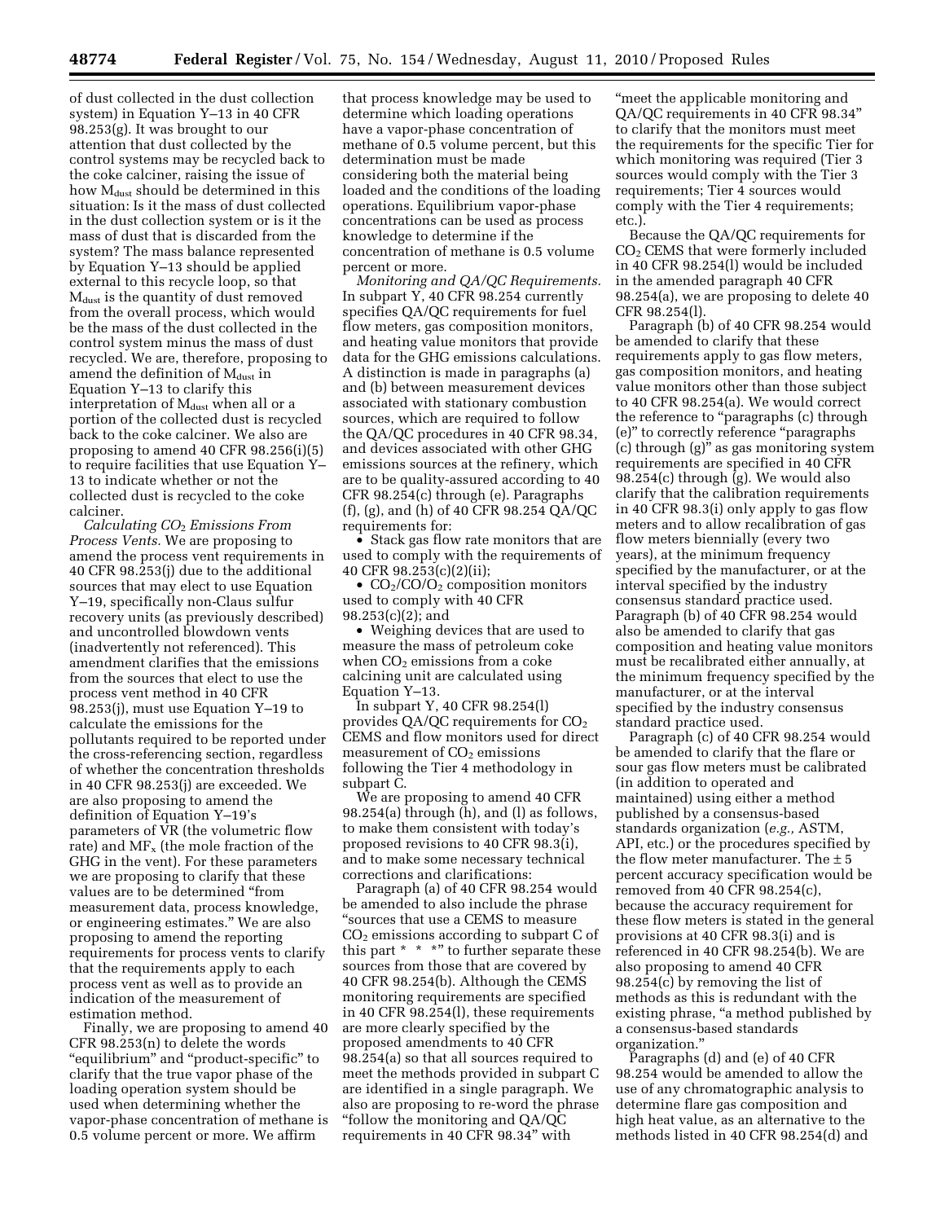of dust collected in the dust collection system) in Equation Y–13 in 40 CFR 98.253(g). It was brought to our attention that dust collected by the control systems may be recycled back to the coke calciner, raising the issue of how $M_{dust}$ should be determined in this situation: Is it the mass of dust collected in the dust collection system or is it the mass of dust that is discarded from the system? The mass balance represented by Equation Y–13 should be applied external to this recycle loop, so that $M_{dust}$ is the quantity of dust removed from the overall process, which would be the mass of the dust collected in the control system minus the mass of dust recycled. We are, therefore, proposing to amend the definition of $M_{dust}$ in Equation Y–13 to clarify this interpretation of $M_{dust}$ when all or a portion of the collected dust is recycled back to the coke calciner. We also are proposing to amend 40 CFR 98.256(i)(5) to require facilities that use Equation Y–13 to indicate whether or not the collected dust is recycled to the coke calciner.

*Calculating $CO_2$ Emissions From Process Vents.* We are proposing to amend the process vent requirements in 40 CFR 98.253(j) due to the additional sources that may elect to use Equation Y–19, specifically non-Claus sulfur recovery units (as previously described) and uncontrolled blowdown vents (inadvertently not referenced). This amendment clarifies that the emissions from the sources that elect to use the process vent method in 40 CFR 98.253(j), must use Equation Y–19 to calculate the emissions for the pollutants required to be reported under the cross-referencing section, regardless of whether the concentration thresholds in 40 CFR 98.253(j) are exceeded. We are also proposing to amend the definition of Equation Y–19's parameters of VR (the volumetric flow rate) and $MF_x$ (the mole fraction of the GHG in the vent). For these parameters we are proposing to clarify that these values are to be determined "from measurement data, process knowledge, or engineering estimates." We are also proposing to amend the reporting requirements for process vents to clarify that the requirements apply to each process vent as well as to provide an indication of the measurement of estimation method.

Finally, we are proposing to amend 40 CFR 98.253(n) to delete the words "equilibrium" and "product-specific" to clarify that the true vapor phase of the loading operation system should be used when determining whether the vapor-phase concentration of methane is 0.5 volume percent or more. We affirm that process knowledge may be used to determine which loading operations have a vapor-phase concentration of methane of 0.5 volume percent, but this determination must be made considering both the material being loaded and the conditions of the loading operations. Equilibrium vapor-phase concentrations can be used as process knowledge to determine if the concentration of methane is 0.5 volume percent or more.

*Monitoring and QA/QC Requirements.* In subpart Y, 40 CFR 98.254 currently specifies QA/QC requirements for fuel flow meters, gas composition monitors, and heating value monitors that provide data for the GHG emissions calculations. A distinction is made in paragraphs (a) and (b) between measurement devices associated with stationary combustion sources, which are required to follow the QA/QC procedures in 40 CFR 98.34, and devices associated with other GHG emissions sources at the refinery, which are to be quality-assured according to 40 CFR 98.254(c) through (e). Paragraphs (f), (g), and (h) of 40 CFR 98.254 QA/QC requirements for:

- Stack gas flow rate monitors that are used to comply with the requirements of 40 CFR 98.253(c)(2)(ii);
- $CO_2$/CO/$O_2$ composition monitors used to comply with 40 CFR 98.253(c)(2); and
- Weighing devices that are used to measure the mass of petroleum coke when $CO_2$ emissions from a coke calcining unit are calculated using Equation Y–13.

In subpart Y, 40 CFR 98.254(l) provides QA/QC requirements for $CO_2$ CEMS and flow monitors used for direct measurement of $CO_2$ emissions following the Tier 4 methodology in subpart C.

We are proposing to amend 40 CFR 98.254(a) through (h), and (l) as follows, to make them consistent with today's proposed revisions to 40 CFR 98.3(i), and to make some necessary technical corrections and clarifications:

Paragraph (a) of 40 CFR 98.254 would be amended to also include the phrase "sources that use a CEMS to measure $CO_2$ emissions according to subpart C of this part * * *" to further separate these sources from those that are covered by 40 CFR 98.254(b). Although the CEMS monitoring requirements are specified in 40 CFR 98.254(l), these requirements are more clearly specified by the proposed amendments to 40 CFR 98.254(a) so that all sources required to meet the methods provided in subpart C are identified in a single paragraph. We also are proposing to re-word the phrase "follow the monitoring and QA/QC requirements in 40 CFR 98.34" with "meet the applicable monitoring and QA/QC requirements in 40 CFR 98.34" to clarify that the monitors must meet the requirements for the specific Tier for which monitoring was required (Tier 3 sources would comply with the Tier 3 requirements; Tier 4 sources would comply with the Tier 4 requirements; etc.).

Because the QA/QC requirements for $CO_2$ CEMS that were formerly included in 40 CFR 98.254(l) would be included in the amended paragraph 40 CFR 98.254(a), we are proposing to delete 40 CFR 98.254(l).

Paragraph (b) of 40 CFR 98.254 would be amended to clarify that these requirements apply to gas flow meters, gas composition monitors, and heating value monitors other than those subject to 40 CFR 98.254(a). We would correct the reference to "paragraphs (c) through (e)" to correctly reference "paragraphs (c) through (g)" as gas monitoring system requirements are specified in 40 CFR 98.254(c) through (g). We would also clarify that the calibration requirements in 40 CFR 98.3(i) only apply to gas flow meters and to allow recalibration of gas flow meters biennially (every two years), at the minimum frequency specified by the manufacturer, or at the interval specified by the industry consensus standard practice used. Paragraph (b) of 40 CFR 98.254 would also be amended to clarify that gas composition and heating value monitors must be recalibrated either annually, at the minimum frequency specified by the manufacturer, or at the interval specified by the industry consensus standard practice used.

Paragraph (c) of 40 CFR 98.254 would be amended to clarify that the flare or sour gas flow meters must be calibrated (in addition to operated and maintained) using either a method published by a consensus-based standards organization (*e.g.,* ASTM, API, etc.) or the procedures specified by the flow meter manufacturer. The ± 5 percent accuracy specification would be removed from 40 CFR 98.254(c), because the accuracy requirement for these flow meters is stated in the general provisions at 40 CFR 98.3(i) and is referenced in 40 CFR 98.254(b). We are also proposing to amend 40 CFR 98.254(c) by removing the list of methods as this is redundant with the existing phrase, "a method published by a consensus-based standards organization."

Paragraphs (d) and (e) of 40 CFR 98.254 would be amended to allow the use of any chromatographic analysis to determine flare gas composition and high heat value, as an alternative to the methods listed in 40 CFR 98.254(d) and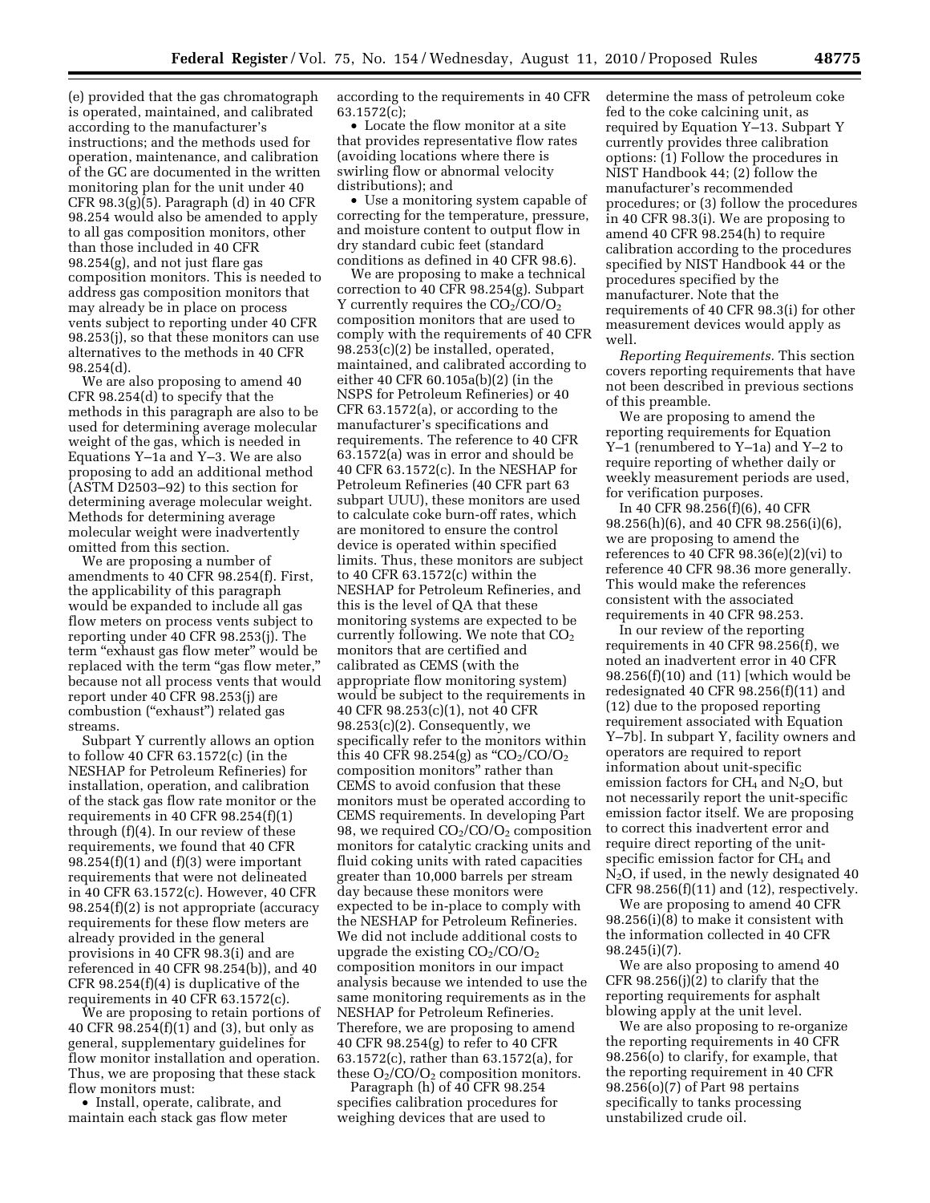(e) provided that the gas chromatograph is operated, maintained, and calibrated according to the manufacturer's instructions; and the methods used for operation, maintenance, and calibration of the GC are documented in the written monitoring plan for the unit under 40 CFR 98.3(g)(5). Paragraph (d) in 40 CFR 98.254 would also be amended to apply to all gas composition monitors, other than those included in 40 CFR 98.254(g), and not just flare gas composition monitors. This is needed to address gas composition monitors that may already be in place on process vents subject to reporting under 40 CFR 98.253(j), so that these monitors can use alternatives to the methods in 40 CFR 98.254(d).

We are also proposing to amend 40 CFR 98.254(d) to specify that the methods in this paragraph are also to be used for determining average molecular weight of the gas, which is needed in Equations Y–1a and Y–3. We are also proposing to add an additional method (ASTM D2503–92) to this section for determining average molecular weight. Methods for determining average molecular weight were inadvertently omitted from this section.

We are proposing a number of amendments to 40 CFR 98.254(f). First, the applicability of this paragraph would be expanded to include all gas flow meters on process vents subject to reporting under 40 CFR 98.253(j). The term "exhaust gas flow meter" would be replaced with the term "gas flow meter," because not all process vents that would report under 40 CFR 98.253(j) are combustion ("exhaust") related gas streams.

Subpart Y currently allows an option to follow 40 CFR 63.1572(c) (in the NESHAP for Petroleum Refineries) for installation, operation, and calibration of the stack gas flow rate monitor or the requirements in 40 CFR 98.254(f)(1) through (f)(4). In our review of these requirements, we found that 40 CFR 98.254(f)(1) and (f)(3) were important requirements that were not delineated in 40 CFR 63.1572(c). However, 40 CFR 98.254(f)(2) is not appropriate (accuracy requirements for these flow meters are already provided in the general provisions in 40 CFR 98.3(i) and are referenced in 40 CFR 98.254(b)), and 40 CFR 98.254(f)(4) is duplicative of the requirements in 40 CFR 63.1572(c).

We are proposing to retain portions of 40 CFR 98.254(f)(1) and (3), but only as general, supplementary guidelines for flow monitor installation and operation. Thus, we are proposing that these stack flow monitors must:

- Install, operate, calibrate, and maintain each stack gas flow meter according to the requirements in 40 CFR 63.1572(c);
- Locate the flow monitor at a site that provides representative flow rates (avoiding locations where there is swirling flow or abnormal velocity distributions); and
- Use a monitoring system capable of correcting for the temperature, pressure, and moisture content to output flow in dry standard cubic feet (standard conditions as defined in 40 CFR 98.6).

We are proposing to make a technical correction to 40 CFR 98.254(g). Subpart Y currently requires the $CO_2$/CO/$O_2$ composition monitors that are used to comply with the requirements of 40 CFR 98.253(c)(2) be installed, operated, maintained, and calibrated according to either 40 CFR 60.105a(b)(2) (in the NSPS for Petroleum Refineries) or 40 CFR 63.1572(a), or according to the manufacturer's specifications and requirements. The reference to 40 CFR 63.1572(a) was in error and should be 40 CFR 63.1572(c). In the NESHAP for Petroleum Refineries (40 CFR part 63 subpart UUU), these monitors are used to calculate coke burn-off rates, which are monitored to ensure the control device is operated within specified limits. Thus, these monitors are subject to 40 CFR 63.1572(c) within the NESHAP for Petroleum Refineries, and this is the level of QA that these monitoring systems are expected to be currently following. We note that $CO_2$ monitors that are certified and calibrated as CEMS (with the appropriate flow monitoring system) would be subject to the requirements in 40 CFR 98.253(c)(1), not 40 CFR 98.253(c)(2). Consequently, we specifically refer to the monitors within this 40 CFR 98.254(g) as "$CO_2$/CO/$O_2$ composition monitors" rather than CEMS to avoid confusion that these monitors must be operated according to CEMS requirements. In developing Part 98, we required $CO_2$/CO/$O_2$ composition monitors for catalytic cracking units and fluid coking units with rated capacities greater than 10,000 barrels per stream day because these monitors were expected to be in-place to comply with the NESHAP for Petroleum Refineries. We did not include additional costs to upgrade the existing $CO_2$/CO/$O_2$ composition monitors in our impact analysis because we intended to use the same monitoring requirements as in the NESHAP for Petroleum Refineries. Therefore, we are proposing to amend 40 CFR 98.254(g) to refer to 40 CFR 63.1572(c), rather than 63.1572(a), for these $O_2$/CO/$O_2$ composition monitors.

Paragraph (h) of 40 CFR 98.254 specifies calibration procedures for weighing devices that are used to determine the mass of petroleum coke fed to the coke calcining unit, as required by Equation Y–13. Subpart Y currently provides three calibration options: (1) Follow the procedures in NIST Handbook 44; (2) follow the manufacturer's recommended procedures; or (3) follow the procedures in 40 CFR 98.3(i). We are proposing to amend 40 CFR 98.254(h) to require calibration according to the procedures specified by NIST Handbook 44 or the procedures specified by the manufacturer. Note that the requirements of 40 CFR 98.3(i) for other measurement devices would apply as well.

*Reporting Requirements.* This section covers reporting requirements that have not been described in previous sections of this preamble.

We are proposing to amend the reporting requirements for Equation Y–1 (renumbered to Y–1a) and Y–2 to require reporting of whether daily or weekly measurement periods are used, for verification purposes.

In 40 CFR 98.256(f)(6), 40 CFR 98.256(h)(6), and 40 CFR 98.256(i)(6), we are proposing to amend the references to 40 CFR 98.36(e)(2)(vi) to reference 40 CFR 98.36 more generally. This would make the references consistent with the associated requirements in 40 CFR 98.253.

In our review of the reporting requirements in 40 CFR 98.256(f), we noted an inadvertent error in 40 CFR 98.256(f)(10) and (11) [which would be redesignated 40 CFR 98.256(f)(11) and (12) due to the proposed reporting requirement associated with Equation Y–7b]. In subpart Y, facility owners and operators are required to report information about unit-specific emission factors for $CH_4$ and $N_2O$, but not necessarily report the unit-specific emission factor itself. We are proposing to correct this inadvertent error and require direct reporting of the unit-specific emission factor for $CH_4$ and $N_2O$, if used, in the newly designated 40 CFR 98.256(f)(11) and (12), respectively.

We are proposing to amend 40 CFR 98.256(i)(8) to make it consistent with the information collected in 40 CFR 98.245(i)(7).

We are also proposing to amend 40 CFR 98.256(j)(2) to clarify that the reporting requirements for asphalt blowing apply at the unit level.

We are also proposing to re-organize the reporting requirements in 40 CFR 98.256(o) to clarify, for example, that the reporting requirement in 40 CFR 98.256(o)(7) of Part 98 pertains specifically to tanks processing unstabilized crude oil.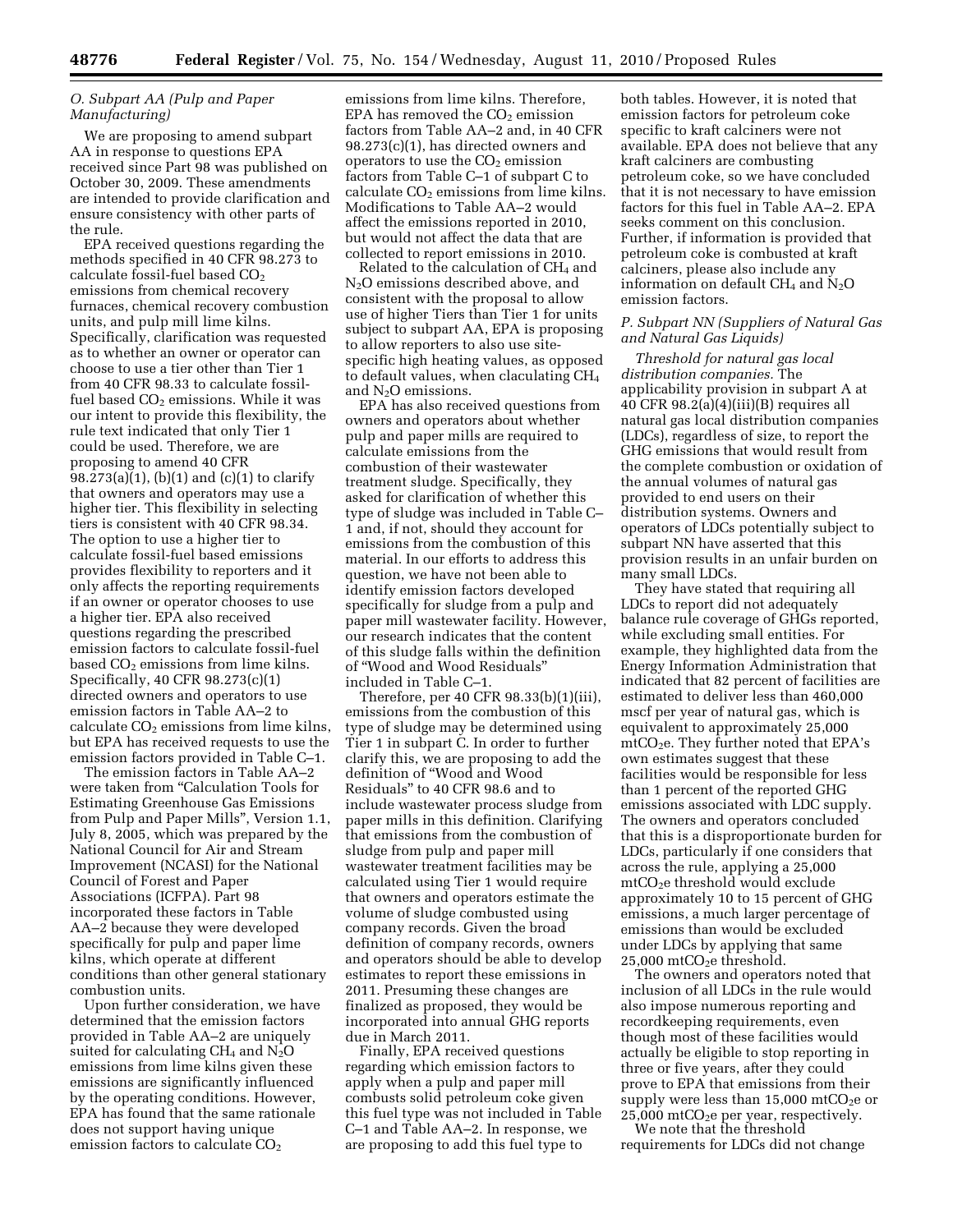### O. Subpart AA (Pulp and Paper Manufacturing)

We are proposing to amend subpart AA in response to questions EPA received since Part 98 was published on October 30, 2009. These amendments are intended to provide clarification and ensure consistency with other parts of the rule.

EPA received questions regarding the methods specified in 40 CFR 98.273 to calculate fossil-fuel based $CO_2$ emissions from chemical recovery furnaces, chemical recovery combustion units, and pulp mill lime kilns. Specifically, clarification was requested as to whether an owner or operator can choose to use a tier other than Tier 1 from 40 CFR 98.33 to calculate fossil-fuel based $CO_2$ emissions. While it was our intent to provide this flexibility, the rule text indicated that only Tier 1 could be used. Therefore, we are proposing to amend 40 CFR 98.273(a)(1), (b)(1) and (c)(1) to clarify that owners and operators may use a higher tier. This flexibility in selecting tiers is consistent with 40 CFR 98.34. The option to use a higher tier to calculate fossil-fuel based emissions provides flexibility to reporters and it only affects the reporting requirements if an owner or operator chooses to use a higher tier. EPA also received questions regarding the prescribed emission factors to calculate fossil-fuel based $CO_2$ emissions from lime kilns. Specifically, 40 CFR 98.273(c)(1) directed owners and operators to use emission factors in Table AA–2 to calculate $CO_2$ emissions from lime kilns, but EPA has received requests to use the emission factors provided in Table C–1.

The emission factors in Table AA–2 were taken from "Calculation Tools for Estimating Greenhouse Gas Emissions from Pulp and Paper Mills", Version 1.1, July 8, 2005, which was prepared by the National Council for Air and Stream Improvement (NCASI) for the National Council of Forest and Paper Associations (ICFPA). Part 98 incorporated these factors in Table AA–2 because they were developed specifically for pulp and paper lime kilns, which operate at different conditions than other general stationary combustion units.

Upon further consideration, we have determined that the emission factors provided in Table AA–2 are uniquely suited for calculating $CH_4$ and $N_2O$ emissions from lime kilns given these emissions are significantly influenced by the operating conditions. However, EPA has found that the same rationale does not support having unique emission factors to calculate $CO_2$ emissions from lime kilns. Therefore, EPA has removed the $CO_2$ emission factors from Table AA–2 and, in 40 CFR 98.273(c)(1), has directed owners and operators to use the $CO_2$ emission factors from Table C–1 of subpart C to calculate $CO_2$ emissions from lime kilns. Modifications to Table AA–2 would affect the emissions reported in 2010, but would not affect the data that are collected to report emissions in 2010.

Related to the calculation of $CH_4$ and $N_2O$ emissions described above, and consistent with the proposal to allow use of higher Tiers than Tier 1 for units subject to subpart AA, EPA is proposing to allow reporters to also use site-specific high heating values, as opposed to default values, when claculating $CH_4$ and $N_2O$ emissions.

EPA has also received questions from owners and operators about whether pulp and paper mills are required to calculate emissions from the combustion of their wastewater treatment sludge. Specifically, they asked for clarification of whether this type of sludge was included in Table C–1 and, if not, should they account for emissions from the combustion of this material. In our efforts to address this question, we have not been able to identify emission factors developed specifically for sludge from a pulp and paper mill wastewater facility. However, our research indicates that the content of this sludge falls within the definition of "Wood and Wood Residuals" included in Table C–1.

Therefore, per 40 CFR 98.33(b)(1)(iii), emissions from the combustion of this type of sludge may be determined using Tier 1 in subpart C. In order to further clarify this, we are proposing to add the definition of "Wood and Wood Residuals" to 40 CFR 98.6 and to include wastewater process sludge from paper mills in this definition. Clarifying that emissions from the combustion of sludge from pulp and paper mill wastewater treatment facilities may be calculated using Tier 1 would require that owners and operators estimate the volume of sludge combusted using company records. Given the broad definition of company records, owners and operators should be able to develop estimates to report these emissions in 2011. Presuming these changes are finalized as proposed, they would be incorporated into annual GHG reports due in March 2011.

Finally, EPA received questions regarding which emission factors to apply when a pulp and paper mill combusts solid petroleum coke given this fuel type was not included in Table C–1 and Table AA–2. In response, we are proposing to add this fuel type to both tables. However, it is noted that emission factors for petroleum coke specific to kraft calciners were not available. EPA does not believe that any kraft calciners are combusting petroleum coke, so we have concluded that it is not necessary to have emission factors for this fuel in Table AA–2. EPA seeks comment on this conclusion. Further, if information is provided that petroleum coke is combusted at kraft calciners, please also include any information on default $CH_4$ and $N_2O$ emission factors.

### P. Subpart NN (Suppliers of Natural Gas and Natural Gas Liquids)

*Threshold for natural gas local distribution companies.* The applicability provision in subpart A at 40 CFR 98.2(a)(4)(iii)(B) requires all natural gas local distribution companies (LDCs), regardless of size, to report the GHG emissions that would result from the complete combustion or oxidation of the annual volumes of natural gas provided to end users on their distribution systems. Owners and operators of LDCs potentially subject to subpart NN have asserted that this provision results in an unfair burden on many small LDCs.

They have stated that requiring all LDCs to report did not adequately balance rule coverage of GHGs reported, while excluding small entities. For example, they highlighted data from the Energy Information Administration that indicated that 82 percent of facilities are estimated to deliver less than 460,000 mscf per year of natural gas, which is equivalent to approximately 25,000 $mtCO_2e$. They further noted that EPA's own estimates suggest that these facilities would be responsible for less than 1 percent of the reported GHG emissions associated with LDC supply. The owners and operators concluded that this is a disproportionate burden for LDCs, particularly if one considers that across the rule, applying a 25,000 $mtCO_2e$ threshold would exclude approximately 10 to 15 percent of GHG emissions, a much larger percentage of emissions than would be excluded under LDCs by applying that same 25,000 $mtCO_2e$ threshold.

The owners and operators noted that inclusion of all LDCs in the rule would also impose numerous reporting and recordkeeping requirements, even though most of these facilities would actually be eligible to stop reporting in three or five years, after they could prove to EPA that emissions from their supply were less than 15,000 $mtCO_2e$ or 25,000 $mtCO_2e$ per year, respectively.

We note that the threshold requirements for LDCs did not change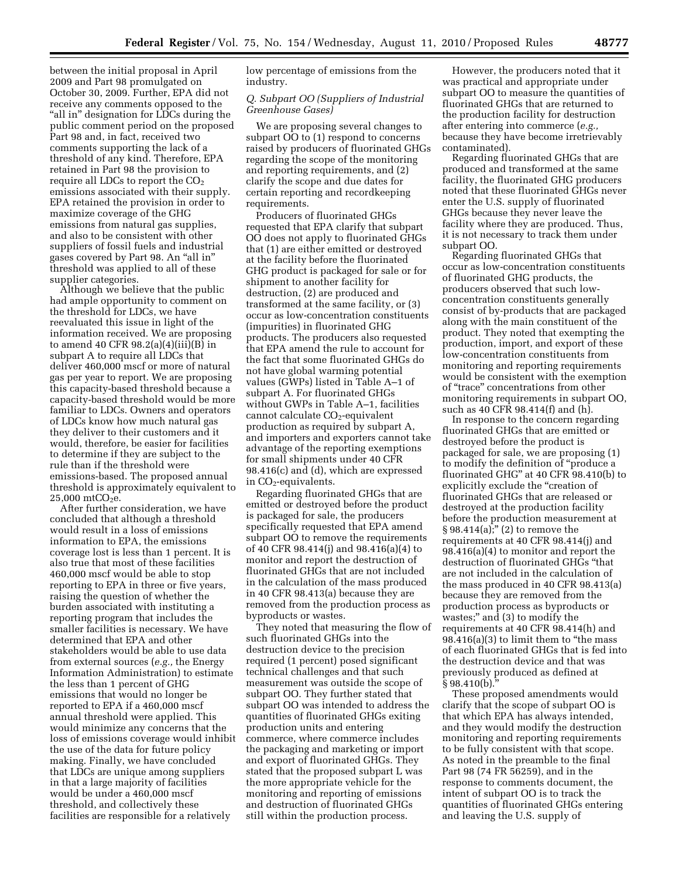between the initial proposal in April 2009 and Part 98 promulgated on October 30, 2009. Further, EPA did not receive any comments opposed to the "all in" designation for LDCs during the public comment period on the proposed Part 98 and, in fact, received two comments supporting the lack of a threshold of any kind. Therefore, EPA retained in Part 98 the provision to require all LDCs to report the $CO_2$ emissions associated with their supply. EPA retained the provision in order to maximize coverage of the GHG emissions from natural gas supplies, and also to be consistent with other suppliers of fossil fuels and industrial gases covered by Part 98. An "all in" threshold was applied to all of these supplier categories.

Although we believe that the public had ample opportunity to comment on the threshold for LDCs, we have reevaluated this issue in light of the information received. We are proposing to amend 40 CFR 98.2(a)(4)(iii)(B) in subpart A to require all LDCs that deliver 460,000 mscf or more of natural gas per year to report. We are proposing this capacity-based threshold because a capacity-based threshold would be more familiar to LDCs. Owners and operators of LDCs know how much natural gas they deliver to their customers and it would, therefore, be easier for facilities to determine if they are subject to the rule than if the threshold were emissions-based. The proposed annual threshold is approximately equivalent to 25,000 $mtCO_2e$.

After further consideration, we have concluded that although a threshold would result in a loss of emissions information to EPA, the emissions coverage lost is less than 1 percent. It is also true that most of these facilities 460,000 mscf would be able to stop reporting to EPA in three or five years, raising the question of whether the burden associated with instituting a reporting program that includes the smaller facilities is necessary. We have determined that EPA and other stakeholders would be able to use data from external sources (*e.g.,* the Energy Information Administration) to estimate the less than 1 percent of GHG emissions that would no longer be reported to EPA if a 460,000 mscf annual threshold were applied. This would minimize any concerns that the loss of emissions coverage would inhibit the use of the data for future policy making. Finally, we have concluded that LDCs are unique among suppliers in that a large majority of facilities would be under a 460,000 mscf threshold, and collectively these facilities are responsible for a relatively low percentage of emissions from the industry.

### *Q. Subpart OO (Suppliers of Industrial Greenhouse Gases)*

We are proposing several changes to subpart OO to (1) respond to concerns raised by producers of fluorinated GHGs regarding the scope of the monitoring and reporting requirements, and (2) clarify the scope and due dates for certain reporting and recordkeeping requirements.

Producers of fluorinated GHGs requested that EPA clarify that subpart OO does not apply to fluorinated GHGs that (1) are either emitted or destroyed at the facility before the fluorinated GHG product is packaged for sale or for shipment to another facility for destruction, (2) are produced and transformed at the same facility, or (3) occur as low-concentration constituents (impurities) in fluorinated GHG products. The producers also requested that EPA amend the rule to account for the fact that some fluorinated GHGs do not have global warming potential values (GWPs) listed in Table A–1 of subpart A. For fluorinated GHGs without GWPs in Table A–1, facilities cannot calculate $CO_2$-equivalent production as required by subpart A, and importers and exporters cannot take advantage of the reporting exemptions for small shipments under 40 CFR 98.416(c) and (d), which are expressed in $CO_2$-equivalents.

Regarding fluorinated GHGs that are emitted or destroyed before the product is packaged for sale, the producers specifically requested that EPA amend subpart OO to remove the requirements of 40 CFR 98.414(j) and 98.416(a)(4) to monitor and report the destruction of fluorinated GHGs that are not included in the calculation of the mass produced in 40 CFR 98.413(a) because they are removed from the production process as byproducts or wastes.

They noted that measuring the flow of such fluorinated GHGs into the destruction device to the precision required (1 percent) posed significant technical challenges and that such measurement was outside the scope of subpart OO. They further stated that subpart OO was intended to address the quantities of fluorinated GHGs exiting production units and entering commerce, where commerce includes the packaging and marketing or import and export of fluorinated GHGs. They stated that the proposed subpart L was the more appropriate vehicle for the monitoring and reporting of emissions and destruction of fluorinated GHGs still within the production process.

However, the producers noted that it was practical and appropriate under subpart OO to measure the quantities of fluorinated GHGs that are returned to the production facility for destruction after entering into commerce (*e.g.,* because they have become irretrievably contaminated).

Regarding fluorinated GHGs that are produced and transformed at the same facility, the fluorinated GHG producers noted that these fluorinated GHGs never enter the U.S. supply of fluorinated GHGs because they never leave the facility where they are produced. Thus, it is not necessary to track them under subpart OO.

Regarding fluorinated GHGs that occur as low-concentration constituents of fluorinated GHG products, the producers observed that such low-concentration constituents generally consist of by-products that are packaged along with the main constituent of the product. They noted that exempting the production, import, and export of these low-concentration constituents from monitoring and reporting requirements would be consistent with the exemption of "trace" concentrations from other monitoring requirements in subpart OO, such as 40 CFR 98.414(f) and (h).

In response to the concern regarding fluorinated GHGs that are emitted or destroyed before the product is packaged for sale, we are proposing (1) to modify the definition of "produce a fluorinated GHG" at 40 CFR 98.410(b) to explicitly exclude the "creation of fluorinated GHGs that are released or destroyed at the production facility before the production measurement at § 98.414(a);" (2) to remove the requirements at 40 CFR 98.414(j) and 98.416(a)(4) to monitor and report the destruction of fluorinated GHGs "that are not included in the calculation of the mass produced in 40 CFR 98.413(a) because they are removed from the production process as byproducts or wastes;" and (3) to modify the requirements at 40 CFR 98.414(h) and 98.416(a)(3) to limit them to "the mass of each fluorinated GHGs that is fed into the destruction device and that was previously produced as defined at § 98.410(b)."

These proposed amendments would clarify that the scope of subpart OO is that which EPA has always intended, and they would modify the destruction monitoring and reporting requirements to be fully consistent with that scope. As noted in the preamble to the final Part 98 (74 FR 56259), and in the response to comments document, the intent of subpart OO is to track the quantities of fluorinated GHGs entering and leaving the U.S. supply of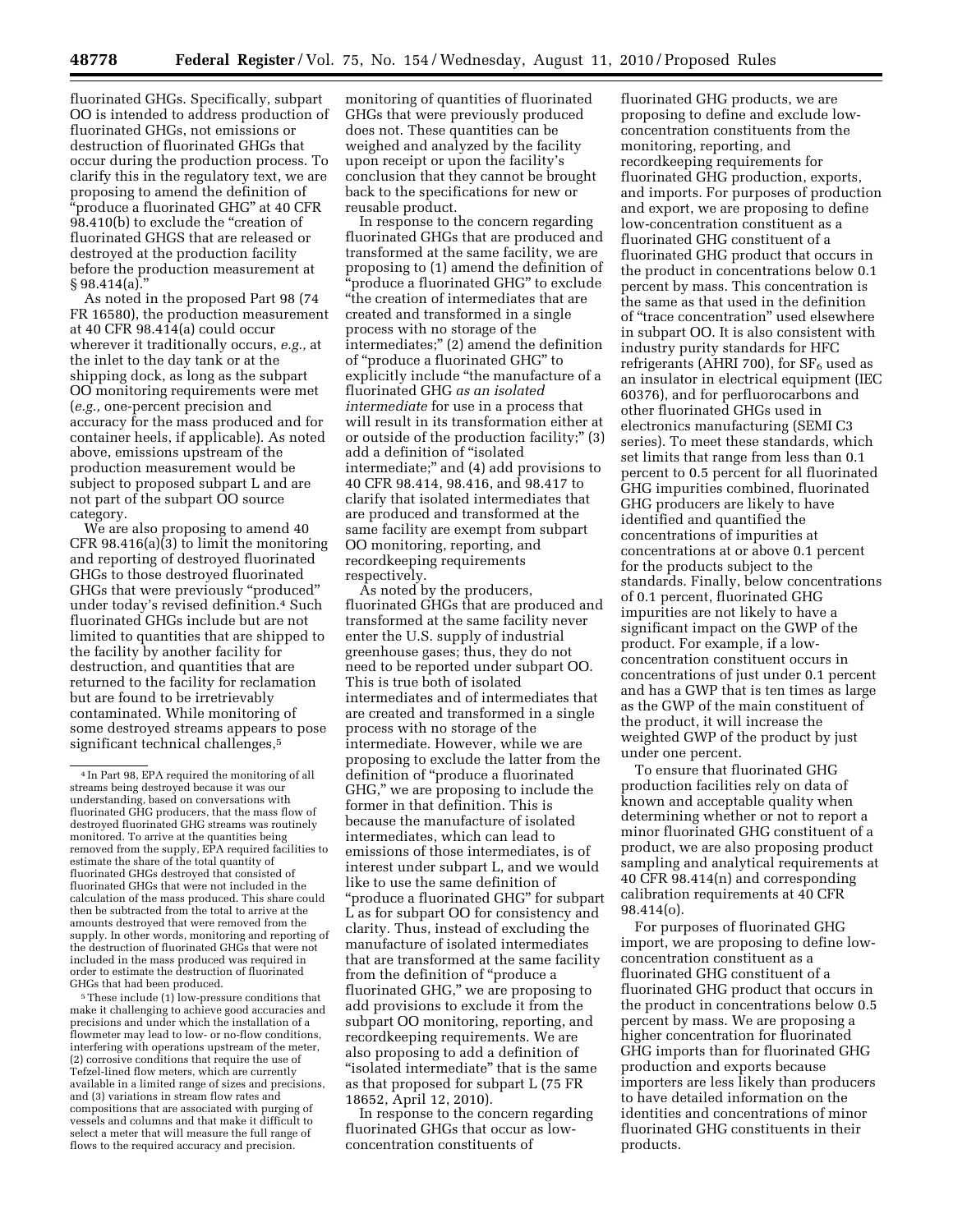fluorinated GHGs. Specifically, subpart OO is intended to address production of fluorinated GHGs, not emissions or destruction of fluorinated GHGs that occur during the production process. To clarify this in the regulatory text, we are proposing to amend the definition of "produce a fluorinated GHG" at 40 CFR 98.410(b) to exclude the "creation of fluorinated GHGS that are released or destroyed at the production facility before the production measurement at § 98.414(a)."

As noted in the proposed Part 98 (74 FR 16580), the production measurement at 40 CFR 98.414(a) could occur wherever it traditionally occurs, *e.g.,* at the inlet to the day tank or at the shipping dock, as long as the subpart OO monitoring requirements were met (*e.g.,* one-percent precision and accuracy for the mass produced and for container heels, if applicable). As noted above, emissions upstream of the production measurement would be subject to proposed subpart L and are not part of the subpart OO source category.

We are also proposing to amend 40 CFR 98.416(a)(3) to limit the monitoring and reporting of destroyed fluorinated GHGs to those destroyed fluorinated GHGs that were previously "produced" under today's revised definition.[4] Such fluorinated GHGs include but are not limited to quantities that are shipped to the facility by another facility for destruction, and quantities that are returned to the facility for reclamation but are found to be irretrievably contaminated. While monitoring of some destroyed streams appears to pose significant technical challenges,[5] monitoring of quantities of fluorinated GHGs that were previously produced does not. These quantities can be weighed and analyzed by the facility upon receipt or upon the facility's conclusion that they cannot be brought back to the specifications for new or reusable product.

In response to the concern regarding fluorinated GHGs that are produced and transformed at the same facility, we are proposing to (1) amend the definition of "produce a fluorinated GHG" to exclude "the creation of intermediates that are created and transformed in a single process with no storage of the intermediates;" (2) amend the definition of "produce a fluorinated GHG" to explicitly include "the manufacture of a fluorinated GHG *as an isolated intermediate* for use in a process that will result in its transformation either at or outside of the production facility;" (3) add a definition of "isolated intermediate;" and (4) add provisions to 40 CFR 98.414, 98.416, and 98.417 to clarify that isolated intermediates that are produced and transformed at the same facility are exempt from subpart OO monitoring, reporting, and recordkeeping requirements respectively.

As noted by the producers, fluorinated GHGs that are produced and transformed at the same facility never enter the U.S. supply of industrial greenhouse gases; thus, they do not need to be reported under subpart OO. This is true both of isolated intermediates and of intermediates that are created and transformed in a single process with no storage of the intermediate. However, while we are proposing to exclude the latter from the definition of "produce a fluorinated GHG," we are proposing to include the former in that definition. This is because the manufacture of isolated intermediates, which can lead to emissions of those intermediates, is of interest under subpart L, and we would like to use the same definition of "produce a fluorinated GHG" for subpart L as for subpart OO for consistency and clarity. Thus, instead of excluding the manufacture of isolated intermediates that are transformed at the same facility from the definition of "produce a fluorinated GHG," we are proposing to add provisions to exclude it from the subpart OO monitoring, reporting, and recordkeeping requirements. We are also proposing to add a definition of "isolated intermediate" that is the same as that proposed for subpart L (75 FR 18652, April 12, 2010).

In response to the concern regarding fluorinated GHGs that occur as low-concentration constituents of fluorinated GHG products, we are proposing to define and exclude low-concentration constituents from the monitoring, reporting, and recordkeeping requirements for fluorinated GHG production, exports, and imports. For purposes of production and export, we are proposing to define low-concentration constituent as a fluorinated GHG constituent of a fluorinated GHG product that occurs in the product in concentrations below 0.1 percent by mass. This concentration is the same as that used in the definition of "trace concentration" used elsewhere in subpart OO. It is also consistent with industry purity standards for HFC refrigerants (AHRI 700), for $SF_6$ used as an insulator in electrical equipment (IEC 60376), and for perfluorocarbons and other fluorinated GHGs used in electronics manufacturing (SEMI C3 series). To meet these standards, which set limits that range from less than 0.1 percent to 0.5 percent for all fluorinated GHG impurities combined, fluorinated GHG producers are likely to have identified and quantified the concentrations of impurities at concentrations at or above 0.1 percent for the products subject to the standards. Finally, below concentrations of 0.1 percent, fluorinated GHG impurities are not likely to have a significant impact on the GWP of the product. For example, if a low-concentration constituent occurs in concentrations of just under 0.1 percent and has a GWP that is ten times as large as the GWP of the main constituent of the product, it will increase the weighted GWP of the product by just under one percent.

To ensure that fluorinated GHG production facilities rely on data of known and acceptable quality when determining whether or not to report a minor fluorinated GHG constituent of a product, we are also proposing product sampling and analytical requirements at 40 CFR 98.414(n) and corresponding calibration requirements at 40 CFR 98.414(o).

For purposes of fluorinated GHG import, we are proposing to define low-concentration constituent as a fluorinated GHG constituent of a fluorinated GHG product that occurs in the product in concentrations below 0.5 percent by mass. We are proposing a higher concentration for fluorinated GHG imports than for fluorinated GHG production and exports because importers are less likely than producers to have detailed information on the identities and concentrations of minor fluorinated GHG constituents in their products.

[4] In Part 98, EPA required the monitoring of all streams being destroyed because it was our understanding, based on conversations with fluorinated GHG producers, that the mass flow of destroyed fluorinated GHG streams was routinely monitored. To arrive at the quantities being removed from the supply, EPA required facilities to estimate the share of the total quantity of fluorinated GHGs destroyed that consisted of fluorinated GHGs that were not included in the calculation of the mass produced. This share could then be subtracted from the total to arrive at the amounts destroyed that were removed from the supply. In other words, monitoring and reporting of the destruction of fluorinated GHGs that were not included in the mass produced was required in order to estimate the destruction of fluorinated GHGs that had been produced.

[5] These include (1) low-pressure conditions that make it challenging to achieve good accuracies and precisions and under which the installation of a flowmeter may lead to low- or no-flow conditions, interfering with operations upstream of the meter, (2) corrosive conditions that require the use of Tefzel-lined flow meters, which are currently available in a limited range of sizes and precisions, and (3) variations in stream flow rates and compositions that are associated with purging of vessels and columns and that make it difficult to select a meter that will measure the full range of flows to the required accuracy and precision.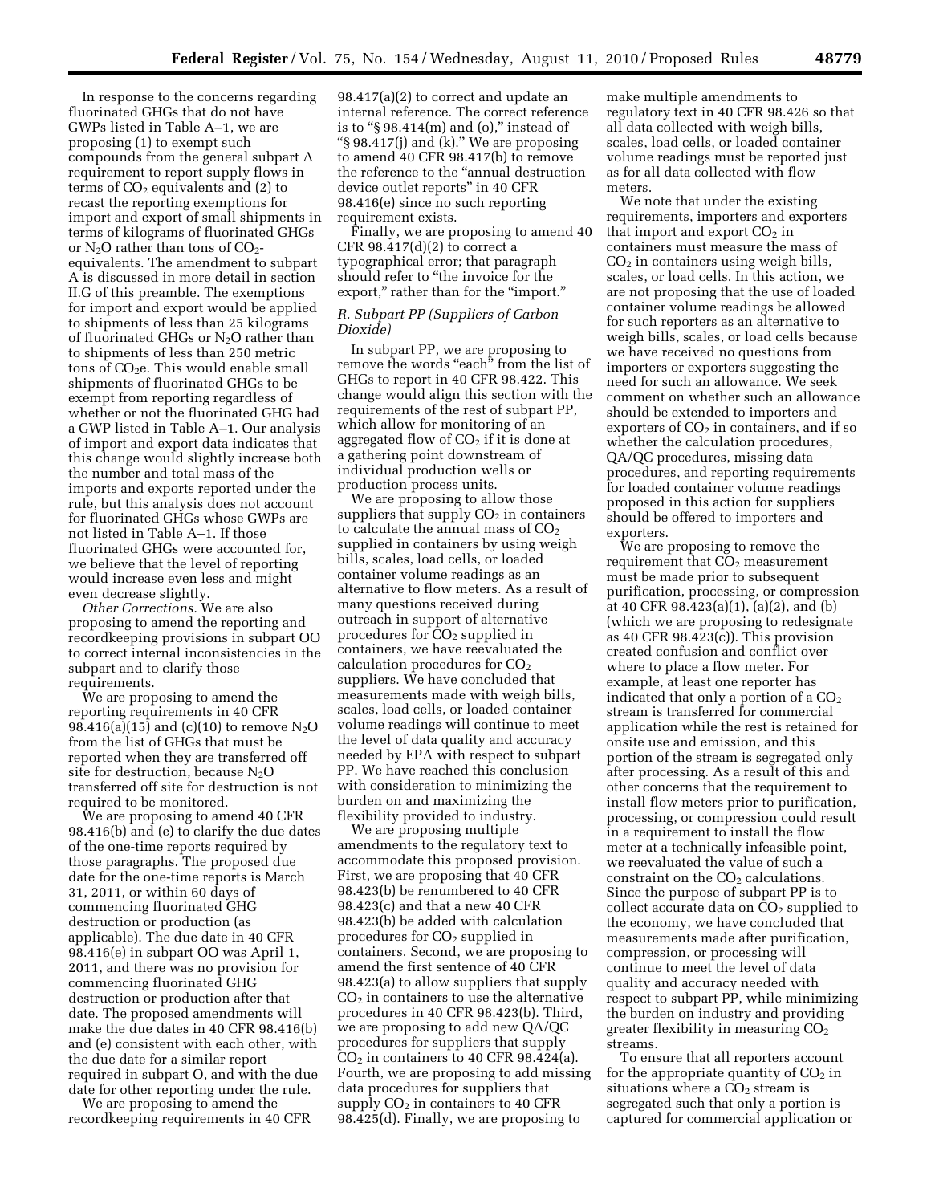In response to the concerns regarding fluorinated GHGs that do not have GWPs listed in Table A–1, we are proposing (1) to exempt such compounds from the general subpart A requirement to report supply flows in terms of $CO_2$ equivalents and (2) to recast the reporting exemptions for import and export of small shipments in terms of kilograms of fluorinated GHGs or $N_2O$ rather than tons of $CO_2$-equivalents. The amendment to subpart A is discussed in more detail in section II.G of this preamble. The exemptions for import and export would be applied to shipments of less than 25 kilograms of fluorinated GHGs or $N_2O$ rather than to shipments of less than 250 metric tons of $CO_2e$. This would enable small shipments of fluorinated GHGs to be exempt from reporting regardless of whether or not the fluorinated GHG had a GWP listed in Table A–1. Our analysis of import and export data indicates that this change would slightly increase both the number and total mass of the imports and exports reported under the rule, but this analysis does not account for fluorinated GHGs whose GWPs are not listed in Table A–1. If those fluorinated GHGs were accounted for, we believe that the level of reporting would increase even less and might even decrease slightly.

*Other Corrections.* We are also proposing to amend the reporting and recordkeeping provisions in subpart OO to correct internal inconsistencies in the subpart and to clarify those requirements.

We are proposing to amend the reporting requirements in 40 CFR 98.416(a)(15) and (c)(10) to remove $N_2O$ from the list of GHGs that must be reported when they are transferred off site for destruction, because $N_2O$ transferred off site for destruction is not required to be monitored.

We are proposing to amend 40 CFR 98.416(b) and (e) to clarify the due dates of the one-time reports required by those paragraphs. The proposed due date for the one-time reports is March 31, 2011, or within 60 days of commencing fluorinated GHG destruction or production (as applicable). The due date in 40 CFR 98.416(e) in subpart OO was April 1, 2011, and there was no provision for commencing fluorinated GHG destruction or production after that date. The proposed amendments will make the due dates in 40 CFR 98.416(b) and (e) consistent with each other, with the due date for a similar report required in subpart O, and with the due date for other reporting under the rule.

We are proposing to amend the recordkeeping requirements in 40 CFR 98.417(a)(2) to correct and update an internal reference. The correct reference is to "§ 98.414(m) and (o)," instead of "§ 98.417(j) and (k)." We are proposing to amend 40 CFR 98.417(b) to remove the reference to the "annual destruction device outlet reports" in 40 CFR 98.416(e) since no such reporting requirement exists.

Finally, we are proposing to amend 40 CFR 98.417(d)(2) to correct a typographical error; that paragraph should refer to "the invoice for the export," rather than for the "import."

### *R. Subpart PP (Suppliers of Carbon Dioxide)*

In subpart PP, we are proposing to remove the words "each" from the list of GHGs to report in 40 CFR 98.422. This change would align this section with the requirements of the rest of subpart PP, which allow for monitoring of an aggregated flow of $CO_2$ if it is done at a gathering point downstream of individual production wells or production process units.

We are proposing to allow those suppliers that supply $CO_2$ in containers to calculate the annual mass of $CO_2$ supplied in containers by using weigh bills, scales, load cells, or loaded container volume readings as an alternative to flow meters. As a result of many questions received during outreach in support of alternative procedures for $CO_2$ supplied in containers, we have reevaluated the calculation procedures for $CO_2$ suppliers. We have concluded that measurements made with weigh bills, scales, load cells, or loaded container volume readings will continue to meet the level of data quality and accuracy needed by EPA with respect to subpart PP. We have reached this conclusion with consideration to minimizing the burden on and maximizing the flexibility provided to industry.

We are proposing multiple amendments to the regulatory text to accommodate this proposed provision. First, we are proposing that 40 CFR 98.423(b) be renumbered to 40 CFR 98.423(c) and that a new 40 CFR 98.423(b) be added with calculation procedures for $CO_2$ supplied in containers. Second, we are proposing to amend the first sentence of 40 CFR 98.423(a) to allow suppliers that supply $CO_2$ in containers to use the alternative procedures in 40 CFR 98.423(b). Third, we are proposing to add new QA/QC procedures for suppliers that supply $CO_2$ in containers to 40 CFR 98.424(a). Fourth, we are proposing to add missing data procedures for suppliers that supply $CO_2$ in containers to 40 CFR 98.425(d). Finally, we are proposing to make multiple amendments to regulatory text in 40 CFR 98.426 so that all data collected with weigh bills, scales, load cells, or loaded container volume readings must be reported just as for all data collected with flow meters.

We note that under the existing requirements, importers and exporters that import and export $CO_2$ in containers must measure the mass of $CO_2$ in containers using weigh bills, scales, or load cells. In this action, we are not proposing that the use of loaded container volume readings be allowed for such reporters as an alternative to weigh bills, scales, or load cells because we have received no questions from importers or exporters suggesting the need for such an allowance. We seek comment on whether such an allowance should be extended to importers and exporters of $CO_2$ in containers, and if so whether the calculation procedures, QA/QC procedures, missing data procedures, and reporting requirements for loaded container volume readings proposed in this action for suppliers should be offered to importers and exporters.

We are proposing to remove the requirement that $CO_2$ measurement must be made prior to subsequent purification, processing, or compression at 40 CFR 98.423(a)(1), (a)(2), and (b) (which we are proposing to redesignate as 40 CFR 98.423(c)). This provision created confusion and conflict over where to place a flow meter. For example, at least one reporter has indicated that only a portion of a $CO_2$ stream is transferred for commercial application while the rest is retained for onsite use and emission, and this portion of the stream is segregated only after processing. As a result of this and other concerns that the requirement to install flow meters prior to purification, processing, or compression could result in a requirement to install the flow meter at a technically infeasible point, we reevaluated the value of such a constraint on the $CO_2$ calculations. Since the purpose of subpart PP is to collect accurate data on $CO_2$ supplied to the economy, we have concluded that measurements made after purification, compression, or processing will continue to meet the level of data quality and accuracy needed with respect to subpart PP, while minimizing the burden on industry and providing greater flexibility in measuring $CO_2$ streams.

To ensure that all reporters account for the appropriate quantity of $CO_2$ in situations where a $CO_2$ stream is segregated such that only a portion is captured for commercial application or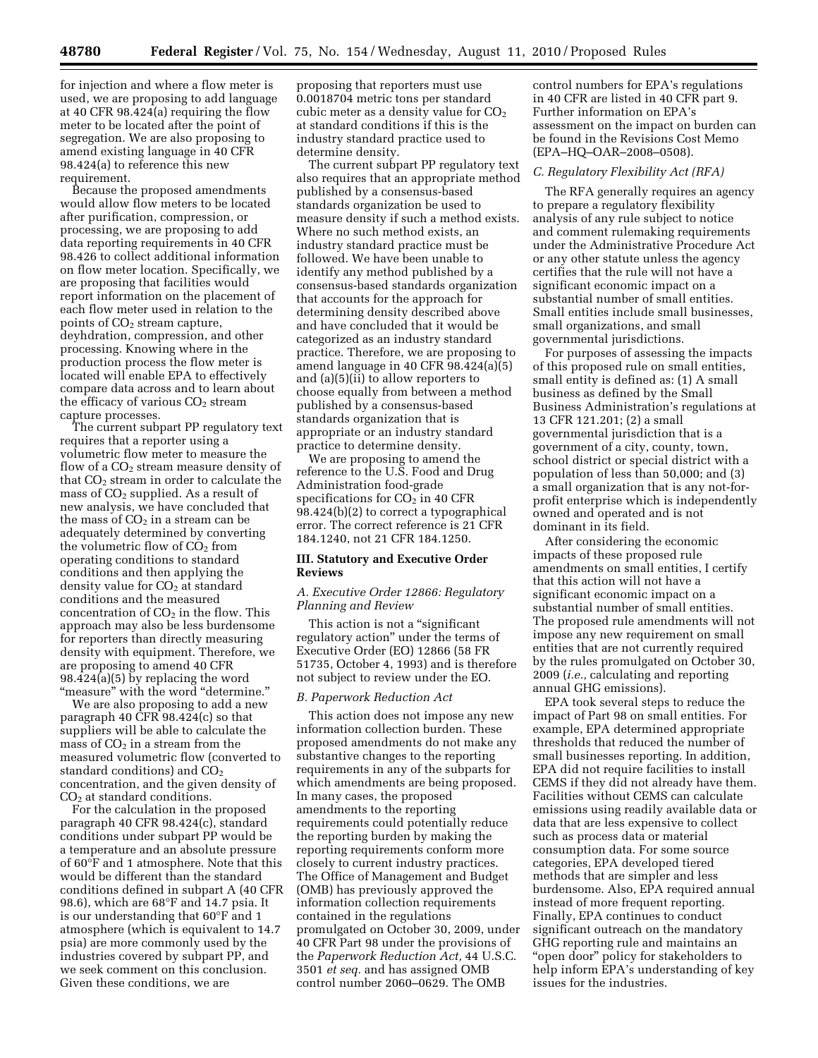for injection and where a flow meter is used, we are proposing to add language at 40 CFR 98.424(a) requiring the flow meter to be located after the point of segregation. We are also proposing to amend existing language in 40 CFR 98.424(a) to reference this new requirement.

Because the proposed amendments would allow flow meters to be located after purification, compression, or processing, we are proposing to add data reporting requirements in 40 CFR 98.426 to collect additional information on flow meter location. Specifically, we are proposing that facilities would report information on the placement of each flow meter used in relation to the points of $CO_2$ stream capture, deyhdration, compression, and other processing. Knowing where in the production process the flow meter is located will enable EPA to effectively compare data across and to learn about the efficacy of various $CO_2$ stream capture processes.

The current subpart PP regulatory text requires that a reporter using a volumetric flow meter to measure the flow of a $CO_2$ stream measure density of that $CO_2$ stream in order to calculate the mass of $CO_2$ supplied. As a result of new analysis, we have concluded that the mass of $CO_2$ in a stream can be adequately determined by converting the volumetric flow of $CO_2$ from operating conditions to standard conditions and then applying the density value for $CO_2$ at standard conditions and the measured concentration of $CO_2$ in the flow. This approach may also be less burdensome for reporters than directly measuring density with equipment. Therefore, we are proposing to amend 40 CFR 98.424(a)(5) by replacing the word "measure" with the word "determine."

We are also proposing to add a new paragraph 40 CFR 98.424(c) so that suppliers will be able to calculate the mass of $CO_2$ in a stream from the measured volumetric flow (converted to standard conditions) and $CO_2$ concentration, and the given density of $CO_2$ at standard conditions.

For the calculation in the proposed paragraph 40 CFR 98.424(c), standard conditions under subpart PP would be a temperature and an absolute pressure of 60°F and 1 atmosphere. Note that this would be different than the standard conditions defined in subpart A (40 CFR 98.6), which are 68°F and 14.7 psia. It is our understanding that 60°F and 1 atmosphere (which is equivalent to 14.7 psia) are more commonly used by the industries covered by subpart PP, and we seek comment on this conclusion. Given these conditions, we are proposing that reporters must use 0.0018704 metric tons per standard cubic meter as a density value for $CO_2$ at standard conditions if this is the industry standard practice used to determine density.

The current subpart PP regulatory text also requires that an appropriate method published by a consensus-based standards organization be used to measure density if such a method exists. Where no such method exists, an industry standard practice must be followed. We have been unable to identify any method published by a consensus-based standards organization that accounts for the approach for determining density described above and have concluded that it would be categorized as an industry standard practice. Therefore, we are proposing to amend language in 40 CFR 98.424(a)(5) and (a)(5)(ii) to allow reporters to choose equally from between a method published by a consensus-based standards organization that is appropriate or an industry standard practice to determine density.

We are proposing to amend the reference to the U.S. Food and Drug Administration food-grade specifications for $CO_2$ in 40 CFR 98.424(b)(2) to correct a typographical error. The correct reference is 21 CFR 184.1240, not 21 CFR 184.1250.

## III. Statutory and Executive Order Reviews

### *A. Executive Order 12866: Regulatory Planning and Review*

This action is not a "significant regulatory action" under the terms of Executive Order (EO) 12866 (58 FR 51735, October 4, 1993) and is therefore not subject to review under the EO.

### *B. Paperwork Reduction Act*

This action does not impose any new information collection burden. These proposed amendments do not make any substantive changes to the reporting requirements in any of the subparts for which amendments are being proposed. In many cases, the proposed amendments to the reporting requirements could potentially reduce the reporting burden by making the reporting requirements conform more closely to current industry practices. The Office of Management and Budget (OMB) has previously approved the information collection requirements contained in the regulations promulgated on October 30, 2009, under 40 CFR Part 98 under the provisions of the *Paperwork Reduction Act,* 44 U.S.C. 3501 *et seq.* and has assigned OMB control number 2060–0629. The OMB control numbers for EPA's regulations in 40 CFR are listed in 40 CFR part 9. Further information on EPA's assessment on the impact on burden can be found in the Revisions Cost Memo (EPA–HQ–OAR–2008–0508).

### *C. Regulatory Flexibility Act (RFA)*

The RFA generally requires an agency to prepare a regulatory flexibility analysis of any rule subject to notice and comment rulemaking requirements under the Administrative Procedure Act or any other statute unless the agency certifies that the rule will not have a significant economic impact on a substantial number of small entities. Small entities include small businesses, small organizations, and small governmental jurisdictions.

For purposes of assessing the impacts of this proposed rule on small entities, small entity is defined as: (1) A small business as defined by the Small Business Administration's regulations at 13 CFR 121.201; (2) a small governmental jurisdiction that is a government of a city, county, town, school district or special district with a population of less than 50,000; and (3) a small organization that is any not-for-profit enterprise which is independently owned and operated and is not dominant in its field.

After considering the economic impacts of these proposed rule amendments on small entities, I certify that this action will not have a significant economic impact on a substantial number of small entities. The proposed rule amendments will not impose any new requirement on small entities that are not currently required by the rules promulgated on October 30, 2009 (*i.e.,* calculating and reporting annual GHG emissions).

EPA took several steps to reduce the impact of Part 98 on small entities. For example, EPA determined appropriate thresholds that reduced the number of small businesses reporting. In addition, EPA did not require facilities to install CEMS if they did not already have them. Facilities without CEMS can calculate emissions using readily available data or data that are less expensive to collect such as process data or material consumption data. For some source categories, EPA developed tiered methods that are simpler and less burdensome. Also, EPA required annual instead of more frequent reporting. Finally, EPA continues to conduct significant outreach on the mandatory GHG reporting rule and maintains an "open door" policy for stakeholders to help inform EPA's understanding of key issues for the industries.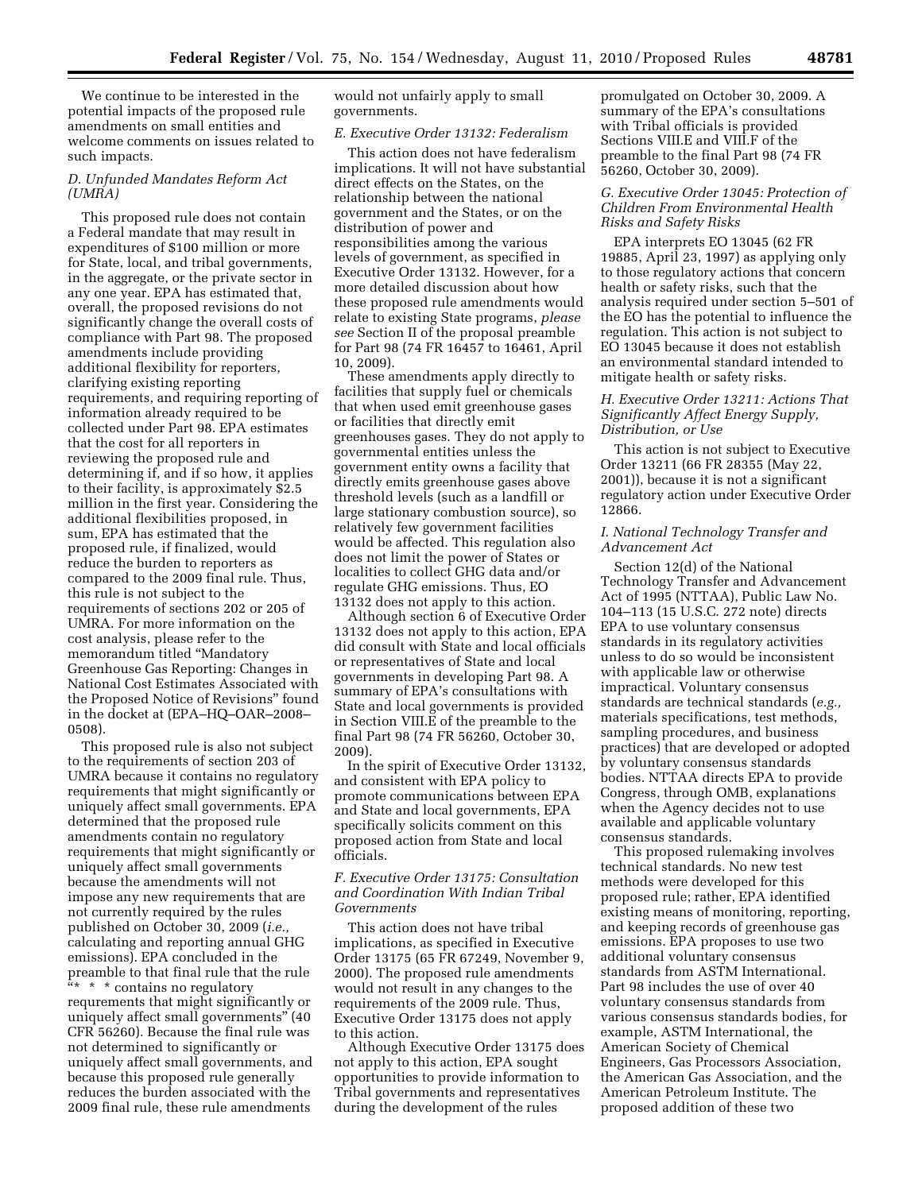We continue to be interested in the potential impacts of the proposed rule amendments on small entities and welcome comments on issues related to such impacts.

### *D. Unfunded Mandates Reform Act (UMRA)*

This proposed rule does not contain a Federal mandate that may result in expenditures of $100 million or more for State, local, and tribal governments, in the aggregate, or the private sector in any one year. EPA has estimated that, overall, the proposed revisions do not significantly change the overall costs of compliance with Part 98. The proposed amendments include providing additional flexibility for reporters, clarifying existing reporting requirements, and requiring reporting of information already required to be collected under Part 98. EPA estimates that the cost for all reporters in reviewing the proposed rule and determining if, and if so how, it applies to their facility, is approximately $2.5 million in the first year. Considering the additional flexibilities proposed, in sum, EPA has estimated that the proposed rule, if finalized, would reduce the burden to reporters as compared to the 2009 final rule. Thus, this rule is not subject to the requirements of sections 202 or 205 of UMRA. For more information on the cost analysis, please refer to the memorandum titled "Mandatory Greenhouse Gas Reporting: Changes in National Cost Estimates Associated with the Proposed Notice of Revisions" found in the docket at (EPA–HQ–OAR–2008–0508).

This proposed rule is also not subject to the requirements of section 203 of UMRA because it contains no regulatory requirements that might significantly or uniquely affect small governments. EPA determined that the proposed rule amendments contain no regulatory requirements that might significantly or uniquely affect small governments because the amendments will not impose any new requirements that are not currently required by the rules published on October 30, 2009 (*i.e.,* calculating and reporting annual GHG emissions). EPA concluded in the preamble to that final rule that the rule "* * * contains no regulatory requrements that might significantly or uniquely affect small governments" (40 CFR 56260). Because the final rule was not determined to significantly or uniquely affect small governments, and because this proposed rule generally reduces the burden associated with the 2009 final rule, these rule amendments would not unfairly apply to small governments.

### *E. Executive Order 13132: Federalism*

This action does not have federalism implications. It will not have substantial direct effects on the States, on the relationship between the national government and the States, or on the distribution of power and responsibilities among the various levels of government, as specified in Executive Order 13132. However, for a more detailed discussion about how these proposed rule amendments would relate to existing State programs, *please see* Section II of the proposal preamble for Part 98 (74 FR 16457 to 16461, April 10, 2009).

These amendments apply directly to facilities that supply fuel or chemicals that when used emit greenhouse gases or facilities that directly emit greenhouses gases. They do not apply to governmental entities unless the government entity owns a facility that directly emits greenhouse gases above threshold levels (such as a landfill or large stationary combustion source), so relatively few government facilities would be affected. This regulation also does not limit the power of States or localities to collect GHG data and/or regulate GHG emissions. Thus, EO 13132 does not apply to this action.

Although section 6 of Executive Order 13132 does not apply to this action, EPA did consult with State and local officials or representatives of State and local governments in developing Part 98. A summary of EPA's consultations with State and local governments is provided in Section VIII.E of the preamble to the final Part 98 (74 FR 56260, October 30, 2009).

In the spirit of Executive Order 13132, and consistent with EPA policy to promote communications between EPA and State and local governments, EPA specifically solicits comment on this proposed action from State and local officials.

### *F. Executive Order 13175: Consultation and Coordination With Indian Tribal Governments*

This action does not have tribal implications, as specified in Executive Order 13175 (65 FR 67249, November 9, 2000). The proposed rule amendments would not result in any changes to the requirements of the 2009 rule. Thus, Executive Order 13175 does not apply to this action.

Although Executive Order 13175 does not apply to this action, EPA sought opportunities to provide information to Tribal governments and representatives during the development of the rules promulgated on October 30, 2009. A summary of the EPA's consultations with Tribal officials is provided Sections VIII.E and VIII.F of the preamble to the final Part 98 (74 FR 56260, October 30, 2009).

### *G. Executive Order 13045: Protection of Children From Environmental Health Risks and Safety Risks*

EPA interprets EO 13045 (62 FR 19885, April 23, 1997) as applying only to those regulatory actions that concern health or safety risks, such that the analysis required under section 5–501 of the EO has the potential to influence the regulation. This action is not subject to EO 13045 because it does not establish an environmental standard intended to mitigate health or safety risks.

### *H. Executive Order 13211: Actions That Significantly Affect Energy Supply, Distribution, or Use*

This action is not subject to Executive Order 13211 (66 FR 28355 (May 22, 2001)), because it is not a significant regulatory action under Executive Order 12866.

### *I. National Technology Transfer and Advancement Act*

Section 12(d) of the National Technology Transfer and Advancement Act of 1995 (NTTAA), Public Law No. 104–113 (15 U.S.C. 272 note) directs EPA to use voluntary consensus standards in its regulatory activities unless to do so would be inconsistent with applicable law or otherwise impractical. Voluntary consensus standards are technical standards (*e.g.,* materials specifications, test methods, sampling procedures, and business practices) that are developed or adopted by voluntary consensus standards bodies. NTTAA directs EPA to provide Congress, through OMB, explanations when the Agency decides not to use available and applicable voluntary consensus standards.

This proposed rulemaking involves technical standards. No new test methods were developed for this proposed rule; rather, EPA identified existing means of monitoring, reporting, and keeping records of greenhouse gas emissions. EPA proposes to use two additional voluntary consensus standards from ASTM International. Part 98 includes the use of over 40 voluntary consensus standards from various consensus standards bodies, for example, ASTM International, the American Society of Chemical Engineers, Gas Processors Association, the American Gas Association, and the American Petroleum Institute. The proposed addition of these two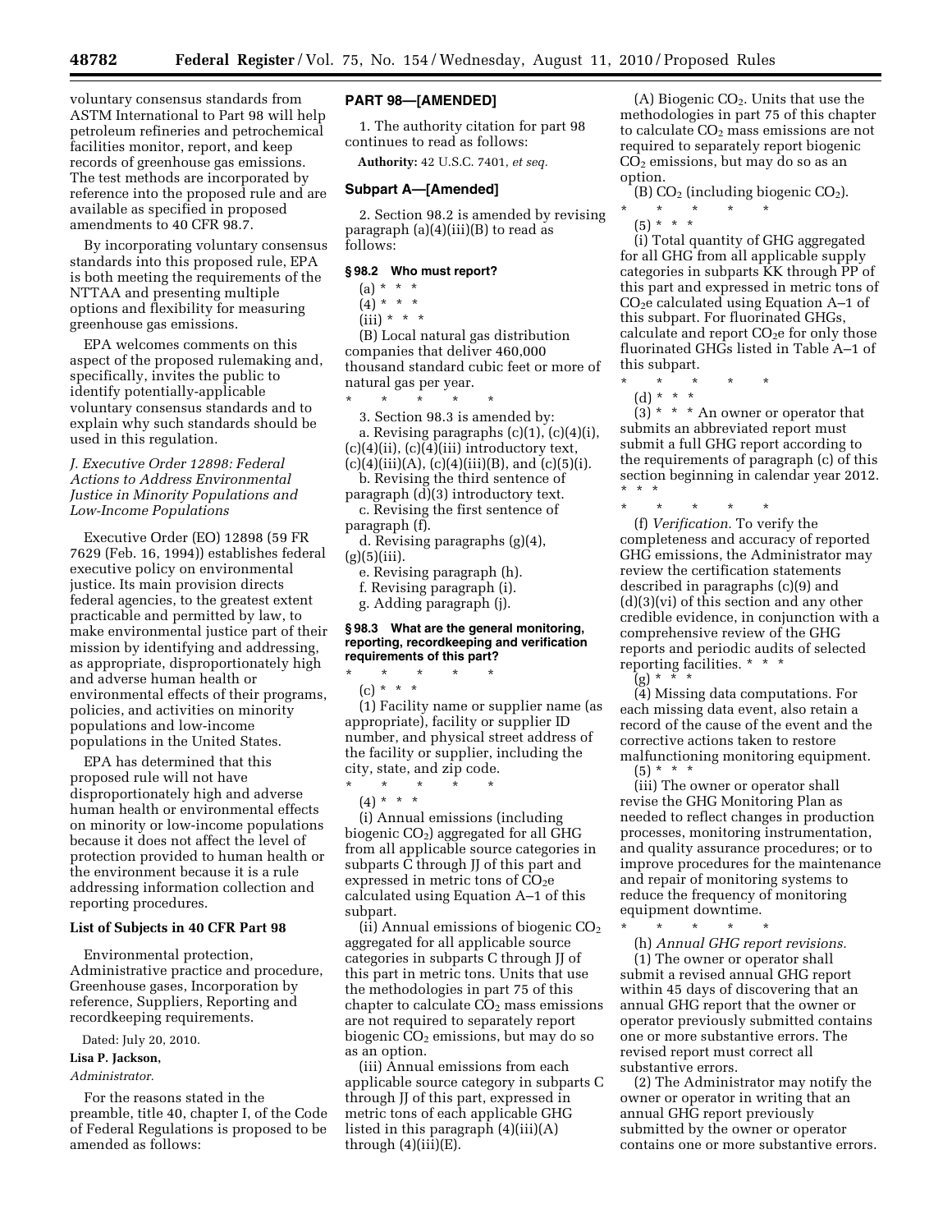voluntary consensus standards from ASTM International to Part 98 will help petroleum refineries and petrochemical facilities monitor, report, and keep records of greenhouse gas emissions. The test methods are incorporated by reference into the proposed rule and are available as specified in proposed amendments to 40 CFR 98.7.

By incorporating voluntary consensus standards into this proposed rule, EPA is both meeting the requirements of the NTTAA and presenting multiple options and flexibility for measuring greenhouse gas emissions.

EPA welcomes comments on this aspect of the proposed rulemaking and, specifically, invites the public to identify potentially-applicable voluntary consensus standards and to explain why such standards should be used in this regulation.

### *J. Executive Order 12898: Federal Actions to Address Environmental Justice in Minority Populations and Low-Income Populations*

Executive Order (EO) 12898 (59 FR 7629 (Feb. 16, 1994)) establishes federal executive policy on environmental justice. Its main provision directs federal agencies, to the greatest extent practicable and permitted by law, to make environmental justice part of their mission by identifying and addressing, as appropriate, disproportionately high and adverse human health or environmental effects of their programs, policies, and activities on minority populations and low-income populations in the United States.

EPA has determined that this proposed rule will not have disproportionately high and adverse human health or environmental effects on minority or low-income populations because it does not affect the level of protection provided to human health or the environment because it is a rule addressing information collection and reporting procedures.

### List of Subjects in 40 CFR Part 98

Environmental protection, Administrative practice and procedure, Greenhouse gases, Incorporation by reference, Suppliers, Reporting and recordkeeping requirements.

Dated: July 20, 2010.

**Lisa P. Jackson,**

*Administrator.*

For the reasons stated in the preamble, title 40, chapter I, of the Code of Federal Regulations is proposed to be amended as follows:

## PART 98—[AMENDED]

1. The authority citation for part 98 continues to read as follows:

**Authority:** 42 U.S.C. 7401, *et seq.*

### Subpart A—[Amended]

2. Section 98.2 is amended by revising paragraph (a)(4)(iii)(B) to read as follows:

#### § 98.2 Who must report?

(a) * * *

(4) * * *

(iii) * * *

(B) Local natural gas distribution companies that deliver 460,000 thousand standard cubic feet or more of natural gas per year.

\* \* \* \* \*

3. Section 98.3 is amended by:

a. Revising paragraphs (c)(1), (c)(4)(i), (c)(4)(ii), (c)(4)(iii) introductory text, (c)(4)(iii)(A), (c)(4)(iii)(B), and (c)(5)(i).

b. Revising the third sentence of paragraph (d)(3) introductory text.

c. Revising the first sentence of paragraph (f).

d. Revising paragraphs (g)(4), (g)(5)(iii).

e. Revising paragraph (h).

f. Revising paragraph (i).

g. Adding paragraph (j).

#### § 98.3 What are the general monitoring, reporting, recordkeeping and verification requirements of this part?

\* \* \* \* \*

(c) * * *

(1) Facility name or supplier name (as appropriate), facility or supplier ID number, and physical street address of the facility or supplier, including the city, state, and zip code.

\* \* \* \* \*

(4) * * *

(i) Annual emissions (including biogenic $CO_2$) aggregated for all GHG from all applicable source categories in subparts C through JJ of this part and expressed in metric tons of $CO_2e$ calculated using Equation A–1 of this subpart.

(ii) Annual emissions of biogenic $CO_2$ aggregated for all applicable source categories in subparts C through JJ of this part in metric tons. Units that use the methodologies in part 75 of this chapter to calculate $CO_2$ mass emissions are not required to separately report biogenic $CO_2$ emissions, but may do so as an option.

(iii) Annual emissions from each applicable source category in subparts C through JJ of this part, expressed in metric tons of each applicable GHG listed in this paragraph (4)(iii)(A) through (4)(iii)(E).

(A) Biogenic $CO_2$. Units that use the methodologies in part 75 of this chapter to calculate $CO_2$ mass emissions are not required to separately report biogenic $CO_2$ emissions, but may do so as an option.

(B) $CO_2$ (including biogenic $CO_2$).

\* \* \* \* \*

(5) * * *

(i) Total quantity of GHG aggregated for all GHG from all applicable supply categories in subparts KK through PP of this part and expressed in metric tons of $CO_2e$ calculated using Equation A–1 of this subpart. For fluorinated GHGs, calculate and report $CO_2e$ for only those fluorinated GHGs listed in Table A–1 of this subpart.

\* \* \* \* \*

(d) * * *

(3) * * * An owner or operator that submits an abbreviated report must submit a full GHG report according to the requirements of paragraph (c) of this section beginning in calendar year 2012. * * *

\* \* \* \* \*

(f) *Verification.* To verify the completeness and accuracy of reported GHG emissions, the Administrator may review the certification statements described in paragraphs (c)(9) and (d)(3)(vi) of this section and any other credible evidence, in conjunction with a comprehensive review of the GHG reports and periodic audits of selected reporting facilities. * * *

(g) * * *

(4) Missing data computations. For each missing data event, also retain a record of the cause of the event and the corrective actions taken to restore malfunctioning monitoring equipment.

(5) * * *

(iii) The owner or operator shall revise the GHG Monitoring Plan as needed to reflect changes in production processes, monitoring instrumentation, and quality assurance procedures; or to improve procedures for the maintenance and repair of monitoring systems to reduce the frequency of monitoring equipment downtime.

\* \* \* \* \*

(h) *Annual GHG report revisions.*

(1) The owner or operator shall submit a revised annual GHG report within 45 days of discovering that an annual GHG report that the owner or operator previously submitted contains one or more substantive errors. The revised report must correct all substantive errors.

(2) The Administrator may notify the owner or operator in writing that an annual GHG report previously submitted by the owner or operator contains one or more substantive errors.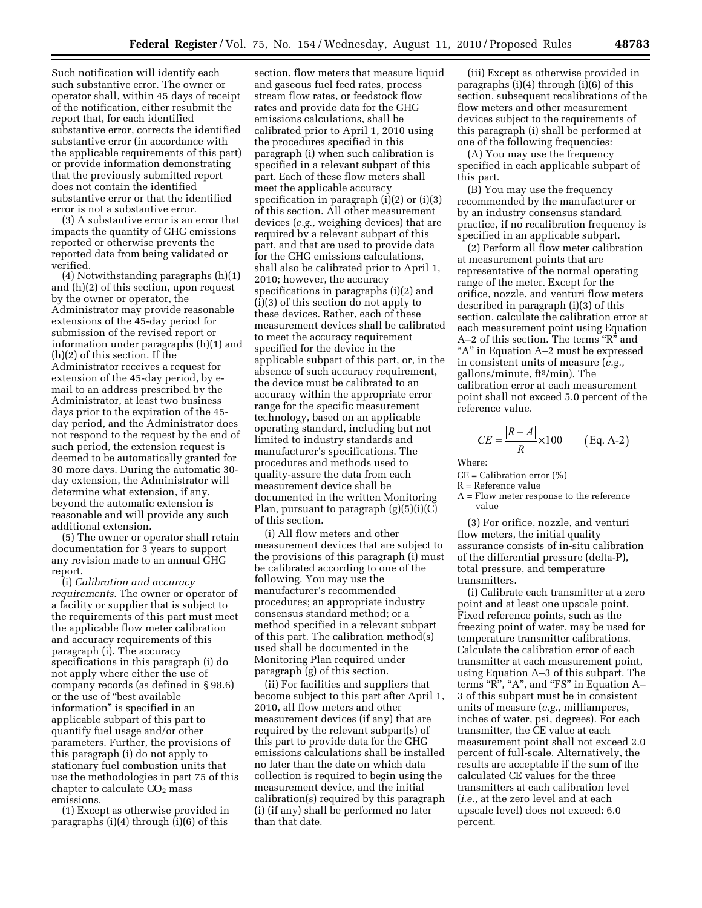Such notification will identify each such substantive error. The owner or operator shall, within 45 days of receipt of the notification, either resubmit the report that, for each identified substantive error, corrects the identified substantive error (in accordance with the applicable requirements of this part) or provide information demonstrating that the previously submitted report does not contain the identified substantive error or that the identified error is not a substantive error.

(3) A substantive error is an error that impacts the quantity of GHG emissions reported or otherwise prevents the reported data from being validated or verified.

(4) Notwithstanding paragraphs (h)(1) and (h)(2) of this section, upon request by the owner or operator, the Administrator may provide reasonable extensions of the 45-day period for submission of the revised report or information under paragraphs (h)(1) and (h)(2) of this section. If the Administrator receives a request for extension of the 45-day period, by e-mail to an address prescribed by the Administrator, at least two business days prior to the expiration of the 45-day period, and the Administrator does not respond to the request by the end of such period, the extension request is deemed to be automatically granted for 30 more days. During the automatic 30-day extension, the Administrator will determine what extension, if any, beyond the automatic extension is reasonable and will provide any such additional extension.

(5) The owner or operator shall retain documentation for 3 years to support any revision made to an annual GHG report.

(i) *Calibration and accuracy requirements.* The owner or operator of a facility or supplier that is subject to the requirements of this part must meet the applicable flow meter calibration and accuracy requirements of this paragraph (i). The accuracy specifications in this paragraph (i) do not apply where either the use of company records (as defined in § 98.6) or the use of "best available information" is specified in an applicable subpart of this part to quantify fuel usage and/or other parameters. Further, the provisions of this paragraph (i) do not apply to stationary fuel combustion units that use the methodologies in part 75 of this chapter to calculate $CO_2$ mass emissions.

(1) Except as otherwise provided in paragraphs (i)(4) through (i)(6) of this section, flow meters that measure liquid and gaseous fuel feed rates, process stream flow rates, or feedstock flow rates and provide data for the GHG emissions calculations, shall be calibrated prior to April 1, 2010 using the procedures specified in this paragraph (i) when such calibration is specified in a relevant subpart of this part. Each of these flow meters shall meet the applicable accuracy specification in paragraph (i)(2) or (i)(3) of this section. All other measurement devices (*e.g.,* weighing devices) that are required by a relevant subpart of this part, and that are used to provide data for the GHG emissions calculations, shall also be calibrated prior to April 1, 2010; however, the accuracy specifications in paragraphs (i)(2) and (i)(3) of this section do not apply to these devices. Rather, each of these measurement devices shall be calibrated to meet the accuracy requirement specified for the device in the applicable subpart of this part, or, in the absence of such accuracy requirement, the device must be calibrated to an accuracy within the appropriate error range for the specific measurement technology, based on an applicable operating standard, including but not limited to industry standards and manufacturer's specifications. The procedures and methods used to quality-assure the data from each measurement device shall be documented in the written Monitoring Plan, pursuant to paragraph (g)(5)(i)(C) of this section.

(i) All flow meters and other measurement devices that are subject to the provisions of this paragraph (i) must be calibrated according to one of the following. You may use the manufacturer's recommended procedures; an appropriate industry consensus standard method; or a method specified in a relevant subpart of this part. The calibration method(s) used shall be documented in the Monitoring Plan required under paragraph (g) of this section.

(ii) For facilities and suppliers that become subject to this part after April 1, 2010, all flow meters and other measurement devices (if any) that are required by the relevant subpart(s) of this part to provide data for the GHG emissions calculations shall be installed no later than the date on which data collection is required to begin using the measurement device, and the initial calibration(s) required by this paragraph (i) (if any) shall be performed no later than that date.

(iii) Except as otherwise provided in paragraphs (i)(4) through (i)(6) of this section, subsequent recalibrations of the flow meters and other measurement devices subject to the requirements of this paragraph (i) shall be performed at one of the following frequencies:

(A) You may use the frequency specified in each applicable subpart of this part.

(B) You may use the frequency recommended by the manufacturer or by an industry consensus standard practice, if no recalibration frequency is specified in an applicable subpart.

(2) Perform all flow meter calibration at measurement points that are representative of the normal operating range of the meter. Except for the orifice, nozzle, and venturi flow meters described in paragraph (i)(3) of this section, calculate the calibration error at each measurement point using Equation A–2 of this section. The terms "R" and "A" in Equation A–2 must be expressed in consistent units of measure (*e.g.,* gallons/minute, $ft^3$/min). The calibration error at each measurement point shall not exceed 5.0 percent of the reference value.

$$CE = \frac{|R - A|}{R} \times 100 \qquad \text{(Eq. A-2)}$$

Where:

CE = Calibration error (%)

R = Reference value

A = Flow meter response to the reference value

(3) For orifice, nozzle, and venturi flow meters, the initial quality assurance consists of in-situ calibration of the differential pressure (delta-P), total pressure, and temperature transmitters.

(i) Calibrate each transmitter at a zero point and at least one upscale point. Fixed reference points, such as the freezing point of water, may be used for temperature transmitter calibrations. Calculate the calibration error of each transmitter at each measurement point, using Equation A–3 of this subpart. The terms "R", "A", and "FS" in Equation A–3 of this subpart must be in consistent units of measure (*e.g.,* milliamperes, inches of water, psi, degrees). For each transmitter, the CE value at each measurement point shall not exceed 2.0 percent of full-scale. Alternatively, the results are acceptable if the sum of the calculated CE values for the three transmitters at each calibration level (*i.e.,* at the zero level and at each upscale level) does not exceed: 6.0 percent.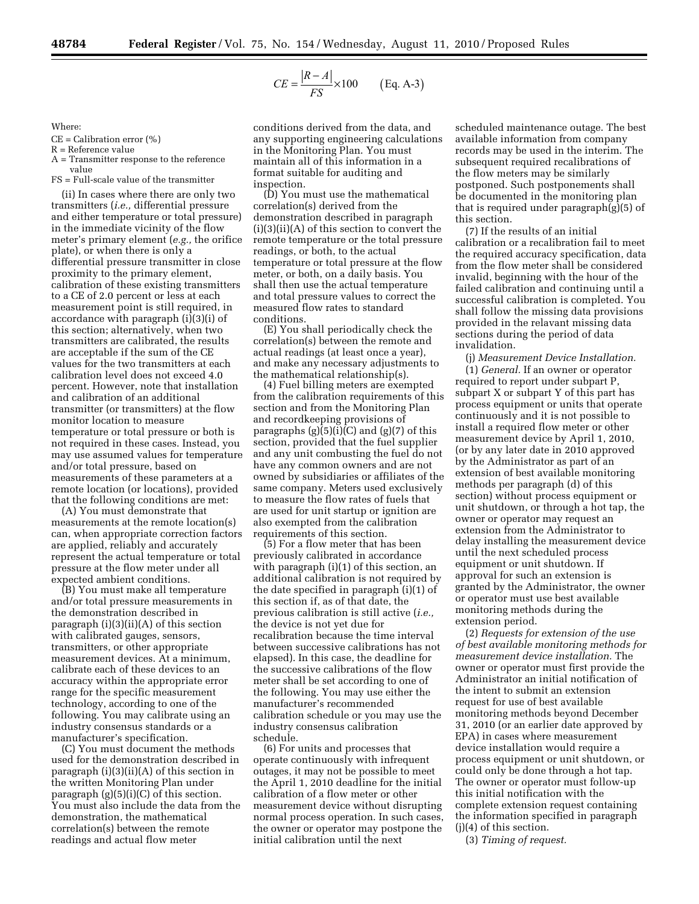$$CE = \frac{|R - A|}{FS} \times 100 \qquad \text{(Eq. A-3)}$$

Where:

CE = Calibration error (%)
R = Reference value
A = Transmitter response to the reference value
FS = Full-scale value of the transmitter

(ii) In cases where there are only two transmitters (*i.e.,* differential pressure and either temperature or total pressure) in the immediate vicinity of the flow meter's primary element (*e.g.,* the orifice plate), or when there is only a differential pressure transmitter in close proximity to the primary element, calibration of these existing transmitters to a CE of 2.0 percent or less at each measurement point is still required, in accordance with paragraph (i)(3)(i) of this section; alternatively, when two transmitters are calibrated, the results are acceptable if the sum of the CE values for the two transmitters at each calibration level does not exceed 4.0 percent. However, note that installation and calibration of an additional transmitter (or transmitters) at the flow monitor location to measure temperature or total pressure or both is not required in these cases. Instead, you may use assumed values for temperature and/or total pressure, based on measurements of these parameters at a remote location (or locations), provided that the following conditions are met:

(A) You must demonstrate that measurements at the remote location(s) can, when appropriate correction factors are applied, reliably and accurately represent the actual temperature or total pressure at the flow meter under all expected ambient conditions.

(B) You must make all temperature and/or total pressure measurements in the demonstration described in paragraph (i)(3)(ii)(A) of this section with calibrated gauges, sensors, transmitters, or other appropriate measurement devices. At a minimum, calibrate each of these devices to an accuracy within the appropriate error range for the specific measurement technology, according to one of the following. You may calibrate using an industry consensus standards or a manufacturer's specification.

(C) You must document the methods used for the demonstration described in paragraph (i)(3)(ii)(A) of this section in the written Monitoring Plan under paragraph (g)(5)(i)(C) of this section. You must also include the data from the demonstration, the mathematical correlation(s) between the remote readings and actual flow meter conditions derived from the data, and any supporting engineering calculations in the Monitoring Plan. You must maintain all of this information in a format suitable for auditing and inspection.

(D) You must use the mathematical correlation(s) derived from the demonstration described in paragraph (i)(3)(ii)(A) of this section to convert the remote temperature or the total pressure readings, or both, to the actual temperature or total pressure at the flow meter, or both, on a daily basis. You shall then use the actual temperature and total pressure values to correct the measured flow rates to standard conditions.

(E) You shall periodically check the correlation(s) between the remote and actual readings (at least once a year), and make any necessary adjustments to the mathematical relationship(s).

(4) Fuel billing meters are exempted from the calibration requirements of this section and from the Monitoring Plan and recordkeeping provisions of paragraphs (g)(5)(i)(C) and (g)(7) of this section, provided that the fuel supplier and any unit combusting the fuel do not have any common owners and are not owned by subsidiaries or affiliates of the same company. Meters used exclusively to measure the flow rates of fuels that are used for unit startup or ignition are also exempted from the calibration requirements of this section.

(5) For a flow meter that has been previously calibrated in accordance with paragraph (i)(1) of this section, an additional calibration is not required by the date specified in paragraph (i)(1) of this section if, as of that date, the previous calibration is still active (*i.e.,* the device is not yet due for recalibration because the time interval between successive calibrations has not elapsed). In this case, the deadline for the successive calibrations of the flow meter shall be set according to one of the following. You may use either the manufacturer's recommended calibration schedule or you may use the industry consensus calibration schedule.

(6) For units and processes that operate continuously with infrequent outages, it may not be possible to meet the April 1, 2010 deadline for the initial calibration of a flow meter or other measurement device without disrupting normal process operation. In such cases, the owner or operator may postpone the initial calibration until the next scheduled maintenance outage. The best available information from company records may be used in the interim. The subsequent required recalibrations of the flow meters may be similarly postponed. Such postponements shall be documented in the monitoring plan that is required under paragraph(g)(5) of this section.

(7) If the results of an initial calibration or a recalibration fail to meet the required accuracy specification, data from the flow meter shall be considered invalid, beginning with the hour of the failed calibration and continuing until a successful calibration is completed. You shall follow the missing data provisions provided in the relavant missing data sections during the period of data invalidation.

(j) *Measurement Device Installation.*

(1) *General.* If an owner or operator required to report under subpart P, subpart X or subpart Y of this part has process equipment or units that operate continuously and it is not possible to install a required flow meter or other measurement device by April 1, 2010, (or by any later date in 2010 approved by the Administrator as part of an extension of best available monitoring methods per paragraph (d) of this section) without process equipment or unit shutdown, or through a hot tap, the owner or operator may request an extension from the Administrator to delay installing the measurement device until the next scheduled process equipment or unit shutdown. If approval for such an extension is granted by the Administrator, the owner or operator must use best available monitoring methods during the extension period.

(2) *Requests for extension of the use of best available monitoring methods for measurement device installation.* The owner or operator must first provide the Administrator an initial notification of the intent to submit an extension request for use of best available monitoring methods beyond December 31, 2010 (or an earlier date approved by EPA) in cases where measurement device installation would require a process equipment or unit shutdown, or could only be done through a hot tap. The owner or operator must follow-up this initial notification with the complete extension request containing the information specified in paragraph (j)(4) of this section.

(3) *Timing of request.*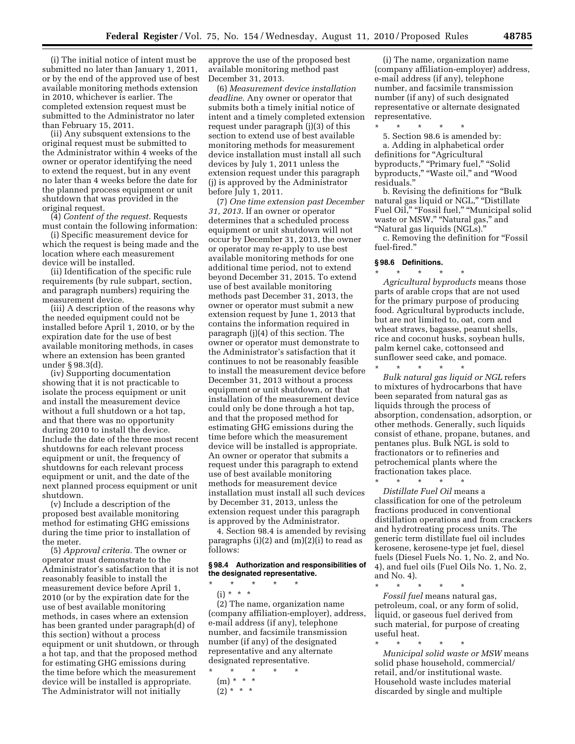(i) The initial notice of intent must be submitted no later than January 1, 2011, or by the end of the approved use of best available monitoring methods extension in 2010, whichever is earlier. The completed extension request must be submitted to the Administrator no later than February 15, 2011.

(ii) Any subsequent extensions to the original request must be submitted to the Administrator within 4 weeks of the owner or operator identifying the need to extend the request, but in any event no later than 4 weeks before the date for the planned process equipment or unit shutdown that was provided in the original request.

(4) *Content of the request.* Requests must contain the following information:

(i) Specific measurement device for which the request is being made and the location where each measurement device will be installed.

(ii) Identification of the specific rule requirements (by rule subpart, section, and paragraph numbers) requiring the measurement device.

(iii) A description of the reasons why the needed equipment could not be installed before April 1, 2010, or by the expiration date for the use of best available monitoring methods, in cases where an extension has been granted under § 98.3(d).

(iv) Supporting documentation showing that it is not practicable to isolate the process equipment or unit and install the measurement device without a full shutdown or a hot tap, and that there was no opportunity during 2010 to install the device. Include the date of the three most recent shutdowns for each relevant process equipment or unit, the frequency of shutdowns for each relevant process equipment or unit, and the date of the next planned process equipment or unit shutdown.

(v) Include a description of the proposed best available monitoring method for estimating GHG emissions during the time prior to installation of the meter.

(5) *Approval criteria.* The owner or operator must demonstrate to the Administrator's satisfaction that it is not reasonably feasible to install the measurement device before April 1, 2010 (or by the expiration date for the use of best available monitoring methods, in cases where an extension has been granted under paragraph(d) of this section) without a process equipment or unit shutdown, or through a hot tap, and that the proposed method for estimating GHG emissions during the time before which the measurement device will be installed is appropriate. The Administrator will not initially approve the use of the proposed best available monitoring method past December 31, 2013.

(6) *Measurement device installation deadline.* Any owner or operator that submits both a timely initial notice of intent and a timely completed extension request under paragraph (j)(3) of this section to extend use of best available monitoring methods for measurement device installation must install all such devices by July 1, 2011 unless the extension request under this paragraph (j) is approved by the Administrator before July 1, 2011.

(7) *One time extension past December 31, 2013.* If an owner or operator determines that a scheduled process equipment or unit shutdown will not occur by December 31, 2013, the owner or operator may re-apply to use best available monitoring methods for one additional time period, not to extend beyond December 31, 2015. To extend use of best available monitoring methods past December 31, 2013, the owner or operator must submit a new extension request by June 1, 2013 that contains the information required in paragraph (j)(4) of this section. The owner or operator must demonstrate to the Administrator's satisfaction that it continues to not be reasonably feasible to install the measurement device before December 31, 2013 without a process equipment or unit shutdown, or that installation of the measurement device could only be done through a hot tap, and that the proposed method for estimating GHG emissions during the time before which the measurement device will be installed is appropriate. An owner or operator that submits a request under this paragraph to extend use of best available monitoring methods for measurement device installation must install all such devices by December 31, 2013, unless the extension request under this paragraph is approved by the Administrator.

4. Section 98.4 is amended by revising paragraphs (i)(2) and (m)(2)(i) to read as follows:

### § 98.4 Authorization and responsibilities of the designated representative.

\* \* \* \* \*

(i) \* \* \*

(2) The name, organization name (company affiliation-employer), address, e-mail address (if any), telephone number, and facsimile transmission number (if any) of the designated representative and any alternate designated representative.

\* \* \* \* \*

(m) \* \* \*

(2) \* \* \*

(i) The name, organization name (company affiliation-employer) address, e-mail address (if any), telephone number, and facsimile transmission number (if any) of such designated representative or alternate designated representative.

\* \* \* \* \*

5. Section 98.6 is amended by:

a. Adding in alphabetical order definitions for "Agricultural byproducts," "Primary fuel," "Solid byproducts," "Waste oil," and "Wood residuals."

b. Revising the definitions for "Bulk natural gas liquid or NGL," "Distillate Fuel Oil," "Fossil fuel," "Municipal solid waste or MSW," "Natural gas," and "Natural gas liquids (NGLs)."

c. Removing the definition for "Fossil fuel-fired."

### § 98.6 Definitions.

\* \* \* \* \*

*Agricultural byproducts* means those parts of arable crops that are not used for the primary purpose of producing food. Agricultural byproducts include, but are not limited to, oat, corn and wheat straws, bagasse, peanut shells, rice and coconut husks, soybean hulls, palm kernel cake, cottonseed and sunflower seed cake, and pomace.

\* \* \* \* \*

*Bulk natural gas liquid or NGL* refers to mixtures of hydrocarbons that have been separated from natural gas as liquids through the process of absorption, condensation, adsorption, or other methods. Generally, such liquids consist of ethane, propane, butanes, and pentanes plus. Bulk NGL is sold to fractionators or to refineries and petrochemical plants where the fractionation takes place.

\* \* \* \* \*

*Distillate Fuel Oil* means a classification for one of the petroleum fractions produced in conventional distillation operations and from crackers and hydrotreating process units. The generic term distillate fuel oil includes kerosene, kerosene-type jet fuel, diesel fuels (Diesel Fuels No. 1, No. 2, and No. 4), and fuel oils (Fuel Oils No. 1, No. 2, and No. 4).

\* \* \* \* \*

*Fossil fuel* means natural gas, petroleum, coal, or any form of solid, liquid, or gaseous fuel derived from such material, for purpose of creating useful heat.

\* \* \* \* \*

*Municipal solid waste or MSW* means solid phase household, commercial/retail, and/or institutional waste. Household waste includes material discarded by single and multiple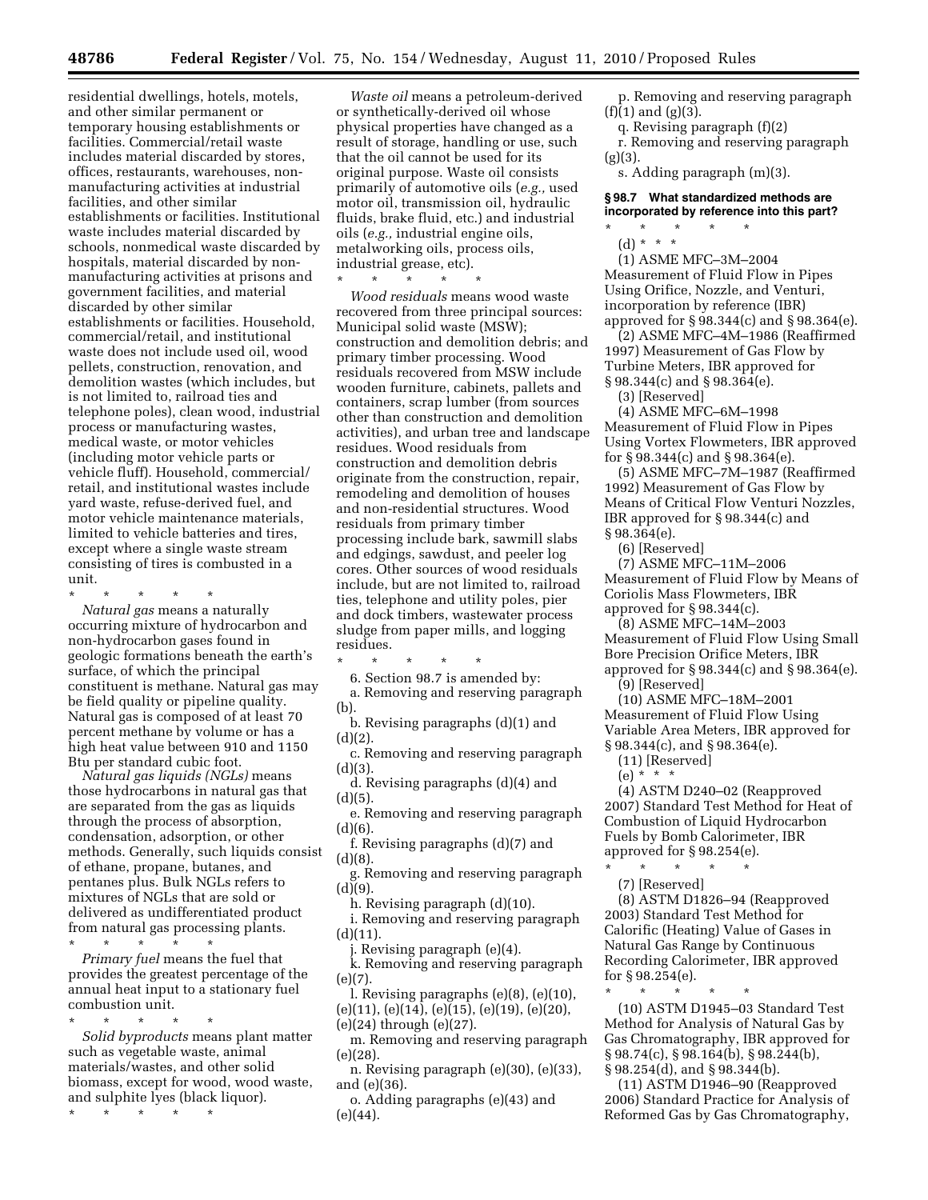residential dwellings, hotels, motels, and other similar permanent or temporary housing establishments or facilities. Commercial/retail waste includes material discarded by stores, offices, restaurants, warehouses, non-manufacturing activities at industrial facilities, and other similar establishments or facilities. Institutional waste includes material discarded by schools, nonmedical waste discarded by hospitals, material discarded by non-manufacturing activities at prisons and government facilities, and material discarded by other similar establishments or facilities. Household, commercial/retail, and institutional waste does not include used oil, wood pellets, construction, renovation, and demolition wastes (which includes, but is not limited to, railroad ties and telephone poles), clean wood, industrial process or manufacturing wastes, medical waste, or motor vehicles (including motor vehicle parts or vehicle fluff). Household, commercial/retail, and institutional wastes include yard waste, refuse-derived fuel, and motor vehicle maintenance materials, limited to vehicle batteries and tires, except where a single waste stream consisting of tires is combusted in a unit.

\* \* \* \* \*

*Natural gas* means a naturally occurring mixture of hydrocarbon and non-hydrocarbon gases found in geologic formations beneath the earth's surface, of which the principal constituent is methane. Natural gas may be field quality or pipeline quality. Natural gas is composed of at least 70 percent methane by volume or has a high heat value between 910 and 1150 Btu per standard cubic foot.

*Natural gas liquids (NGLs)* means those hydrocarbons in natural gas that are separated from the gas as liquids through the process of absorption, condensation, adsorption, or other methods. Generally, such liquids consist of ethane, propane, butanes, and pentanes plus. Bulk NGLs refers to mixtures of NGLs that are sold or delivered as undifferentiated product from natural gas processing plants.

\* \* \* \* \*

*Primary fuel* means the fuel that provides the greatest percentage of the annual heat input to a stationary fuel combustion unit.

\* \* \* \* \*

*Solid byproducts* means plant matter such as vegetable waste, animal materials/wastes, and other solid biomass, except for wood, wood waste, and sulphite lyes (black liquor).

\* \* \* \* \*

*Waste oil* means a petroleum-derived or synthetically-derived oil whose physical properties have changed as a result of storage, handling or use, such that the oil cannot be used for its original purpose. Waste oil consists primarily of automotive oils (*e.g.,* used motor oil, transmission oil, hydraulic fluids, brake fluid, etc.) and industrial oils (*e.g.,* industrial engine oils, metalworking oils, process oils, industrial grease, etc).

\* \* \* \* \*

*Wood residuals* means wood waste recovered from three principal sources: Municipal solid waste (MSW); construction and demolition debris; and primary timber processing. Wood residuals recovered from MSW include wooden furniture, cabinets, pallets and containers, scrap lumber (from sources other than construction and demolition activities), and urban tree and landscape residues. Wood residuals from construction and demolition debris originate from the construction, repair, remodeling and demolition of houses and non-residential structures. Wood residuals from primary timber processing include bark, sawmill slabs and edgings, sawdust, and peeler log cores. Other sources of wood residuals include, but are not limited to, railroad ties, telephone and utility poles, pier and dock timbers, wastewater process sludge from paper mills, and logging residues.

\* \* \* \* \*

6. Section 98.7 is amended by:

a. Removing and reserving paragraph (b).

b. Revising paragraphs (d)(1) and (d)(2).

c. Removing and reserving paragraph (d)(3).

d. Revising paragraphs (d)(4) and (d)(5).

e. Removing and reserving paragraph (d)(6).

f. Revising paragraphs (d)(7) and (d)(8).

g. Removing and reserving paragraph (d)(9).

h. Revising paragraph (d)(10).

i. Removing and reserving paragraph (d)(11).

j. Revising paragraph (e)(4).

k. Removing and reserving paragraph (e)(7).

l. Revising paragraphs (e)(8), (e)(10), (e)(11), (e)(14), (e)(15), (e)(19), (e)(20), (e)(24) through (e)(27).

m. Removing and reserving paragraph (e)(28).

n. Revising paragraph (e)(30), (e)(33), and (e)(36).

o. Adding paragraphs (e)(43) and (e)(44).

p. Removing and reserving paragraph (f)(1) and (g)(3).

q. Revising paragraph (f)(2)

r. Removing and reserving paragraph (g)(3).

s. Adding paragraph (m)(3).

**§ 98.7 What standardized methods are incorporated by reference into this part?**

\* \* \* \* \*

(d) \* \* \*

(1) ASME MFC–3M–2004 Measurement of Fluid Flow in Pipes Using Orifice, Nozzle, and Venturi, incorporation by reference (IBR) approved for § 98.344(c) and § 98.364(e).

(2) ASME MFC–4M–1986 (Reaffirmed 1997) Measurement of Gas Flow by Turbine Meters, IBR approved for § 98.344(c) and § 98.364(e).

(3) [Reserved]

(4) ASME MFC–6M–1998 Measurement of Fluid Flow in Pipes Using Vortex Flowmeters, IBR approved for § 98.344(c) and § 98.364(e).

(5) ASME MFC–7M–1987 (Reaffirmed 1992) Measurement of Gas Flow by Means of Critical Flow Venturi Nozzles, IBR approved for § 98.344(c) and § 98.364(e).

(6) [Reserved]

(7) ASME MFC–11M–2006 Measurement of Fluid Flow by Means of Coriolis Mass Flowmeters, IBR approved for § 98.344(c).

(8) ASME MFC–14M–2003 Measurement of Fluid Flow Using Small Bore Precision Orifice Meters, IBR approved for § 98.344(c) and § 98.364(e).

(9) [Reserved]

(10) ASME MFC–18M–2001 Measurement of Fluid Flow Using Variable Area Meters, IBR approved for § 98.344(c), and § 98.364(e).

(11) [Reserved]

(e) \* \* \*

(4) ASTM D240–02 (Reapproved 2007) Standard Test Method for Heat of Combustion of Liquid Hydrocarbon Fuels by Bomb Calorimeter, IBR approved for § 98.254(e).

\* \* \* \* \*

(7) [Reserved]

(8) ASTM D1826–94 (Reapproved 2003) Standard Test Method for Calorific (Heating) Value of Gases in Natural Gas Range by Continuous Recording Calorimeter, IBR approved for § 98.254(e).

\* \* \* \* \*

(10) ASTM D1945–03 Standard Test Method for Analysis of Natural Gas by Gas Chromatography, IBR approved for § 98.74(c), § 98.164(b), § 98.244(b), § 98.254(d), and § 98.344(b).

(11) ASTM D1946–90 (Reapproved 2006) Standard Practice for Analysis of Reformed Gas by Gas Chromatography,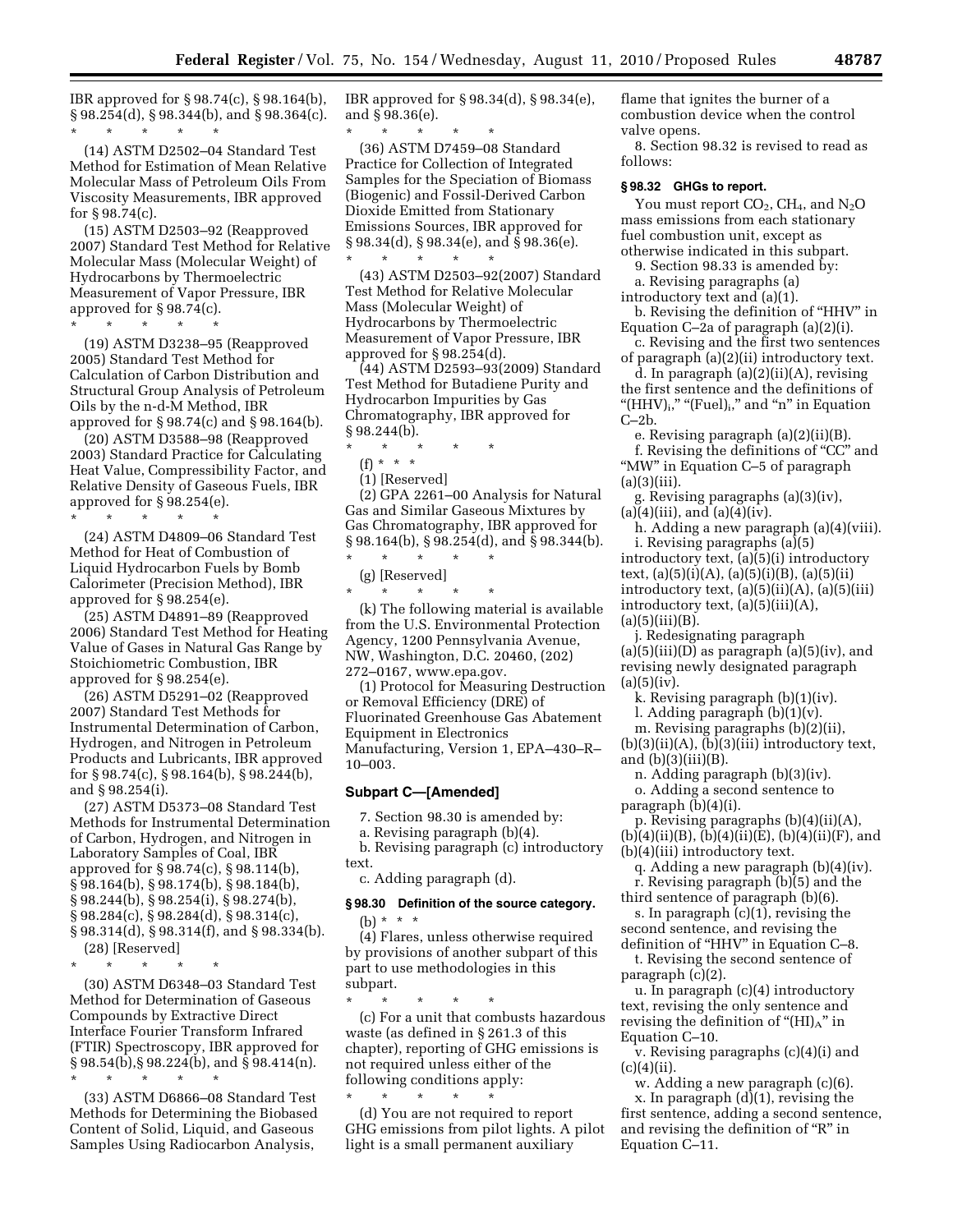IBR approved for § 98.74(c), § 98.164(b), § 98.254(d), § 98.344(b), and § 98.364(c).

\* \* \* \* \*

(14) ASTM D2502–04 Standard Test Method for Estimation of Mean Relative Molecular Mass of Petroleum Oils From Viscosity Measurements, IBR approved for § 98.74(c).

(15) ASTM D2503–92 (Reapproved 2007) Standard Test Method for Relative Molecular Mass (Molecular Weight) of Hydrocarbons by Thermoelectric Measurement of Vapor Pressure, IBR approved for § 98.74(c).

\* \* \* \* \*

(19) ASTM D3238–95 (Reapproved 2005) Standard Test Method for Calculation of Carbon Distribution and Structural Group Analysis of Petroleum Oils by the n-d-M Method, IBR approved for § 98.74(c) and § 98.164(b).

(20) ASTM D3588–98 (Reapproved 2003) Standard Practice for Calculating Heat Value, Compressibility Factor, and Relative Density of Gaseous Fuels, IBR approved for § 98.254(e).

\* \* \* \* \*

(24) ASTM D4809–06 Standard Test Method for Heat of Combustion of Liquid Hydrocarbon Fuels by Bomb Calorimeter (Precision Method), IBR approved for § 98.254(e).

(25) ASTM D4891–89 (Reapproved 2006) Standard Test Method for Heating Value of Gases in Natural Gas Range by Stoichiometric Combustion, IBR approved for § 98.254(e).

(26) ASTM D5291–02 (Reapproved 2007) Standard Test Methods for Instrumental Determination of Carbon, Hydrogen, and Nitrogen in Petroleum Products and Lubricants, IBR approved for § 98.74(c), § 98.164(b), § 98.244(b), and § 98.254(i).

(27) ASTM D5373–08 Standard Test Methods for Instrumental Determination of Carbon, Hydrogen, and Nitrogen in Laboratory Samples of Coal, IBR approved for § 98.74(c), § 98.114(b), § 98.164(b), § 98.174(b), § 98.184(b), § 98.244(b), § 98.254(i), § 98.274(b), § 98.284(c), § 98.284(d), § 98.314(c), § 98.314(d), § 98.314(f), and § 98.334(b).

(28) [Reserved]

\* \* \* \* \*

(30) ASTM D6348–03 Standard Test Method for Determination of Gaseous Compounds by Extractive Direct Interface Fourier Transform Infrared (FTIR) Spectroscopy, IBR approved for § 98.54(b),§ 98.224(b), and § 98.414(n).

\* \* \* \* \*

(33) ASTM D6866–08 Standard Test Methods for Determining the Biobased Content of Solid, Liquid, and Gaseous Samples Using Radiocarbon Analysis, IBR approved for § 98.34(d), § 98.34(e), and § 98.36(e).

\* \* \* \* \*

(36) ASTM D7459–08 Standard Practice for Collection of Integrated Samples for the Speciation of Biomass (Biogenic) and Fossil-Derived Carbon Dioxide Emitted from Stationary Emissions Sources, IBR approved for § 98.34(d), § 98.34(e), and § 98.36(e).

\* \* \* \* \*

(43) ASTM D2503–92(2007) Standard Test Method for Relative Molecular Mass (Molecular Weight) of Hydrocarbons by Thermoelectric Measurement of Vapor Pressure, IBR approved for § 98.254(d).

(44) ASTM D2593–93(2009) Standard Test Method for Butadiene Purity and Hydrocarbon Impurities by Gas Chromatography, IBR approved for § 98.244(b).

\* \* \* \* \*

(f) \* \* \*

(1) [Reserved]

(2) GPA 2261–00 Analysis for Natural Gas and Similar Gaseous Mixtures by Gas Chromatography, IBR approved for § 98.164(b), § 98.254(d), and § 98.344(b).

\* \* \* \* \*

(g) [Reserved]

\* \* \* \* \*

(k) The following material is available from the U.S. Environmental Protection Agency, 1200 Pennsylvania Avenue, NW, Washington, D.C. 20460, (202) 272–0167, www.epa.gov.

(1) Protocol for Measuring Destruction or Removal Efficiency (DRE) of Fluorinated Greenhouse Gas Abatement Equipment in Electronics Manufacturing, Version 1, EPA–430–R–10–003.

## Subpart C—[Amended]

7. Section 98.30 is amended by:

a. Revising paragraph (b)(4).

b. Revising paragraph (c) introductory text.

c. Adding paragraph (d).

### § 98.30 Definition of the source category.

(b) \* \* \*

(4) Flares, unless otherwise required by provisions of another subpart of this part to use methodologies in this subpart.

\* \* \* \* \*

(c) For a unit that combusts hazardous waste (as defined in § 261.3 of this chapter), reporting of GHG emissions is not required unless either of the following conditions apply:

\* \* \* \* \*

(d) You are not required to report GHG emissions from pilot lights. A pilot light is a small permanent auxiliary flame that ignites the burner of a combustion device when the control valve opens.

8. Section 98.32 is revised to read as follows:

### § 98.32 GHGs to report.

You must report $CO_2$, $CH_4$, and $N_2O$ mass emissions from each stationary fuel combustion unit, except as otherwise indicated in this subpart.

9. Section 98.33 is amended by:

a. Revising paragraphs (a) introductory text and (a)(1).

b. Revising the definition of "HHV" in Equation C–2a of paragraph (a)(2)(i).

c. Revising and the first two sentences of paragraph (a)(2)(ii) introductory text.

d. In paragraph (a)(2)(ii)(A), revising the first sentence and the definitions of "$(HHV)_i$," "$(Fuel)_i$," and "n" in Equation C–2b.

e. Revising paragraph (a)(2)(ii)(B).

f. Revising the definitions of "CC" and "MW" in Equation C–5 of paragraph (a)(3)(iii).

g. Revising paragraphs (a)(3)(iv), (a)(4)(iii), and (a)(4)(iv).

h. Adding a new paragraph (a)(4)(viii).

i. Revising paragraphs (a)(5) introductory text, (a)(5)(i) introductory text, (a)(5)(i)(A), (a)(5)(i)(B), (a)(5)(ii) introductory text, (a)(5)(ii)(A), (a)(5)(iii) introductory text, (a)(5)(iii)(A), (a)(5)(iii)(B).

j. Redesignating paragraph (a)(5)(iii)(D) as paragraph (a)(5)(iv), and revising newly designated paragraph (a)(5)(iv).

k. Revising paragraph (b)(1)(iv).

l. Adding paragraph (b)(1)(v).

m. Revising paragraphs (b)(2)(ii), (b)(3)(ii)(A), (b)(3)(iii) introductory text, and (b)(3)(iii)(B).

n. Adding paragraph (b)(3)(iv).

o. Adding a second sentence to paragraph (b)(4)(i).

p. Revising paragraphs (b)(4)(ii)(A), (b)(4)(ii)(B), (b)(4)(ii)(E), (b)(4)(ii)(F), and (b)(4)(iii) introductory text.

q. Adding a new paragraph (b)(4)(iv).

r. Revising paragraph (b)(5) and the third sentence of paragraph (b)(6).

s. In paragraph (c)(1), revising the second sentence, and revising the definition of "HHV" in Equation C–8.

t. Revising the second sentence of paragraph (c)(2).

u. In paragraph (c)(4) introductory text, revising the only sentence and revising the definition of "$(HI)_A$" in Equation C–10.

v. Revising paragraphs (c)(4)(i) and (c)(4)(ii).

w. Adding a new paragraph (c)(6).

x. In paragraph (d)(1), revising the first sentence, adding a second sentence, and revising the definition of "R" in Equation C–11.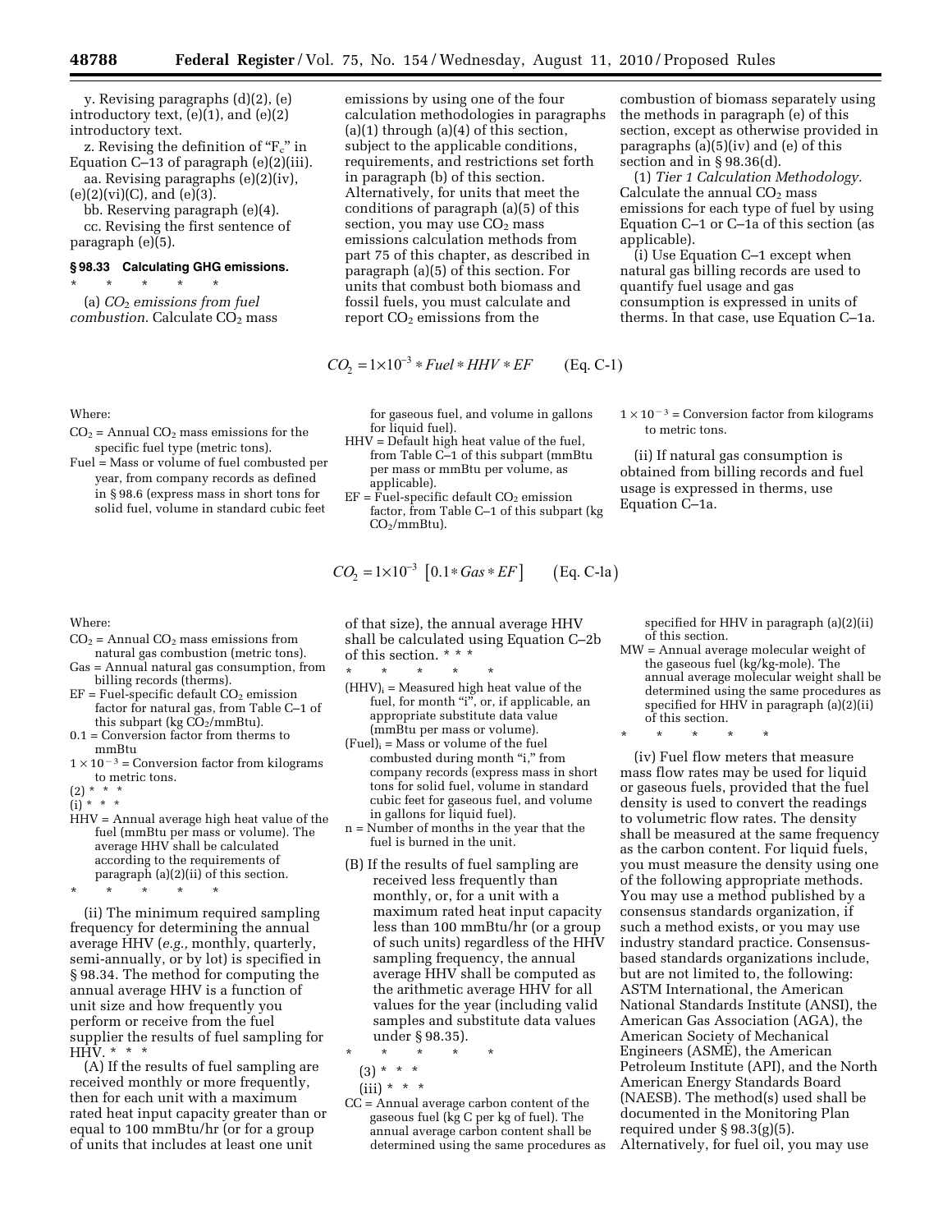y. Revising paragraphs (d)(2), (e) introductory text, (e)(1), and (e)(2) introductory text.

z. Revising the definition of "$F_c$" in Equation C–13 of paragraph (e)(2)(iii).

aa. Revising paragraphs (e)(2)(iv), (e)(2)(vi)(C), and (e)(3).

bb. Reserving paragraph (e)(4).

cc. Revising the first sentence of paragraph (e)(5).

### § 98.33 Calculating GHG emissions.

\* \* \* \* \*

(a) *$CO_2$ emissions from fuel combustion.* Calculate $CO_2$ mass emissions by using one of the four calculation methodologies in paragraphs (a)(1) through (a)(4) of this section, subject to the applicable conditions, requirements, and restrictions set forth in paragraph (b) of this section. Alternatively, for units that meet the conditions of paragraph (a)(5) of this section, you may use $CO_2$ mass emissions calculation methods from part 75 of this chapter, as described in paragraph (a)(5) of this section. For units that combust both biomass and fossil fuels, you must calculate and report $CO_2$ emissions from the combustion of biomass separately using the methods in paragraph (e) of this section, except as otherwise provided in paragraphs (a)(5)(iv) and (e) of this section and in § 98.36(d).

(1) *Tier 1 Calculation Methodology.* Calculate the annual $CO_2$ mass emissions for each type of fuel by using Equation C–1 or C–1a of this section (as applicable).

(i) Use Equation C–1 except when natural gas billing records are used to quantify fuel usage and gas consumption is expressed in units of therms. In that case, use Equation C–1a.

$$CO_2 = 1\times10^{-3} * Fuel * HHV * EF \qquad \text{(Eq. C-1)}$$

Where:

$CO_2$ = Annual $CO_2$ mass emissions for the specific fuel type (metric tons).

Fuel = Mass or volume of fuel combusted per year, from company records as defined in § 98.6 (express mass in short tons for solid fuel, volume in standard cubic feet for gaseous fuel, and volume in gallons for liquid fuel).

HHV = Default high heat value of the fuel, from Table C–1 of this subpart (mmBtu per mass or mmBtu per volume, as applicable).

EF = Fuel-specific default $CO_2$ emission factor, from Table C–1 of this subpart (kg $CO_2$/mmBtu).

$1 \times 10^{-3}$ = Conversion factor from kilograms to metric tons.

(ii) If natural gas consumption is obtained from billing records and fuel usage is expressed in therms, use Equation C–1a.

$$CO_2 = 1\times10^{-3} \left[0.1 * Gas * EF\right] \qquad \text{(Eq. C-1a)}$$

Where:

$CO_2$ = Annual $CO_2$ mass emissions from natural gas combustion (metric tons).

Gas = Annual natural gas consumption, from billing records (therms).

EF = Fuel-specific default $CO_2$ emission factor for natural gas, from Table C–1 of this subpart (kg $CO_2$/mmBtu).

0.1 = Conversion factor from therms to mmBtu

$1 \times 10^{-3}$ = Conversion factor from kilograms to metric tons.

(2) \* \* \*

(i) \* \* \*

HHV = Annual average high heat value of the fuel (mmBtu per mass or volume). The average HHV shall be calculated according to the requirements of paragraph (a)(2)(ii) of this section.

\* \* \* \* \*

(ii) The minimum required sampling frequency for determining the annual average HHV (*e.g.,* monthly, quarterly, semi-annually, or by lot) is specified in § 98.34. The method for computing the annual average HHV is a function of unit size and how frequently you perform or receive from the fuel supplier the results of fuel sampling for HHV. \* \* \*

(A) If the results of fuel sampling are received monthly or more frequently, then for each unit with a maximum rated heat input capacity greater than or equal to 100 mmBtu/hr (or for a group of units that includes at least one unit of that size), the annual average HHV shall be calculated using Equation C–2b of this section. \* \* \*

\* \* \* \* \*

$(HHV)_i$ = Measured high heat value of the fuel, for month "i", or, if applicable, an appropriate substitute data value (mmBtu per mass or volume).

$(Fuel)_i$ = Mass or volume of the fuel combusted during month "i," from company records (express mass in short tons for solid fuel, volume in standard cubic feet for gaseous fuel, and volume in gallons for liquid fuel).

n = Number of months in the year that the fuel is burned in the unit.

(B) If the results of fuel sampling are received less frequently than monthly, or, for a unit with a maximum rated heat input capacity less than 100 mmBtu/hr (or a group of such units) regardless of the HHV sampling frequency, the annual average HHV shall be computed as the arithmetic average HHV for all values for the year (including valid samples and substitute data values under § 98.35).

\* \* \* \* \*

(3) \* \* \*

(iii) \* \* \*

CC = Annual average carbon content of the gaseous fuel (kg C per kg of fuel). The annual average carbon content shall be determined using the same procedures as specified for HHV in paragraph (a)(2)(ii) of this section.

MW = Annual average molecular weight of the gaseous fuel (kg/kg-mole). The annual average molecular weight shall be determined using the same procedures as specified for HHV in paragraph (a)(2)(ii) of this section.

\* \* \* \* \*

(iv) Fuel flow meters that measure mass flow rates may be used for liquid or gaseous fuels, provided that the fuel density is used to convert the readings to volumetric flow rates. The density shall be measured at the same frequency as the carbon content. For liquid fuels, you must measure the density using one of the following appropriate methods. You may use a method published by a consensus standards organization, if such a method exists, or you may use industry standard practice. Consensus-based standards organizations include, but are not limited to, the following: ASTM International, the American National Standards Institute (ANSI), the American Gas Association (AGA), the American Society of Mechanical Engineers (ASME), the American Petroleum Institute (API), and the North American Energy Standards Board (NAESB). The method(s) used shall be documented in the Monitoring Plan required under § 98.3(g)(5). Alternatively, for fuel oil, you may use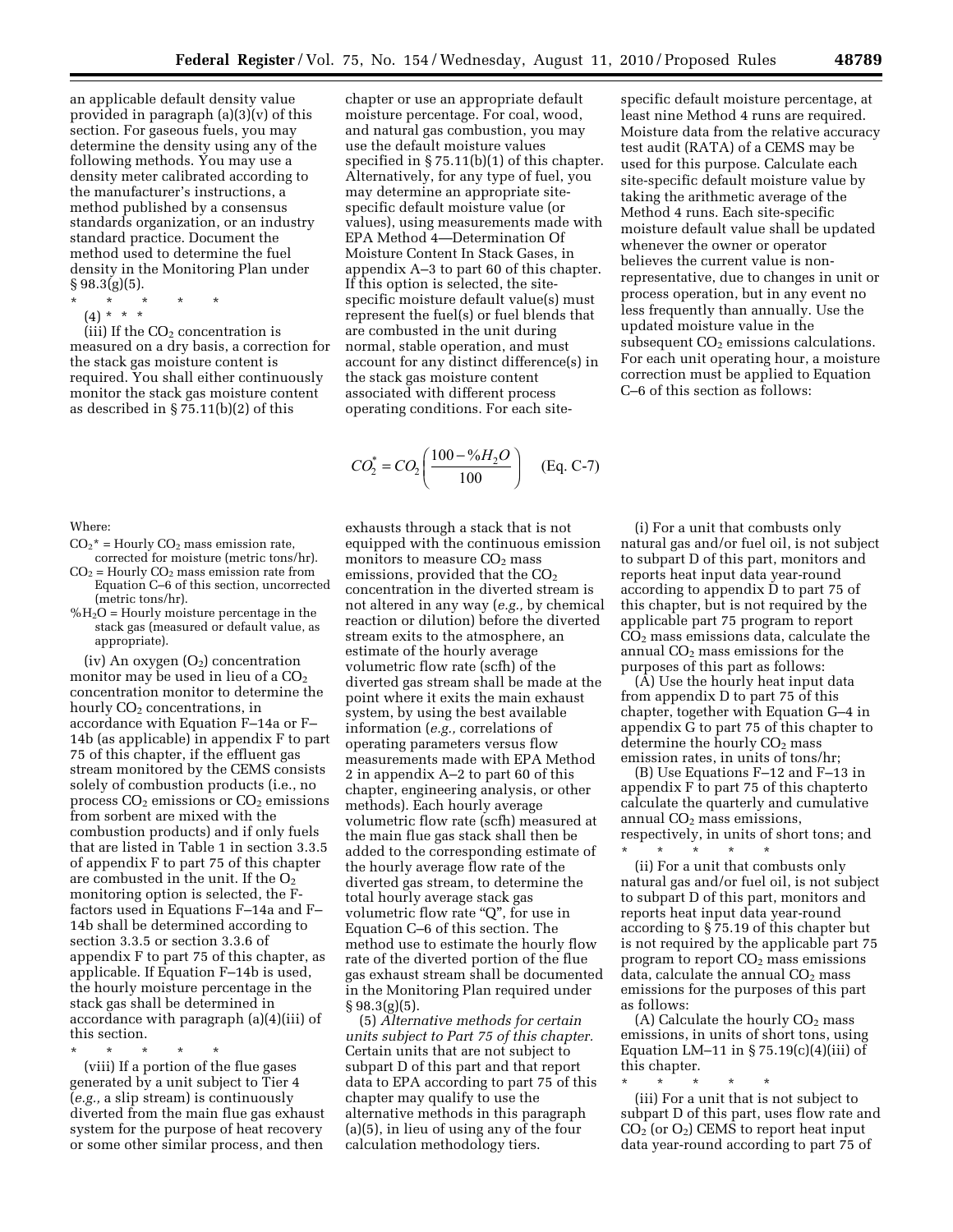an applicable default density value provided in paragraph (a)(3)(v) of this section. For gaseous fuels, you may determine the density using any of the following methods. You may use a density meter calibrated according to the manufacturer's instructions, a method published by a consensus standards organization, or an industry standard practice. Document the method used to determine the fuel density in the Monitoring Plan under § 98.3(g)(5).

\* \* \* \* \*

(4) \* \* \*

(iii) If the $CO_2$ concentration is measured on a dry basis, a correction for the stack gas moisture content is required. You shall either continuously monitor the stack gas moisture content as described in § 75.11(b)(2) of this chapter or use an appropriate default moisture percentage. For coal, wood, and natural gas combustion, you may use the default moisture values specified in § 75.11(b)(1) of this chapter. Alternatively, for any type of fuel, you may determine an appropriate site-specific default moisture value (or values), using measurements made with EPA Method 4—Determination Of Moisture Content In Stack Gases, in appendix A–3 to part 60 of this chapter. If this option is selected, the site-specific moisture default value(s) must represent the fuel(s) or fuel blends that are combusted in the unit during normal, stable operation, and must account for any distinct difference(s) in the stack gas moisture content associated with different process operating conditions. For each site-specific default moisture percentage, at least nine Method 4 runs are required. Moisture data from the relative accuracy test audit (RATA) of a CEMS may be used for this purpose. Calculate each site-specific default moisture value by taking the arithmetic average of the Method 4 runs. Each site-specific moisture default value shall be updated whenever the owner or operator believes the current value is non-representative, due to changes in unit or process operation, but in any event no less frequently than annually. Use the updated moisture value in the subsequent $CO_2$ emissions calculations. For each unit operating hour, a moisture correction must be applied to Equation C–6 of this section as follows:

$$CO_2^* = CO_2\left(\frac{100 - \%H_2O}{100}\right) \quad \text{(Eq. C-7)}$$

Where:

$CO_2^*$ = Hourly $CO_2$ mass emission rate, corrected for moisture (metric tons/hr).

$CO_2$ = Hourly $CO_2$ mass emission rate from Equation C–6 of this section, uncorrected (metric tons/hr).

$\%H_2O$ = Hourly moisture percentage in the stack gas (measured or default value, as appropriate).

(iv) An oxygen ($O_2$) concentration monitor may be used in lieu of a $CO_2$ concentration monitor to determine the hourly $CO_2$ concentrations, in accordance with Equation F–14a or F–14b (as applicable) in appendix F to part 75 of this chapter, if the effluent gas stream monitored by the CEMS consists solely of combustion products (i.e., no process $CO_2$ emissions or $CO_2$ emissions from sorbent are mixed with the combustion products) and if only fuels that are listed in Table 1 in section 3.3.5 of appendix F to part 75 of this chapter are combusted in the unit. If the $O_2$ monitoring option is selected, the F-factors used in Equations F–14a and F–14b shall be determined according to section 3.3.5 or section 3.3.6 of appendix F to part 75 of this chapter, as applicable. If Equation F–14b is used, the hourly moisture percentage in the stack gas shall be determined in accordance with paragraph (a)(4)(iii) of this section.

\* \* \* \* \*

(viii) If a portion of the flue gases generated by a unit subject to Tier 4 (*e.g.,* a slip stream) is continuously diverted from the main flue gas exhaust system for the purpose of heat recovery or some other similar process, and then exhausts through a stack that is not equipped with the continuous emission monitors to measure $CO_2$ mass emissions, provided that the $CO_2$ concentration in the diverted stream is not altered in any way (*e.g.,* by chemical reaction or dilution) before the diverted stream exits to the atmosphere, an estimate of the hourly average volumetric flow rate (scfh) of the diverted gas stream shall be made at the point where it exits the main exhaust system, by using the best available information (*e.g.,* correlations of operating parameters versus flow measurements made with EPA Method 2 in appendix A–2 to part 60 of this chapter, engineering analysis, or other methods). Each hourly average volumetric flow rate (scfh) measured at the main flue gas stack shall then be added to the corresponding estimate of the hourly average flow rate of the diverted gas stream, to determine the total hourly average stack gas volumetric flow rate "Q", for use in Equation C–6 of this section. The method use to estimate the hourly flow rate of the diverted portion of the flue gas exhaust stream shall be documented in the Monitoring Plan required under § 98.3(g)(5).

(5) *Alternative methods for certain units subject to Part 75 of this chapter.* Certain units that are not subject to subpart D of this part and that report data to EPA according to part 75 of this chapter may qualify to use the alternative methods in this paragraph (a)(5), in lieu of using any of the four calculation methodology tiers.

(i) For a unit that combusts only natural gas and/or fuel oil, is not subject to subpart D of this part, monitors and reports heat input data year-round according to appendix D to part 75 of this chapter, but is not required by the applicable part 75 program to report $CO_2$ mass emissions data, calculate the annual $CO_2$ mass emissions for the purposes of this part as follows:

(A) Use the hourly heat input data from appendix D to part 75 of this chapter, together with Equation G–4 in appendix G to part 75 of this chapter to determine the hourly $CO_2$ mass emission rates, in units of tons/hr;

(B) Use Equations F–12 and F–13 in appendix F to part 75 of this chapterto calculate the quarterly and cumulative annual $CO_2$ mass emissions, respectively, in units of short tons; and

\* \* \* \* \*

(ii) For a unit that combusts only natural gas and/or fuel oil, is not subject to subpart D of this part, monitors and reports heat input data year-round according to § 75.19 of this chapter but is not required by the applicable part 75 program to report $CO_2$ mass emissions data, calculate the annual $CO_2$ mass emissions for the purposes of this part as follows:

(A) Calculate the hourly $CO_2$ mass emissions, in units of short tons, using Equation LM–11 in § 75.19(c)(4)(iii) of this chapter.

\* \* \* \* \*

(iii) For a unit that is not subject to subpart D of this part, uses flow rate and $CO_2$ (or $O_2$) CEMS to report heat input data year-round according to part 75 of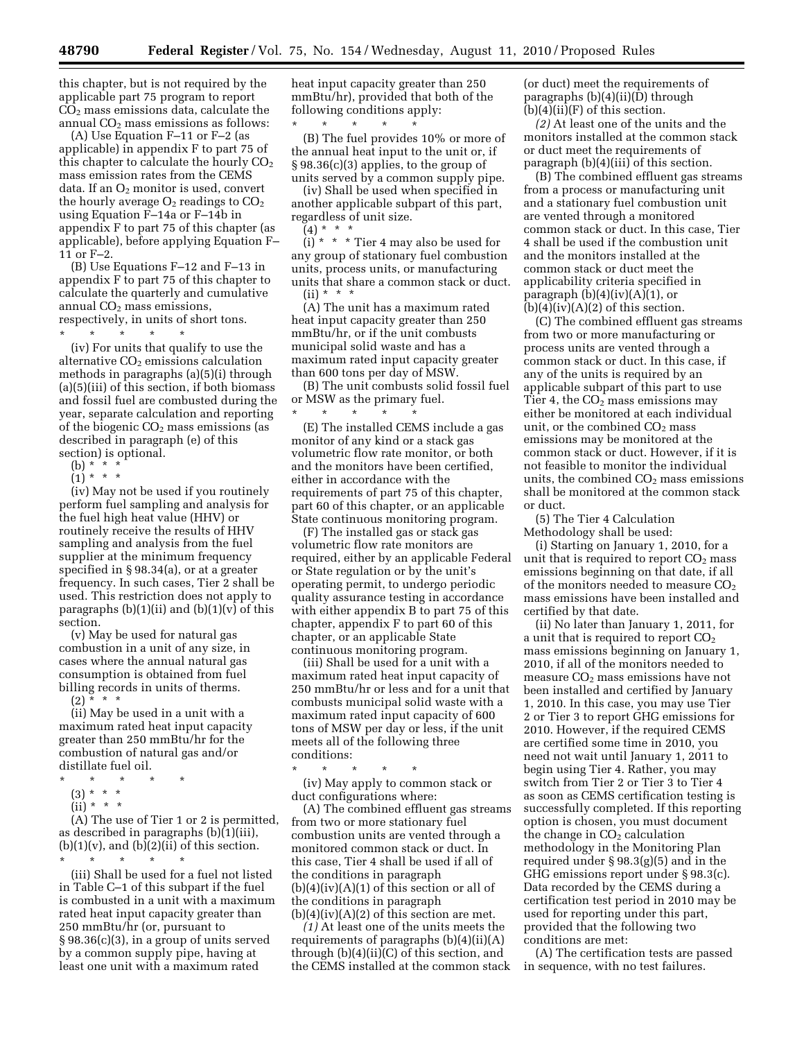this chapter, but is not required by the applicable part 75 program to report $CO_2$ mass emissions data, calculate the annual $CO_2$ mass emissions as follows:

(A) Use Equation F–11 or F–2 (as applicable) in appendix F to part 75 of this chapter to calculate the hourly $CO_2$ mass emission rates from the CEMS data. If an $O_2$ monitor is used, convert the hourly average $O_2$ readings to $CO_2$ using Equation F–14a or F–14b in appendix F to part 75 of this chapter (as applicable), before applying Equation F–11 or F–2.

(B) Use Equations F–12 and F–13 in appendix F to part 75 of this chapter to calculate the quarterly and cumulative annual $CO_2$ mass emissions, respectively, in units of short tons.

\* \* \* \* \*

(iv) For units that qualify to use the alternative $CO_2$ emissions calculation methods in paragraphs (a)(5)(i) through (a)(5)(iii) of this section, if both biomass and fossil fuel are combusted during the year, separate calculation and reporting of the biogenic $CO_2$ mass emissions (as described in paragraph (e) of this section) is optional.

(b) \* \* \*

(1) \* \* \*

(iv) May not be used if you routinely perform fuel sampling and analysis for the fuel high heat value (HHV) or routinely receive the results of HHV sampling and analysis from the fuel supplier at the minimum frequency specified in § 98.34(a), or at a greater frequency. In such cases, Tier 2 shall be used. This restriction does not apply to paragraphs (b)(1)(ii) and (b)(1)(v) of this section.

(v) May be used for natural gas combustion in a unit of any size, in cases where the annual natural gas consumption is obtained from fuel billing records in units of therms.

(2) \* \* \*

(ii) May be used in a unit with a maximum rated heat input capacity greater than 250 mmBtu/hr for the combustion of natural gas and/or distillate fuel oil.

\* \* \* \* \*

(3) \* \* \*

(ii) \* \* \*

(A) The use of Tier 1 or 2 is permitted, as described in paragraphs (b)(1)(iii), (b)(1)(v), and (b)(2)(ii) of this section.

\* \* \* \* \*

(iii) Shall be used for a fuel not listed in Table C–1 of this subpart if the fuel is combusted in a unit with a maximum rated heat input capacity greater than 250 mmBtu/hr (or, pursuant to § 98.36(c)(3), in a group of units served by a common supply pipe, having at least one unit with a maximum rated heat input capacity greater than 250 mmBtu/hr), provided that both of the following conditions apply:

\* \* \* \* \*

(B) The fuel provides 10% or more of the annual heat input to the unit or, if § 98.36(c)(3) applies, to the group of units served by a common supply pipe.

(iv) Shall be used when specified in another applicable subpart of this part, regardless of unit size.

(4) \* \* \*

(i) \* \* \* Tier 4 may also be used for any group of stationary fuel combustion units, process units, or manufacturing units that share a common stack or duct.

(ii) \* \* \*

(A) The unit has a maximum rated heat input capacity greater than 250 mmBtu/hr, or if the unit combusts municipal solid waste and has a maximum rated input capacity greater than 600 tons per day of MSW.

(B) The unit combusts solid fossil fuel or MSW as the primary fuel.

\* \* \* \* \*

(E) The installed CEMS include a gas monitor of any kind or a stack gas volumetric flow rate monitor, or both and the monitors have been certified, either in accordance with the requirements of part 75 of this chapter, part 60 of this chapter, or an applicable State continuous monitoring program.

(F) The installed gas or stack gas volumetric flow rate monitors are required, either by an applicable Federal or State regulation or by the unit's operating permit, to undergo periodic quality assurance testing in accordance with either appendix B to part 75 of this chapter, appendix F to part 60 of this chapter, or an applicable State continuous monitoring program.

(iii) Shall be used for a unit with a maximum rated heat input capacity of 250 mmBtu/hr or less and for a unit that combusts municipal solid waste with a maximum rated input capacity of 600 tons of MSW per day or less, if the unit meets all of the following three conditions:

\* \* \* \* \*

(iv) May apply to common stack or duct configurations where:

(A) The combined effluent gas streams from two or more stationary fuel combustion units are vented through a monitored common stack or duct. In this case, Tier 4 shall be used if all of the conditions in paragraph (b)(4)(iv)(A)(*1*) of this section or all of the conditions in paragraph (b)(4)(iv)(A)(*2*) of this section are met.

*(1)* At least one of the units meets the requirements of paragraphs (b)(4)(ii)(A) through (b)(4)(ii)(C) of this section, and the CEMS installed at the common stack (or duct) meet the requirements of paragraphs (b)(4)(ii)(D) through (b)(4)(ii)(F) of this section.

*(2)* At least one of the units and the monitors installed at the common stack or duct meet the requirements of paragraph (b)(4)(iii) of this section.

(B) The combined effluent gas streams from a process or manufacturing unit and a stationary fuel combustion unit are vented through a monitored common stack or duct. In this case, Tier 4 shall be used if the combustion unit and the monitors installed at the common stack or duct meet the applicability criteria specified in paragraph (b)(4)(iv)(A)(*1*), or (b)(4)(iv)(A)(*2*) of this section.

(C) The combined effluent gas streams from two or more manufacturing or process units are vented through a common stack or duct. In this case, if any of the units is required by an applicable subpart of this part to use Tier 4, the $CO_2$ mass emissions may either be monitored at each individual unit, or the combined $CO_2$ mass emissions may be monitored at the common stack or duct. However, if it is not feasible to monitor the individual units, the combined $CO_2$ mass emissions shall be monitored at the common stack or duct.

(5) The Tier 4 Calculation Methodology shall be used:

(i) Starting on January 1, 2010, for a unit that is required to report $CO_2$ mass emissions beginning on that date, if all of the monitors needed to measure $CO_2$ mass emissions have been installed and certified by that date.

(ii) No later than January 1, 2011, for a unit that is required to report $CO_2$ mass emissions beginning on January 1, 2010, if all of the monitors needed to measure $CO_2$ mass emissions have not been installed and certified by January 1, 2010. In this case, you may use Tier 2 or Tier 3 to report GHG emissions for 2010. However, if the required CEMS are certified some time in 2010, you need not wait until January 1, 2011 to begin using Tier 4. Rather, you may switch from Tier 2 or Tier 3 to Tier 4 as soon as CEMS certification testing is successfully completed. If this reporting option is chosen, you must document the change in $CO_2$ calculation methodology in the Monitoring Plan required under § 98.3(g)(5) and in the GHG emissions report under § 98.3(c). Data recorded by the CEMS during a certification test period in 2010 may be used for reporting under this part, provided that the following two conditions are met:

(A) The certification tests are passed in sequence, with no test failures.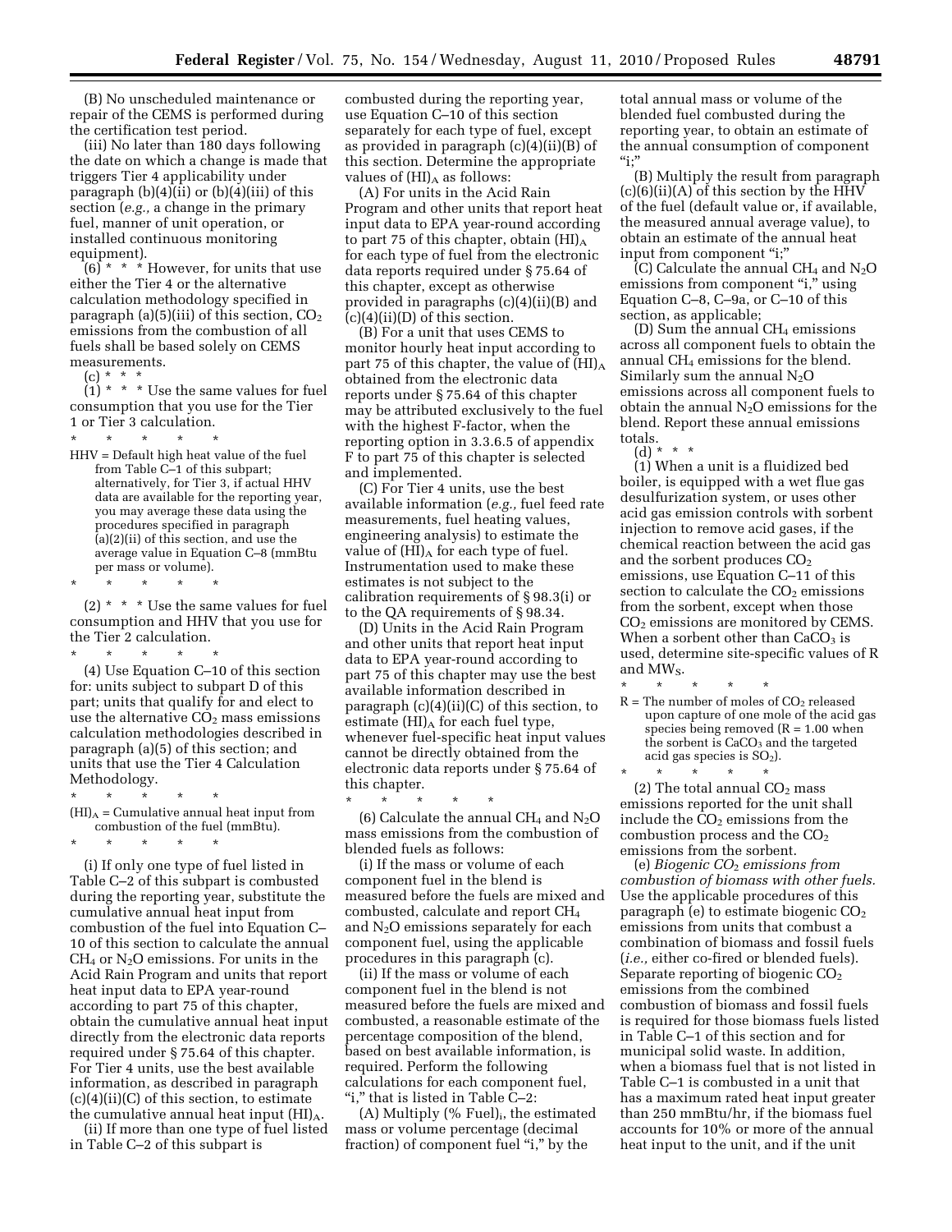(B) No unscheduled maintenance or repair of the CEMS is performed during the certification test period.

(iii) No later than 180 days following the date on which a change is made that triggers Tier 4 applicability under paragraph (b)(4)(ii) or (b)(4)(iii) of this section (*e.g.,* a change in the primary fuel, manner of unit operation, or installed continuous monitoring equipment).

(6) * * * However, for units that use either the Tier 4 or the alternative calculation methodology specified in paragraph (a)(5)(iii) of this section, $CO_2$ emissions from the combustion of all fuels shall be based solely on CEMS measurements.

(c) * * *

(1) * * * Use the same values for fuel consumption that you use for the Tier 1 or Tier 3 calculation.

\* \* \* \* \*

HHV = Default high heat value of the fuel from Table C–1 of this subpart; alternatively, for Tier 3, if actual HHV data are available for the reporting year, you may average these data using the procedures specified in paragraph (a)(2)(ii) of this section, and use the average value in Equation C–8 (mmBtu per mass or volume).

\* \* \* \* \*

(2) * * * Use the same values for fuel consumption and HHV that you use for the Tier 2 calculation.

\* \* \* \* \*

(4) Use Equation C–10 of this section for: units subject to subpart D of this part; units that qualify for and elect to use the alternative $CO_2$ mass emissions calculation methodologies described in paragraph (a)(5) of this section; and units that use the Tier 4 Calculation Methodology.

\* \* \* \* \*

$(HI)_A$ = Cumulative annual heat input from combustion of the fuel (mmBtu).

\* \* \* \* \*

(i) If only one type of fuel listed in Table C–2 of this subpart is combusted during the reporting year, substitute the cumulative annual heat input from combustion of the fuel into Equation C–10 of this section to calculate the annual $CH_4$ or $N_2O$ emissions. For units in the Acid Rain Program and units that report heat input data to EPA year-round according to part 75 of this chapter, obtain the cumulative annual heat input directly from the electronic data reports required under § 75.64 of this chapter. For Tier 4 units, use the best available information, as described in paragraph (c)(4)(ii)(C) of this section, to estimate the cumulative annual heat input $(HI)_A$.

(ii) If more than one type of fuel listed in Table C–2 of this subpart is combusted during the reporting year, use Equation C–10 of this section separately for each type of fuel, except as provided in paragraph (c)(4)(ii)(B) of this section. Determine the appropriate values of $(HI)_A$ as follows:

(A) For units in the Acid Rain Program and other units that report heat input data to EPA year-round according to part 75 of this chapter, obtain $(HI)_A$ for each type of fuel from the electronic data reports required under § 75.64 of this chapter, except as otherwise provided in paragraphs (c)(4)(ii)(B) and (c)(4)(ii)(D) of this section.

(B) For a unit that uses CEMS to monitor hourly heat input according to part 75 of this chapter, the value of $(HI)_A$ obtained from the electronic data reports under § 75.64 of this chapter may be attributed exclusively to the fuel with the highest F-factor, when the reporting option in 3.3.6.5 of appendix F to part 75 of this chapter is selected and implemented.

(C) For Tier 4 units, use the best available information (*e.g.,* fuel feed rate measurements, fuel heating values, engineering analysis) to estimate the value of $(HI)_A$ for each type of fuel. Instrumentation used to make these estimates is not subject to the calibration requirements of § 98.3(i) or to the QA requirements of § 98.34.

(D) Units in the Acid Rain Program and other units that report heat input data to EPA year-round according to part 75 of this chapter may use the best available information described in paragraph (c)(4)(ii)(C) of this section, to estimate $(HI)_A$ for each fuel type, whenever fuel-specific heat input values cannot be directly obtained from the electronic data reports under § 75.64 of this chapter.

\* \* \* \* \*

(6) Calculate the annual $CH_4$ and $N_2O$ mass emissions from the combustion of blended fuels as follows:

(i) If the mass or volume of each component fuel in the blend is measured before the fuels are mixed and combusted, calculate and report $CH_4$ and $N_2O$ emissions separately for each component fuel, using the applicable procedures in this paragraph (c).

(ii) If the mass or volume of each component fuel in the blend is not measured before the fuels are mixed and combusted, a reasonable estimate of the percentage composition of the blend, based on best available information, is required. Perform the following calculations for each component fuel, "i," that is listed in Table C–2:

(A) Multiply $(\%\ Fuel)_i$, the estimated mass or volume percentage (decimal fraction) of component fuel "i," by the total annual mass or volume of the blended fuel combusted during the reporting year, to obtain an estimate of the annual consumption of component "i;"

(B) Multiply the result from paragraph (c)(6)(ii)(A) of this section by the HHV of the fuel (default value or, if available, the measured annual average value), to obtain an estimate of the annual heat input from component "i;"

(C) Calculate the annual $CH_4$ and $N_2O$ emissions from component "i," using Equation C–8, C–9a, or C–10 of this section, as applicable;

(D) Sum the annual $CH_4$ emissions across all component fuels to obtain the annual $CH_4$ emissions for the blend. Similarly sum the annual $N_2O$ emissions across all component fuels to obtain the annual $N_2O$ emissions for the blend. Report these annual emissions totals.

(d) * * *

(1) When a unit is a fluidized bed boiler, is equipped with a wet flue gas desulfurization system, or uses other acid gas emission controls with sorbent injection to remove acid gases, if the chemical reaction between the acid gas and the sorbent produces $CO_2$ emissions, use Equation C–11 of this section to calculate the $CO_2$ emissions from the sorbent, except when those $CO_2$ emissions are monitored by CEMS. When a sorbent other than $CaCO_3$ is used, determine site-specific values of R and $MW_S$.

\* \* \* \* \*

R = The number of moles of $CO_2$ released upon capture of one mole of the acid gas species being removed (R = 1.00 when the sorbent is $CaCO_3$ and the targeted acid gas species is $SO_2$).

\* \* \* \* \*

(2) The total annual $CO_2$ mass emissions reported for the unit shall include the $CO_2$ emissions from the combustion process and the $CO_2$ emissions from the sorbent.

(e) *Biogenic $CO_2$ emissions from combustion of biomass with other fuels.* Use the applicable procedures of this paragraph (e) to estimate biogenic $CO_2$ emissions from units that combust a combination of biomass and fossil fuels (*i.e.,* either co-fired or blended fuels). Separate reporting of biogenic $CO_2$ emissions from the combined combustion of biomass and fossil fuels is required for those biomass fuels listed in Table C–1 of this section and for municipal solid waste. In addition, when a biomass fuel that is not listed in Table C–1 is combusted in a unit that has a maximum rated heat input greater than 250 mmBtu/hr, if the biomass fuel accounts for 10% or more of the annual heat input to the unit, and if the unit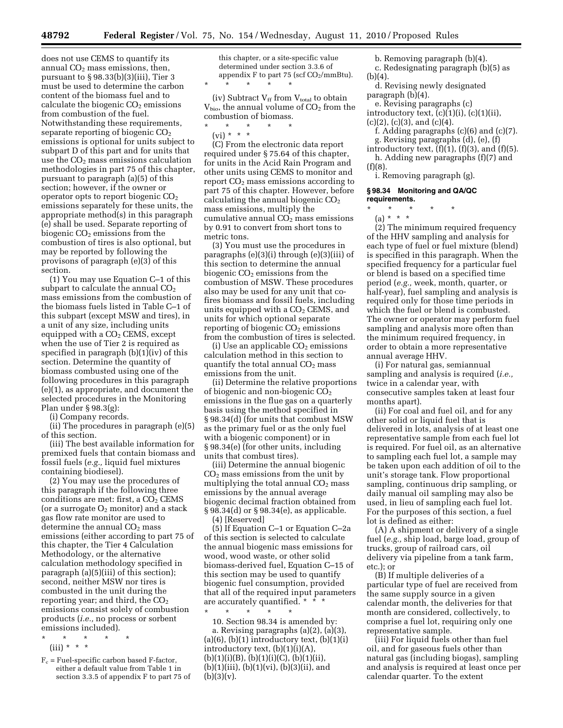does not use CEMS to quantify its annual $CO_2$ mass emissions, then, pursuant to § 98.33(b)(3)(iii), Tier 3 must be used to determine the carbon content of the biomass fuel and to calculate the biogenic $CO_2$ emissions from combustion of the fuel. Notwithstanding these requirements, separate reporting of biogenic $CO_2$ emissions is optional for units subject to subpart D of this part and for units that use the $CO_2$ mass emissions calculation methodologies in part 75 of this chapter, pursuant to paragraph (a)(5) of this section; however, if the owner or operator opts to report biogenic $CO_2$ emissions separately for these units, the appropriate method(s) in this paragraph (e) shall be used. Separate reporting of biogenic $CO_2$ emissions from the combustion of tires is also optional, but may be reported by following the provisons of paragraph (e)(3) of this section.

(1) You may use Equation C–1 of this subpart to calculate the annual $CO_2$ mass emissions from the combustion of the biomass fuels listed in Table C–1 of this subpart (except MSW and tires), in a unit of any size, including units equipped with a $CO_2$ CEMS, except when the use of Tier 2 is required as specified in paragraph (b)(1)(iv) of this section. Determine the quantity of biomass combusted using one of the following procedures in this paragraph (e)(1), as appropriate, and document the selected procedures in the Monitoring Plan under § 98.3(g):

(i) Company records.

(ii) The procedures in paragraph (e)(5) of this section.

(iii) The best available information for premixed fuels that contain biomass and fossil fuels (*e.g.,* liquid fuel mixtures containing biodiesel).

(2) You may use the procedures of this paragraph if the following three conditions are met: first, a $CO_2$ CEMS (or a surrogate $O_2$ monitor) and a stack gas flow rate monitor are used to determine the annual $CO_2$ mass emissions (either according to part 75 of this chapter, the Tier 4 Calculation Methodology, or the alternative calculation methodology specified in paragraph (a)(5)(iii) of this section); second, neither MSW nor tires is combusted in the unit during the reporting year; and third, the $CO_2$ emissions consist solely of combustion products (*i.e.,* no process or sorbent emissions included).

\* \* \* \* \*

(iii) \* \* \*

$F_c$ = Fuel-specific carbon based F-factor, either a default value from Table 1 in section 3.3.5 of appendix F to part 75 of this chapter, or a site-specific value determined under section 3.3.6 of appendix F to part 75 (scf $CO_2$/mmBtu).

\* \* \* \* \*

(iv) Subtract $V_{ff}$ from $V_{total}$ to obtain $V_{bio}$, the annual volume of $CO_2$ from the combustion of biomass.

\* \* \* \* \*

(vi) \* \* \*

(C) From the electronic data report required under § 75.64 of this chapter, for units in the Acid Rain Program and other units using CEMS to monitor and report $CO_2$ mass emissions according to part 75 of this chapter. However, before calculating the annual biogenic $CO_2$ mass emissions, multiply the cumulative annual $CO_2$ mass emissions by 0.91 to convert from short tons to metric tons.

(3) You must use the procedures in paragraphs (e)(3)(i) through (e)(3)(iii) of this section to determine the annual biogenic $CO_2$ emissions from the combustion of MSW. These procedures also may be used for any unit that co-fires biomass and fossil fuels, including units equipped with a $CO_2$ CEMS, and units for which optional separate reporting of biogenic $CO_2$ emissions from the combustion of tires is selected.

(i) Use an applicable $CO_2$ emissions calculation method in this section to quantify the total annual $CO_2$ mass emissions from the unit.

(ii) Determine the relative proportions of biogenic and non-biogenic $CO_2$ emissions in the flue gas on a quarterly basis using the method specified in § 98.34(d) (for units that combust MSW as the primary fuel or as the only fuel with a biogenic component) or in § 98.34(e) (for other units, including units that combust tires).

(iii) Determine the annual biogenic $CO_2$ mass emissions from the unit by multiplying the total annual $CO_2$ mass emissions by the annual average biogenic decimal fraction obtained from § 98.34(d) or § 98.34(e), as applicable.

(4) [Reserved]

(5) If Equation C–1 or Equation C–2a of this section is selected to calculate the annual biogenic mass emissions for wood, wood waste, or other solid biomass-derived fuel, Equation C–15 of this section may be used to quantify biogenic fuel consumption, provided that all of the required input parameters are accurately quantified. \* \* \*

\* \* \* \* \*

10. Section 98.34 is amended by:

a. Revising paragraphs (a)(2), (a)(3), (a)(6), (b)(1) introductory text, (b)(1)(i) introductory text, (b)(1)(i)(A), (b)(1)(i)(B), (b)(1)(i)(C), (b)(1)(ii), (b)(1)(iii), (b)(1)(vi), (b)(3)(ii), and (b)(3)(v).

b. Removing paragraph (b)(4).

c. Redesignating paragraph (b)(5) as (b)(4).

d. Revising newly designated paragraph (b)(4).

e. Revising paragraphs (c) introductory text, (c)(1)(i), (c)(1)(ii), (c)(2), (c)(3), and (c)(4).

f. Adding paragraphs (c)(6) and (c)(7).

g. Revising paragraphs (d), (e), (f) introductory text, (f)(1), (f)(3), and (f)(5).

h. Adding new paragraphs (f)(7) and (f)(8).

i. Removing paragraph (g).

### § 98.34 Monitoring and QA/QC requirements.

\* \* \* \* \*

(a) \* \* \*

(2) The minimum required frequency of the HHV sampling and analysis for each type of fuel or fuel mixture (blend) is specified in this paragraph. When the specified frequency for a particular fuel or blend is based on a specified time period (*e.g.,* week, month, quarter, or half-year), fuel sampling and analysis is required only for those time periods in which the fuel or blend is combusted. The owner or operator may perform fuel sampling and analysis more often than the minimum required frequency, in order to obtain a more representative annual average HHV.

(i) For natural gas, semiannual sampling and analysis is required (*i.e.,* twice in a calendar year, with consecutive samples taken at least four months apart).

(ii) For coal and fuel oil, and for any other solid or liquid fuel that is delivered in lots, analysis of at least one representative sample from each fuel lot is required. For fuel oil, as an alternative to sampling each fuel lot, a sample may be taken upon each addition of oil to the unit's storage tank. Flow proportional sampling, continuous drip sampling, or daily manual oil sampling may also be used, in lieu of sampling each fuel lot. For the purposes of this section, a fuel lot is defined as either:

(A) A shipment or delivery of a single fuel (*e.g.,* ship load, barge load, group of trucks, group of railroad cars, oil delivery via pipeline from a tank farm, etc.); or

(B) If multiple deliveries of a particular type of fuel are received from the same supply source in a given calendar month, the deliveries for that month are considered, collectively, to comprise a fuel lot, requiring only one representative sample.

(iii) For liquid fuels other than fuel oil, and for gaseous fuels other than natural gas (including biogas), sampling and analysis is required at least once per calendar quarter. To the extent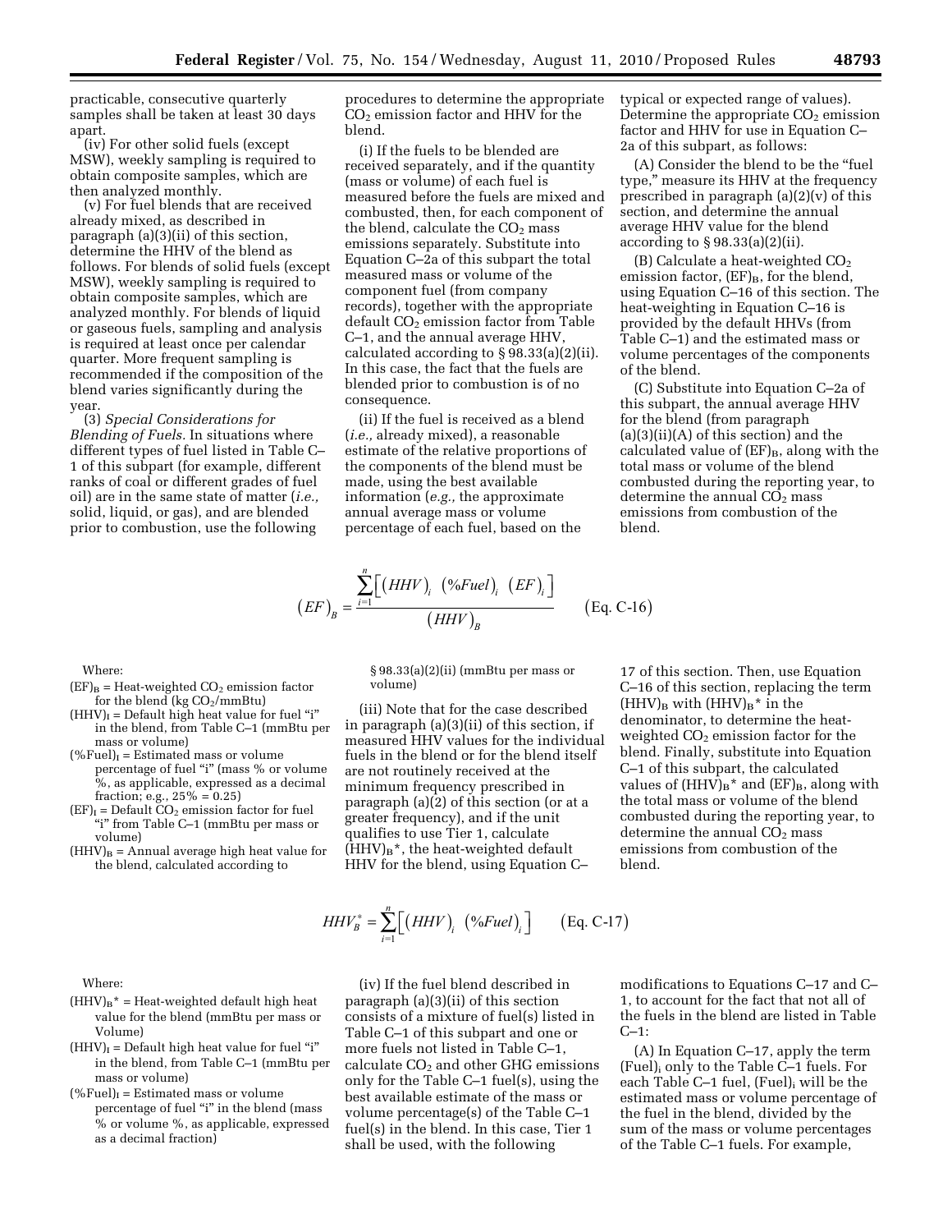practicable, consecutive quarterly samples shall be taken at least 30 days apart.

(iv) For other solid fuels (except MSW), weekly sampling is required to obtain composite samples, which are then analyzed monthly.

(v) For fuel blends that are received already mixed, as described in paragraph (a)(3)(ii) of this section, determine the HHV of the blend as follows. For blends of solid fuels (except MSW), weekly sampling is required to obtain composite samples, which are analyzed monthly. For blends of liquid or gaseous fuels, sampling and analysis is required at least once per calendar quarter. More frequent sampling is recommended if the composition of the blend varies significantly during the year.

(3) *Special Considerations for Blending of Fuels.* In situations where different types of fuel listed in Table C–1 of this subpart (for example, different ranks of coal or different grades of fuel oil) are in the same state of matter (*i.e.,* solid, liquid, or gas), and are blended prior to combustion, use the following procedures to determine the appropriate $CO_2$ emission factor and HHV for the blend.

(i) If the fuels to be blended are received separately, and if the quantity (mass or volume) of each fuel is measured before the fuels are mixed and combusted, then, for each component of the blend, calculate the $CO_2$ mass emissions separately. Substitute into Equation C–2a of this subpart the total measured mass or volume of the component fuel (from company records), together with the appropriate default $CO_2$ emission factor from Table C–1, and the annual average HHV, calculated according to § 98.33(a)(2)(ii). In this case, the fact that the fuels are blended prior to combustion is of no consequence.

(ii) If the fuel is received as a blend (*i.e.,* already mixed), a reasonable estimate of the relative proportions of the components of the blend must be made, using the best available information (*e.g.,* the approximate annual average mass or volume percentage of each fuel, based on the typical or expected range of values). Determine the appropriate $CO_2$ emission factor and HHV for use in Equation C–2a of this subpart, as follows:

(A) Consider the blend to be the "fuel type," measure its HHV at the frequency prescribed in paragraph (a)(2)(v) of this section, and determine the annual average HHV value for the blend according to § 98.33(a)(2)(ii).

(B) Calculate a heat-weighted $CO_2$ emission factor, $(EF)_B$, for the blend, using Equation C–16 of this section. The heat-weighting in Equation C–16 is provided by the default HHVs (from Table C–1) and the estimated mass or volume percentages of the components of the blend.

(C) Substitute into Equation C–2a of this subpart, the annual average HHV for the blend (from paragraph (a)(3)(ii)(A) of this section) and the calculated value of $(EF)_B$, along with the total mass or volume of the blend combusted during the reporting year, to determine the annual $CO_2$ mass emissions from combustion of the blend.

$$(EF)_B = \frac{\sum_{i=1}^{n}\left[(HHV)_i \ (\%Fuel)_i \ (EF)_i\right]}{(HHV)_B} \qquad \text{(Eq. C-16)}$$

Where:

$(EF)_B$ = Heat-weighted $CO_2$ emission factor for the blend (kg $CO_2$/mmBtu)

$(HHV)_I$ = Default high heat value for fuel "i" in the blend, from Table C–1 (mmBtu per mass or volume)

$(\%Fuel)_I$ = Estimated mass or volume percentage of fuel "i" (mass % or volume %, as applicable, expressed as a decimal fraction; e.g., 25% = 0.25)

$(EF)_I$ = Default $CO_2$ emission factor for fuel "i" from Table C–1 (mmBtu per mass or volume)

$(HHV)_B$ = Annual average high heat value for the blend, calculated according to § 98.33(a)(2)(ii) (mmBtu per mass or volume)

(iii) Note that for the case described in paragraph (a)(3)(ii) of this section, if measured HHV values for the individual fuels in the blend or for the blend itself are not routinely received at the minimum frequency prescribed in paragraph (a)(2) of this section (or at a greater frequency), and if the unit qualifies to use Tier 1, calculate $(HHV)_B$*, the heat-weighted default HHV for the blend, using Equation C–17 of this section. Then, use Equation C–16 of this section, replacing the term $(HHV)_B$ with $(HHV)_B$* in the denominator, to determine the heat-weighted $CO_2$ emission factor for the blend. Finally, substitute into Equation C–1 of this subpart, the calculated values of $(HHV)_B$* and $(EF)_B$, along with the total mass or volume of the blend combusted during the reporting year, to determine the annual $CO_2$ mass emissions from combustion of the blend.

$$HHV_B^* = \sum_{i=1}^{n}\left[(HHV)_i \ (\%Fuel)_i\right] \qquad \text{(Eq. C-17)}$$

Where:

$(HHV)_B$* = Heat-weighted default high heat value for the blend (mmBtu per mass or Volume)

$(HHV)_I$ = Default high heat value for fuel "i" in the blend, from Table C–1 (mmBtu per mass or volume)

$(\%Fuel)_I$ = Estimated mass or volume percentage of fuel "i" in the blend (mass % or volume %, as applicable, expressed as a decimal fraction)

(iv) If the fuel blend described in paragraph (a)(3)(ii) of this section consists of a mixture of fuel(s) listed in Table C–1 of this subpart and one or more fuels not listed in Table C–1, calculate $CO_2$ and other GHG emissions only for the Table C–1 fuel(s), using the best available estimate of the mass or volume percentage(s) of the Table C–1 fuel(s) in the blend. In this case, Tier 1 shall be used, with the following modifications to Equations C–17 and C–1, to account for the fact that not all of the fuels in the blend are listed in Table C–1:

(A) In Equation C–17, apply the term $(Fuel)_i$ only to the Table C–1 fuels. For each Table C–1 fuel, $(Fuel)_i$ will be the estimated mass or volume percentage of the fuel in the blend, divided by the sum of the mass or volume percentages of the Table C–1 fuels. For example,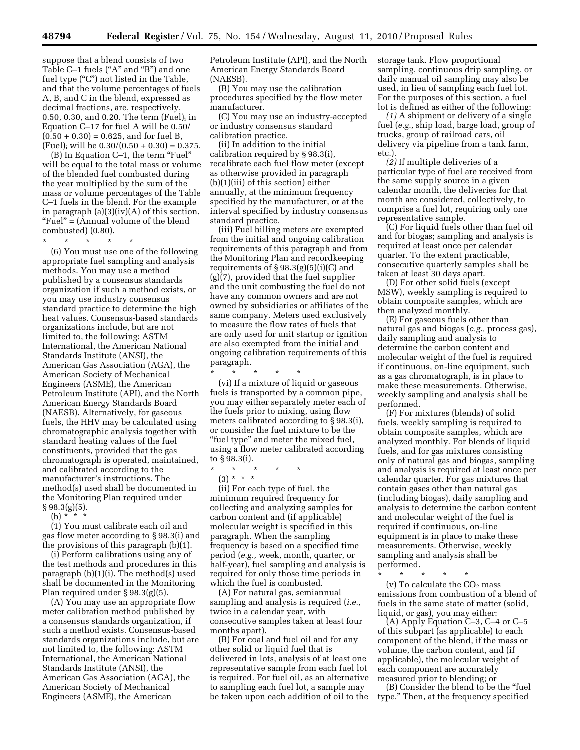suppose that a blend consists of two Table C–1 fuels ("A" and "B") and one fuel type ("C") not listed in the Table, and that the volume percentages of fuels A, B, and C in the blend, expressed as decimal fractions, are, respectively, 0.50, 0.30, and 0.20. The term $(Fuel)_i$ in Equation C–17 for fuel A will be 0.50/ (0.50 + 0.30) = 0.625, and for fuel B, $(Fuel)_i$ will be 0.30/(0.50 + 0.30) = 0.375.

(B) In Equation C–1, the term "Fuel" will be equal to the total mass or volume of the blended fuel combusted during the year multiplied by the sum of the mass or volume percentages of the Table C–1 fuels in the blend. For the example in paragraph (a)(3)(iv)(A) of this section, "Fuel" = (Annual volume of the blend combusted) (0.80).

\* \* \* \* \*

(6) You must use one of the following appropriate fuel sampling and analysis methods. You may use a method published by a consensus standards organization if such a method exists, or you may use industry consensus standard practice to determine the high heat values. Consensus-based standards organizations include, but are not limited to, the following: ASTM International, the American National Standards Institute (ANSI), the American Gas Association (AGA), the American Society of Mechanical Engineers (ASME), the American Petroleum Institute (API), and the North American Energy Standards Board (NAESB). Alternatively, for gaseous fuels, the HHV may be calculated using chromatographic analysis together with standard heating values of the fuel constituents, provided that the gas chromatograph is operated, maintained, and calibrated according to the manufacturer's instructions. The method(s) used shall be documented in the Monitoring Plan required under § 98.3(g)(5).

(b) \* \* \*

(1) You must calibrate each oil and gas flow meter according to § 98.3(i) and the provisions of this paragraph (b)(1).

(i) Perform calibrations using any of the test methods and procedures in this paragraph (b)(1)(i). The method(s) used shall be documented in the Monitoring Plan required under § 98.3(g)(5).

(A) You may use an appropriate flow meter calibration method published by a consensus standards organization, if such a method exists. Consensus-based standards organizations include, but are not limited to, the following: ASTM International, the American National Standards Institute (ANSI), the American Gas Association (AGA), the American Society of Mechanical Engineers (ASME), the American Petroleum Institute (API), and the North American Energy Standards Board (NAESB).

(B) You may use the calibration procedures specified by the flow meter manufacturer.

(C) You may use an industry-accepted or industry consensus standard calibration practice.

(ii) In addition to the initial calibration required by § 98.3(i), recalibrate each fuel flow meter (except as otherwise provided in paragraph (b)(1)(iii) of this section) either annually, at the minimum frequency specified by the manufacturer, or at the interval specified by industry consensus standard practice.

(iii) Fuel billing meters are exempted from the initial and ongoing calibration requirements of this paragraph and from the Monitoring Plan and recordkeeping requirements of § 98.3(g)(5)(i)(C) and (g)(7), provided that the fuel supplier and the unit combusting the fuel do not have any common owners and are not owned by subsidiaries or affiliates of the same company. Meters used exclusively to measure the flow rates of fuels that are only used for unit startup or ignition are also exempted from the initial and ongoing calibration requirements of this paragraph.

\* \* \* \* \*

(vi) If a mixture of liquid or gaseous fuels is transported by a common pipe, you may either separately meter each of the fuels prior to mixing, using flow meters calibrated according to § 98.3(i), or consider the fuel mixture to be the "fuel type" and meter the mixed fuel, using a flow meter calibrated according to § 98.3(i).

\* \* \* \* \*

(3) \* \* \*

(ii) For each type of fuel, the minimum required frequency for collecting and analyzing samples for carbon content and (if applicable) molecular weight is specified in this paragraph. When the sampling frequency is based on a specified time period (*e.g.,* week, month, quarter, or half-year), fuel sampling and analysis is required for only those time periods in which the fuel is combusted.

(A) For natural gas, semiannual sampling and analysis is required (*i.e.,* twice in a calendar year, with consecutive samples taken at least four months apart).

(B) For coal and fuel oil and for any other solid or liquid fuel that is delivered in lots, analysis of at least one representative sample from each fuel lot is required. For fuel oil, as an alternative to sampling each fuel lot, a sample may be taken upon each addition of oil to the storage tank. Flow proportional sampling, continuous drip sampling, or daily manual oil sampling may also be used, in lieu of sampling each fuel lot. For the purposes of this section, a fuel lot is defined as either of the following:

*(1)* A shipment or delivery of a single fuel (*e.g.,* ship load, barge load, group of trucks, group of railroad cars, oil delivery via pipeline from a tank farm, etc.).

*(2)* If multiple deliveries of a particular type of fuel are received from the same supply source in a given calendar month, the deliveries for that month are considered, collectively, to comprise a fuel lot, requiring only one representative sample.

(C) For liquid fuels other than fuel oil and for biogas; sampling and analysis is required at least once per calendar quarter. To the extent practicable, consecutive quarterly samples shall be taken at least 30 days apart.

(D) For other solid fuels (except MSW), weekly sampling is required to obtain composite samples, which are then analyzed monthly.

(E) For gaseous fuels other than natural gas and biogas (*e.g.,* process gas), daily sampling and analysis to determine the carbon content and molecular weight of the fuel is required if continuous, on-line equipment, such as a gas chromatograph, is in place to make these measurements. Otherwise, weekly sampling and analysis shall be performed.

(F) For mixtures (blends) of solid fuels, weekly sampling is required to obtain composite samples, which are analyzed monthly. For blends of liquid fuels, and for gas mixtures consisting only of natural gas and biogas, sampling and analysis is required at least once per calendar quarter. For gas mixtures that contain gases other than natural gas (including biogas), daily sampling and analysis to determine the carbon content and molecular weight of the fuel is required if continuous, on-line equipment is in place to make these measurements. Otherwise, weekly sampling and analysis shall be performed.

\* \* \* \* \*

(v) To calculate the $CO_2$ mass emissions from combustion of a blend of fuels in the same state of matter (solid, liquid, or gas), you may either:

(A) Apply Equation C–3, C–4 or C–5 of this subpart (as applicable) to each component of the blend, if the mass or volume, the carbon content, and (if applicable), the molecular weight of each component are accurately measured prior to blending; or

(B) Consider the blend to be the "fuel type." Then, at the frequency specified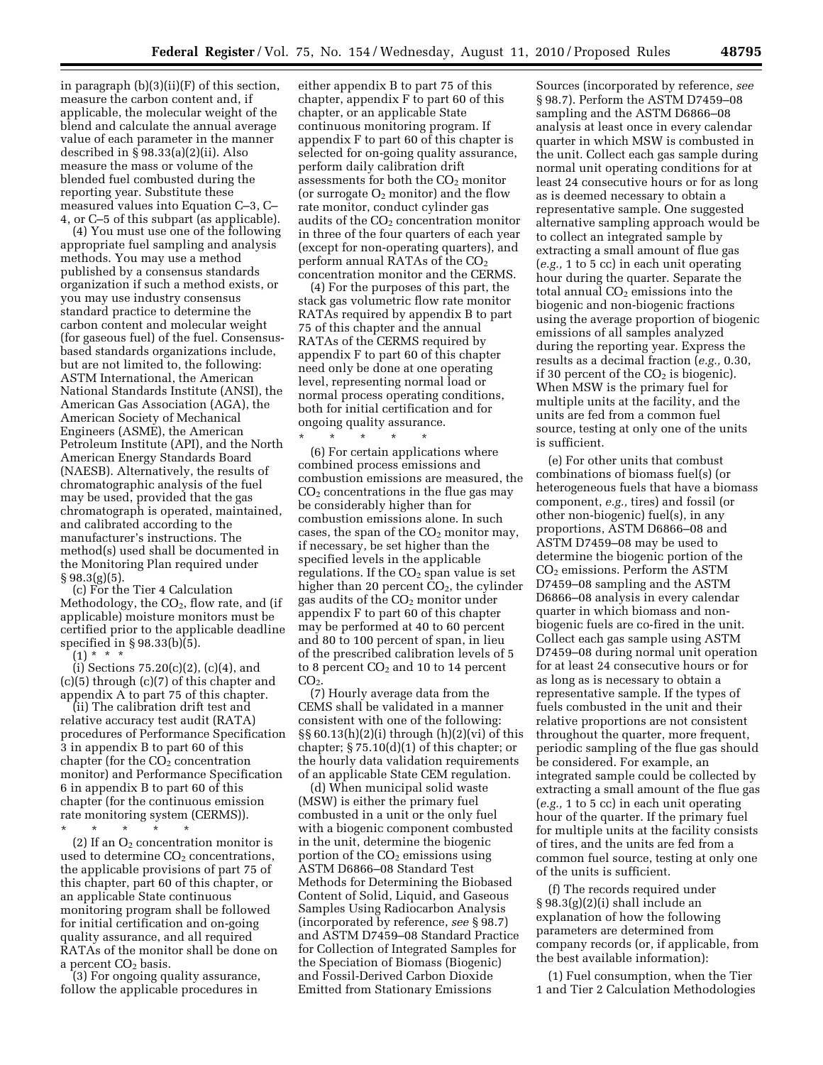in paragraph (b)(3)(ii)(F) of this section, measure the carbon content and, if applicable, the molecular weight of the blend and calculate the annual average value of each parameter in the manner described in § 98.33(a)(2)(ii). Also measure the mass or volume of the blended fuel combusted during the reporting year. Substitute these measured values into Equation C–3, C–4, or C–5 of this subpart (as applicable).

(4) You must use one of the following appropriate fuel sampling and analysis methods. You may use a method published by a consensus standards organization if such a method exists, or you may use industry consensus standard practice to determine the carbon content and molecular weight (for gaseous fuel) of the fuel. Consensus-based standards organizations include, but are not limited to, the following: ASTM International, the American National Standards Institute (ANSI), the American Gas Association (AGA), the American Society of Mechanical Engineers (ASME), the American Petroleum Institute (API), and the North American Energy Standards Board (NAESB). Alternatively, the results of chromatographic analysis of the fuel may be used, provided that the gas chromatograph is operated, maintained, and calibrated according to the manufacturer's instructions. The method(s) used shall be documented in the Monitoring Plan required under § 98.3(g)(5).

(c) For the Tier 4 Calculation Methodology, the $CO_2$, flow rate, and (if applicable) moisture monitors must be certified prior to the applicable deadline specified in § 98.33(b)(5).

(1) * * *

(i) Sections 75.20(c)(2), (c)(4), and (c)(5) through (c)(7) of this chapter and appendix A to part 75 of this chapter.

(ii) The calibration drift test and relative accuracy test audit (RATA) procedures of Performance Specification 3 in appendix B to part 60 of this chapter (for the $CO_2$ concentration monitor) and Performance Specification 6 in appendix B to part 60 of this chapter (for the continuous emission rate monitoring system (CERMS)).

\* \* \* \* \*

(2) If an $O_2$ concentration monitor is used to determine $CO_2$ concentrations, the applicable provisions of part 75 of this chapter, part 60 of this chapter, or an applicable State continuous monitoring program shall be followed for initial certification and on-going quality assurance, and all required RATAs of the monitor shall be done on a percent $CO_2$ basis.

(3) For ongoing quality assurance, follow the applicable procedures in either appendix B to part 75 of this chapter, appendix F to part 60 of this chapter, or an applicable State continuous monitoring program. If appendix F to part 60 of this chapter is selected for on-going quality assurance, perform daily calibration drift assessments for both the $CO_2$ monitor (or surrogate $O_2$ monitor) and the flow rate monitor, conduct cylinder gas audits of the $CO_2$ concentration monitor in three of the four quarters of each year (except for non-operating quarters), and perform annual RATAs of the $CO_2$ concentration monitor and the CERMS.

(4) For the purposes of this part, the stack gas volumetric flow rate monitor RATAs required by appendix B to part 75 of this chapter and the annual RATAs of the CERMS required by appendix F to part 60 of this chapter need only be done at one operating level, representing normal load or normal process operating conditions, both for initial certification and for ongoing quality assurance.

\* \* \* \* \*

(6) For certain applications where combined process emissions and combustion emissions are measured, the $CO_2$ concentrations in the flue gas may be considerably higher than for combustion emissions alone. In such cases, the span of the $CO_2$ monitor may, if necessary, be set higher than the specified levels in the applicable regulations. If the $CO_2$ span value is set higher than 20 percent $CO_2$, the cylinder gas audits of the $CO_2$ monitor under appendix F to part 60 of this chapter may be performed at 40 to 60 percent and 80 to 100 percent of span, in lieu of the prescribed calibration levels of 5 to 8 percent $CO_2$ and 10 to 14 percent $CO_2$.

(7) Hourly average data from the CEMS shall be validated in a manner consistent with one of the following: §§ 60.13(h)(2)(i) through (h)(2)(vi) of this chapter; § 75.10(d)(1) of this chapter; or the hourly data validation requirements of an applicable State CEM regulation.

(d) When municipal solid waste (MSW) is either the primary fuel combusted in a unit or the only fuel with a biogenic component combusted in the unit, determine the biogenic portion of the $CO_2$ emissions using ASTM D6866–08 Standard Test Methods for Determining the Biobased Content of Solid, Liquid, and Gaseous Samples Using Radiocarbon Analysis (incorporated by reference, *see* § 98.7) and ASTM D7459–08 Standard Practice for Collection of Integrated Samples for the Speciation of Biomass (Biogenic) and Fossil-Derived Carbon Dioxide Emitted from Stationary Emissions Sources (incorporated by reference, *see* § 98.7). Perform the ASTM D7459–08 sampling and the ASTM D6866–08 analysis at least once in every calendar quarter in which MSW is combusted in the unit. Collect each gas sample during normal unit operating conditions for at least 24 consecutive hours or for as long as is deemed necessary to obtain a representative sample. One suggested alternative sampling approach would be to collect an integrated sample by extracting a small amount of flue gas (*e.g.,* 1 to 5 cc) in each unit operating hour during the quarter. Separate the total annual $CO_2$ emissions into the biogenic and non-biogenic fractions using the average proportion of biogenic emissions of all samples analyzed during the reporting year. Express the results as a decimal fraction (*e.g.,* 0.30, if 30 percent of the $CO_2$ is biogenic). When MSW is the primary fuel for multiple units at the facility, and the units are fed from a common fuel source, testing at only one of the units is sufficient.

(e) For other units that combust combinations of biomass fuel(s) (or heterogeneous fuels that have a biomass component, *e.g.,* tires) and fossil (or other non-biogenic) fuel(s), in any proportions, ASTM D6866–08 and ASTM D7459–08 may be used to determine the biogenic portion of the $CO_2$ emissions. Perform the ASTM D7459–08 sampling and the ASTM D6866–08 analysis in every calendar quarter in which biomass and non-biogenic fuels are co-fired in the unit. Collect each gas sample using ASTM D7459–08 during normal unit operation for at least 24 consecutive hours or for as long as is necessary to obtain a representative sample. If the types of fuels combusted in the unit and their relative proportions are not consistent throughout the quarter, more frequent, periodic sampling of the flue gas should be considered. For example, an integrated sample could be collected by extracting a small amount of the flue gas (*e.g.,* 1 to 5 cc) in each unit operating hour of the quarter. If the primary fuel for multiple units at the facility consists of tires, and the units are fed from a common fuel source, testing at only one of the units is sufficient.

(f) The records required under § 98.3(g)(2)(i) shall include an explanation of how the following parameters are determined from company records (or, if applicable, from the best available information):

(1) Fuel consumption, when the Tier 1 and Tier 2 Calculation Methodologies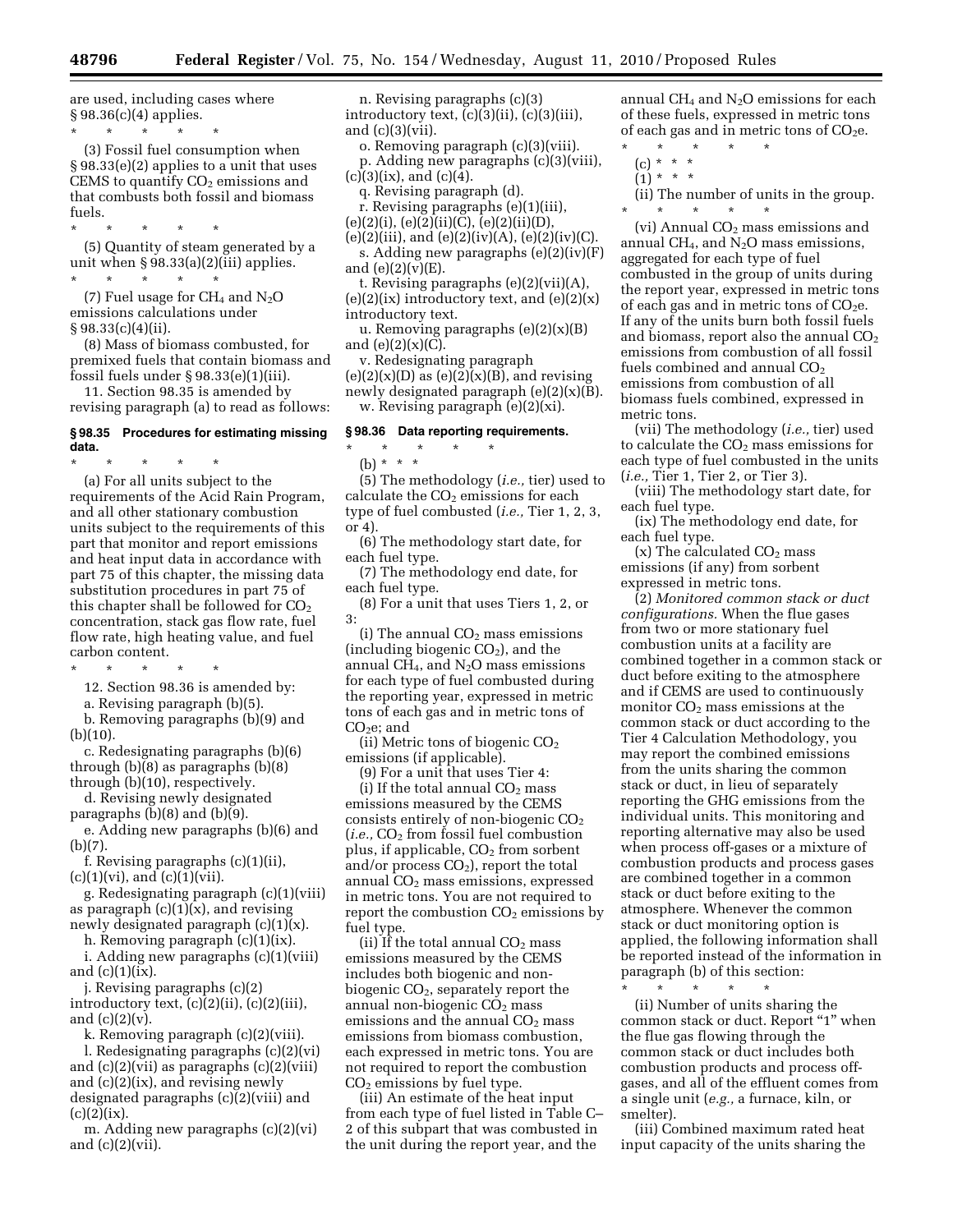are used, including cases where § 98.36(c)(4) applies.

\* \* \* \* \*

(3) Fossil fuel consumption when § 98.33(e)(2) applies to a unit that uses CEMS to quantify $CO_2$ emissions and that combusts both fossil and biomass fuels.

\* \* \* \* \*

(5) Quantity of steam generated by a unit when § 98.33(a)(2)(iii) applies.

\* \* \* \* \*

(7) Fuel usage for $CH_4$ and $N_2O$ emissions calculations under § 98.33(c)(4)(ii).

(8) Mass of biomass combusted, for premixed fuels that contain biomass and fossil fuels under § 98.33(e)(1)(iii).

11. Section 98.35 is amended by revising paragraph (a) to read as follows:

### § 98.35 Procedures for estimating missing data.

\* \* \* \* \*

(a) For all units subject to the requirements of the Acid Rain Program, and all other stationary combustion units subject to the requirements of this part that monitor and report emissions and heat input data in accordance with part 75 of this chapter, the missing data substitution procedures in part 75 of this chapter shall be followed for $CO_2$ concentration, stack gas flow rate, fuel flow rate, high heating value, and fuel carbon content.

\* \* \* \* \*

12. Section 98.36 is amended by:

a. Revising paragraph (b)(5).

b. Removing paragraphs (b)(9) and (b)(10).

c. Redesignating paragraphs (b)(6) through (b)(8) as paragraphs (b)(8) through (b)(10), respectively.

d. Revising newly designated paragraphs (b)(8) and (b)(9).

e. Adding new paragraphs (b)(6) and (b)(7).

f. Revising paragraphs (c)(1)(ii), (c)(1)(vi), and (c)(1)(vii).

g. Redesignating paragraph (c)(1)(viii) as paragraph (c)(1)(x), and revising newly designated paragraph (c)(1)(x).

h. Removing paragraph (c)(1)(ix).

i. Adding new paragraphs (c)(1)(viii) and (c)(1)(ix).

j. Revising paragraphs (c)(2) introductory text, (c)(2)(ii), (c)(2)(iii), and (c)(2)(v).

k. Removing paragraph (c)(2)(viii).

l. Redesignating paragraphs (c)(2)(vi) and (c)(2)(vii) as paragraphs (c)(2)(viii) and (c)(2)(ix), and revising newly designated paragraphs (c)(2)(viii) and (c)(2)(ix).

m. Adding new paragraphs (c)(2)(vi) and (c)(2)(vii).

n. Revising paragraphs (c)(3) introductory text, (c)(3)(ii), (c)(3)(iii), and (c)(3)(vii).

o. Removing paragraph (c)(3)(viii).

p. Adding new paragraphs (c)(3)(viii), (c)(3)(ix), and (c)(4).

q. Revising paragraph (d).

r. Revising paragraphs (e)(1)(iii), (e)(2)(i), (e)(2)(ii)(C), (e)(2)(ii)(D), (e)(2)(iii), and (e)(2)(iv)(A), (e)(2)(iv)(C).

s. Adding new paragraphs (e)(2)(iv)(F) and (e)(2)(v)(E).

t. Revising paragraphs (e)(2)(vii)(A), (e)(2)(ix) introductory text, and (e)(2)(x) introductory text.

u. Removing paragraphs (e)(2)(x)(B) and (e)(2)(x)(C).

v. Redesignating paragraph (e)(2)(x)(D) as (e)(2)(x)(B), and revising newly designated paragraph (e)(2)(x)(B).

w. Revising paragraph (e)(2)(xi).

### § 98.36 Data reporting requirements.

\* \* \* \* \*

(b) \* \* \*

(5) The methodology (*i.e.,* tier) used to calculate the $CO_2$ emissions for each type of fuel combusted (*i.e.,* Tier 1, 2, 3, or 4).

(6) The methodology start date, for each fuel type.

(7) The methodology end date, for each fuel type.

(8) For a unit that uses Tiers 1, 2, or 3:

(i) The annual $CO_2$ mass emissions (including biogenic $CO_2$), and the annual $CH_4$, and $N_2O$ mass emissions for each type of fuel combusted during the reporting year, expressed in metric tons of each gas and in metric tons of $CO_2e$; and

(ii) Metric tons of biogenic $CO_2$ emissions (if applicable).

(9) For a unit that uses Tier 4:

(i) If the total annual $CO_2$ mass emissions measured by the CEMS consists entirely of non-biogenic $CO_2$ (*i.e.,* $CO_2$ from fossil fuel combustion plus, if applicable, $CO_2$ from sorbent and/or process $CO_2$), report the total annual $CO_2$ mass emissions, expressed in metric tons. You are not required to report the combustion $CO_2$ emissions by fuel type.

(ii) If the total annual $CO_2$ mass emissions measured by the CEMS includes both biogenic and non-biogenic $CO_2$, separately report the annual non-biogenic $CO_2$ mass emissions and the annual $CO_2$ mass emissions from biomass combustion, each expressed in metric tons. You are not required to report the combustion $CO_2$ emissions by fuel type.

(iii) An estimate of the heat input from each type of fuel listed in Table C–2 of this subpart that was combusted in the unit during the report year, and the annual $CH_4$ and $N_2O$ emissions for each of these fuels, expressed in metric tons of each gas and in metric tons of $CO_2e$.

\* \* \* \* \*

(c) \* \* \*

(1) \* \* \*

(ii) The number of units in the group.

\* \* \* \* \*

(vi) Annual $CO_2$ mass emissions and annual $CH_4$, and $N_2O$ mass emissions, aggregated for each type of fuel combusted in the group of units during the report year, expressed in metric tons of each gas and in metric tons of $CO_2e$. If any of the units burn both fossil fuels and biomass, report also the annual $CO_2$ emissions from combustion of all fossil fuels combined and annual $CO_2$ emissions from combustion of all biomass fuels combined, expressed in metric tons.

(vii) The methodology (*i.e.,* tier) used to calculate the $CO_2$ mass emissions for each type of fuel combusted in the units (*i.e.,* Tier 1, Tier 2, or Tier 3).

(viii) The methodology start date, for each fuel type.

(ix) The methodology end date, for each fuel type.

(x) The calculated $CO_2$ mass emissions (if any) from sorbent expressed in metric tons.

(2) *Monitored common stack or duct configurations.* When the flue gases from two or more stationary fuel combustion units at a facility are combined together in a common stack or duct before exiting to the atmosphere and if CEMS are used to continuously monitor $CO_2$ mass emissions at the common stack or duct according to the Tier 4 Calculation Methodology, you may report the combined emissions from the units sharing the common stack or duct, in lieu of separately reporting the GHG emissions from the individual units. This monitoring and reporting alternative may also be used when process off-gases or a mixture of combustion products and process gases are combined together in a common stack or duct before exiting to the atmosphere. Whenever the common stack or duct monitoring option is applied, the following information shall be reported instead of the information in paragraph (b) of this section:

\* \* \* \* \*

(ii) Number of units sharing the common stack or duct. Report "1" when the flue gas flowing through the common stack or duct includes both combustion products and process off-gases, and all of the effluent comes from a single unit (*e.g.,* a furnace, kiln, or smelter).

(iii) Combined maximum rated heat input capacity of the units sharing the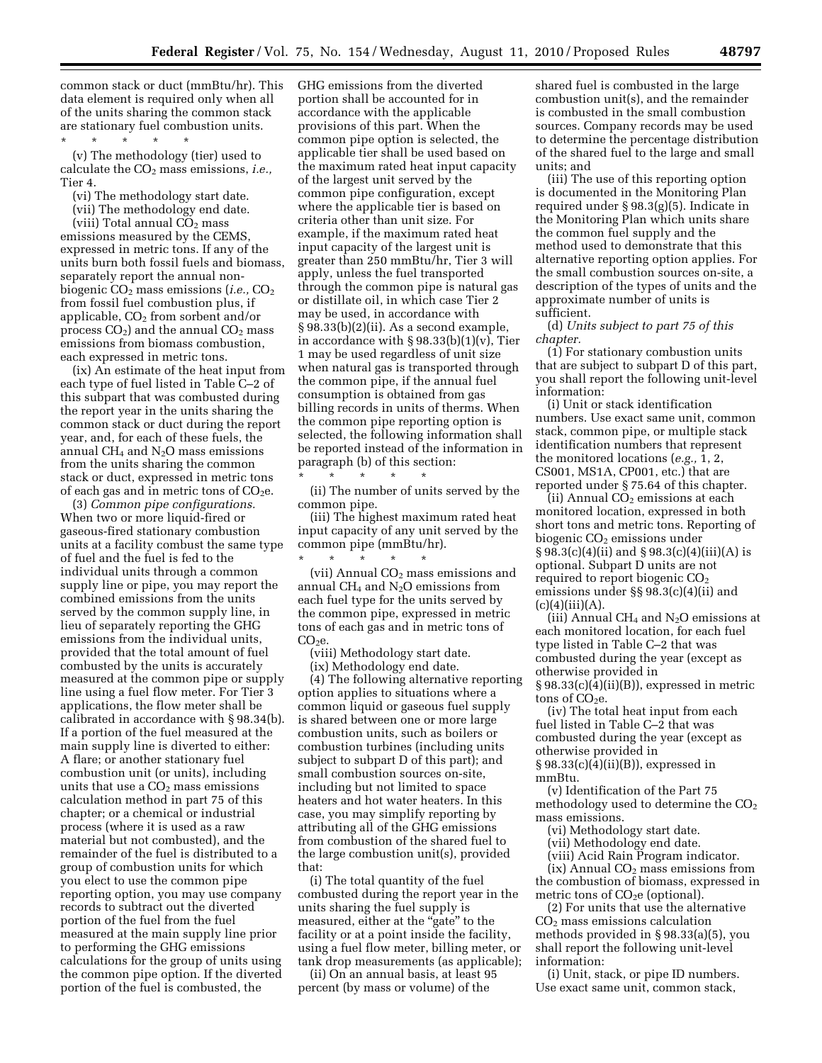common stack or duct (mmBtu/hr). This data element is required only when all of the units sharing the common stack are stationary fuel combustion units.

\* \* \* \* \*

(v) The methodology (tier) used to calculate the $CO_2$ mass emissions, *i.e.,* Tier 4.

(vi) The methodology start date.

(vii) The methodology end date.

(viii) Total annual $CO_2$ mass emissions measured by the CEMS, expressed in metric tons. If any of the units burn both fossil fuels and biomass, separately report the annual non-biogenic $CO_2$ mass emissions (*i.e.,* $CO_2$ from fossil fuel combustion plus, if applicable, $CO_2$ from sorbent and/or process $CO_2$) and the annual $CO_2$ mass emissions from biomass combustion, each expressed in metric tons.

(ix) An estimate of the heat input from each type of fuel listed in Table C–2 of this subpart that was combusted during the report year in the units sharing the common stack or duct during the report year, and, for each of these fuels, the annual $CH_4$ and $N_2O$ mass emissions from the units sharing the common stack or duct, expressed in metric tons of each gas and in metric tons of $CO_2e$.

(3) *Common pipe configurations.* When two or more liquid-fired or gaseous-fired stationary combustion units at a facility combust the same type of fuel and the fuel is fed to the individual units through a common supply line or pipe, you may report the combined emissions from the units served by the common supply line, in lieu of separately reporting the GHG emissions from the individual units, provided that the total amount of fuel combusted by the units is accurately measured at the common pipe or supply line using a fuel flow meter. For Tier 3 applications, the flow meter shall be calibrated in accordance with § 98.34(b). If a portion of the fuel measured at the main supply line is diverted to either: A flare; or another stationary fuel combustion unit (or units), including units that use a $CO_2$ mass emissions calculation method in part 75 of this chapter; or a chemical or industrial process (where it is used as a raw material but not combusted), and the remainder of the fuel is distributed to a group of combustion units for which you elect to use the common pipe reporting option, you may use company records to subtract out the diverted portion of the fuel from the fuel measured at the main supply line prior to performing the GHG emissions calculations for the group of units using the common pipe option. If the diverted portion of the fuel is combusted, the GHG emissions from the diverted portion shall be accounted for in accordance with the applicable provisions of this part. When the common pipe option is selected, the applicable tier shall be used based on the maximum rated heat input capacity of the largest unit served by the common pipe configuration, except where the applicable tier is based on criteria other than unit size. For example, if the maximum rated heat input capacity of the largest unit is greater than 250 mmBtu/hr, Tier 3 will apply, unless the fuel transported through the common pipe is natural gas or distillate oil, in which case Tier 2 may be used, in accordance with § 98.33(b)(2)(ii). As a second example, in accordance with § 98.33(b)(1)(v), Tier 1 may be used regardless of unit size when natural gas is transported through the common pipe, if the annual fuel consumption is obtained from gas billing records in units of therms. When the common pipe reporting option is selected, the following information shall be reported instead of the information in paragraph (b) of this section:

\* \* \* \* \*

(ii) The number of units served by the common pipe.

(iii) The highest maximum rated heat input capacity of any unit served by the common pipe (mmBtu/hr).

\* \* \* \* \*

(vii) Annual $CO_2$ mass emissions and annual $CH_4$ and $N_2O$ emissions from each fuel type for the units served by the common pipe, expressed in metric tons of each gas and in metric tons of $CO_2e$.

(viii) Methodology start date.

(ix) Methodology end date.

(4) The following alternative reporting option applies to situations where a common liquid or gaseous fuel supply is shared between one or more large combustion units, such as boilers or combustion turbines (including units subject to subpart D of this part); and small combustion sources on-site, including but not limited to space heaters and hot water heaters. In this case, you may simplify reporting by attributing all of the GHG emissions from combustion of the shared fuel to the large combustion unit(s), provided that:

(i) The total quantity of the fuel combusted during the report year in the units sharing the fuel supply is measured, either at the "gate" to the facility or at a point inside the facility, using a fuel flow meter, billing meter, or tank drop measurements (as applicable);

(ii) On an annual basis, at least 95 percent (by mass or volume) of the shared fuel is combusted in the large combustion unit(s), and the remainder is combusted in the small combustion sources. Company records may be used to determine the percentage distribution of the shared fuel to the large and small units; and

(iii) The use of this reporting option is documented in the Monitoring Plan required under § 98.3(g)(5). Indicate in the Monitoring Plan which units share the common fuel supply and the method used to demonstrate that this alternative reporting option applies. For the small combustion sources on-site, a description of the types of units and the approximate number of units is sufficient.

(d) *Units subject to part 75 of this chapter.*

(1) For stationary combustion units that are subject to subpart D of this part, you shall report the following unit-level information:

(i) Unit or stack identification numbers. Use exact same unit, common stack, common pipe, or multiple stack identification numbers that represent the monitored locations (*e.g.,* 1, 2, CS001, MS1A, CP001, etc.) that are reported under § 75.64 of this chapter.

(ii) Annual $CO_2$ emissions at each monitored location, expressed in both short tons and metric tons. Reporting of biogenic $CO_2$ emissions under § 98.3(c)(4)(ii) and § 98.3(c)(4)(iii)(A) is optional. Subpart D units are not required to report biogenic $CO_2$ emissions under §§ 98.3(c)(4)(ii) and (c)(4)(iii)(A).

(iii) Annual $CH_4$ and $N_2O$ emissions at each monitored location, for each fuel type listed in Table C–2 that was combusted during the year (except as otherwise provided in § 98.33(c)(4)(ii)(B)), expressed in metric tons of $CO_2e$.

(iv) The total heat input from each fuel listed in Table C–2 that was combusted during the year (except as otherwise provided in § 98.33(c)(4)(ii)(B)), expressed in mmBtu.

(v) Identification of the Part 75 methodology used to determine the $CO_2$ mass emissions.

(vi) Methodology start date.

(vii) Methodology end date.

(viii) Acid Rain Program indicator.

(ix) Annual $CO_2$ mass emissions from the combustion of biomass, expressed in metric tons of $CO_2e$ (optional).

(2) For units that use the alternative $CO_2$ mass emissions calculation methods provided in § 98.33(a)(5), you shall report the following unit-level information:

(i) Unit, stack, or pipe ID numbers. Use exact same unit, common stack,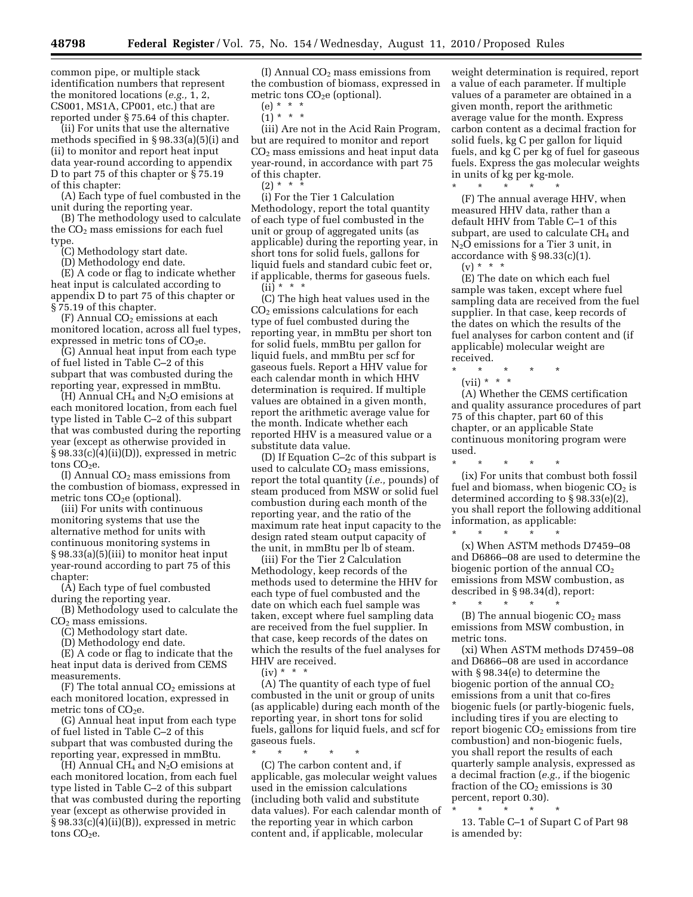common pipe, or multiple stack identification numbers that represent the monitored locations (*e.g.,* 1, 2, CS001, MS1A, CP001, etc.) that are reported under § 75.64 of this chapter.

(ii) For units that use the alternative methods specified in § 98.33(a)(5)(i) and (ii) to monitor and report heat input data year-round according to appendix D to part 75 of this chapter or § 75.19 of this chapter:

(A) Each type of fuel combusted in the unit during the reporting year.

(B) The methodology used to calculate the $CO_2$ mass emissions for each fuel type.

(C) Methodology start date.

(D) Methodology end date.

(E) A code or flag to indicate whether heat input is calculated according to appendix D to part 75 of this chapter or § 75.19 of this chapter.

(F) Annual $CO_2$ emissions at each monitored location, across all fuel types, expressed in metric tons of $CO_2$e.

(G) Annual heat input from each type of fuel listed in Table C–2 of this subpart that was combusted during the reporting year, expressed in mmBtu.

(H) Annual $CH_4$ and $N_2O$ emisions at each monitored location, from each fuel type listed in Table C–2 of this subpart that was combusted during the reporting year (except as otherwise provided in § 98.33(c)(4)(ii)(D)), expressed in metric tons $CO_2$e.

(I) Annual $CO_2$ mass emissions from the combustion of biomass, expressed in metric tons $CO_2$e (optional).

(iii) For units with continuous monitoring systems that use the alternative method for units with continuous monitoring systems in § 98.33(a)(5)(iii) to monitor heat input year-round according to part 75 of this chapter:

(A) Each type of fuel combusted during the reporting year.

(B) Methodology used to calculate the $CO_2$ mass emissions.

(C) Methodology start date.

(D) Methodology end date.

(E) A code or flag to indicate that the heat input data is derived from CEMS measurements.

(F) The total annual $CO_2$ emissions at each monitored location, expressed in metric tons of $CO_2$e.

(G) Annual heat input from each type of fuel listed in Table C–2 of this subpart that was combusted during the reporting year, expressed in mmBtu.

(H) Annual $CH_4$ and $N_2O$ emisions at each monitored location, from each fuel type listed in Table C–2 of this subpart that was combusted during the reporting year (except as otherwise provided in § 98.33(c)(4)(ii)(B)), expressed in metric tons $CO_2$e.

(I) Annual $CO_2$ mass emissions from the combustion of biomass, expressed in metric tons $CO_2$e (optional).

(e) * * *

(1) * * *

(iii) Are not in the Acid Rain Program, but are required to monitor and report $CO_2$ mass emissions and heat input data year-round, in accordance with part 75 of this chapter.

(2) * * *

(i) For the Tier 1 Calculation Methodology, report the total quantity of each type of fuel combusted in the unit or group of aggregated units (as applicable) during the reporting year, in short tons for solid fuels, gallons for liquid fuels and standard cubic feet or, if applicable, therms for gaseous fuels.

(ii) * * *

(C) The high heat values used in the $CO_2$ emissions calculations for each type of fuel combusted during the reporting year, in mmBtu per short ton for solid fuels, mmBtu per gallon for liquid fuels, and mmBtu per scf for gaseous fuels. Report a HHV value for each calendar month in which HHV determination is required. If multiple values are obtained in a given month, report the arithmetic average value for the month. Indicate whether each reported HHV is a measured value or a substitute data value.

(D) If Equation C–2c of this subpart is used to calculate $CO_2$ mass emissions, report the total quantity (*i.e.,* pounds) of steam produced from MSW or solid fuel combustion during each month of the reporting year, and the ratio of the maximum rate heat input capacity to the design rated steam output capacity of the unit, in mmBtu per lb of steam.

(iii) For the Tier 2 Calculation Methodology, keep records of the methods used to determine the HHV for each type of fuel combusted and the date on which each fuel sample was taken, except where fuel sampling data are received from the fuel supplier. In that case, keep records of the dates on which the results of the fuel analyses for HHV are received.

(iv) * * *

(A) The quantity of each type of fuel combusted in the unit or group of units (as applicable) during each month of the reporting year, in short tons for solid fuels, gallons for liquid fuels, and scf for gaseous fuels.

\* \* \* \* \*

(C) The carbon content and, if applicable, gas molecular weight values used in the emission calculations (including both valid and substitute data values). For each calendar month of the reporting year in which carbon content and, if applicable, molecular weight determination is required, report a value of each parameter. If multiple values of a parameter are obtained in a given month, report the arithmetic average value for the month. Express carbon content as a decimal fraction for solid fuels, kg C per gallon for liquid fuels, and kg C per kg of fuel for gaseous fuels. Express the gas molecular weights in units of kg per kg-mole.

\* \* \* \* \*

(F) The annual average HHV, when measured HHV data, rather than a default HHV from Table C–1 of this subpart, are used to calculate $CH_4$ and $N_2O$ emissions for a Tier 3 unit, in accordance with § 98.33(c)(1).

(v) * * *

(E) The date on which each fuel sample was taken, except where fuel sampling data are received from the fuel supplier. In that case, keep records of the dates on which the results of the fuel analyses for carbon content and (if applicable) molecular weight are received.

\* \* \* \* \*

(vii) * * *

(A) Whether the CEMS certification and quality assurance procedures of part 75 of this chapter, part 60 of this chapter, or an applicable State continuous monitoring program were used.

\* \* \* \* \*

(ix) For units that combust both fossil fuel and biomass, when biogenic $CO_2$ is determined according to § 98.33(e)(2), you shall report the following additional information, as applicable:

\* \* \* \* \*

(x) When ASTM methods D7459–08 and D6866–08 are used to determine the biogenic portion of the annual $CO_2$ emissions from MSW combustion, as described in § 98.34(d), report:

\* \* \* \* \*

(B) The annual biogenic $CO_2$ mass emissions from MSW combustion, in metric tons.

(xi) When ASTM methods D7459–08 and D6866–08 are used in accordance with § 98.34(e) to determine the biogenic portion of the annual $CO_2$ emissions from a unit that co-fires biogenic fuels (or partly-biogenic fuels, including tires if you are electing to report biogenic $CO_2$ emissions from tire combustion) and non-biogenic fuels, you shall report the results of each quarterly sample analysis, expressed as a decimal fraction (*e.g.,* if the biogenic fraction of the $CO_2$ emissions is 30 percent, report 0.30).

\* \* \* \* \*

13. Table C–1 of Supart C of Part 98 is amended by: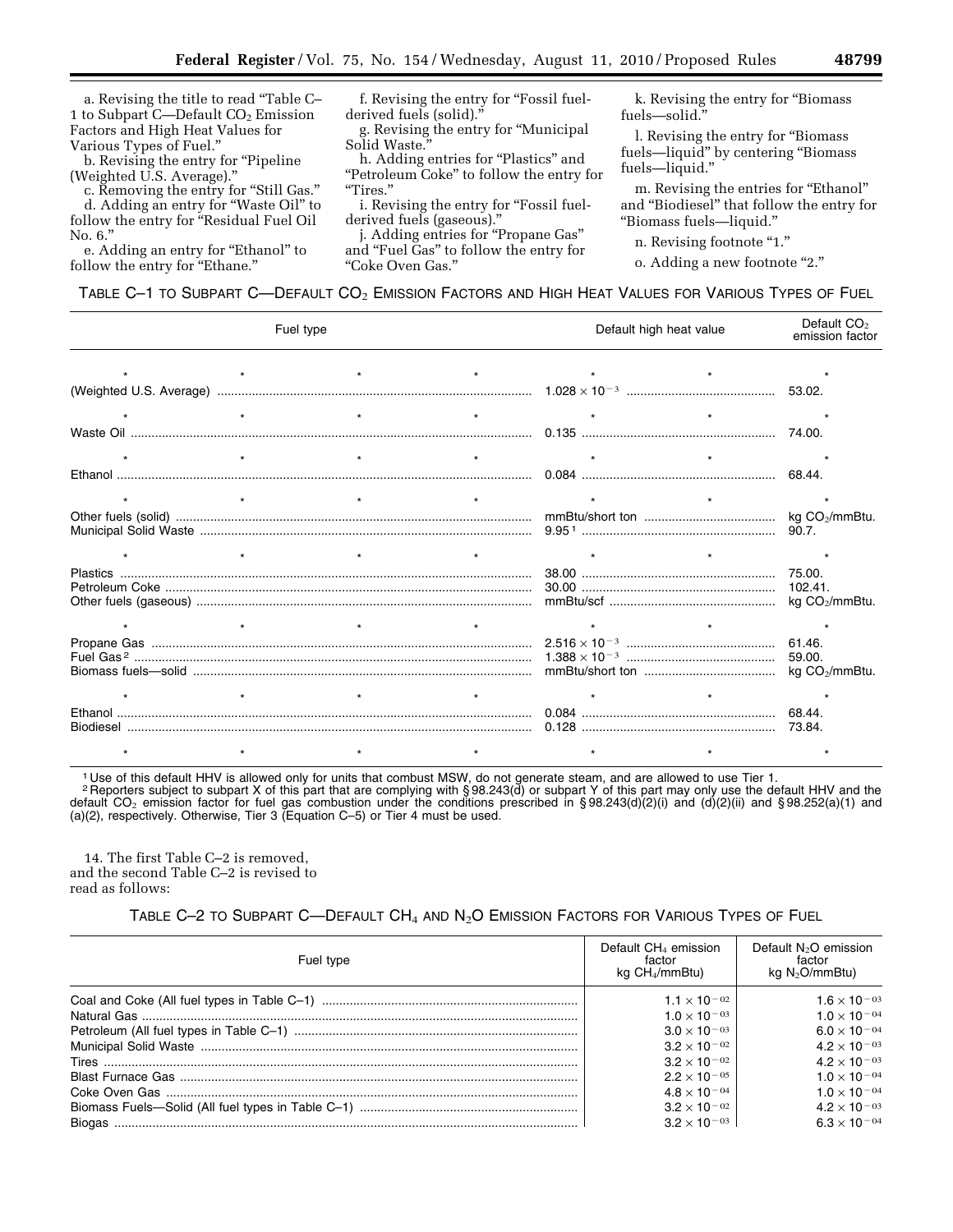a. Revising the title to read "Table C–1 to Subpart C—Default $CO_2$ Emission Factors and High Heat Values for Various Types of Fuel."

b. Revising the entry for "Pipeline (Weighted U.S. Average)."

c. Removing the entry for "Still Gas."

d. Adding an entry for "Waste Oil" to follow the entry for "Residual Fuel Oil No. 6."

e. Adding an entry for "Ethanol" to follow the entry for "Ethane."

f. Revising the entry for "Fossil fuel-derived fuels (solid)."

g. Revising the entry for "Municipal Solid Waste."

h. Adding entries for "Plastics" and "Petroleum Coke" to follow the entry for "Tires."

i. Revising the entry for "Fossil fuel-derived fuels (gaseous)."

j. Adding entries for "Propane Gas" and "Fuel Gas" to follow the entry for "Coke Oven Gas."

k. Revising the entry for "Biomass fuels—solid."

l. Revising the entry for "Biomass fuels—liquid" by centering "Biomass fuels—liquid."

m. Revising the entries for "Ethanol" and "Biodiesel" that follow the entry for "Biomass fuels—liquid."

n. Revising footnote "1."

o. Adding a new footnote "2."

TABLE C–1 TO SUBPART C—DEFAULT $CO_2$ EMISSION FACTORS AND HIGH HEAT VALUES FOR VARIOUS TYPES OF FUEL

| Fuel type | Default high heat value | Default $CO_2$ emission factor |
|---|---|---|
| * * * * | * * | * |
| (Weighted U.S. Average) | $1.028 \times 10^{-3}$ | 53.02. |
| * * * * | * * | * |
| Waste Oil | 0.135 | 74.00. |
| * * * * | * * | * |
| Ethanol | 0.084 | 68.44. |
| * * * * | * * | * |
| Other fuels (solid) | mmBtu/short ton | kg $CO_2$/mmBtu. |
| Municipal Solid Waste | 9.95 [1] | 90.7. |
| * * * * | * * | * |
| Plastics | 38.00 | 75.00. |
| Petroleum Coke | 30.00 | 102.41. |
| Other fuels (gaseous) | mmBtu/scf | kg $CO_2$/mmBtu. |
| * * * * | * * | * |
| Propane Gas | $2.516 \times 10^{-3}$ | 61.46. |
| Fuel Gas [2] | $1.388 \times 10^{-3}$ | 59.00. |
| Biomass fuels—solid | mmBtu/short ton | kg $CO_2$/mmBtu. |
| * * * * | * * | * |
| Ethanol | 0.084 | 68.44. |
| Biodiesel | 0.128 | 73.84. |
| * * * * | * * | * |

[1] Use of this default HHV is allowed only for units that combust MSW, do not generate steam, and are allowed to use Tier 1.

[2] Reporters subject to subpart X of this part that are complying with §98.243(d) or subpart Y of this part may only use the default HHV and the default $CO_2$ emission factor for fuel gas combustion under the conditions prescribed in §98.243(d)(2)(i) and (d)(2)(ii) and §98.252(a)(1) and (a)(2), respectively. Otherwise, Tier 3 (Equation C–5) or Tier 4 must be used.

14. The first Table C–2 is removed, and the second Table C–2 is revised to read as follows:

TABLE C–2 TO SUBPART C—DEFAULT $CH_4$ AND $N_2O$ EMISSION FACTORS FOR VARIOUS TYPES OF FUEL

| Fuel type | Default $CH_4$ emission factor kg $CH_4$/mmBtu) | Default $N_2O$ emission factor kg $N_2O$/mmBtu) |
|---|---|---|
| Coal and Coke (All fuel types in Table C–1) | $1.1 \times 10^{-02}$ | $1.6 \times 10^{-03}$ |
| Natural Gas | $1.0 \times 10^{-03}$ | $1.0 \times 10^{-04}$ |
| Petroleum (All fuel types in Table C–1) | $3.0 \times 10^{-03}$ | $6.0 \times 10^{-04}$ |
| Municipal Solid Waste | $3.2 \times 10^{-02}$ | $4.2 \times 10^{-03}$ |
| Tires | $3.2 \times 10^{-02}$ | $4.2 \times 10^{-03}$ |
| Blast Furnace Gas | $2.2 \times 10^{-05}$ | $1.0 \times 10^{-04}$ |
| Coke Oven Gas | $4.8 \times 10^{-04}$ | $1.0 \times 10^{-04}$ |
| Biomass Fuels—Solid (All fuel types in Table C–1) | $3.2 \times 10^{-02}$ | $4.2 \times 10^{-03}$ |
| Biogas | $3.2 \times 10^{-03}$ | $6.3 \times 10^{-04}$ |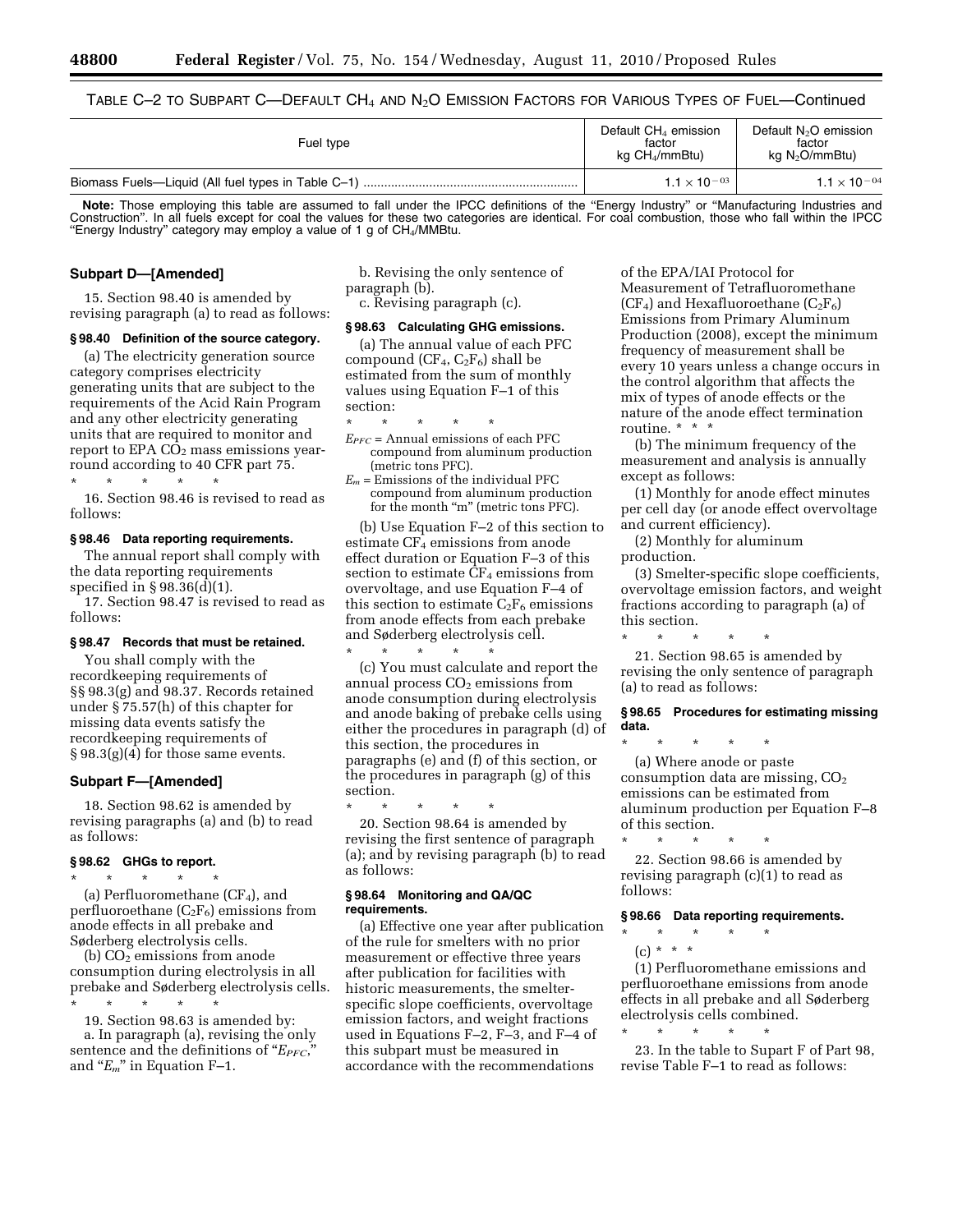TABLE C–2 TO SUBPART C—DEFAULT $CH_4$ AND $N_2O$ EMISSION FACTORS FOR VARIOUS TYPES OF FUEL—Continued

| Fuel type | Default $CH_4$ emission factor kg $CH_4$/mmBtu) | Default $N_2O$ emission factor kg $N_2O$/mmBtu) |
| --- | --- | --- |
| Biomass Fuels—Liquid (All fuel types in Table C–1) ............................................................ | $1.1 \times 10^{-03}$ | $1.1 \times 10^{-04}$ |

**Note:** Those employing this table are assumed to fall under the IPCC definitions of the "Energy Industry" or "Manufacturing Industries and Construction". In all fuels except for coal the values for these two categories are identical. For coal combustion, those who fall within the IPCC "Energy Industry" category may employ a value of 1 g of $CH_4$/MMBtu.

**Subpart D—[Amended]**

15. Section 98.40 is amended by revising paragraph (a) to read as follows:

**§ 98.40 Definition of the source category.**

(a) The electricity generation source category comprises electricity generating units that are subject to the requirements of the Acid Rain Program and any other electricity generating units that are required to monitor and report to EPA $CO_2$ mass emissions year-round according to 40 CFR part 75.

\* \* \* \* \*

16. Section 98.46 is revised to read as follows:

**§ 98.46 Data reporting requirements.**

The annual report shall comply with the data reporting requirements specified in § 98.36(d)(1).

17. Section 98.47 is revised to read as follows:

**§ 98.47 Records that must be retained.**

You shall comply with the recordkeeping requirements of §§ 98.3(g) and 98.37. Records retained under § 75.57(h) of this chapter for missing data events satisfy the recordkeeping requirements of § 98.3(g)(4) for those same events.

**Subpart F—[Amended]**

18. Section 98.62 is amended by revising paragraphs (a) and (b) to read as follows:

**§ 98.62 GHGs to report.**

\* \* \* \* \*

(a) Perfluoromethane ($CF_4$), and perfluoroethane ($C_2F_6$) emissions from anode effects in all prebake and Søderberg electrolysis cells.

(b) $CO_2$ emissions from anode consumption during electrolysis in all prebake and Søderberg electrolysis cells.

\* \* \* \* \*

19. Section 98.63 is amended by:

a. In paragraph (a), revising the only sentence and the definitions of "$E_{PFC}$," and "$E_m$" in Equation F–1.

b. Revising the only sentence of paragraph (b).

c. Revising paragraph (c).

**§ 98.63 Calculating GHG emissions.**

(a) The annual value of each PFC compound ($CF_4$, $C_2F_6$) shall be estimated from the sum of monthly values using Equation F–1 of this section:

\* \* \* \* \*

$E_{PFC}$ = Annual emissions of each PFC compound from aluminum production (metric tons PFC).

$E_m$ = Emissions of the individual PFC compound from aluminum production for the month "m" (metric tons PFC).

(b) Use Equation F–2 of this section to estimate $CF_4$ emissions from anode effect duration or Equation F–3 of this section to estimate $CF_4$ emissions from overvoltage, and use Equation F–4 of this section to estimate $C_2F_6$ emissions from anode effects from each prebake and Søderberg electrolysis cell.

\* \* \* \* \*

(c) You must calculate and report the annual process $CO_2$ emissions from anode consumption during electrolysis and anode baking of prebake cells using either the procedures in paragraph (d) of this section, the procedures in paragraphs (e) and (f) of this section, or the procedures in paragraph (g) of this section.

\* \* \* \* \*

20. Section 98.64 is amended by revising the first sentence of paragraph (a); and by revising paragraph (b) to read as follows:

**§ 98.64 Monitoring and QA/QC requirements.**

(a) Effective one year after publication of the rule for smelters with no prior measurement or effective three years after publication for facilities with historic measurements, the smelter-specific slope coefficients, overvoltage emission factors, and weight fractions used in Equations F–2, F–3, and F–4 of this subpart must be measured in accordance with the recommendations of the EPA/IAI Protocol for Measurement of Tetrafluoromethane ($CF_4$) and Hexafluoroethane ($C_2F_6$) Emissions from Primary Aluminum Production (2008), except the minimum frequency of measurement shall be every 10 years unless a change occurs in the control algorithm that affects the mix of types of anode effects or the nature of the anode effect termination routine. \* \* \*

(b) The minimum frequency of the measurement and analysis is annually except as follows:

(1) Monthly for anode effect minutes per cell day (or anode effect overvoltage and current efficiency).

(2) Monthly for aluminum production.

(3) Smelter-specific slope coefficients, overvoltage emission factors, and weight fractions according to paragraph (a) of this section.

\* \* \* \* \*

21. Section 98.65 is amended by revising the only sentence of paragraph (a) to read as follows:

**§ 98.65 Procedures for estimating missing data.**

\* \* \* \* \*

(a) Where anode or paste consumption data are missing, $CO_2$ emissions can be estimated from aluminum production per Equation F–8 of this section.

\* \* \* \* \*

22. Section 98.66 is amended by revising paragraph (c)(1) to read as follows:

**§ 98.66 Data reporting requirements.**

\* \* \* \* \*

(c) \* \* \*

(1) Perfluoromethane emissions and perfluoroethane emissions from anode effects in all prebake and all Søderberg electrolysis cells combined.

\* \* \* \* \*

23. In the table to Supart F of Part 98, revise Table F–1 to read as follows: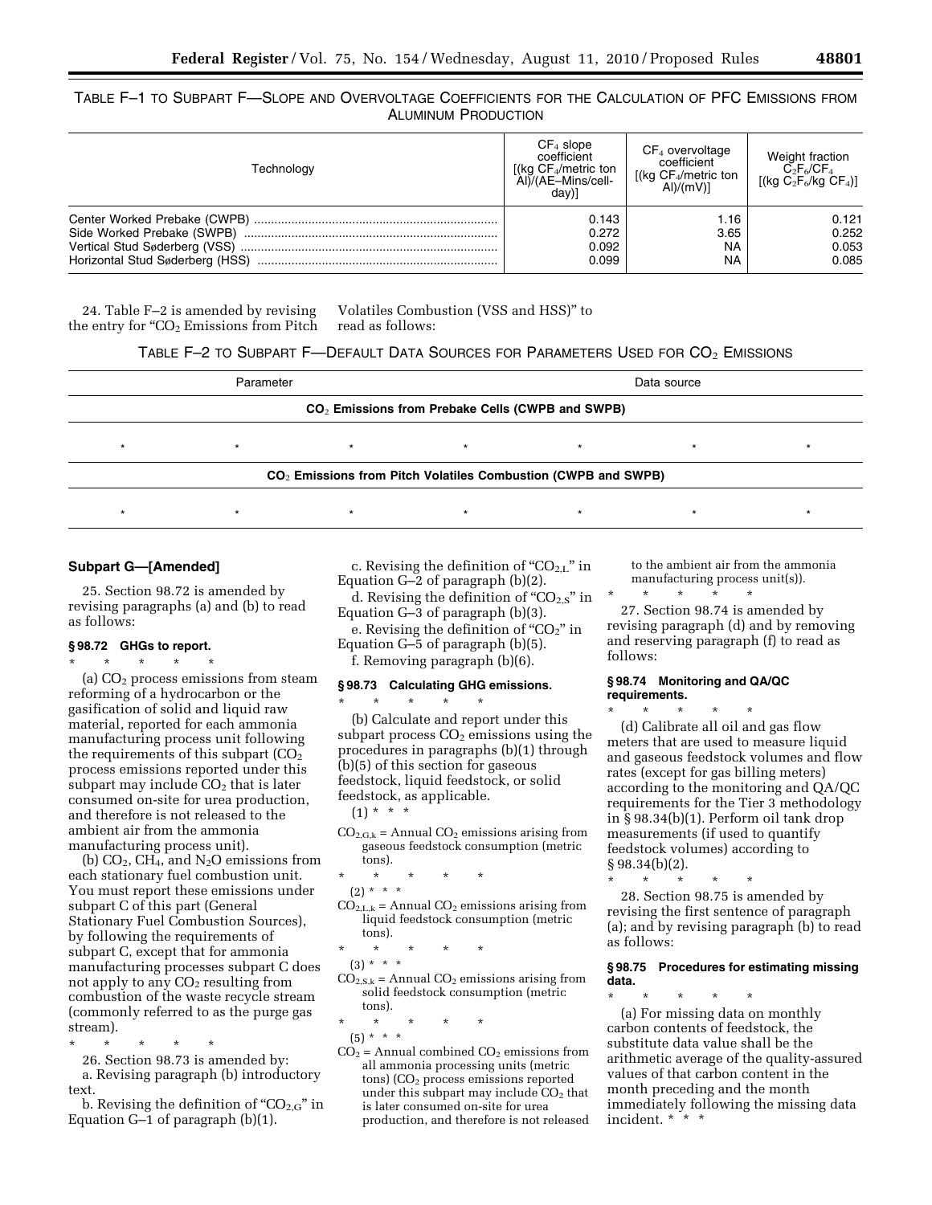TABLE F–1 TO SUBPART F—SLOPE AND OVERVOLTAGE COEFFICIENTS FOR THE CALCULATION OF PFC EMISSIONS FROM ALUMINUM PRODUCTION

| Technology | $CF_4$ slope coefficient [(kg $CF_4$/metric ton Al)/(AE–Mins/cell-day)] | $CF_4$ overvoltage coefficient [(kg $CF_4$/metric ton Al)/(mV)] | Weight fraction $C_2F_6/CF_4$ [(kg $C_2F_6$/kg $CF_4$)] |
|---|---|---|---|
| Center Worked Prebake (CWPB) | 0.143 | 1.16 | 0.121 |
| Side Worked Prebake (SWPB) | 0.272 | 3.65 | 0.252 |
| Vertical Stud Søderberg (VSS) | 0.092 | NA | 0.053 |
| Horizontal Stud Søderberg (HSS) | 0.099 | NA | 0.085 |

24. Table F–2 is amended by revising the entry for "$CO_2$ Emissions from Pitch Volatiles Combustion (VSS and HSS)" to read as follows:

TABLE F–2 TO SUBPART F—DEFAULT DATA SOURCES FOR PARAMETERS USED FOR $CO_2$ EMISSIONS

| Parameter | Data source |
|---|---|
| **$CO_2$ Emissions from Prebake Cells (CWPB and SWPB)** | |
| * * * * * * * | |
| **$CO_2$ Emissions from Pitch Volatiles Combustion (CWPB and SWPB)** | |
| * * * * * * * | |

## Subpart G—[Amended]

25. Section 98.72 is amended by revising paragraphs (a) and (b) to read as follows:

### § 98.72 GHGs to report.

\* \* \* \* \*

(a) $CO_2$ process emissions from steam reforming of a hydrocarbon or the gasification of solid and liquid raw material, reported for each ammonia manufacturing process unit following the requirements of this subpart ($CO_2$ process emissions reported under this subpart may include $CO_2$ that is later consumed on-site for urea production, and therefore is not released to the ambient air from the ammonia manufacturing process unit).

(b) $CO_2$, $CH_4$, and $N_2O$ emissions from each stationary fuel combustion unit. You must report these emissions under subpart C of this part (General Stationary Fuel Combustion Sources), by following the requirements of subpart C, except that for ammonia manufacturing processes subpart C does not apply to any $CO_2$ resulting from combustion of the waste recycle stream (commonly referred to as the purge gas stream).

\* \* \* \* \*

26. Section 98.73 is amended by:

a. Revising paragraph (b) introductory text.

b. Revising the definition of "$CO_{2,G}$" in Equation G–1 of paragraph (b)(1).

c. Revising the definition of "$CO_{2,L}$" in Equation G–2 of paragraph (b)(2).

d. Revising the definition of "$CO_{2,S}$" in Equation G–3 of paragraph (b)(3).

e. Revising the definition of "$CO_2$" in Equation G–5 of paragraph (b)(5).

f. Removing paragraph (b)(6).

### § 98.73 Calculating GHG emissions.

\* \* \* \* \*

(b) Calculate and report under this subpart process $CO_2$ emissions using the procedures in paragraphs (b)(1) through (b)(5) of this section for gaseous feedstock, liquid feedstock, or solid feedstock, as applicable.

(1) \* \* \*

$CO_{2,G,k}$ = Annual $CO_2$ emissions arising from gaseous feedstock consumption (metric tons).

\* \* \* \* \*

(2) \* \* \*

$CO_{2,L,k}$ = Annual $CO_2$ emissions arising from liquid feedstock consumption (metric tons).

\* \* \* \* \*

(3) \* \* \*

$CO_{2,S,k}$ = Annual $CO_2$ emissions arising from solid feedstock consumption (metric tons).

\* \* \* \* \*

(5) \* \* \*

$CO_2$ = Annual combined $CO_2$ emissions from all ammonia processing units (metric tons) ($CO_2$ process emissions reported under this subpart may include $CO_2$ that is later consumed on-site for urea production, and therefore is not released to the ambient air from the ammonia manufacturing process unit(s)).

\* \* \* \* \*

27. Section 98.74 is amended by revising paragraph (d) and by removing and reserving paragraph (f) to read as follows:

### § 98.74 Monitoring and QA/QC requirements.

\* \* \* \* \*

(d) Calibrate all oil and gas flow meters that are used to measure liquid and gaseous feedstock volumes and flow rates (except for gas billing meters) according to the monitoring and QA/QC requirements for the Tier 3 methodology in § 98.34(b)(1). Perform oil tank drop measurements (if used to quantify feedstock volumes) according to § 98.34(b)(2).

\* \* \* \* \*

28. Section 98.75 is amended by revising the first sentence of paragraph (a); and by revising paragraph (b) to read as follows:

### § 98.75 Procedures for estimating missing data.

\* \* \* \* \*

(a) For missing data on monthly carbon contents of feedstock, the substitute data value shall be the arithmetic average of the quality-assured values of that carbon content in the month preceding and the month immediately following the missing data incident. \* \* \*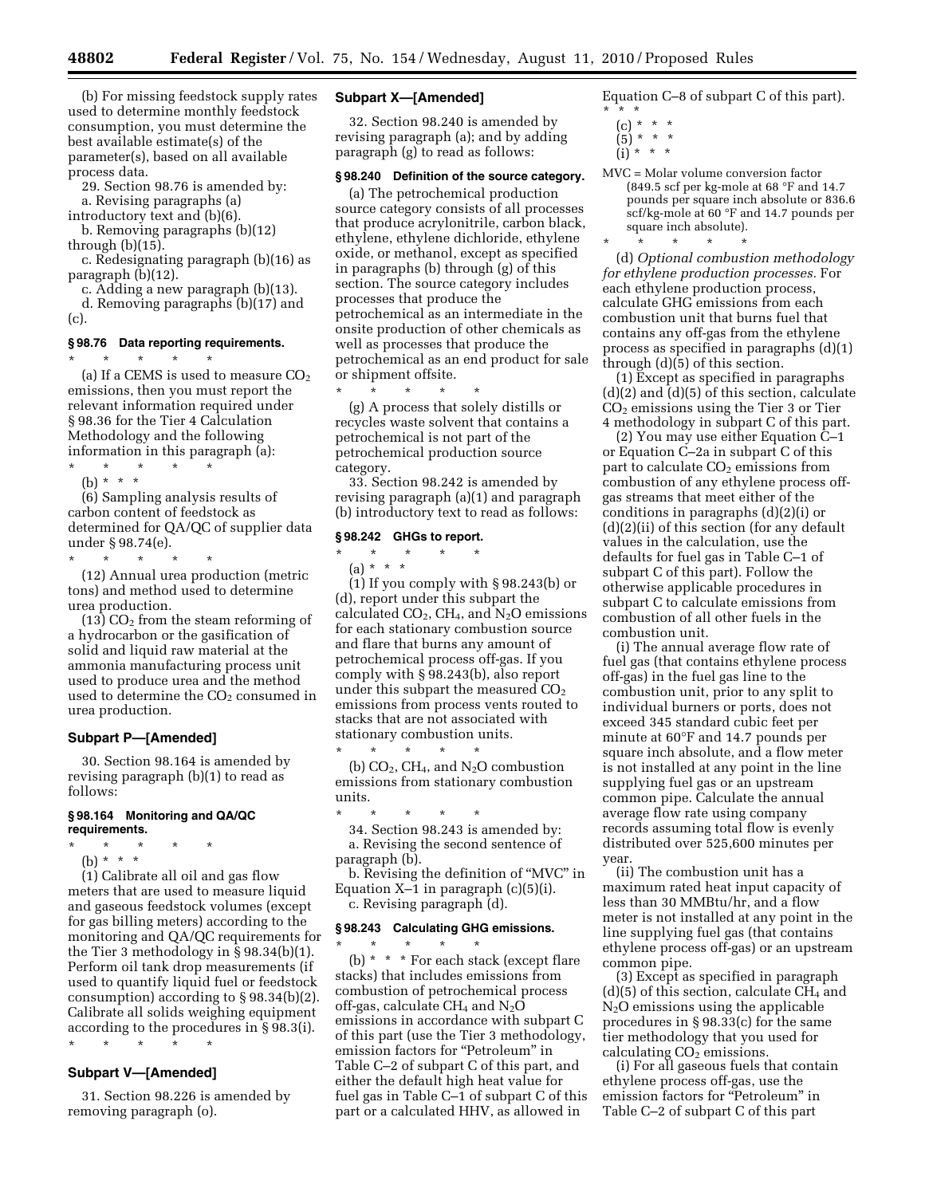(b) For missing feedstock supply rates used to determine monthly feedstock consumption, you must determine the best available estimate(s) of the parameter(s), based on all available process data.

29. Section 98.76 is amended by:

a. Revising paragraphs (a) introductory text and (b)(6).

b. Removing paragraphs (b)(12) through (b)(15).

c. Redesignating paragraph (b)(16) as paragraph (b)(12).

c. Adding a new paragraph (b)(13).

d. Removing paragraphs (b)(17) and (c).

### § 98.76 Data reporting requirements.

\* \* \* \* \*

(a) If a CEMS is used to measure $CO_2$ emissions, then you must report the relevant information required under § 98.36 for the Tier 4 Calculation Methodology and the following information in this paragraph (a):

\* \* \* \* \*

(b) \* \* \*

(6) Sampling analysis results of carbon content of feedstock as determined for QA/QC of supplier data under § 98.74(e).

\* \* \* \* \*

(12) Annual urea production (metric tons) and method used to determine urea production.

(13) $CO_2$ from the steam reforming of a hydrocarbon or the gasification of solid and liquid raw material at the ammonia manufacturing process unit used to produce urea and the method used to determine the $CO_2$ consumed in urea production.

## Subpart P—[Amended]

30. Section 98.164 is amended by revising paragraph (b)(1) to read as follows:

### § 98.164 Monitoring and QA/QC requirements.

\* \* \* \* \*

(b) \* \* \*

(1) Calibrate all oil and gas flow meters that are used to measure liquid and gaseous feedstock volumes (except for gas billing meters) according to the monitoring and QA/QC requirements for the Tier 3 methodology in § 98.34(b)(1). Perform oil tank drop measurements (if used to quantify liquid fuel or feedstock consumption) according to § 98.34(b)(2). Calibrate all solids weighing equipment according to the procedures in § 98.3(i).

\* \* \* \* \*

## Subpart V—[Amended]

31. Section 98.226 is amended by removing paragraph (o).

## Subpart X—[Amended]

32. Section 98.240 is amended by revising paragraph (a); and by adding paragraph (g) to read as follows:

### § 98.240 Definition of the source category.

(a) The petrochemical production source category consists of all processes that produce acrylonitrile, carbon black, ethylene, ethylene dichloride, ethylene oxide, or methanol, except as specified in paragraphs (b) through (g) of this section. The source category includes processes that produce the petrochemical as an intermediate in the onsite production of other chemicals as well as processes that produce the petrochemical as an end product for sale or shipment offsite.

\* \* \* \* \*

(g) A process that solely distills or recycles waste solvent that contains a petrochemical is not part of the petrochemical production source category.

33. Section 98.242 is amended by revising paragraph (a)(1) and paragraph (b) introductory text to read as follows:

### § 98.242 GHGs to report.

\* \* \* \* \*

(a) \* \* \*

(1) If you comply with § 98.243(b) or (d), report under this subpart the calculated $CO_2$, $CH_4$, and $N_2O$ emissions for each stationary combustion source and flare that burns any amount of petrochemical process off-gas. If you comply with § 98.243(b), also report under this subpart the measured $CO_2$ emissions from process vents routed to stacks that are not associated with stationary combustion units.

\* \* \* \* \*

(b) $CO_2$, $CH_4$, and $N_2O$ combustion emissions from stationary combustion units.

\* \* \* \* \*

34. Section 98.243 is amended by:

a. Revising the second sentence of paragraph (b).

b. Revising the definition of "MVC" in Equation X–1 in paragraph (c)(5)(i).

c. Revising paragraph (d).

### § 98.243 Calculating GHG emissions.

\* \* \* \* \*

(b) \* \* \* For each stack (except flare stacks) that includes emissions from combustion of petrochemical process off-gas, calculate $CH_4$ and $N_2O$ emissions in accordance with subpart C of this part (use the Tier 3 methodology, emission factors for "Petroleum" in Table C–2 of subpart C of this part, and either the default high heat value for fuel gas in Table C–1 of subpart C of this part or a calculated HHV, as allowed in Equation C–8 of subpart C of this part).

\* \* \*

(c) \* \* \*

(5) \* \* \*

(i) \* \* \*

MVC = Molar volume conversion factor (849.5 scf per kg-mole at 68 °F and 14.7 pounds per square inch absolute or 836.6 scf/kg-mole at 60 °F and 14.7 pounds per square inch absolute).

\* \* \* \* \*

(d) *Optional combustion methodology for ethylene production processes.* For each ethylene production process, calculate GHG emissions from each combustion unit that burns fuel that contains any off-gas from the ethylene process as specified in paragraphs (d)(1) through (d)(5) of this section.

(1) Except as specified in paragraphs (d)(2) and (d)(5) of this section, calculate $CO_2$ emissions using the Tier 3 or Tier 4 methodology in subpart C of this part.

(2) You may use either Equation C–1 or Equation C–2a in subpart C of this part to calculate $CO_2$ emissions from combustion of any ethylene process off-gas streams that meet either of the conditions in paragraphs (d)(2)(i) or (d)(2)(ii) of this section (for any default values in the calculation, use the defaults for fuel gas in Table C–1 of subpart C of this part). Follow the otherwise applicable procedures in subpart C to calculate emissions from combustion of all other fuels in the combustion unit.

(i) The annual average flow rate of fuel gas (that contains ethylene process off-gas) in the fuel gas line to the combustion unit, prior to any split to individual burners or ports, does not exceed 345 standard cubic feet per minute at 60°F and 14.7 pounds per square inch absolute, and a flow meter is not installed at any point in the line supplying fuel gas or an upstream common pipe. Calculate the annual average flow rate using company records assuming total flow is evenly distributed over 525,600 minutes per year.

(ii) The combustion unit has a maximum rated heat input capacity of less than 30 MMBtu/hr, and a flow meter is not installed at any point in the line supplying fuel gas (that contains ethylene process off-gas) or an upstream common pipe.

(3) Except as specified in paragraph (d)(5) of this section, calculate $CH_4$ and $N_2O$ emissions using the applicable procedures in § 98.33(c) for the same tier methodology that you used for calculating $CO_2$ emissions.

(i) For all gaseous fuels that contain ethylene process off-gas, use the emission factors for "Petroleum" in Table C–2 of subpart C of this part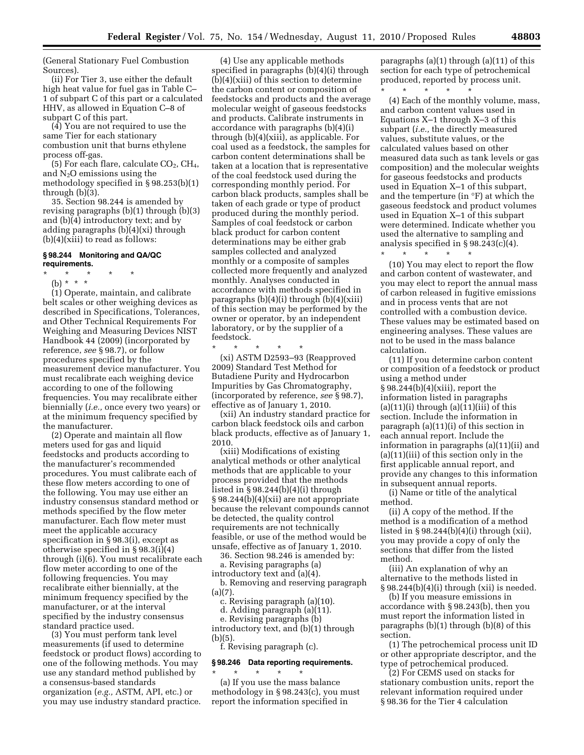(General Stationary Fuel Combustion Sources).

(ii) For Tier 3, use either the default high heat value for fuel gas in Table C–1 of subpart C of this part or a calculated HHV, as allowed in Equation C–8 of subpart C of this part.

(4) You are not required to use the same Tier for each stationary combustion unit that burns ethylene process off-gas.

(5) For each flare, calculate $CO_2$, $CH_4$, and $N_2O$ emissions using the methodology specified in § 98.253(b)(1) through (b)(3).

35. Section 98.244 is amended by revising paragraphs (b)(1) through (b)(3) and (b)(4) introductory text; and by adding paragraphs (b)(4)(xi) through (b)(4)(xiii) to read as follows:

### § 98.244 Monitoring and QA/QC requirements.

\* \* \* \* \*

(b) \* \* \*

(1) Operate, maintain, and calibrate belt scales or other weighing devices as described in Specifications, Tolerances, and Other Technical Requirements For Weighing and Measuring Devices NIST Handbook 44 (2009) (incorporated by reference, *see* § 98.7), or follow procedures specified by the measurement device manufacturer. You must recalibrate each weighing device according to one of the following frequencies. You may recalibrate either biennially (*i.e.,* once every two years) or at the minimum frequency specified by the manufacturer.

(2) Operate and maintain all flow meters used for gas and liquid feedstocks and products according to the manufacturer's recommended procedures. You must calibrate each of these flow meters according to one of the following. You may use either an industry consensus standard method or methods specified by the flow meter manufacturer. Each flow meter must meet the applicable accuracy specification in § 98.3(i), except as otherwise specified in § 98.3(i)(4) through (i)(6). You must recalibrate each flow meter according to one of the following frequencies. You may recalibrate either biennially, at the minimum frequency specified by the manufacturer, or at the interval specified by the industry consensus standard practice used.

(3) You must perform tank level measurements (if used to determine feedstock or product flows) according to one of the following methods. You may use any standard method published by a consensus-based standards organization (*e.g.,* ASTM, API, etc.) or you may use industry standard practice.

(4) Use any applicable methods specified in paragraphs (b)(4)(i) through (b)(4)(xiii) of this section to determine the carbon content or composition of feedstocks and products and the average molecular weight of gaseous feedstocks and products. Calibrate instruments in accordance with paragraphs (b)(4)(i) through (b)(4)(xiii), as applicable. For coal used as a feedstock, the samples for carbon content determinations shall be taken at a location that is representative of the coal feedstock used during the corresponding monthly period. For carbon black products, samples shall be taken of each grade or type of product produced during the monthly period. Samples of coal feedstock or carbon black product for carbon content determinations may be either grab samples collected and analyzed monthly or a composite of samples collected more frequently and analyzed monthly. Analyses conducted in accordance with methods specified in paragraphs (b)(4)(i) through (b)(4)(xiii) of this section may be performed by the owner or operator, by an independent laboratory, or by the supplier of a feedstock.

\* \* \* \* \*

(xi) ASTM D2593–93 (Reapproved 2009) Standard Test Method for Butadiene Purity and Hydrocarbon Impurities by Gas Chromatography, (incorporated by reference, *see* § 98.7), effective as of January 1, 2010.

(xii) An industry standard practice for carbon black feedstock oils and carbon black products, effective as of January 1, 2010.

(xiii) Modifications of existing analytical methods or other analytical methods that are applicable to your process provided that the methods listed in § 98.244(b)(4)(i) through § 98.244(b)(4)(xii) are not appropriate because the relevant compounds cannot be detected, the quality control requirements are not technically feasible, or use of the method would be unsafe, effective as of January 1, 2010.

36. Section 98.246 is amended by:

a. Revising paragraphs (a) introductory text and (a)(4).

b. Removing and reserving paragraph (a)(7).

c. Revising paragraph (a)(10).

d. Adding paragraph (a)(11).

e. Revising paragraphs (b) introductory text, and (b)(1) through (b)(5).

f. Revising paragraph (c).

### § 98.246 Data reporting requirements.

\* \* \* \* \*

(a) If you use the mass balance methodology in § 98.243(c), you must report the information specified in paragraphs (a)(1) through (a)(11) of this section for each type of petrochemical produced, reported by process unit.

\* \* \* \* \*

(4) Each of the monthly volume, mass, and carbon content values used in Equations X–1 through X–3 of this subpart (*i.e.,* the directly measured values, substitute values, or the calculated values based on other measured data such as tank levels or gas composition) and the molecular weights for gaseous feedstocks and products used in Equation X–1 of this subpart, and the temperture (in °F) at which the gaseous feedstock and product volumes used in Equation X–1 of this subpart were determined. Indicate whether you used the alternative to sampling and analysis specified in § 98.243(c)(4).

\* \* \* \* \*

(10) You may elect to report the flow and carbon content of wastewater, and you may elect to report the annual mass of carbon released in fugitive emissions and in process vents that are not controlled with a combustion device. These values may be estimated based on engineering analyses. These values are not to be used in the mass balance calculation.

(11) If you determine carbon content or composition of a feedstock or product using a method under § 98.244(b)(4)(xiii), report the information listed in paragraphs (a)(11)(i) through (a)(11)(iii) of this section. Include the information in paragraph (a)(11)(i) of this section in each annual report. Include the information in paragraphs (a)(11)(ii) and (a)(11)(iii) of this section only in the first applicable annual report, and provide any changes to this information in subsequent annual reports.

(i) Name or title of the analytical method.

(ii) A copy of the method. If the method is a modification of a method listed in § 98.244(b)(4)(i) through (xii), you may provide a copy of only the sections that differ from the listed method.

(iii) An explanation of why an alternative to the methods listed in § 98.244(b)(4)(i) through (xii) is needed.

(b) If you measure emissions in accordance with § 98.243(b), then you must report the information listed in paragraphs (b)(1) through (b)(8) of this section.

(1) The petrochemical process unit ID or other appropriate descriptor, and the type of petrochemical produced.

(2) For CEMS used on stacks for stationary combustion units, report the relevant information required under § 98.36 for the Tier 4 calculation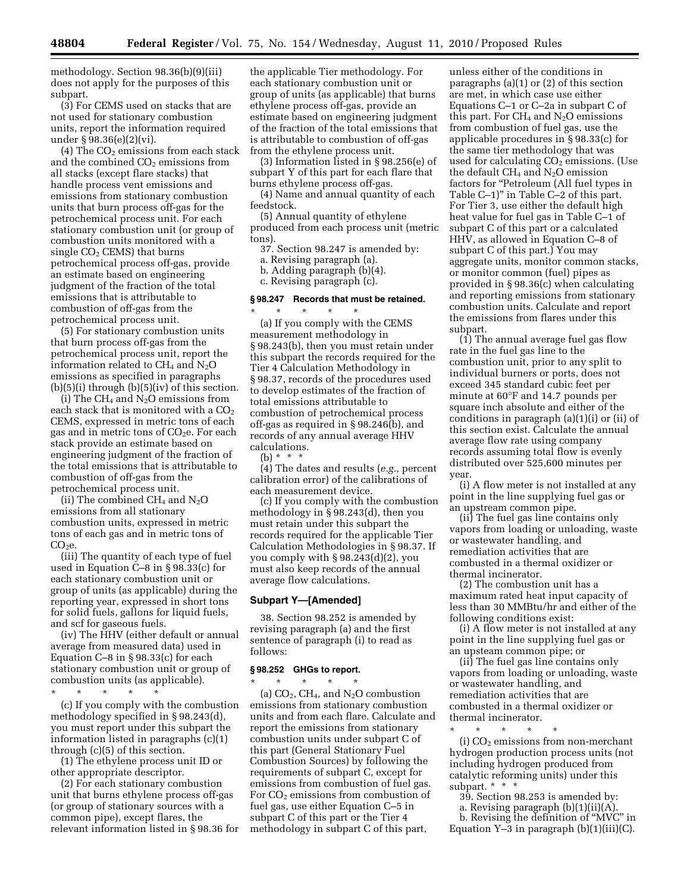methodology. Section 98.36(b)(9)(iii) does not apply for the purposes of this subpart.

(3) For CEMS used on stacks that are not used for stationary combustion units, report the information required under § 98.36(e)(2)(vi).

(4) The $CO_2$ emissions from each stack and the combined $CO_2$ emissions from all stacks (except flare stacks) that handle process vent emissions and emissions from stationary combustion units that burn process off-gas for the petrochemical process unit. For each stationary combustion unit (or group of combustion units monitored with a single $CO_2$ CEMS) that burns petrochemical process off-gas, provide an estimate based on engineering judgment of the fraction of the total emissions that is attributable to combustion of off-gas from the petrochemical process unit.

(5) For stationary combustion units that burn process off-gas from the petrochemical process unit, report the information related to $CH_4$ and $N_2O$ emissions as specified in paragraphs (b)(5)(i) through (b)(5)(iv) of this section.

(i) The $CH_4$ and $N_2O$ emissions from each stack that is monitored with a $CO_2$ CEMS, expressed in metric tons of each gas and in metric tons of $CO_2e$. For each stack provide an estimate based on engineering judgment of the fraction of the total emissions that is attributable to combustion of off-gas from the petrochemical process unit.

(ii) The combined $CH_4$ and $N_2O$ emissions from all stationary combustion units, expressed in metric tons of each gas and in metric tons of $CO_2e$.

(iii) The quantity of each type of fuel used in Equation C–8 in § 98.33(c) for each stationary combustion unit or group of units (as applicable) during the reporting year, expressed in short tons for solid fuels, gallons for liquid fuels, and scf for gaseous fuels.

(iv) The HHV (either default or annual average from measured data) used in Equation C–8 in § 98.33(c) for each stationary combustion unit or group of combustion units (as applicable).

\* \* \* \* \*

(c) If you comply with the combustion methodology specified in § 98.243(d), you must report under this subpart the information listed in paragraphs (c)(1) through (c)(5) of this section.

(1) The ethylene process unit ID or other appropriate descriptor.

(2) For each stationary combustion unit that burns ethylene process off-gas (or group of stationary sources with a common pipe), except flares, the relevant information listed in § 98.36 for the applicable Tier methodology. For each stationary combustion unit or group of units (as applicable) that burns ethylene process off-gas, provide an estimate based on engineering judgment of the fraction of the total emissions that is attributable to combustion of off-gas from the ethylene process unit.

(3) Information listed in § 98.256(e) of subpart Y of this part for each flare that burns ethylene process off-gas.

(4) Name and annual quantity of each feedstock.

(5) Annual quantity of ethylene produced from each process unit (metric tons).

37. Section 98.247 is amended by:

a. Revising paragraph (a).

b. Adding paragraph (b)(4).

c. Revising paragraph (c).

### § 98.247 Records that must be retained.

\* \* \* \* \*

(a) If you comply with the CEMS measurement methodology in § 98.243(b), then you must retain under this subpart the records required for the Tier 4 Calculation Methodology in § 98.37, records of the procedures used to develop estimates of the fraction of total emissions attributable to combustion of petrochemical process off-gas as required in § 98.246(b), and records of any annual average HHV calculations.

(b) \* \* \*

(4) The dates and results (*e.g.,* percent calibration error) of the calibrations of each measurement device.

(c) If you comply with the combustion methodology in § 98.243(d), then you must retain under this subpart the records required for the applicable Tier Calculation Methodologies in § 98.37. If you comply with § 98.243(d)(2), you must also keep records of the annual average flow calculations.

## Subpart Y—[Amended]

38. Section 98.252 is amended by revising paragraph (a) and the first sentence of paragraph (i) to read as follows:

### § 98.252 GHGs to report.

\* \* \* \* \*

(a) $CO_2$, $CH_4$, and $N_2O$ combustion emissions from stationary combustion units and from each flare. Calculate and report the emissions from stationary combustion units under subpart C of this part (General Stationary Fuel Combustion Sources) by following the requirements of subpart C, except for emissions from combustion of fuel gas. For $CO_2$ emissions from combustion of fuel gas, use either Equation C–5 in subpart C of this part or the Tier 4 methodology in subpart C of this part, unless either of the conditions in paragraphs (a)(1) or (2) of this section are met, in which case use either Equations C–1 or C–2a in subpart C of this part. For $CH_4$ and $N_2O$ emissions from combustion of fuel gas, use the applicable procedures in § 98.33(c) for the same tier methodology that was used for calculating $CO_2$ emissions. (Use the default $CH_4$ and $N_2O$ emission factors for "Petroleum (All fuel types in Table C–1)" in Table C–2 of this part. For Tier 3, use either the default high heat value for fuel gas in Table C–1 of subpart C of this part or a calculated HHV, as allowed in Equation C–8 of subpart C of this part.) You may aggregate units, monitor common stacks, or monitor common (fuel) pipes as provided in § 98.36(c) when calculating and reporting emissions from stationary combustion units. Calculate and report the emissions from flares under this subpart.

(1) The annual average fuel gas flow rate in the fuel gas line to the combustion unit, prior to any split to individual burners or ports, does not exceed 345 standard cubic feet per minute at 60°F and 14.7 pounds per square inch absolute and either of the conditions in paragraph (a)(1)(i) or (ii) of this section exist. Calculate the annual average flow rate using company records assuming total flow is evenly distributed over 525,600 minutes per year.

(i) A flow meter is not installed at any point in the line supplying fuel gas or an upstream common pipe.

(ii) The fuel gas line contains only vapors from loading or unloading, waste or wastewater handling, and remediation activities that are combusted in a thermal oxidizer or thermal incinerator.

(2) The combustion unit has a maximum rated heat input capacity of less than 30 MMBtu/hr and either of the following conditions exist:

(i) A flow meter is not installed at any point in the line supplying fuel gas or an upsteam common pipe; or

(ii) The fuel gas line contains only vapors from loading or unloading, waste or wastewater handling, and remediation activities that are combusted in a thermal oxidizer or thermal incinerator.

\* \* \* \* \*

(i) $CO_2$ emissions from non-merchant hydrogen production process units (not including hydrogen produced from catalytic reforming units) under this subpart. \* \* \*

39. Section 98.253 is amended by:

a. Revising paragraph (b)(1)(ii)(A).

b. Revising the definition of "MVC" in Equation Y–3 in paragraph (b)(1)(iii)(C).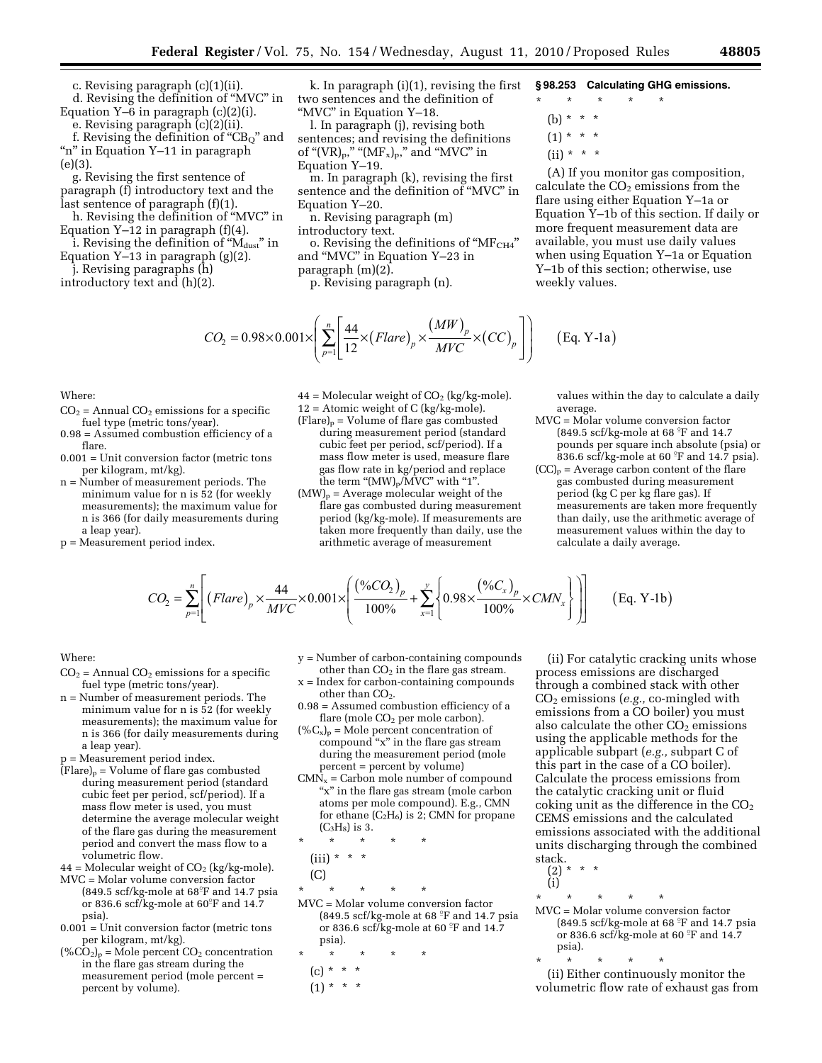c. Revising paragraph (c)(1)(ii).

d. Revising the definition of "MVC" in Equation Y–6 in paragraph (c)(2)(i).

e. Revising paragraph (c)(2)(ii).

f. Revising the definition of "$CB_Q$" and "n" in Equation Y–11 in paragraph (e)(3).

g. Revising the first sentence of paragraph (f) introductory text and the last sentence of paragraph (f)(1).

h. Revising the definition of "MVC" in Equation Y–12 in paragraph (f)(4).

i. Revising the definition of "$M_{dust}$" in Equation Y–13 in paragraph (g)(2).

j. Revising paragraphs (h) introductory text and (h)(2).

k. In paragraph (i)(1), revising the first two sentences and the definition of "MVC" in Equation Y–18.

l. In paragraph (j), revising both sentences; and revising the definitions of "$(VR)_p$," "$(MF_x)_p$," and "MVC" in Equation Y–19.

m. In paragraph (k), revising the first sentence and the definition of "MVC" in Equation Y–20.

n. Revising paragraph (m) introductory text.

o. Revising the definitions of "$MF_{CH4}$" and "MVC" in Equation Y–23 in paragraph (m)(2).

p. Revising paragraph (n).

### § 98.253 Calculating GHG emissions.

\* \* \* \* \*

(b) \* \* \*

(1) \* \* \*

(ii) \* \* \*

(A) If you monitor gas composition, calculate the $CO_2$ emissions from the flare using either Equation Y–1a or Equation Y–1b of this section. If daily or more frequent measurement data are available, you must use daily values when using Equation Y–1a or Equation Y–1b of this section; otherwise, use weekly values.

$$CO_2 = 0.98 \times 0.001 \times \left( \sum_{p=1}^{n} \left[ \frac{44}{12} \times (Flare)_p \times \frac{(MW)_p}{MVC} \times (CC)_p \right] \right) \qquad \text{(Eq. Y-1a)}$$

Where:

$CO_2$ = Annual $CO_2$ emissions for a specific fuel type (metric tons/year).

0.98 = Assumed combustion efficiency of a flare.

0.001 = Unit conversion factor (metric tons per kilogram, mt/kg).

n = Number of measurement periods. The minimum value for n is 52 (for weekly measurements); the maximum value for n is 366 (for daily measurements during a leap year).

p = Measurement period index.

44 = Molecular weight of $CO_2$ (kg/kg-mole).

12 = Atomic weight of C (kg/kg-mole).

$(Flare)_p$ = Volume of flare gas combusted during measurement period (standard cubic feet per period, scf/period). If a mass flow meter is used, measure flare gas flow rate in kg/period and replace the term "$(MW)_p/MVC$" with "1".

$(MW)_p$ = Average molecular weight of the flare gas combusted during measurement period (kg/kg-mole). If measurements are taken more frequently than daily, use the arithmetic average of measurement values within the day to calculate a daily average.

MVC = Molar volume conversion factor (849.5 scf/kg-mole at 68 °F and 14.7 pounds per square inch absolute (psia) or 836.6 scf/kg-mole at 60 °F and 14.7 psia).

$(CC)_p$ = Average carbon content of the flare gas combusted during measurement period (kg C per kg flare gas). If measurements are taken more frequently than daily, use the arithmetic average of measurement values within the day to calculate a daily average.

$$CO_2 = \sum_{p=1}^{n} \left[ (Flare)_p \times \frac{44}{MVC} \times 0.001 \times \left( \frac{(\%CO_2)_p}{100\%} + \sum_{x=1}^{y} \left\{ 0.98 \times \frac{(\%C_x)_p}{100\%} \times CMN_x \right\} \right) \right] \qquad \text{(Eq. Y-1b)}$$

Where:

$CO_2$ = Annual $CO_2$ emissions for a specific fuel type (metric tons/year).

n = Number of measurement periods. The minimum value for n is 52 (for weekly measurements); the maximum value for n is 366 (for daily measurements during a leap year).

p = Measurement period index.

$(Flare)_p$ = Volume of flare gas combusted during measurement period (standard cubic feet per period, scf/period). If a mass flow meter is used, you must determine the average molecular weight of the flare gas during the measurement period and convert the mass flow to a volumetric flow.

44 = Molecular weight of $CO_2$ (kg/kg-mole).

MVC = Molar volume conversion factor (849.5 scf/kg-mole at 68°F and 14.7 psia or 836.6 scf/kg-mole at 60°F and 14.7 psia).

0.001 = Unit conversion factor (metric tons per kilogram, mt/kg).

$(\%CO_2)_p$ = Mole percent $CO_2$ concentration in the flare gas stream during the measurement period (mole percent = percent by volume).

y = Number of carbon-containing compounds other than $CO_2$ in the flare gas stream.

x = Index for carbon-containing compounds other than $CO_2$.

0.98 = Assumed combustion efficiency of a flare (mole $CO_2$ per mole carbon).

$(\%C_x)_p$ = Mole percent concentration of compound "x" in the flare gas stream during the measurement period (mole percent = percent by volume)

$CMN_x$ = Carbon mole number of compound "x" in the flare gas stream (mole carbon atoms per mole compound). E.g., CMN for ethane ($C_2H_6$) is 2; CMN for propane ($C_3H_8$) is 3.

\* \* \* \* \*

(iii) \* \* \*

(C)

\* \* \* \* \*

MVC = Molar volume conversion factor (849.5 scf/kg-mole at 68 °F and 14.7 psia or 836.6 scf/kg-mole at 60 °F and 14.7 psia).

\* \* \* \* \*

(c) \* \* \*

(1) \* \* \*

(ii) For catalytic cracking units whose process emissions are discharged through a combined stack with other $CO_2$ emissions (*e.g.,* co-mingled with emissions from a CO boiler) you must also calculate the other $CO_2$ emissions using the applicable methods for the applicable subpart (*e.g.,* subpart C of this part in the case of a CO boiler). Calculate the process emissions from the catalytic cracking unit or fluid coking unit as the difference in the $CO_2$ CEMS emissions and the calculated emissions associated with the additional units discharging through the combined stack.

(2) \* \* \*

(i)

\* \* \* \* \*

MVC = Molar volume conversion factor (849.5 scf/kg-mole at 68 °F and 14.7 psia or 836.6 scf/kg-mole at 60 °F and 14.7 psia).

\* \* \* \* \*

(ii) Either continuously monitor the volumetric flow rate of exhaust gas from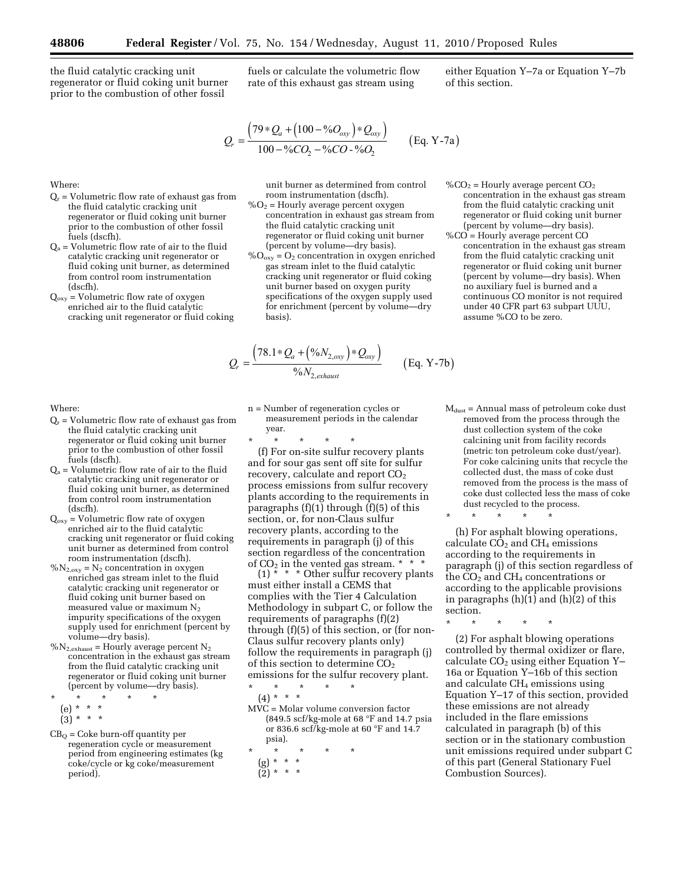the fluid catalytic cracking unit regenerator or fluid coking unit burner prior to the combustion of other fossil fuels or calculate the volumetric flow rate of this exhaust gas stream using either Equation Y–7a or Equation Y–7b of this section.

$$Q_r = \frac{\left(79 * Q_a + \left(100 - \%O_{oxy}\right) * Q_{oxy}\right)}{100 - \%CO_2 - \%CO \text{ - } \%O_2} \qquad \text{(Eq. Y-7a)}$$

Where:

$Q_r$ = Volumetric flow rate of exhaust gas from the fluid catalytic cracking unit regenerator or fluid coking unit burner prior to the combustion of other fossil fuels (dscfh).

$Q_a$ = Volumetric flow rate of air to the fluid catalytic cracking unit regenerator or fluid coking unit burner, as determined from control room instrumentation (dscfh).

$Q_{oxy}$ = Volumetric flow rate of oxygen enriched air to the fluid catalytic cracking unit regenerator or fluid coking unit burner as determined from control room instrumentation (dscfh).

$\%O_2$ = Hourly average percent oxygen concentration in exhaust gas stream from the fluid catalytic cracking unit regenerator or fluid coking unit burner (percent by volume—dry basis).

$\%O_{oxy}$ = $O_2$ concentration in oxygen enriched gas stream inlet to the fluid catalytic cracking unit regenerator or fluid coking unit burner based on oxygen purity specifications of the oxygen supply used for enrichment (percent by volume—dry basis).

$\%CO_2$ = Hourly average percent $CO_2$ concentration in the exhaust gas stream from the fluid catalytic cracking unit regenerator or fluid coking unit burner (percent by volume—dry basis).

$\%CO$ = Hourly average percent CO concentration in the exhaust gas stream from the fluid catalytic cracking unit regenerator or fluid coking unit burner (percent by volume—dry basis). When no auxiliary fuel is burned and a continuous CO monitor is not required under 40 CFR part 63 subpart UUU, assume %CO to be zero.

$$Q_r = \frac{\left(78.1 * Q_a + \left(\%N_{2,oxy}\right) * Q_{oxy}\right)}{\%N_{2,exhaust}} \qquad \text{(Eq. Y-7b)}$$

Where:

$Q_r$ = Volumetric flow rate of exhaust gas from the fluid catalytic cracking unit regenerator or fluid coking unit burner prior to the combustion of other fossil fuels (dscfh).

$Q_a$ = Volumetric flow rate of air to the fluid catalytic cracking unit regenerator or fluid coking unit burner, as determined from control room instrumentation (dscfh).

$Q_{oxy}$ = Volumetric flow rate of oxygen enriched air to the fluid catalytic cracking unit regenerator or fluid coking unit burner as determined from control room instrumentation (dscfh).

$\%N_{2,oxy}$ = $N_2$ concentration in oxygen enriched gas stream inlet to the fluid catalytic cracking unit regenerator or fluid coking unit burner based on measured value or maximum $N_2$ impurity specifications of the oxygen supply used for enrichment (percent by volume—dry basis).

$\%N_{2,exhaust}$ = Hourly average percent $N_2$ concentration in the exhaust gas stream from the fluid catalytic cracking unit regenerator or fluid coking unit burner (percent by volume—dry basis).

\* \* \* \* \*

(e) \* \* \*

(3) \* \* \*

$CB_Q$ = Coke burn-off quantity per regeneration cycle or measurement period from engineering estimates (kg coke/cycle or kg coke/measurement period).

n = Number of regeneration cycles or measurement periods in the calendar year.

\* \* \* \* \*

(f) For on-site sulfur recovery plants and for sour gas sent off site for sulfur recovery, calculate and report $CO_2$ process emissions from sulfur recovery plants according to the requirements in paragraphs (f)(1) through (f)(5) of this section, or, for non-Claus sulfur recovery plants, according to the requirements in paragraph (j) of this section regardless of the concentration of $CO_2$ in the vented gas stream. \* \* \*

(1) \* \* \* Other sulfur recovery plants must either install a CEMS that complies with the Tier 4 Calculation Methodology in subpart C, or follow the requirements of paragraphs (f)(2) through (f)(5) of this section, or (for non-Claus sulfur recovery plants only) follow the requirements in paragraph (j) of this section to determine $CO_2$ emissions for the sulfur recovery plant.

\* \* \* \* \*

(4) \* \* \*

MVC = Molar volume conversion factor (849.5 scf/kg-mole at 68 °F and 14.7 psia or 836.6 scf/kg-mole at 60 °F and 14.7 psia).

\* \* \* \* \*

(g) \* \* \*

(2) \* \* \*

$M_{dust}$ = Annual mass of petroleum coke dust removed from the process through the dust collection system of the coke calcining unit from facility records (metric ton petroleum coke dust/year). For coke calcining units that recycle the collected dust, the mass of coke dust removed from the process is the mass of coke dust collected less the mass of coke dust recycled to the process.

\* \* \* \* \*

(h) For asphalt blowing operations, calculate $CO_2$ and $CH_4$ emissions according to the requirements in paragraph (j) of this section regardless of the $CO_2$ and $CH_4$ concentrations or according to the applicable provisions in paragraphs (h)(1) and (h)(2) of this section.

\* \* \* \* \*

(2) For asphalt blowing operations controlled by thermal oxidizer or flare, calculate $CO_2$ using either Equation Y–16a or Equation Y–16b of this section and calculate $CH_4$ emissions using Equation Y–17 of this section, provided these emissions are not already included in the flare emissions calculated in paragraph (b) of this section or in the stationary combustion unit emissions required under subpart C of this part (General Stationary Fuel Combustion Sources).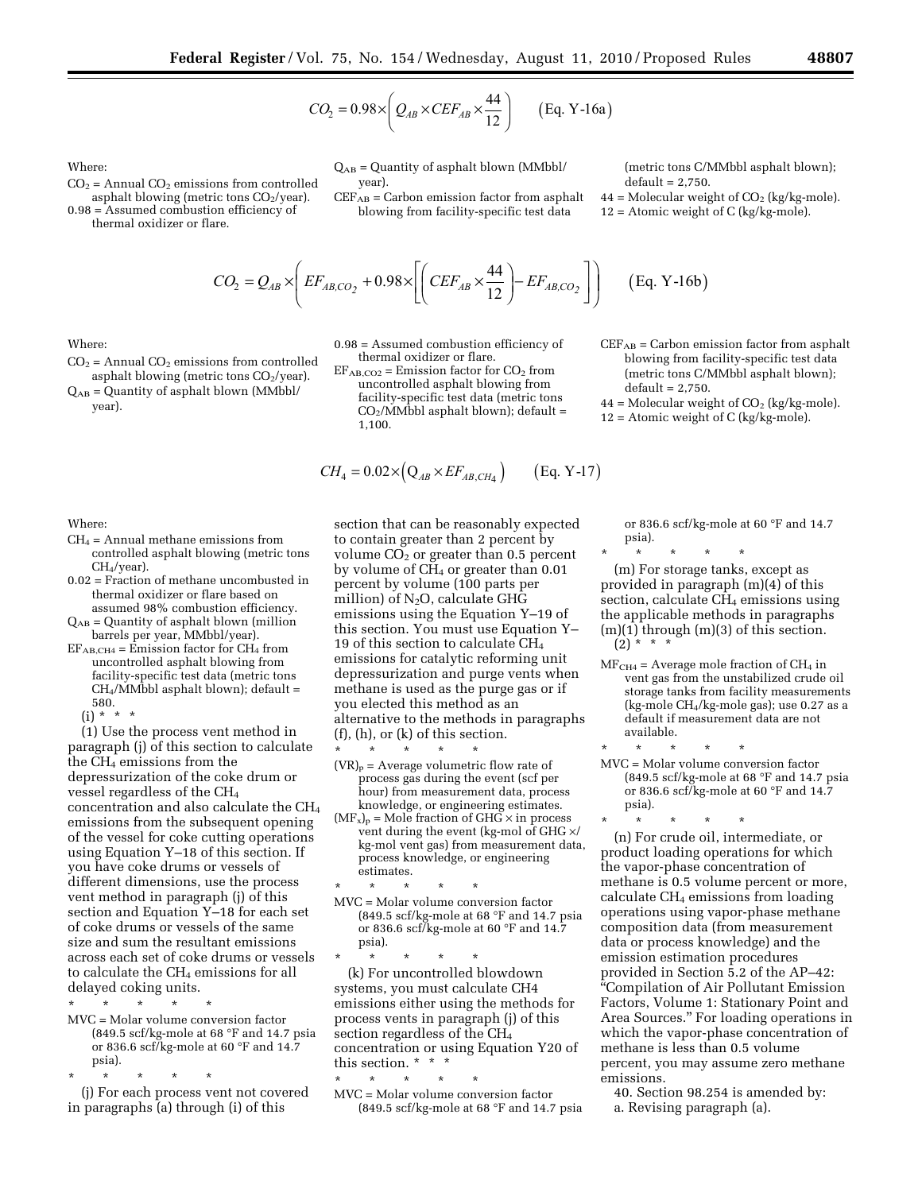$$CO_2 = 0.98 \times \left( Q_{AB} \times CEF_{AB} \times \frac{44}{12} \right) \qquad \text{(Eq. Y-16a)}$$

Where:

$CO_2$ = Annual $CO_2$ emissions from controlled asphalt blowing (metric tons $CO_2$/year).

0.98 = Assumed combustion efficiency of thermal oxidizer or flare.

$Q_{AB}$ = Quantity of asphalt blown (MMbbl/year).

$CEF_{AB}$ = Carbon emission factor from asphalt blowing from facility-specific test data (metric tons C/MMbbl asphalt blown); default = 2,750.

44 = Molecular weight of $CO_2$ (kg/kg-mole).

12 = Atomic weight of C (kg/kg-mole).

$$CO_2 = Q_{AB} \times \left( EF_{AB,CO_2} + 0.98 \times \left[ \left( CEF_{AB} \times \frac{44}{12} \right) - EF_{AB,CO_2} \right] \right) \qquad \text{(Eq. Y-16b)}$$

Where:

$CO_2$ = Annual $CO_2$ emissions from controlled asphalt blowing (metric tons $CO_2$/year).

$Q_{AB}$ = Quantity of asphalt blown (MMbbl/year).

0.98 = Assumed combustion efficiency of thermal oxidizer or flare.

$EF_{AB,CO_2}$ = Emission factor for $CO_2$ from uncontrolled asphalt blowing from facility-specific test data (metric tons $CO_2$/MMbbl asphalt blown); default = 1,100.

$CEF_{AB}$ = Carbon emission factor from asphalt blowing from facility-specific test data (metric tons C/MMbbl asphalt blown); default = 2,750.

44 = Molecular weight of $CO_2$ (kg/kg-mole).

12 = Atomic weight of C (kg/kg-mole).

$$CH_4 = 0.02 \times \left( Q_{AB} \times EF_{AB,CH_4} \right) \qquad \text{(Eq. Y-17)}$$

Where:

$CH_4$ = Annual methane emissions from controlled asphalt blowing (metric tons $CH_4$/year).

0.02 = Fraction of methane uncombusted in thermal oxidizer or flare based on assumed 98% combustion efficiency.

$Q_{AB}$ = Quantity of asphalt blown (million barrels per year, MMbbl/year).

$EF_{AB,CH_4}$ = Emission factor for $CH_4$ from uncontrolled asphalt blowing from facility-specific test data (metric tons $CH_4$/MMbbl asphalt blown); default = 580.

(i) * * *

(1) Use the process vent method in paragraph (j) of this section to calculate the $CH_4$ emissions from the depressurization of the coke drum or vessel regardless of the $CH_4$ concentration and also calculate the $CH_4$ emissions from the subsequent opening of the vessel for coke cutting operations using Equation Y–18 of this section. If you have coke drums or vessels of different dimensions, use the process vent method in paragraph (j) of this section and Equation Y–18 for each set of coke drums or vessels of the same size and sum the resultant emissions across each set of coke drums or vessels to calculate the $CH_4$ emissions for all delayed coking units.

\* \* \* \* \*

MVC = Molar volume conversion factor (849.5 scf/kg-mole at 68 °F and 14.7 psia or 836.6 scf/kg-mole at 60 °F and 14.7 psia).

\* \* \* \* \*

(j) For each process vent not covered in paragraphs (a) through (i) of this section that can be reasonably expected to contain greater than 2 percent by volume $CO_2$ or greater than 0.5 percent by volume of $CH_4$ or greater than 0.01 percent by volume (100 parts per million) of $N_2O$, calculate GHG emissions using the Equation Y–19 of this section. You must use Equation Y–19 of this section to calculate $CH_4$ emissions for catalytic reforming unit depressurization and purge vents when methane is used as the purge gas or if you elected this method as an alternative to the methods in paragraphs (f), (h), or (k) of this section.

\* \* \* \* \*

$(VR)_p$ = Average volumetric flow rate of process gas during the event (scf per hour) from measurement data, process knowledge, or engineering estimates.

$(MF_x)_p$ = Mole fraction of GHG × in process vent during the event (kg-mol of GHG ×/kg-mol vent gas) from measurement data, process knowledge, or engineering estimates.

\* \* \* \* \*

MVC = Molar volume conversion factor (849.5 scf/kg-mole at 68 °F and 14.7 psia or 836.6 scf/kg-mole at 60 °F and 14.7 psia).

\* \* \* \* \*

(k) For uncontrolled blowdown systems, you must calculate CH4 emissions either using the methods for process vents in paragraph (j) of this section regardless of the $CH_4$ concentration or using Equation Y20 of this section. * * *

\* \* \* \* \*

MVC = Molar volume conversion factor (849.5 scf/kg-mole at 68 °F and 14.7 psia or 836.6 scf/kg-mole at 60 °F and 14.7 psia).

\* \* \* \* \*

(m) For storage tanks, except as provided in paragraph (m)(4) of this section, calculate $CH_4$ emissions using the applicable methods in paragraphs (m)(1) through (m)(3) of this section.

(2) * * *

$MF_{CH_4}$ = Average mole fraction of $CH_4$ in vent gas from the unstabilized crude oil storage tanks from facility measurements (kg-mole $CH_4$/kg-mole gas); use 0.27 as a default if measurement data are not available.

\* \* \* \* \*

MVC = Molar volume conversion factor (849.5 scf/kg-mole at 68 °F and 14.7 psia or 836.6 scf/kg-mole at 60 °F and 14.7 psia).

\* \* \* \* \*

(n) For crude oil, intermediate, or product loading operations for which the vapor-phase concentration of methane is 0.5 volume percent or more, calculate $CH_4$ emissions from loading operations using vapor-phase methane composition data (from measurement data or process knowledge) and the emission estimation procedures provided in Section 5.2 of the AP–42: "Compilation of Air Pollutant Emission Factors, Volume 1: Stationary Point and Area Sources." For loading operations in which the vapor-phase concentration of methane is less than 0.5 volume percent, you may assume zero methane emissions.

40. Section 98.254 is amended by:

a. Revising paragraph (a).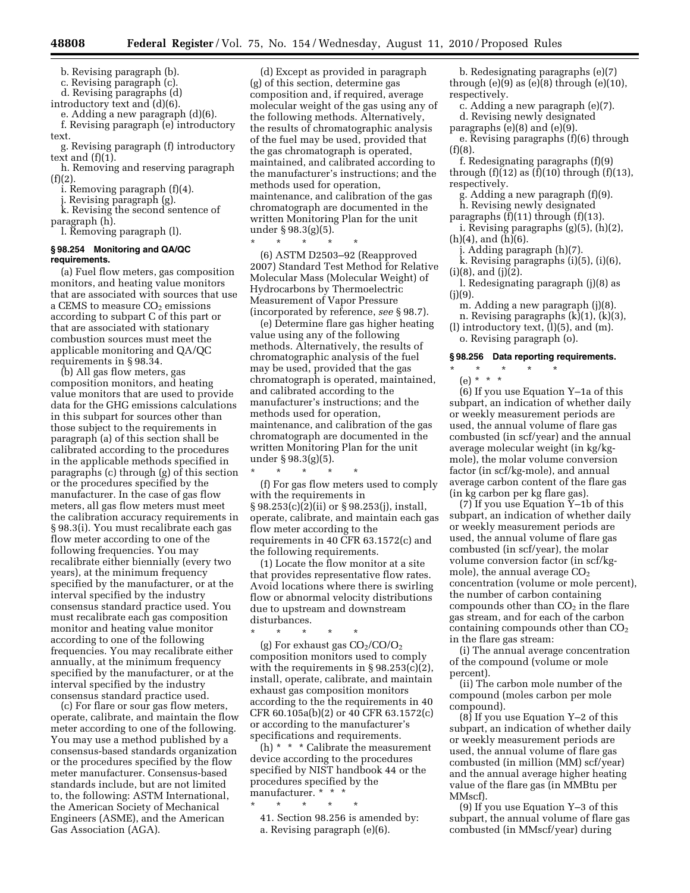b. Revising paragraph (b).

c. Revising paragraph (c).

d. Revising paragraphs (d) introductory text and (d)(6).

e. Adding a new paragraph (d)(6).

f. Revising paragraph (e) introductory text.

g. Revising paragraph (f) introductory text and (f)(1).

h. Removing and reserving paragraph (f)(2).

i. Removing paragraph (f)(4).

j. Revising paragraph (g).

k. Revising the second sentence of paragraph (h).

l. Removing paragraph (l).

### § 98.254 Monitoring and QA/QC requirements.

(a) Fuel flow meters, gas composition monitors, and heating value monitors that are associated with sources that use a CEMS to measure $CO_2$ emissions according to subpart C of this part or that are associated with stationary combustion sources must meet the applicable monitoring and QA/QC requirements in § 98.34.

(b) All gas flow meters, gas composition monitors, and heating value monitors that are used to provide data for the GHG emissions calculations in this subpart for sources other than those subject to the requirements in paragraph (a) of this section shall be calibrated according to the procedures in the applicable methods specified in paragraphs (c) through (g) of this section or the procedures specified by the manufacturer. In the case of gas flow meters, all gas flow meters must meet the calibration accuracy requirements in § 98.3(i). You must recalibrate each gas flow meter according to one of the following frequencies. You may recalibrate either biennially (every two years), at the minimum frequency specified by the manufacturer, or at the interval specified by the industry consensus standard practice used. You must recalibrate each gas composition monitor and heating value monitor according to one of the following frequencies. You may recalibrate either annually, at the minimum frequency specified by the manufacturer, or at the interval specified by the industry consensus standard practice used.

(c) For flare or sour gas flow meters, operate, calibrate, and maintain the flow meter according to one of the following. You may use a method published by a consensus-based standards organization or the procedures specified by the flow meter manufacturer. Consensus-based standards include, but are not limited to, the following: ASTM International, the American Society of Mechanical Engineers (ASME), and the American Gas Association (AGA).

(d) Except as provided in paragraph (g) of this section, determine gas composition and, if required, average molecular weight of the gas using any of the following methods. Alternatively, the results of chromatographic analysis of the fuel may be used, provided that the gas chromatograph is operated, maintained, and calibrated according to the manufacturer's instructions; and the methods used for operation, maintenance, and calibration of the gas chromatograph are documented in the written Monitoring Plan for the unit under § 98.3(g)(5).

\* \* \* \* \*

(6) ASTM D2503–92 (Reapproved 2007) Standard Test Method for Relative Molecular Mass (Molecular Weight) of Hydrocarbons by Thermoelectric Measurement of Vapor Pressure (incorporated by reference, *see* § 98.7).

(e) Determine flare gas higher heating value using any of the following methods. Alternatively, the results of chromatographic analysis of the fuel may be used, provided that the gas chromatograph is operated, maintained, and calibrated according to the manufacturer's instructions; and the methods used for operation, maintenance, and calibration of the gas chromatograph are documented in the written Monitoring Plan for the unit under § 98.3(g)(5).

\* \* \* \* \*

(f) For gas flow meters used to comply with the requirements in § 98.253(c)(2)(ii) or § 98.253(j), install, operate, calibrate, and maintain each gas flow meter according to the requirements in 40 CFR 63.1572(c) and the following requirements.

(1) Locate the flow monitor at a site that provides representative flow rates. Avoid locations where there is swirling flow or abnormal velocity distributions due to upstream and downstream disturbances.

\* \* \* \* \*

(g) For exhaust gas $CO_2/CO/O_2$ composition monitors used to comply with the requirements in § 98.253(c)(2), install, operate, calibrate, and maintain exhaust gas composition monitors according to the the requirements in 40 CFR 60.105a(b)(2) or 40 CFR 63.1572(c) or according to the manufacturer's specifications and requirements.

(h) \* \* \* Calibrate the measurement device according to the procedures specified by NIST handbook 44 or the procedures specified by the manufacturer. \* \* \*

\* \* \* \* \*

41. Section 98.256 is amended by:

a. Revising paragraph (e)(6).

b. Redesignating paragraphs (e)(7) through (e)(9) as (e)(8) through (e)(10), respectively.

c. Adding a new paragraph (e)(7).

d. Revising newly designated paragraphs (e)(8) and (e)(9).

e. Revising paragraphs (f)(6) through (f)(8).

f. Redesignating paragraphs (f)(9) through (f)(12) as (f)(10) through (f)(13), respectively.

g. Adding a new paragraph (f)(9).

h. Revising newly designated paragraphs (f)(11) through (f)(13).

i. Revising paragraphs (g)(5), (h)(2), (h)(4), and (h)(6).

j. Adding paragraph (h)(7).

k. Revising paragraphs (i)(5), (i)(6), (i)(8), and (j)(2).

l. Redesignating paragraph (j)(8) as (j)(9).

m. Adding a new paragraph (j)(8).

n. Revising paragraphs (k)(1), (k)(3), (l) introductory text, (l)(5), and (m).

o. Revising paragraph (o).

### § 98.256 Data reporting requirements.

\* \* \* \* \*

(e) \* \* \*

(6) If you use Equation Y–1a of this subpart, an indication of whether daily or weekly measurement periods are used, the annual volume of flare gas combusted (in scf/year) and the annual average molecular weight (in kg/kg-mole), the molar volume conversion factor (in scf/kg-mole), and annual average carbon content of the flare gas (in kg carbon per kg flare gas).

(7) If you use Equation Y–1b of this subpart, an indication of whether daily or weekly measurement periods are used, the annual volume of flare gas combusted (in scf/year), the molar volume conversion factor (in scf/kg-mole), the annual average $CO_2$ concentration (volume or mole percent), the number of carbon containing compounds other than $CO_2$ in the flare gas stream, and for each of the carbon containing compounds other than $CO_2$ in the flare gas stream:

(i) The annual average concentration of the compound (volume or mole percent).

(ii) The carbon mole number of the compound (moles carbon per mole compound).

(8) If you use Equation Y–2 of this subpart, an indication of whether daily or weekly measurement periods are used, the annual volume of flare gas combusted (in million (MM) scf/year) and the annual average higher heating value of the flare gas (in MMBtu per MMscf).

(9) If you use Equation Y–3 of this subpart, the annual volume of flare gas combusted (in MMscf/year) during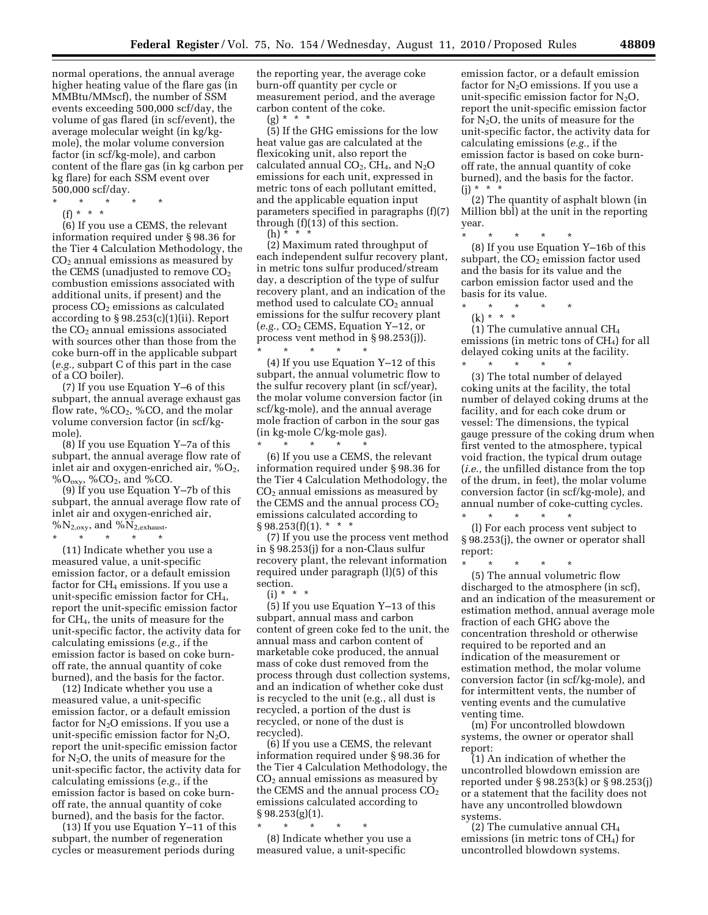normal operations, the annual average higher heating value of the flare gas (in MMBtu/MMscf), the number of SSM events exceeding 500,000 scf/day, the volume of gas flared (in scf/event), the average molecular weight (in kg/kg-mole), the molar volume conversion factor (in scf/kg-mole), and carbon content of the flare gas (in kg carbon per kg flare) for each SSM event over 500,000 scf/day.

\* \* \* \* \*

(f) \* \* \*

(6) If you use a CEMS, the relevant information required under § 98.36 for the Tier 4 Calculation Methodology, the $CO_2$ annual emissions as measured by the CEMS (unadjusted to remove $CO_2$ combustion emissions associated with additional units, if present) and the process $CO_2$ emissions as calculated according to § 98.253(c)(1)(ii). Report the $CO_2$ annual emissions associated with sources other than those from the coke burn-off in the applicable subpart (*e.g.,* subpart C of this part in the case of a CO boiler).

(7) If you use Equation Y–6 of this subpart, the annual average exhaust gas flow rate, $\%CO_2$, %CO, and the molar volume conversion factor (in scf/kg-mole).

(8) If you use Equation Y–7a of this subpart, the annual average flow rate of inlet air and oxygen-enriched air, $\%O_2$, $\%O_{oxy}$, $\%CO_2$, and %CO.

(9) If you use Equation Y–7b of this subpart, the annual average flow rate of inlet air and oxygen-enriched air, $\%N_{2,oxy}$, and $\%N_{2,exhaust}$.

\* \* \* \* \*

(11) Indicate whether you use a measured value, a unit-specific emission factor, or a default emission factor for $CH_4$ emissions. If you use a unit-specific emission factor for $CH_4$, report the unit-specific emission factor for $CH_4$, the units of measure for the unit-specific factor, the activity data for calculating emissions (*e.g.,* if the emission factor is based on coke burn-off rate, the annual quantity of coke burned), and the basis for the factor.

(12) Indicate whether you use a measured value, a unit-specific emission factor, or a default emission factor for $N_2O$ emissions. If you use a unit-specific emission factor for $N_2O$, report the unit-specific emission factor for $N_2O$, the units of measure for the unit-specific factor, the activity data for calculating emissions (*e.g.,* if the emission factor is based on coke burn-off rate, the annual quantity of coke burned), and the basis for the factor.

(13) If you use Equation Y–11 of this subpart, the number of regeneration cycles or measurement periods during the reporting year, the average coke burn-off quantity per cycle or measurement period, and the average carbon content of the coke.

(g) \* \* \*

(5) If the GHG emissions for the low heat value gas are calculated at the flexicoking unit, also report the calculated annual $CO_2$, $CH_4$, and $N_2O$ emissions for each unit, expressed in metric tons of each pollutant emitted, and the applicable equation input parameters specified in paragraphs (f)(7) through (f)(13) of this section.

(h) \* \* \*

(2) Maximum rated throughput of each independent sulfur recovery plant, in metric tons sulfur produced/stream day, a description of the type of sulfur recovery plant, and an indication of the method used to calculate $CO_2$ annual emissions for the sulfur recovery plant (*e.g.,* $CO_2$ CEMS, Equation Y–12, or process vent method in § 98.253(j)).

\* \* \* \* \*

(4) If you use Equation Y–12 of this subpart, the annual volumetric flow to the sulfur recovery plant (in scf/year), the molar volume conversion factor (in scf/kg-mole), and the annual average mole fraction of carbon in the sour gas (in kg-mole C/kg-mole gas).

\* \* \* \* \*

(6) If you use a CEMS, the relevant information required under § 98.36 for the Tier 4 Calculation Methodology, the $CO_2$ annual emissions as measured by the CEMS and the annual process $CO_2$ emissions calculated according to § 98.253(f)(1). \* \* \*

(7) If you use the process vent method in § 98.253(j) for a non-Claus sulfur recovery plant, the relevant information required under paragraph (l)(5) of this section.

(i) \* \* \*

(5) If you use Equation Y–13 of this subpart, annual mass and carbon content of green coke fed to the unit, the annual mass and carbon content of marketable coke produced, the annual mass of coke dust removed from the process through dust collection systems, and an indication of whether coke dust is recycled to the unit (e.g., all dust is recycled, a portion of the dust is recycled, or none of the dust is recycled).

(6) If you use a CEMS, the relevant information required under § 98.36 for the Tier 4 Calculation Methodology, the $CO_2$ annual emissions as measured by the CEMS and the annual process $CO_2$ emissions calculated according to § 98.253(g)(1).

\* \* \* \* \*

(8) Indicate whether you use a measured value, a unit-specific emission factor, or a default emission factor for $N_2O$ emissions. If you use a unit-specific emission factor for $N_2O$, report the unit-specific emission factor for $N_2O$, the units of measure for the unit-specific factor, the activity data for calculating emissions (*e.g.,* if the emission factor is based on coke burn-off rate, the annual quantity of coke burned), and the basis for the factor.

(j) \* \* \*

(2) The quantity of asphalt blown (in Million bbl) at the unit in the reporting year.

\* \* \* \* \*

(8) If you use Equation Y–16b of this subpart, the $CO_2$ emission factor used and the basis for its value and the carbon emission factor used and the basis for its value.

\* \* \* \* \*

(k) \* \* \*

(1) The cumulative annual $CH_4$ emissions (in metric tons of $CH_4$) for all delayed coking units at the facility.

\* \* \* \* \*

(3) The total number of delayed coking units at the facility, the total number of delayed coking drums at the facility, and for each coke drum or vessel: The dimensions, the typical gauge pressure of the coking drum when first vented to the atmosphere, typical void fraction, the typical drum outage (*i.e.,* the unfilled distance from the top of the drum, in feet), the molar volume conversion factor (in scf/kg-mole), and annual number of coke-cutting cycles.

\* \* \* \* \*

(l) For each process vent subject to § 98.253(j), the owner or operator shall report:

\* \* \* \* \*

(5) The annual volumetric flow discharged to the atmosphere (in scf), and an indication of the measurement or estimation method, annual average mole fraction of each GHG above the concentration threshold or otherwise required to be reported and an indication of the measurement or estimation method, the molar volume conversion factor (in scf/kg-mole), and for intermittent vents, the number of venting events and the cumulative venting time.

(m) For uncontrolled blowdown systems, the owner or operator shall report:

(1) An indication of whether the uncontrolled blowdown emission are reported under § 98.253(k) or § 98.253(j) or a statement that the facility does not have any uncontrolled blowdown systems.

(2) The cumulative annual $CH_4$ emissions (in metric tons of $CH_4$) for uncontrolled blowdown systems.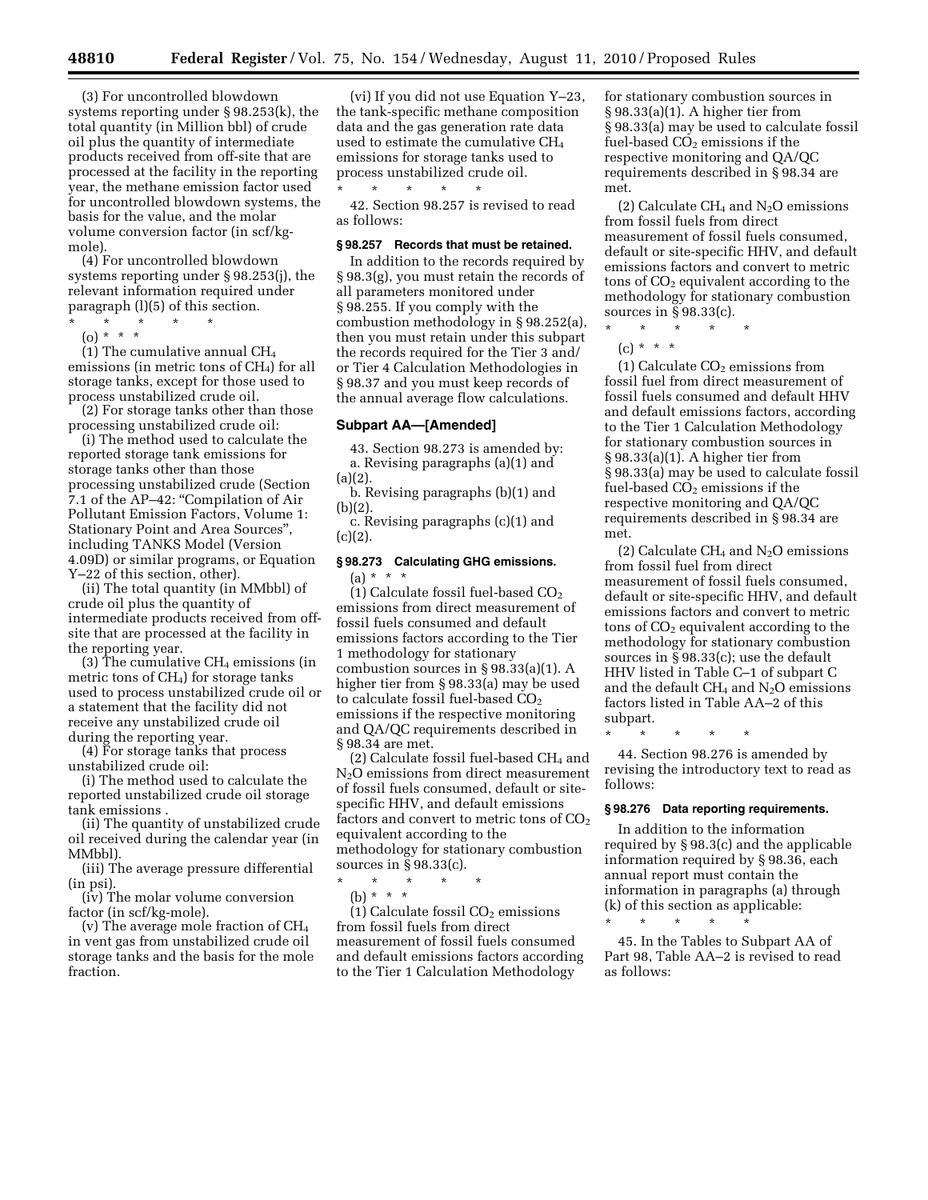(3) For uncontrolled blowdown systems reporting under § 98.253(k), the total quantity (in Million bbl) of crude oil plus the quantity of intermediate products received from off-site that are processed at the facility in the reporting year, the methane emission factor used for uncontrolled blowdown systems, the basis for the value, and the molar volume conversion factor (in scf/kg-mole).

(4) For uncontrolled blowdown systems reporting under § 98.253(j), the relevant information required under paragraph (l)(5) of this section.

\* \* \* \* \*

(o) \* \* \*

(1) The cumulative annual $CH_4$ emissions (in metric tons of $CH_4$) for all storage tanks, except for those used to process unstabilized crude oil.

(2) For storage tanks other than those processing unstabilized crude oil:

(i) The method used to calculate the reported storage tank emissions for storage tanks other than those processing unstabilized crude (Section 7.1 of the AP–42: "Compilation of Air Pollutant Emission Factors, Volume 1: Stationary Point and Area Sources", including TANKS Model (Version 4.09D) or similar programs, or Equation Y–22 of this section, other).

(ii) The total quantity (in MMbbl) of crude oil plus the quantity of intermediate products received from off-site that are processed at the facility in the reporting year.

(3) The cumulative $CH_4$ emissions (in metric tons of $CH_4$) for storage tanks used to process unstabilized crude oil or a statement that the facility did not receive any unstabilized crude oil during the reporting year.

(4) For storage tanks that process unstabilized crude oil:

(i) The method used to calculate the reported unstabilized crude oil storage tank emissions .

(ii) The quantity of unstabilized crude oil received during the calendar year (in MMbbl).

(iii) The average pressure differential (in psi).

(iv) The molar volume conversion factor (in scf/kg-mole).

(v) The average mole fraction of $CH_4$ in vent gas from unstabilized crude oil storage tanks and the basis for the mole fraction.

(vi) If you did not use Equation Y–23, the tank-specific methane composition data and the gas generation rate data used to estimate the cumulative $CH_4$ emissions for storage tanks used to process unstabilized crude oil.

\* \* \* \* \*

42. Section 98.257 is revised to read as follows:

**§ 98.257 Records that must be retained.**

In addition to the records required by § 98.3(g), you must retain the records of all parameters monitored under § 98.255. If you comply with the combustion methodology in § 98.252(a), then you must retain under this subpart the records required for the Tier 3 and/or Tier 4 Calculation Methodologies in § 98.37 and you must keep records of the annual average flow calculations.

## Subpart AA—[Amended]

43. Section 98.273 is amended by:

a. Revising paragraphs (a)(1) and (a)(2).

b. Revising paragraphs (b)(1) and (b)(2).

c. Revising paragraphs (c)(1) and (c)(2).

**§ 98.273 Calculating GHG emissions.**

(a) \* \* \*

(1) Calculate fossil fuel-based $CO_2$ emissions from direct measurement of fossil fuels consumed and default emissions factors according to the Tier 1 methodology for stationary combustion sources in § 98.33(a)(1). A higher tier from § 98.33(a) may be used to calculate fossil fuel-based $CO_2$ emissions if the respective monitoring and QA/QC requirements described in § 98.34 are met.

(2) Calculate fossil fuel-based $CH_4$ and $N_2O$ emissions from direct measurement of fossil fuels consumed, default or site-specific HHV, and default emissions factors and convert to metric tons of $CO_2$ equivalent according to the methodology for stationary combustion sources in § 98.33(c).

\* \* \* \* \*

(b) \* \* \*

(1) Calculate fossil $CO_2$ emissions from fossil fuels from direct measurement of fossil fuels consumed and default emissions factors according to the Tier 1 Calculation Methodology for stationary combustion sources in § 98.33(a)(1). A higher tier from § 98.33(a) may be used to calculate fossil fuel-based $CO_2$ emissions if the respective monitoring and QA/QC requirements described in § 98.34 are met.

(2) Calculate $CH_4$ and $N_2O$ emissions from fossil fuels from direct measurement of fossil fuels consumed, default or site-specific HHV, and default emissions factors and convert to metric tons of $CO_2$ equivalent according to the methodology for stationary combustion sources in § 98.33(c).

\* \* \* \* \*

(c) \* \* \*

(1) Calculate $CO_2$ emissions from fossil fuel from direct measurement of fossil fuels consumed and default HHV and default emissions factors, according to the Tier 1 Calculation Methodology for stationary combustion sources in § 98.33(a)(1). A higher tier from § 98.33(a) may be used to calculate fossil fuel-based $CO_2$ emissions if the respective monitoring and QA/QC requirements described in § 98.34 are met.

(2) Calculate $CH_4$ and $N_2O$ emissions from fossil fuel from direct measurement of fossil fuels consumed, default or site-specific HHV, and default emissions factors and convert to metric tons of $CO_2$ equivalent according to the methodology for stationary combustion sources in § 98.33(c); use the default HHV listed in Table C–1 of subpart C and the default $CH_4$ and $N_2O$ emissions factors listed in Table AA–2 of this subpart.

\* \* \* \* \*

44. Section 98.276 is amended by revising the introductory text to read as follows:

**§ 98.276 Data reporting requirements.**

In addition to the information required by § 98.3(c) and the applicable information required by § 98.36, each annual report must contain the information in paragraphs (a) through (k) of this section as applicable:

\* \* \* \* \*

45. In the Tables to Subpart AA of Part 98, Table AA–2 is revised to read as follows: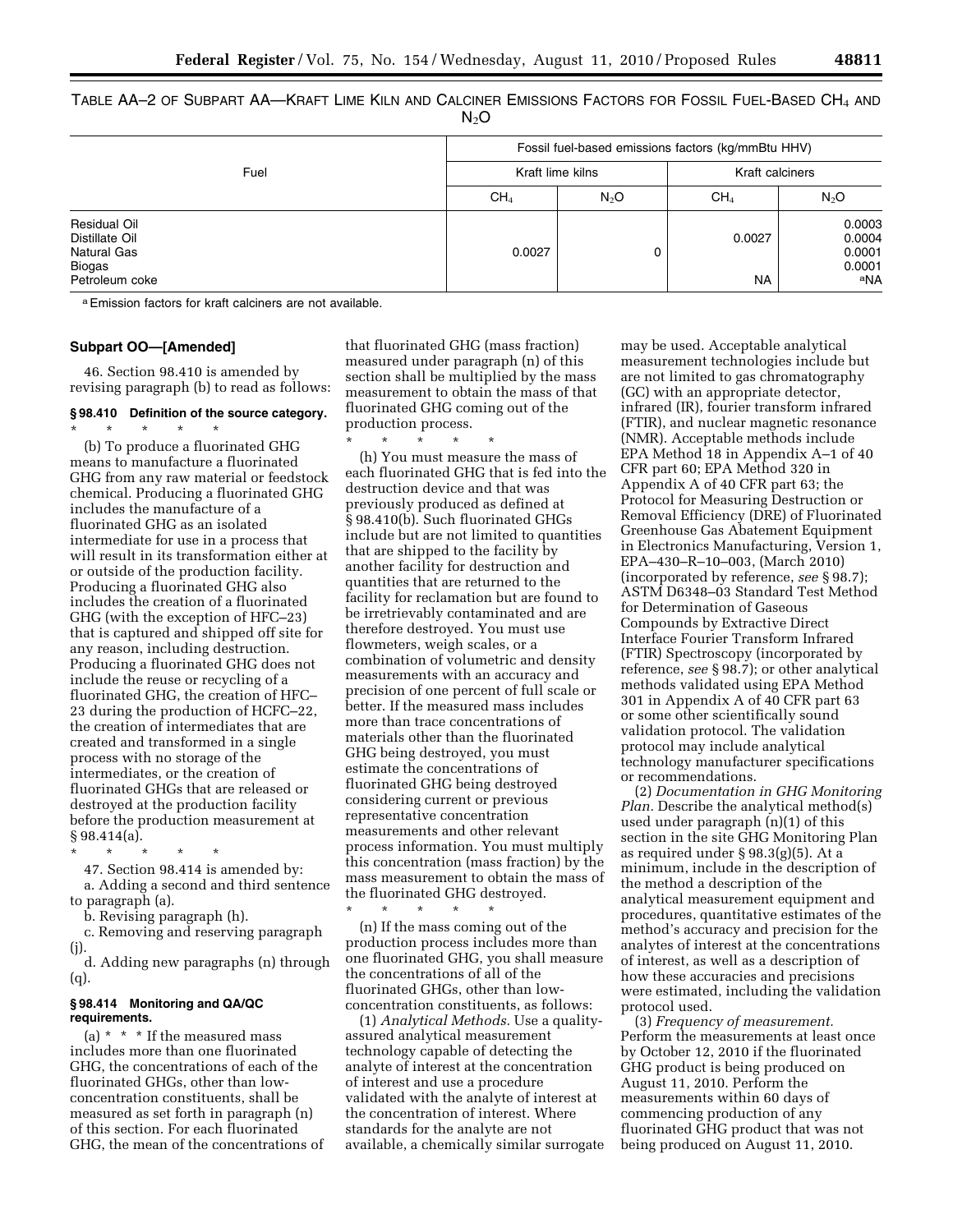TABLE AA–2 OF SUBPART AA—KRAFT LIME KILN AND CALCINER EMISSIONS FACTORS FOR FOSSIL FUEL-BASED $CH_4$ AND $N_2O$

| Fuel | Fossil fuel-based emissions factors (kg/mmBtu HHV) | | | |
|---|---|---|---|---|
| | Kraft lime kilns | | Kraft calciners | |
| | $CH_4$ | $N_2O$ | $CH_4$ | $N_2O$ |
| Residual Oil | 0.0027 | 0 | 0.0027 | 0.0003 |
| Distillate Oil | | | | 0.0004 |
| Natural Gas | | | | 0.0001 |
| Biogas | | | | 0.0001 |
| Petroleum coke | | | NA | [a]NA |

[a] Emission factors for kraft calciners are not available.

**Subpart OO—[Amended]**

46. Section 98.410 is amended by revising paragraph (b) to read as follows:

**§ 98.410 Definition of the source category.**

\* \* \* \* \*

(b) To produce a fluorinated GHG means to manufacture a fluorinated GHG from any raw material or feedstock chemical. Producing a fluorinated GHG includes the manufacture of a fluorinated GHG as an isolated intermediate for use in a process that will result in its transformation either at or outside of the production facility. Producing a fluorinated GHG also includes the creation of a fluorinated GHG (with the exception of HFC–23) that is captured and shipped off site for any reason, including destruction. Producing a fluorinated GHG does not include the reuse or recycling of a fluorinated GHG, the creation of HFC–23 during the production of HCFC–22, the creation of intermediates that are created and transformed in a single process with no storage of the intermediates, or the creation of fluorinated GHGs that are released or destroyed at the production facility before the production measurement at § 98.414(a).

\* \* \* \* \*

47. Section 98.414 is amended by:

a. Adding a second and third sentence to paragraph (a).

b. Revising paragraph (h).

c. Removing and reserving paragraph (j).

d. Adding new paragraphs (n) through (q).

**§ 98.414 Monitoring and QA/QC requirements.**

(a) \* \* \* If the measured mass includes more than one fluorinated GHG, the concentrations of each of the fluorinated GHGs, other than low-concentration constituents, shall be measured as set forth in paragraph (n) of this section. For each fluorinated GHG, the mean of the concentrations of that fluorinated GHG (mass fraction) measured under paragraph (n) of this section shall be multiplied by the mass measurement to obtain the mass of that fluorinated GHG coming out of the production process.

\* \* \* \* \*

(h) You must measure the mass of each fluorinated GHG that is fed into the destruction device and that was previously produced as defined at § 98.410(b). Such fluorinated GHGs include but are not limited to quantities that are shipped to the facility by another facility for destruction and quantities that are returned to the facility for reclamation but are found to be irretrievably contaminated and are therefore destroyed. You must use flowmeters, weigh scales, or a combination of volumetric and density measurements with an accuracy and precision of one percent of full scale or better. If the measured mass includes more than trace concentrations of materials other than the fluorinated GHG being destroyed, you must estimate the concentrations of fluorinated GHG being destroyed considering current or previous representative concentration measurements and other relevant process information. You must multiply this concentration (mass fraction) by the mass measurement to obtain the mass of the fluorinated GHG destroyed.

\* \* \* \* \*

(n) If the mass coming out of the production process includes more than one fluorinated GHG, you shall measure the concentrations of all of the fluorinated GHGs, other than low-concentration constituents, as follows:

(1) *Analytical Methods.* Use a quality-assured analytical measurement technology capable of detecting the analyte of interest at the concentration of interest and use a procedure validated with the analyte of interest at the concentration of interest. Where standards for the analyte are not available, a chemically similar surrogate may be used. Acceptable analytical measurement technologies include but are not limited to gas chromatography (GC) with an appropriate detector, infrared (IR), fourier transform infrared (FTIR), and nuclear magnetic resonance (NMR). Acceptable methods include EPA Method 18 in Appendix A–1 of 40 CFR part 60; EPA Method 320 in Appendix A of 40 CFR part 63; the Protocol for Measuring Destruction or Removal Efficiency (DRE) of Fluorinated Greenhouse Gas Abatement Equipment in Electronics Manufacturing, Version 1, EPA–430–R–10–003, (March 2010) (incorporated by reference, *see* § 98.7); ASTM D6348–03 Standard Test Method for Determination of Gaseous Compounds by Extractive Direct Interface Fourier Transform Infrared (FTIR) Spectroscopy (incorporated by reference, *see* § 98.7); or other analytical methods validated using EPA Method 301 in Appendix A of 40 CFR part 63 or some other scientifically sound validation protocol. The validation protocol may include analytical technology manufacturer specifications or recommendations.

(2) *Documentation in GHG Monitoring Plan.* Describe the analytical method(s) used under paragraph (n)(1) of this section in the site GHG Monitoring Plan as required under § 98.3(g)(5). At a minimum, include in the description of the method a description of the analytical measurement equipment and procedures, quantitative estimates of the method's accuracy and precision for the analytes of interest at the concentrations of interest, as well as a description of how these accuracies and precisions were estimated, including the validation protocol used.

(3) *Frequency of measurement.* Perform the measurements at least once by October 12, 2010 if the fluorinated GHG product is being produced on August 11, 2010. Perform the measurements within 60 days of commencing production of any fluorinated GHG product that was not being produced on August 11, 2010.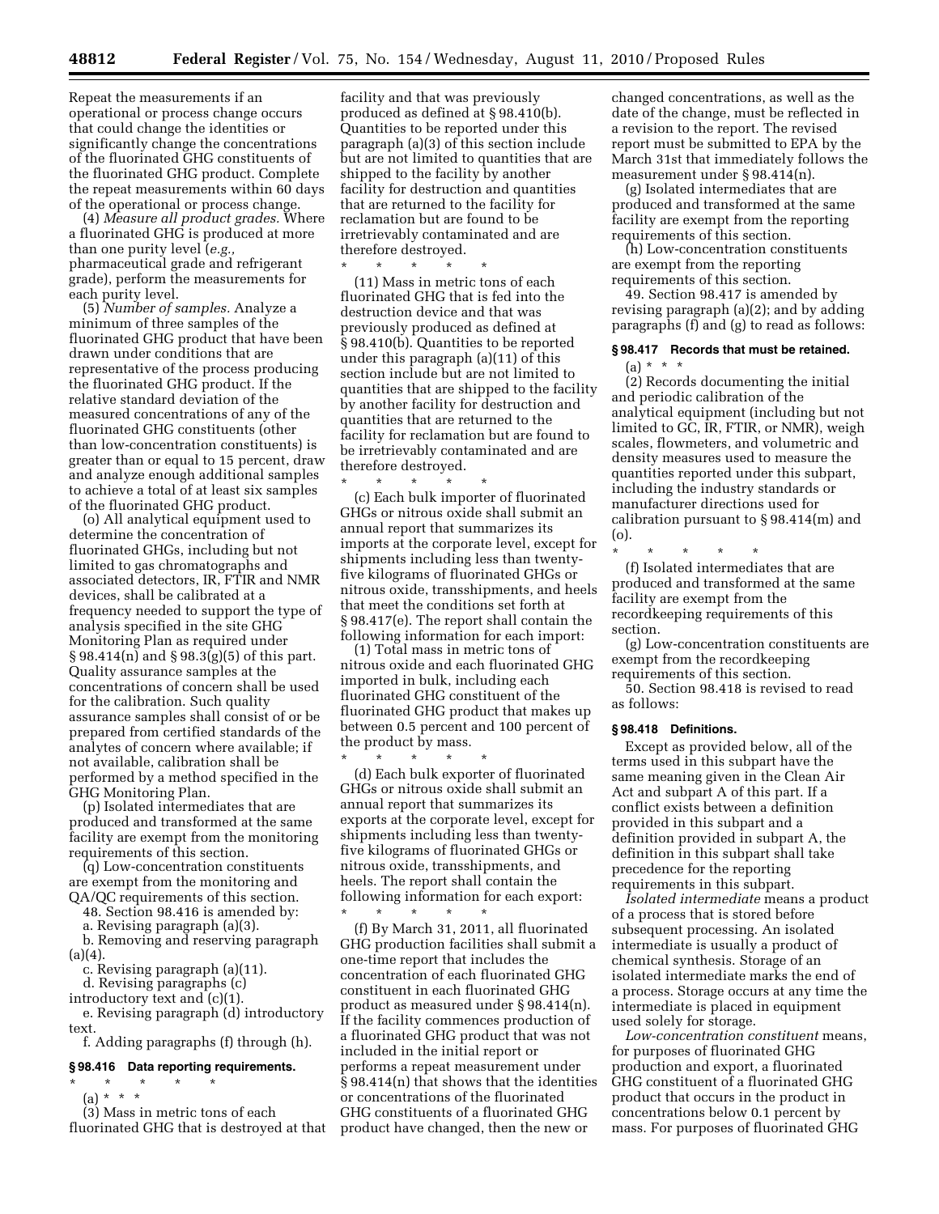Repeat the measurements if an operational or process change occurs that could change the identities or significantly change the concentrations of the fluorinated GHG constituents of the fluorinated GHG product. Complete the repeat measurements within 60 days of the operational or process change.

(4) *Measure all product grades.* Where a fluorinated GHG is produced at more than one purity level (*e.g.,* pharmaceutical grade and refrigerant grade), perform the measurements for each purity level.

(5) *Number of samples.* Analyze a minimum of three samples of the fluorinated GHG product that have been drawn under conditions that are representative of the process producing the fluorinated GHG product. If the relative standard deviation of the measured concentrations of any of the fluorinated GHG constituents (other than low-concentration constituents) is greater than or equal to 15 percent, draw and analyze enough additional samples to achieve a total of at least six samples of the fluorinated GHG product.

(o) All analytical equipment used to determine the concentration of fluorinated GHGs, including but not limited to gas chromatographs and associated detectors, IR, FTIR and NMR devices, shall be calibrated at a frequency needed to support the type of analysis specified in the site GHG Monitoring Plan as required under § 98.414(n) and § 98.3(g)(5) of this part. Quality assurance samples at the concentrations of concern shall be used for the calibration. Such quality assurance samples shall consist of or be prepared from certified standards of the analytes of concern where available; if not available, calibration shall be performed by a method specified in the GHG Monitoring Plan.

(p) Isolated intermediates that are produced and transformed at the same facility are exempt from the monitoring requirements of this section.

(q) Low-concentration constituents are exempt from the monitoring and QA/QC requirements of this section.

48. Section 98.416 is amended by:

a. Revising paragraph (a)(3).

b. Removing and reserving paragraph (a)(4).

c. Revising paragraph (a)(11).

d. Revising paragraphs (c) introductory text and (c)(1).

e. Revising paragraph (d) introductory text.

f. Adding paragraphs (f) through (h).

### § 98.416 Data reporting requirements.

\* \* \* \* \*

(a) \* \* \*

(3) Mass in metric tons of each fluorinated GHG that is destroyed at that facility and that was previously produced as defined at § 98.410(b). Quantities to be reported under this paragraph (a)(3) of this section include but are not limited to quantities that are shipped to the facility by another facility for destruction and quantities that are returned to the facility for reclamation but are found to be irretrievably contaminated and are therefore destroyed.

\* \* \* \* \*

(11) Mass in metric tons of each fluorinated GHG that is fed into the destruction device and that was previously produced as defined at § 98.410(b). Quantities to be reported under this paragraph (a)(11) of this section include but are not limited to quantities that are shipped to the facility by another facility for destruction and quantities that are returned to the facility for reclamation but are found to be irretrievably contaminated and are therefore destroyed.

\* \* \* \* \*

(c) Each bulk importer of fluorinated GHGs or nitrous oxide shall submit an annual report that summarizes its imports at the corporate level, except for shipments including less than twenty-five kilograms of fluorinated GHGs or nitrous oxide, transshipments, and heels that meet the conditions set forth at § 98.417(e). The report shall contain the following information for each import:

(1) Total mass in metric tons of nitrous oxide and each fluorinated GHG imported in bulk, including each fluorinated GHG constituent of the fluorinated GHG product that makes up between 0.5 percent and 100 percent of the product by mass.

\* \* \* \* \*

(d) Each bulk exporter of fluorinated GHGs or nitrous oxide shall submit an annual report that summarizes its exports at the corporate level, except for shipments including less than twenty-five kilograms of fluorinated GHGs or nitrous oxide, transshipments, and heels. The report shall contain the following information for each export:

\* \* \* \* \*

(f) By March 31, 2011, all fluorinated GHG production facilities shall submit a one-time report that includes the concentration of each fluorinated GHG constituent in each fluorinated GHG product as measured under § 98.414(n). If the facility commences production of a fluorinated GHG product that was not included in the initial report or performs a repeat measurement under § 98.414(n) that shows that the identities or concentrations of the fluorinated GHG constituents of a fluorinated GHG product have changed, then the new or changed concentrations, as well as the date of the change, must be reflected in a revision to the report. The revised report must be submitted to EPA by the March 31st that immediately follows the measurement under § 98.414(n).

(g) Isolated intermediates that are produced and transformed at the same facility are exempt from the reporting requirements of this section.

(h) Low-concentration constituents are exempt from the reporting requirements of this section.

49. Section 98.417 is amended by revising paragraph (a)(2); and by adding paragraphs (f) and (g) to read as follows:

### § 98.417 Records that must be retained.

(a) \* \* \*

(2) Records documenting the initial and periodic calibration of the analytical equipment (including but not limited to GC, IR, FTIR, or NMR), weigh scales, flowmeters, and volumetric and density measures used to measure the quantities reported under this subpart, including the industry standards or manufacturer directions used for calibration pursuant to § 98.414(m) and (o).

\* \* \* \* \*

(f) Isolated intermediates that are produced and transformed at the same facility are exempt from the recordkeeping requirements of this section.

(g) Low-concentration constituents are exempt from the recordkeeping requirements of this section.

50. Section 98.418 is revised to read as follows:

### § 98.418 Definitions.

Except as provided below, all of the terms used in this subpart have the same meaning given in the Clean Air Act and subpart A of this part. If a conflict exists between a definition provided in this subpart and a definition provided in subpart A, the definition in this subpart shall take precedence for the reporting requirements in this subpart.

*Isolated intermediate* means a product of a process that is stored before subsequent processing. An isolated intermediate is usually a product of chemical synthesis. Storage of an isolated intermediate marks the end of a process. Storage occurs at any time the intermediate is placed in equipment used solely for storage.

*Low-concentration constituent* means, for purposes of fluorinated GHG production and export, a fluorinated GHG constituent of a fluorinated GHG product that occurs in the product in concentrations below 0.1 percent by mass. For purposes of fluorinated GHG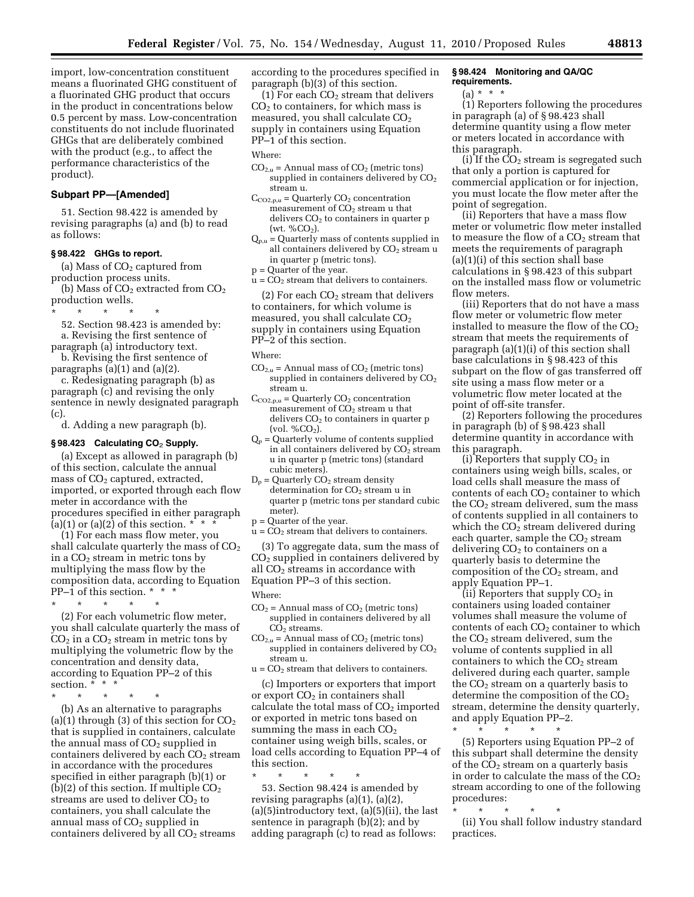import, low-concentration constituent means a fluorinated GHG constituent of a fluorinated GHG product that occurs in the product in concentrations below 0.5 percent by mass. Low-concentration constituents do not include fluorinated GHGs that are deliberately combined with the product (e.g., to affect the performance characteristics of the product).

## Subpart PP—[Amended]

51. Section 98.422 is amended by revising paragraphs (a) and (b) to read as follows:

### § 98.422 GHGs to report.

(a) Mass of $CO_2$ captured from production process units.

(b) Mass of $CO_2$ extracted from $CO_2$ production wells.

\* \* \* \* \*

52. Section 98.423 is amended by:

a. Revising the first sentence of paragraph (a) introductory text.

b. Revising the first sentence of paragraphs (a)(1) and (a)(2).

c. Redesignating paragraph (b) as paragraph (c) and revising the only sentence in newly designated paragraph (c).

d. Adding a new paragraph (b).

### § 98.423 Calculating $CO_2$ Supply.

(a) Except as allowed in paragraph (b) of this section, calculate the annual mass of $CO_2$ captured, extracted, imported, or exported through each flow meter in accordance with the procedures specified in either paragraph (a)(1) or (a)(2) of this section. \* \* \*

(1) For each mass flow meter, you shall calculate quarterly the mass of $CO_2$ in a $CO_2$ stream in metric tons by multiplying the mass flow by the composition data, according to Equation PP–1 of this section. \* \* \*

\* \* \* \* \*

(2) For each volumetric flow meter, you shall calculate quarterly the mass of $CO_2$ in a $CO_2$ stream in metric tons by multiplying the volumetric flow by the concentration and density data, according to Equation PP–2 of this section. \* \* \*

\* \* \* \* \*

(b) As an alternative to paragraphs (a)(1) through (3) of this section for $CO_2$ that is supplied in containers, calculate the annual mass of $CO_2$ supplied in containers delivered by each $CO_2$ stream in accordance with the procedures specified in either paragraph (b)(1) or (b)(2) of this section. If multiple $CO_2$ streams are used to deliver $CO_2$ to containers, you shall calculate the annual mass of $CO_2$ supplied in containers delivered by all $CO_2$ streams according to the procedures specified in paragraph (b)(3) of this section.

(1) For each $CO_2$ stream that delivers $CO_2$ to containers, for which mass is measured, you shall calculate $CO_2$ supply in containers using Equation PP–1 of this section.

Where:

$CO_{2,u}$ = Annual mass of $CO_2$ (metric tons) supplied in containers delivered by $CO_2$ stream u.

$C_{CO2,p,u}$ = Quarterly $CO_2$ concentration measurement of $CO_2$ stream u that delivers $CO_2$ to containers in quarter p (wt. $\%CO_2$).

$Q_{p,u}$ = Quarterly mass of contents supplied in all containers delivered by $CO_2$ stream u in quarter p (metric tons).

p = Quarter of the year.

u = $CO_2$ stream that delivers to containers.

(2) For each $CO_2$ stream that delivers to containers, for which volume is measured, you shall calculate $CO_2$ supply in containers using Equation PP–2 of this section.

Where:

$CO_{2,u}$ = Annual mass of $CO_2$ (metric tons) supplied in containers delivered by $CO_2$ stream u.

$C_{CO2,p,u}$ = Quarterly $CO_2$ concentration measurement of $CO_2$ stream u that delivers $CO_2$ to containers in quarter p (vol. $\%CO_2$).

$Q_p$ = Quarterly volume of contents supplied in all containers delivered by $CO_2$ stream u in quarter p (metric tons) (standard cubic meters).

$D_p$ = Quarterly $CO_2$ stream density determination for $CO_2$ stream u in quarter p (metric tons per standard cubic meter).

p = Quarter of the year.

u = $CO_2$ stream that delivers to containers.

(3) To aggregate data, sum the mass of $CO_2$ supplied in containers delivered by all $CO_2$ streams in accordance with Equation PP–3 of this section.

Where:

$CO_2$ = Annual mass of $CO_2$ (metric tons) supplied in containers delivered by all $CO_2$ streams.

$CO_{2,u}$ = Annual mass of $CO_2$ (metric tons) supplied in containers delivered by $CO_2$ stream u.

u = $CO_2$ stream that delivers to containers.

(c) Importers or exporters that import or export $CO_2$ in containers shall calculate the total mass of $CO_2$ imported or exported in metric tons based on summing the mass in each $CO_2$ container using weigh bills, scales, or load cells according to Equation PP–4 of this section.

\* \* \* \* \*

53. Section 98.424 is amended by revising paragraphs (a)(1), (a)(2), (a)(5)introductory text, (a)(5)(ii), the last sentence in paragraph (b)(2); and by adding paragraph (c) to read as follows:

### § 98.424 Monitoring and QA/QC requirements.

(a) \* \* \*

(1) Reporters following the procedures in paragraph (a) of § 98.423 shall determine quantity using a flow meter or meters located in accordance with this paragraph.

(i) If the $CO_2$ stream is segregated such that only a portion is captured for commercial application or for injection, you must locate the flow meter after the point of segregation.

(ii) Reporters that have a mass flow meter or volumetric flow meter installed to measure the flow of a $CO_2$ stream that meets the requirements of paragraph (a)(1)(i) of this section shall base calculations in § 98.423 of this subpart on the installed mass flow or volumetric flow meters.

(iii) Reporters that do not have a mass flow meter or volumetric flow meter installed to measure the flow of the $CO_2$ stream that meets the requirements of paragraph (a)(1)(i) of this section shall base calculations in § 98.423 of this subpart on the flow of gas transferred off site using a mass flow meter or a volumetric flow meter located at the point of off-site transfer.

(2) Reporters following the procedures in paragraph (b) of § 98.423 shall determine quantity in accordance with this paragraph.

(i) Reporters that supply $CO_2$ in containers using weigh bills, scales, or load cells shall measure the mass of contents of each $CO_2$ container to which the $CO_2$ stream delivered, sum the mass of contents supplied in all containers to which the $CO_2$ stream delivered during each quarter, sample the $CO_2$ stream delivering $CO_2$ to containers on a quarterly basis to determine the composition of the $CO_2$ stream, and apply Equation PP–1.

(ii) Reporters that supply $CO_2$ in containers using loaded container volumes shall measure the volume of contents of each $CO_2$ container to which the $CO_2$ stream delivered, sum the volume of contents supplied in all containers to which the $CO_2$ stream delivered during each quarter, sample the $CO_2$ stream on a quarterly basis to determine the composition of the $CO_2$ stream, determine the density quarterly, and apply Equation PP–2.

\* \* \* \* \*

(5) Reporters using Equation PP–2 of this subpart shall determine the density of the $CO_2$ stream on a quarterly basis in order to calculate the mass of the $CO_2$ stream according to one of the following procedures:

\* \* \* \* \*

(ii) You shall follow industry standard practices.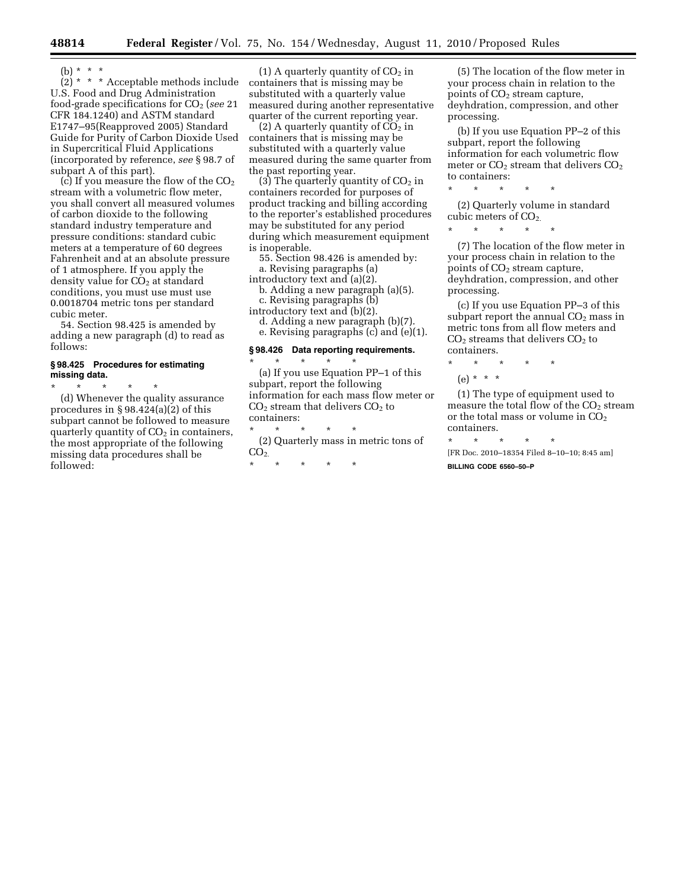(b) * * *

(2) * * * Acceptable methods include U.S. Food and Drug Administration food-grade specifications for $CO_2$ (*see* 21 CFR 184.1240) and ASTM standard E1747–95(Reapproved 2005) Standard Guide for Purity of Carbon Dioxide Used in Supercritical Fluid Applications (incorporated by reference, *see* § 98.7 of subpart A of this part).

(c) If you measure the flow of the $CO_2$ stream with a volumetric flow meter, you shall convert all measured volumes of carbon dioxide to the following standard industry temperature and pressure conditions: standard cubic meters at a temperature of 60 degrees Fahrenheit and at an absolute pressure of 1 atmosphere. If you apply the density value for $CO_2$ at standard conditions, you must use must use 0.0018704 metric tons per standard cubic meter.

54. Section 98.425 is amended by adding a new paragraph (d) to read as follows:

**§ 98.425 Procedures for estimating missing data.**

* * * * *

(d) Whenever the quality assurance procedures in § 98.424(a)(2) of this subpart cannot be followed to measure quarterly quantity of $CO_2$ in containers, the most appropriate of the following missing data procedures shall be followed:

(1) A quarterly quantity of $CO_2$ in containers that is missing may be substituted with a quarterly value measured during another representative quarter of the current reporting year.

(2) A quarterly quantity of $CO_2$ in containers that is missing may be substituted with a quarterly value measured during the same quarter from the past reporting year.

(3) The quarterly quantity of $CO_2$ in containers recorded for purposes of product tracking and billing according to the reporter's established procedures may be substituted for any period during which measurement equipment is inoperable.

55. Section 98.426 is amended by:

a. Revising paragraphs (a) introductory text and (a)(2).

b. Adding a new paragraph (a)(5).

c. Revising paragraphs (b) introductory text and (b)(2).

d. Adding a new paragraph (b)(7).

e. Revising paragraphs (c) and (e)(1).

**§ 98.426 Data reporting requirements.**

* * * * *

(a) If you use Equation PP–1 of this subpart, report the following information for each mass flow meter or $CO_2$ stream that delivers $CO_2$ to containers:

* * * * *

(2) Quarterly mass in metric tons of $CO_2$.

* * * * *

(5) The location of the flow meter in your process chain in relation to the points of $CO_2$ stream capture, deyhdration, compression, and other processing.

(b) If you use Equation PP–2 of this subpart, report the following information for each volumetric flow meter or $CO_2$ stream that delivers $CO_2$ to containers:

* * * * *

(2) Quarterly volume in standard cubic meters of $CO_2$.

* * * * *

(7) The location of the flow meter in your process chain in relation to the points of $CO_2$ stream capture, deyhdration, compression, and other processing.

(c) If you use Equation PP–3 of this subpart report the annual $CO_2$ mass in metric tons from all flow meters and $CO_2$ streams that delivers $CO_2$ to containers.

* * * * *

(e) * * *

(1) The type of equipment used to measure the total flow of the $CO_2$ stream or the total mass or volume in $CO_2$ containers.

* * * * *

[FR Doc. 2010–18354 Filed 8–10–10; 8:45 am]

**BILLING CODE 6560–50–P**